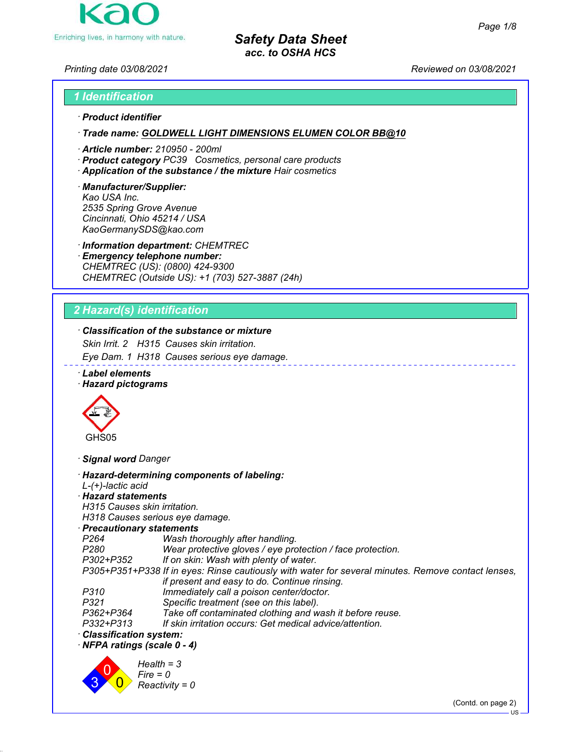# Safety Data Sheet
### acc. to OSHA HCS

Printing date 03/08/2021 Reviewed on 03/08/2021

## 1 Identification

· **Product identifier**

· **Trade name: GOLDWELL LIGHT DIMENSIONS ELUMEN COLOR BB@10**

· **Article number:** 210950 - 200ml
· **Product category** PC39 Cosmetics, personal care products
· **Application of the substance / the mixture** Hair cosmetics

· **Manufacturer/Supplier:**
Kao USA Inc.
2535 Spring Grove Avenue
Cincinnati, Ohio 45214 / USA
KaoGermanySDS@kao.com

· **Information department:** CHEMTREC
· **Emergency telephone number:**
CHEMTREC (US): (0800) 424-9300
CHEMTREC (Outside US): +1 (703) 527-3887 (24h)

## 2 Hazard(s) identification

· **Classification of the substance or mixture**

Skin Irrit. 2 H315 Causes skin irritation.

Eye Dam. 1 H318 Causes serious eye damage.

· **Label elements**
· **Hazard pictograms**

GHS05

· **Signal word** Danger

· **Hazard-determining components of labeling:**
L-(+)-lactic acid
· **Hazard statements**
H315 Causes skin irritation.
H318 Causes serious eye damage.
· **Precautionary statements**

| | |
|---|---|
| P264 | Wash thoroughly after handling. |
| P280 | Wear protective gloves / eye protection / face protection. |
| P302+P352 | If on skin: Wash with plenty of water. |
| P305+P351+P338 | If in eyes: Rinse cautiously with water for several minutes. Remove contact lenses, if present and easy to do. Continue rinsing. |
| P310 | Immediately call a poison center/doctor. |
| P321 | Specific treatment (see on this label). |
| P362+P364 | Take off contaminated clothing and wash it before reuse. |
| P332+P313 | If skin irritation occurs: Get medical advice/attention. |

· **Classification system:**
· **NFPA ratings (scale 0 - 4)**

Health = 3
Fire = 0
Reactivity = 0

(Contd. on page 2)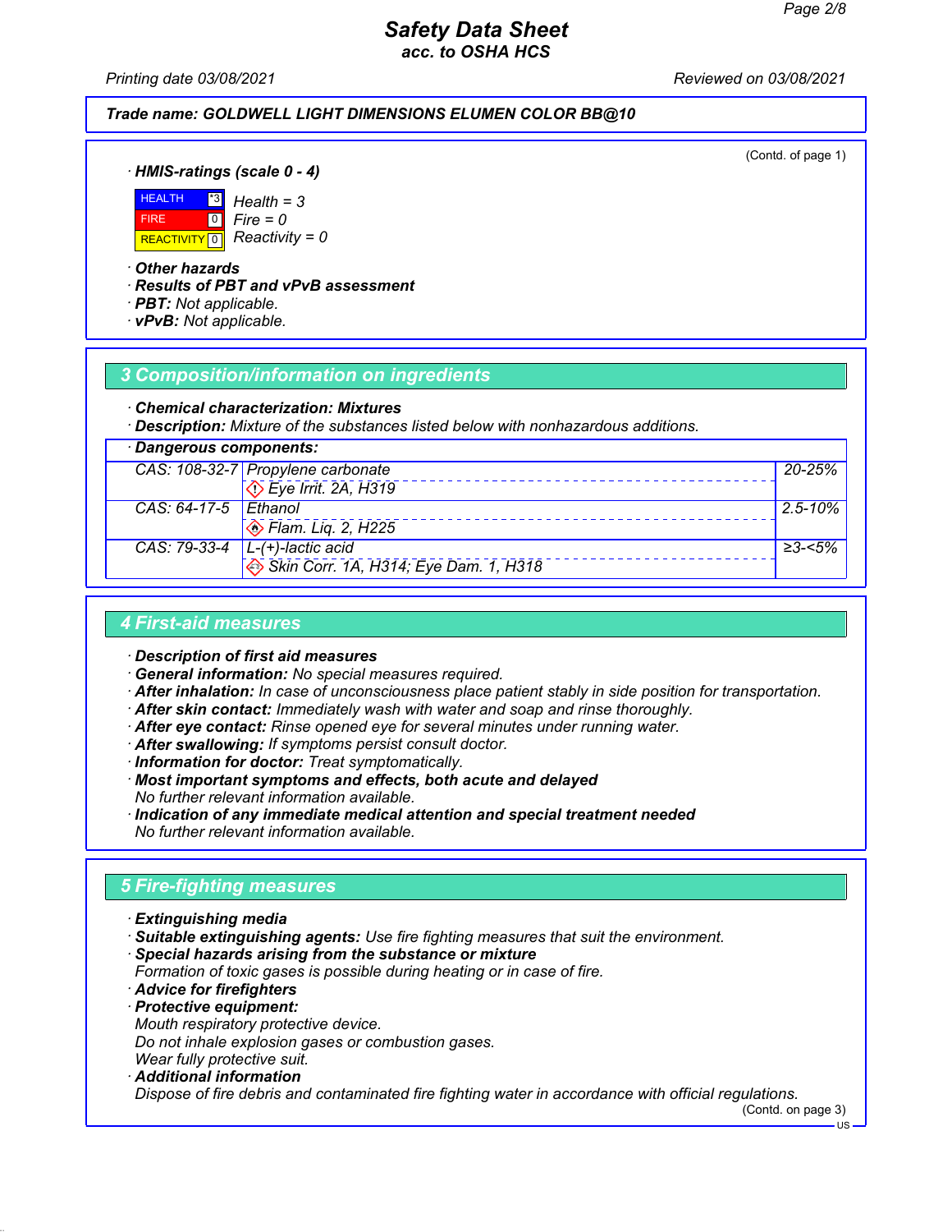# Safety Data Sheet
**acc. to OSHA HCS**

Printing date 03/08/2021 Reviewed on 03/08/2021

**Trade name: GOLDWELL LIGHT DIMENSIONS ELUMEN COLOR BB@10**

(Contd. of page 1)

· **HMIS-ratings (scale 0 - 4)**

| | | |
|---|---|---|
| HEALTH | *3 | Health = 3 |
| FIRE | 0 | Fire = 0 |
| REACTIVITY | 0 | Reactivity = 0 |

· **Other hazards**
· **Results of PBT and vPvB assessment**
· **PBT:** Not applicable.
· **vPvB:** Not applicable.

## 3 Composition/information on ingredients

· **Chemical characterization: Mixtures**
· **Description:** Mixture of the substances listed below with nonhazardous additions.

· **Dangerous components:**

| | | |
|---|---|---|
| CAS: 108-32-7 | Propylene carbonate<br>Eye Irrit. 2A, H319 | 20-25% |
| CAS: 64-17-5 | Ethanol<br>Flam. Liq. 2, H225 | 2.5-10% |
| CAS: 79-33-4 | L-(+)-lactic acid<br>Skin Corr. 1A, H314; Eye Dam. 1, H318 | ≥3-<5% |

## 4 First-aid measures

· **Description of first aid measures**
· **General information:** No special measures required.
· **After inhalation:** In case of unconsciousness place patient stably in side position for transportation.
· **After skin contact:** Immediately wash with water and soap and rinse thoroughly.
· **After eye contact:** Rinse opened eye for several minutes under running water.
· **After swallowing:** If symptoms persist consult doctor.
· **Information for doctor:** Treat symptomatically.
· **Most important symptoms and effects, both acute and delayed**
No further relevant information available.
· **Indication of any immediate medical attention and special treatment needed**
No further relevant information available.

## 5 Fire-fighting measures

· **Extinguishing media**
· **Suitable extinguishing agents:** Use fire fighting measures that suit the environment.
· **Special hazards arising from the substance or mixture**
Formation of toxic gases is possible during heating or in case of fire.
· **Advice for firefighters**
· **Protective equipment:**
Mouth respiratory protective device.
Do not inhale explosion gases or combustion gases.
Wear fully protective suit.
· **Additional information**
Dispose of fire debris and contaminated fire fighting water in accordance with official regulations.

(Contd. on page 3)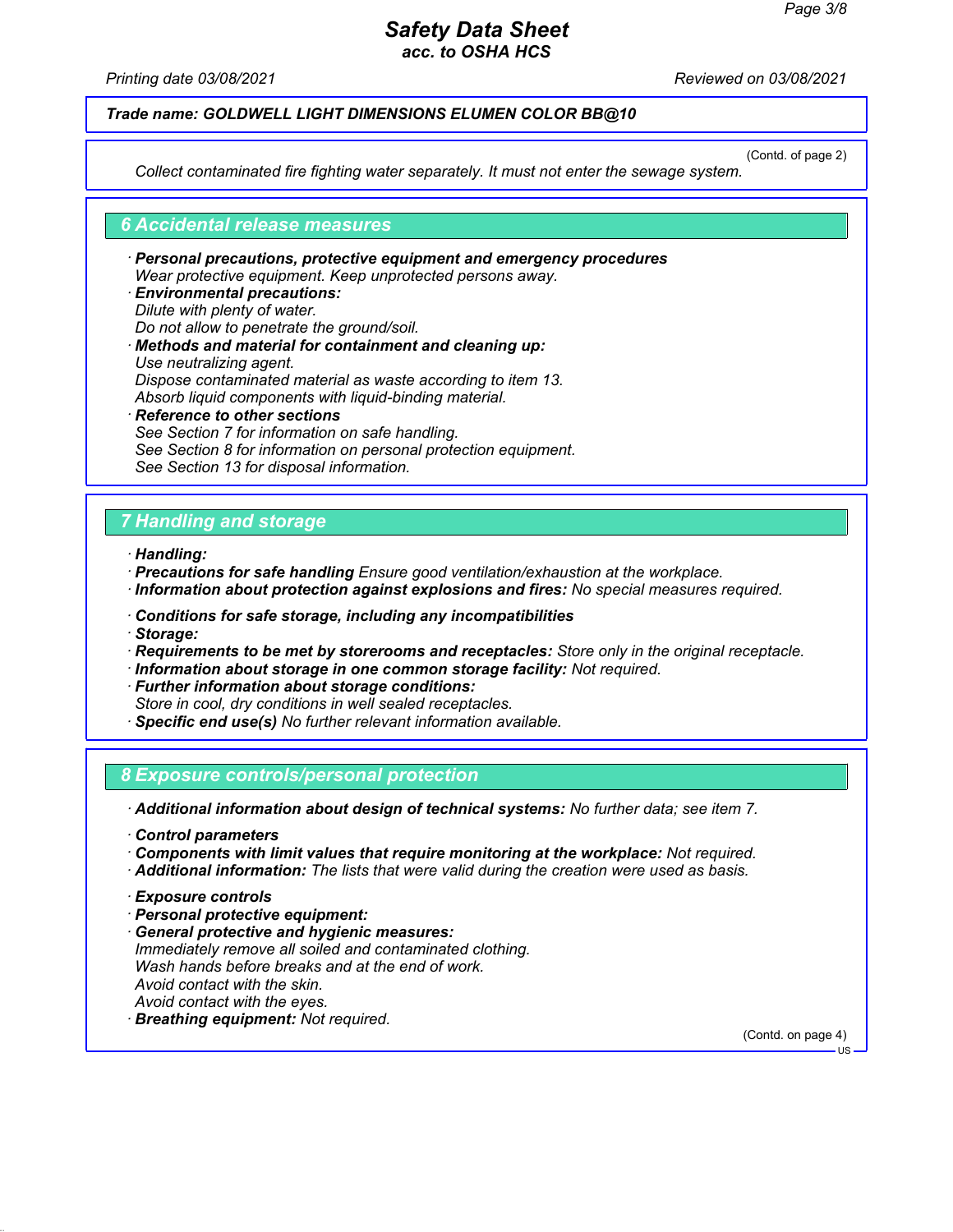Trade name: GOLDWELL LIGHT DIMENSIONS ELUMEN COLOR BB@10

(Contd. of page 2)

Collect contaminated fire fighting water separately. It must not enter the sewage system.

## 6 Accidental release measures

· **Personal precautions, protective equipment and emergency procedures**
Wear protective equipment. Keep unprotected persons away.
· **Environmental precautions:**
Dilute with plenty of water.
Do not allow to penetrate the ground/soil.
· **Methods and material for containment and cleaning up:**
Use neutralizing agent.
Dispose contaminated material as waste according to item 13.
Absorb liquid components with liquid-binding material.
· **Reference to other sections**
See Section 7 for information on safe handling.
See Section 8 for information on personal protection equipment.
See Section 13 for disposal information.

## 7 Handling and storage

· **Handling:**
· **Precautions for safe handling** Ensure good ventilation/exhaustion at the workplace.
· **Information about protection against explosions and fires:** No special measures required.

· **Conditions for safe storage, including any incompatibilities**
· **Storage:**
· **Requirements to be met by storerooms and receptacles:** Store only in the original receptacle.
· **Information about storage in one common storage facility:** Not required.
· **Further information about storage conditions:**
Store in cool, dry conditions in well sealed receptacles.
· **Specific end use(s)** No further relevant information available.

## 8 Exposure controls/personal protection

· **Additional information about design of technical systems:** No further data; see item 7.

· **Control parameters**
· **Components with limit values that require monitoring at the workplace:** Not required.
· **Additional information:** The lists that were valid during the creation were used as basis.

· **Exposure controls**
· **Personal protective equipment:**
· **General protective and hygienic measures:**
Immediately remove all soiled and contaminated clothing.
Wash hands before breaks and at the end of work.
Avoid contact with the skin.
Avoid contact with the eyes.
· **Breathing equipment:** Not required.

(Contd. on page 4)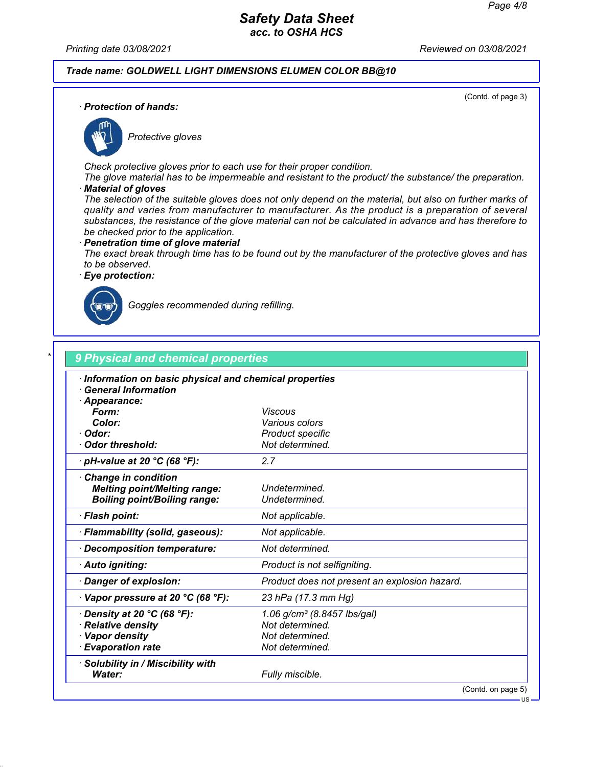Trade name: GOLDWELL LIGHT DIMENSIONS ELUMEN COLOR BB@10

(Contd. of page 3)

· **Protection of hands:**

Protective gloves

Check protective gloves prior to each use for their proper condition.
The glove material has to be impermeable and resistant to the product/ the substance/ the preparation.

· **Material of gloves**

The selection of the suitable gloves does not only depend on the material, but also on further marks of quality and varies from manufacturer to manufacturer. As the product is a preparation of several substances, the resistance of the glove material can not be calculated in advance and has therefore to be checked prior to the application.

· **Penetration time of glove material**

The exact break through time has to be found out by the manufacturer of the protective gloves and has to be observed.

· **Eye protection:**

Goggles recommended during refilling.

## 9 Physical and chemical properties

| · **Information on basic physical and chemical properties** | |
|---|---|
| · **General Information** | |
| · **Appearance:** | |
| **Form:** | Viscous |
| **Color:** | Various colors |
| · **Odor:** | Product specific |
| · **Odor threshold:** | Not determined. |
| · **pH-value at 20 °C (68 °F):** | 2.7 |
| · **Change in condition** | |
| **Melting point/Melting range:** | Undetermined. |
| **Boiling point/Boiling range:** | Undetermined. |
| · **Flash point:** | Not applicable. |
| · **Flammability (solid, gaseous):** | Not applicable. |
| · **Decomposition temperature:** | Not determined. |
| · **Auto igniting:** | Product is not selfigniting. |
| · **Danger of explosion:** | Product does not present an explosion hazard. |
| · **Vapor pressure at 20 °C (68 °F):** | 23 hPa (17.3 mm Hg) |
| · **Density at 20 °C (68 °F):** | 1.06 g/cm³ (8.8457 lbs/gal) |
| · **Relative density** | Not determined. |
| · **Vapor density** | Not determined. |
| · **Evaporation rate** | Not determined. |
| · **Solubility in / Miscibility with** | |
| **Water:** | Fully miscible. |

(Contd. on page 5)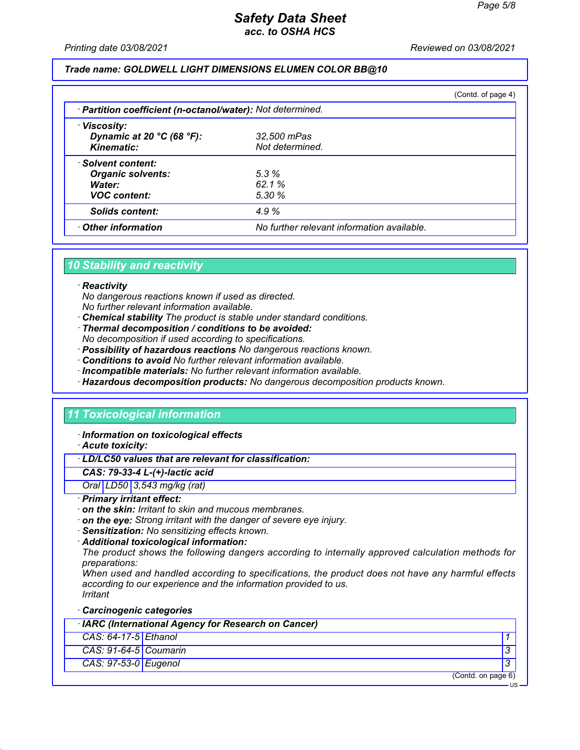**Trade name: GOLDWELL LIGHT DIMENSIONS ELUMEN COLOR BB@10**

(Contd. of page 4)

| | |
|---|---|
| · **Partition coefficient (n-octanol/water):** | Not determined. |
| · **Viscosity:** | |
| **Dynamic at 20 °C (68 °F):** | 32,500 mPas |
| **Kinematic:** | Not determined. |
| · **Solvent content:** | |
| **Organic solvents:** | 5.3 % |
| **Water:** | 62.1 % |
| **VOC content:** | 5.30 % |
| **Solids content:** | 4.9 % |
| · **Other information** | No further relevant information available. |

## 10 Stability and reactivity

· **Reactivity**
No dangerous reactions known if used as directed.
No further relevant information available.
· **Chemical stability** The product is stable under standard conditions.
· **Thermal decomposition / conditions to be avoided:**
No decomposition if used according to specifications.
· **Possibility of hazardous reactions** No dangerous reactions known.
· **Conditions to avoid** No further relevant information available.
· **Incompatible materials:** No further relevant information available.
· **Hazardous decomposition products:** No dangerous decomposition products known.

## 11 Toxicological information

· **Information on toxicological effects**
· **Acute toxicity:**

| · **LD/LC50 values that are relevant for classification:** | | |
|---|---|---|
| **CAS: 79-33-4 L-(+)-lactic acid** | | |
| Oral | LD50 | 3,543 mg/kg (rat) |

· **Primary irritant effect:**
· **on the skin:** Irritant to skin and mucous membranes.
· **on the eye:** Strong irritant with the danger of severe eye injury.
· **Sensitization:** No sensitizing effects known.
· **Additional toxicological information:**
The product shows the following dangers according to internally approved calculation methods for preparations:
When used and handled according to specifications, the product does not have any harmful effects according to our experience and the information provided to us.
Irritant

· **Carcinogenic categories**

| · **IARC (International Agency for Research on Cancer)** | | |
|---|---|---|
| CAS: 64-17-5 | Ethanol | 1 |
| CAS: 91-64-5 | Coumarin | 3 |
| CAS: 97-53-0 | Eugenol | 3 |

(Contd. on page 6)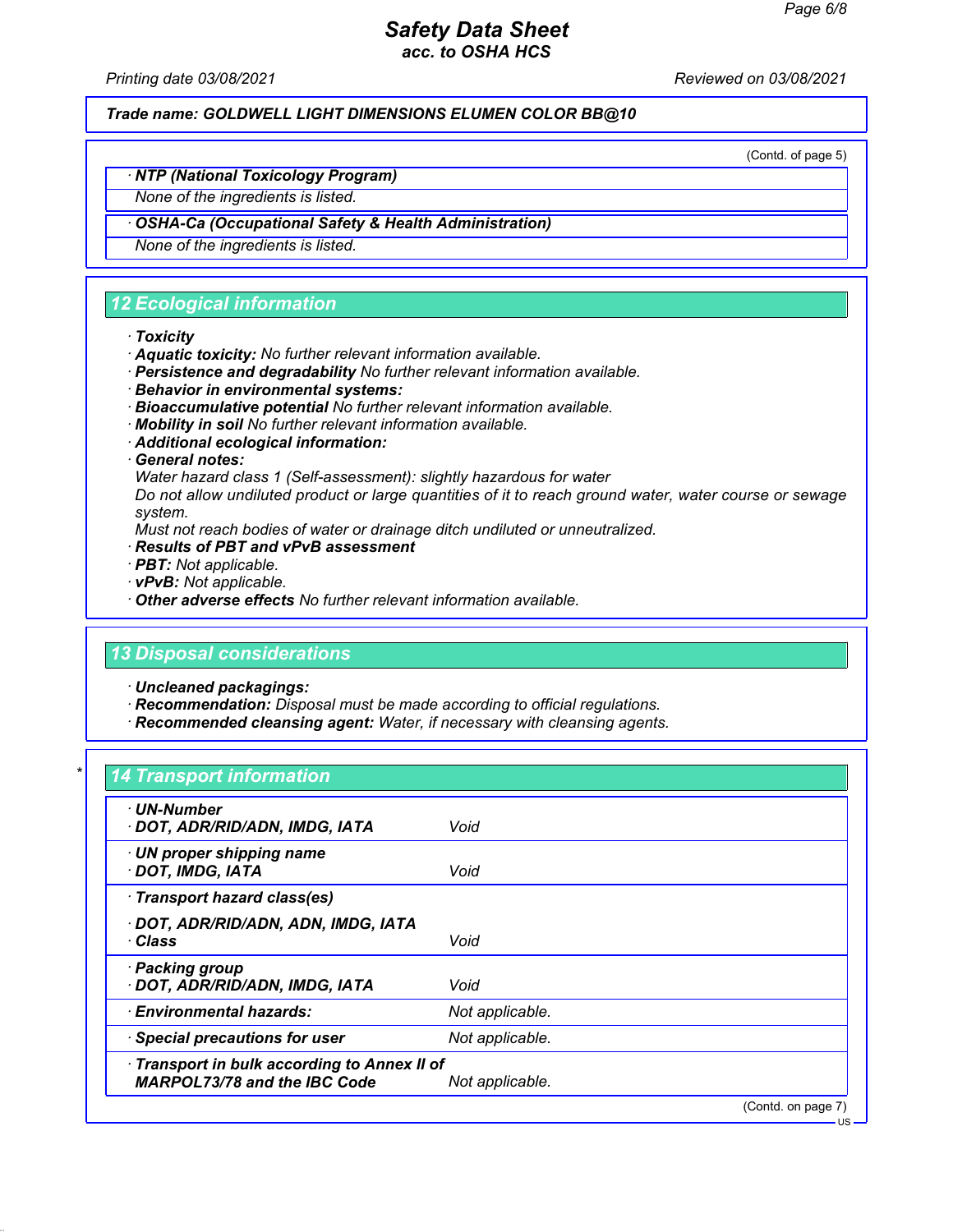(Contd. of page 5)

| · NTP (National Toxicology Program) |
|---|
| None of the ingredients is listed. |

| · OSHA-Ca (Occupational Safety & Health Administration) |
|---|
| None of the ingredients is listed. |

## 12 Ecological information

· **Toxicity**
· **Aquatic toxicity:** No further relevant information available.
· **Persistence and degradability** No further relevant information available.
· **Behavior in environmental systems:**
· **Bioaccumulative potential** No further relevant information available.
· **Mobility in soil** No further relevant information available.
· **Additional ecological information:**
· **General notes:**
Water hazard class 1 (Self-assessment): slightly hazardous for water
Do not allow undiluted product or large quantities of it to reach ground water, water course or sewage system.
Must not reach bodies of water or drainage ditch undiluted or unneutralized.
· **Results of PBT and vPvB assessment**
· **PBT:** Not applicable.
· **vPvB:** Not applicable.
· **Other adverse effects** No further relevant information available.

## 13 Disposal considerations

· **Uncleaned packagings:**
· **Recommendation:** Disposal must be made according to official regulations.
· **Recommended cleansing agent:** Water, if necessary with cleansing agents.

## * 14 Transport information

| | |
|---|---|
| · **UN-Number**<br>· **DOT, ADR/RID/ADN, IMDG, IATA** | Void |
| · **UN proper shipping name**<br>· **DOT, IMDG, IATA** | Void |
| · **Transport hazard class(es)**<br>· **DOT, ADR/RID/ADN, ADN, IMDG, IATA**<br>· **Class** | Void |
| · **Packing group**<br>· **DOT, ADR/RID/ADN, IMDG, IATA** | Void |
| · **Environmental hazards:** | Not applicable. |
| · **Special precautions for user** | Not applicable. |
| · **Transport in bulk according to Annex II of MARPOL73/78 and the IBC Code** | Not applicable. |

(Contd. on page 7)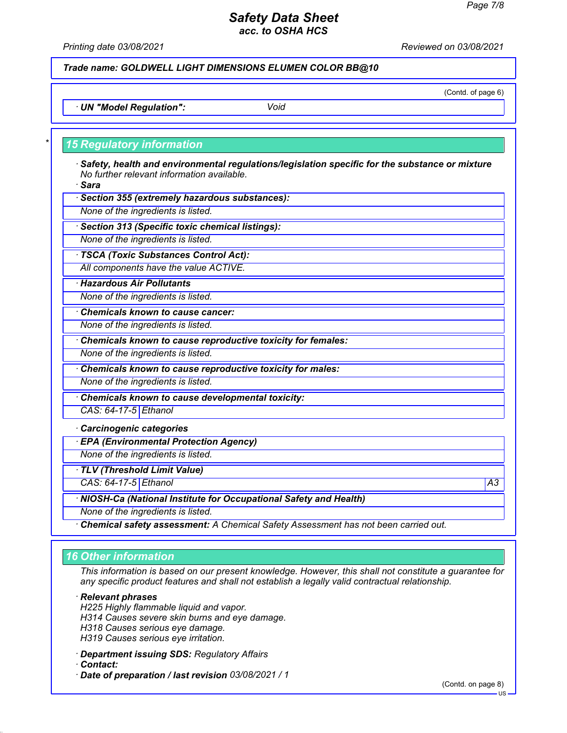**Trade name: GOLDWELL LIGHT DIMENSIONS ELUMEN COLOR BB@10**

(Contd. of page 6)

· **UN "Model Regulation":** Void

## 15 Regulatory information

· **Safety, health and environmental regulations/legislation specific for the substance or mixture**
No further relevant information available.

· **Sara**

· **Section 355 (extremely hazardous substances):**
None of the ingredients is listed.

· **Section 313 (Specific toxic chemical listings):**
None of the ingredients is listed.

· **TSCA (Toxic Substances Control Act):**
All components have the value ACTIVE.

· **Hazardous Air Pollutants**
None of the ingredients is listed.

· **Chemicals known to cause cancer:**
None of the ingredients is listed.

· **Chemicals known to cause reproductive toxicity for females:**
None of the ingredients is listed.

· **Chemicals known to cause reproductive toxicity for males:**
None of the ingredients is listed.

· **Chemicals known to cause developmental toxicity:**

| CAS: 64-17-5 | Ethanol |
|---|---|

· **Carcinogenic categories**

· **EPA (Environmental Protection Agency)**
None of the ingredients is listed.

· **TLV (Threshold Limit Value)**

| CAS: 64-17-5 | Ethanol | A3 |
|---|---|---|

· **NIOSH-Ca (National Institute for Occupational Safety and Health)**
None of the ingredients is listed.

· **Chemical safety assessment:** A Chemical Safety Assessment has not been carried out.

## 16 Other information

This information is based on our present knowledge. However, this shall not constitute a guarantee for any specific product features and shall not establish a legally valid contractual relationship.

· **Relevant phrases**
H225 Highly flammable liquid and vapor.
H314 Causes severe skin burns and eye damage.
H318 Causes serious eye damage.
H319 Causes serious eye irritation.

· **Department issuing SDS:** Regulatory Affairs
· **Contact:**
· **Date of preparation / last revision** 03/08/2021 / 1

(Contd. on page 8)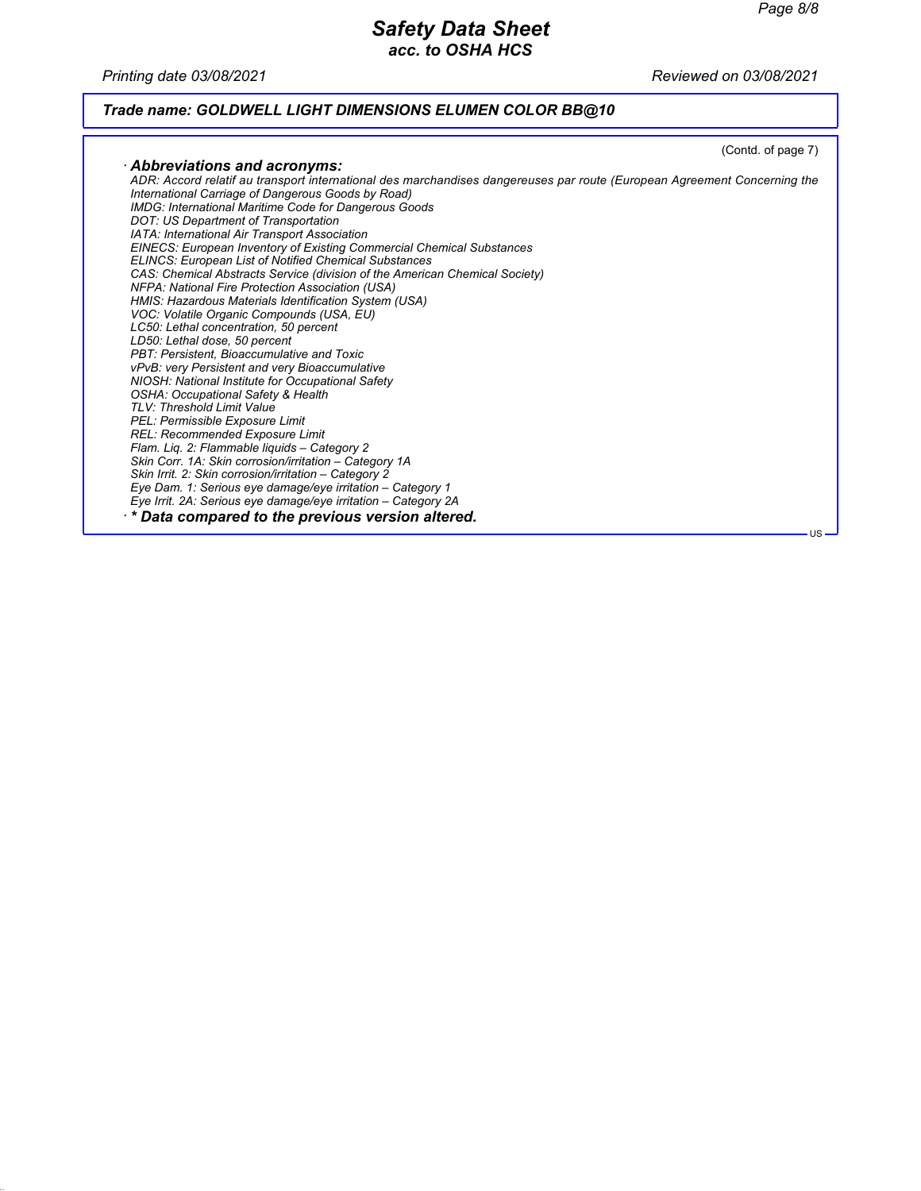**Trade name: GOLDWELL LIGHT DIMENSIONS ELUMEN COLOR BB@10**

(Contd. of page 7)

· **Abbreviations and acronyms:**

*ADR: Accord relatif au transport international des marchandises dangereuses par route (European Agreement Concerning the International Carriage of Dangerous Goods by Road)*
*IMDG: International Maritime Code for Dangerous Goods*
*DOT: US Department of Transportation*
*IATA: International Air Transport Association*
*EINECS: European Inventory of Existing Commercial Chemical Substances*
*ELINCS: European List of Notified Chemical Substances*
*CAS: Chemical Abstracts Service (division of the American Chemical Society)*
*NFPA: National Fire Protection Association (USA)*
*HMIS: Hazardous Materials Identification System (USA)*
*VOC: Volatile Organic Compounds (USA, EU)*
*LC50: Lethal concentration, 50 percent*
*LD50: Lethal dose, 50 percent*
*PBT: Persistent, Bioaccumulative and Toxic*
*vPvB: very Persistent and very Bioaccumulative*
*NIOSH: National Institute for Occupational Safety*
*OSHA: Occupational Safety & Health*
*TLV: Threshold Limit Value*
*PEL: Permissible Exposure Limit*
*REL: Recommended Exposure Limit*
*Flam. Liq. 2: Flammable liquids – Category 2*
*Skin Corr. 1A: Skin corrosion/irritation – Category 1A*
*Skin Irrit. 2: Skin corrosion/irritation – Category 2*
*Eye Dam. 1: Serious eye damage/eye irritation – Category 1*
*Eye Irrit. 2A: Serious eye damage/eye irritation – Category 2A*

· ***** Data compared to the previous version altered.**

US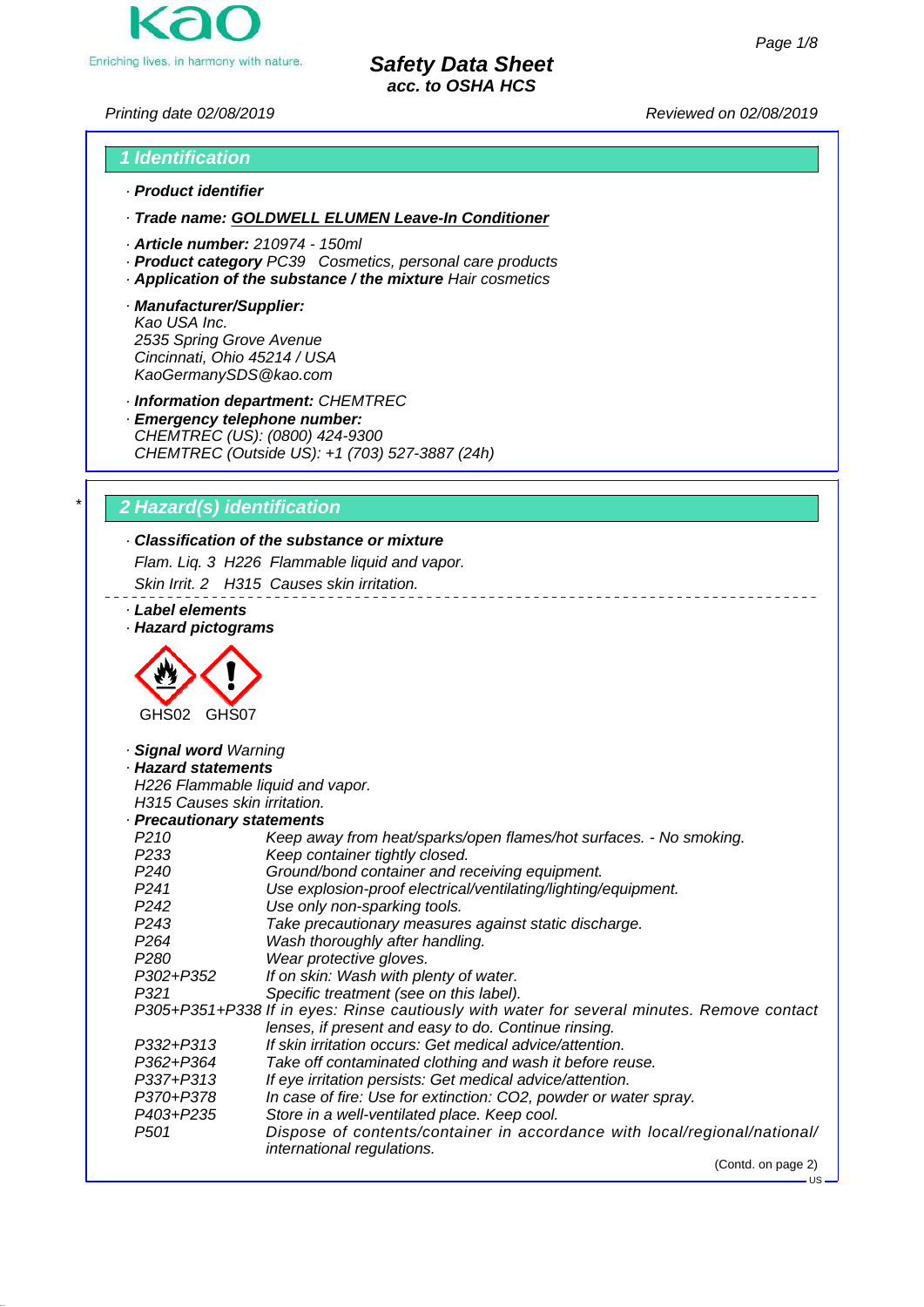Kao
Enriching lives, in harmony with nature.

# Safety Data Sheet
**acc. to OSHA HCS**

Printing date 02/08/2019 Reviewed on 02/08/2019

## 1 Identification

· **Product identifier**

· **Trade name: GOLDWELL ELUMEN Leave-In Conditioner**

· **Article number:** 210974 - 150ml
· **Product category** PC39 Cosmetics, personal care products
· **Application of the substance / the mixture** Hair cosmetics

· **Manufacturer/Supplier:**
Kao USA Inc.
2535 Spring Grove Avenue
Cincinnati, Ohio 45214 / USA
KaoGermanySDS@kao.com

· **Information department:** CHEMTREC
· **Emergency telephone number:**
CHEMTREC (US): (0800) 424-9300
CHEMTREC (Outside US): +1 (703) 527-3887 (24h)

## * 2 Hazard(s) identification

· **Classification of the substance or mixture**
Flam. Liq. 3 H226 Flammable liquid and vapor.
Skin Irrit. 2 H315 Causes skin irritation.

· **Label elements**
· **Hazard pictograms**

GHS02 GHS07

· **Signal word** Warning
· **Hazard statements**
H226 Flammable liquid and vapor.
H315 Causes skin irritation.
· **Precautionary statements**

| | |
|---|---|
| P210 | Keep away from heat/sparks/open flames/hot surfaces. - No smoking. |
| P233 | Keep container tightly closed. |
| P240 | Ground/bond container and receiving equipment. |
| P241 | Use explosion-proof electrical/ventilating/lighting/equipment. |
| P242 | Use only non-sparking tools. |
| P243 | Take precautionary measures against static discharge. |
| P264 | Wash thoroughly after handling. |
| P280 | Wear protective gloves. |
| P302+P352 | If on skin: Wash with plenty of water. |
| P321 | Specific treatment (see on this label). |
| P305+P351+P338 | If in eyes: Rinse cautiously with water for several minutes. Remove contact lenses, if present and easy to do. Continue rinsing. |
| P332+P313 | If skin irritation occurs: Get medical advice/attention. |
| P362+P364 | Take off contaminated clothing and wash it before reuse. |
| P337+P313 | If eye irritation persists: Get medical advice/attention. |
| P370+P378 | In case of fire: Use for extinction: CO2, powder or water spray. |
| P403+P235 | Store in a well-ventilated place. Keep cool. |
| P501 | Dispose of contents/container in accordance with local/regional/national/international regulations. |

(Contd. on page 2)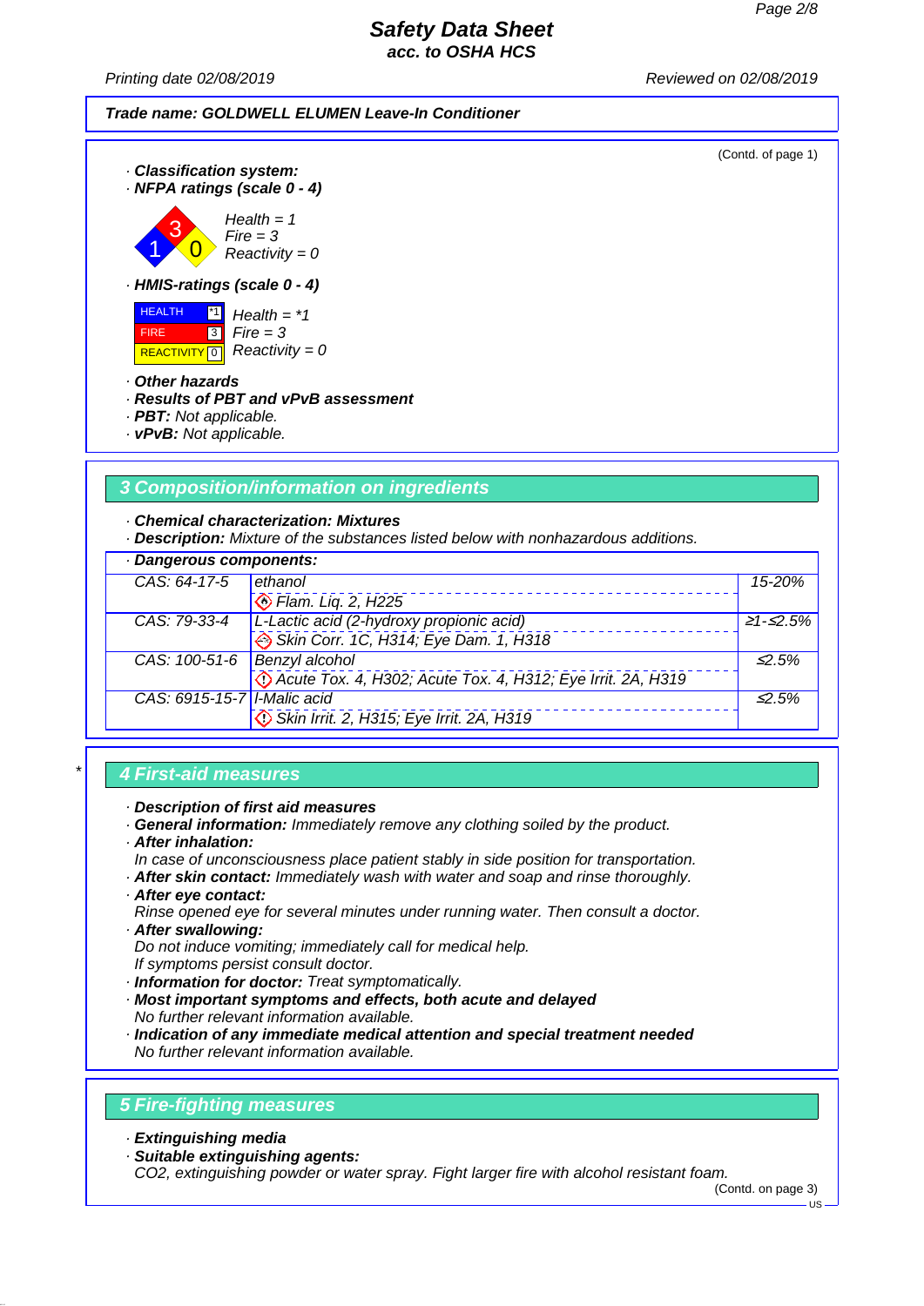Trade name: GOLDWELL ELUMEN Leave-In Conditioner

(Contd. of page 1)

· **Classification system:**
· **NFPA ratings (scale 0 - 4)**

Health = 1
Fire = 3
Reactivity = 0

· **HMIS-ratings (scale 0 - 4)**

| | | |
|---|---|---|
| HEALTH | *1 | Health = *1 |
| FIRE | 3 | Fire = 3 |
| REACTIVITY | 0 | Reactivity = 0 |

· **Other hazards**
· **Results of PBT and vPvB assessment**
· **PBT:** Not applicable.
· **vPvB:** Not applicable.

## 3 Composition/information on ingredients

· **Chemical characterization: Mixtures**
· **Description:** Mixture of the substances listed below with nonhazardous additions.

· **Dangerous components:**

| CAS | Component | Concentration |
|---|---|---|
| CAS: 64-17-5 | ethanol<br>Flam. Liq. 2, H225 | 15-20% |
| CAS: 79-33-4 | L-Lactic acid (2-hydroxy propionic acid)<br>Skin Corr. 1C, H314; Eye Dam. 1, H318 | ≥1-≤2.5% |
| CAS: 100-51-6 | Benzyl alcohol<br>Acute Tox. 4, H302; Acute Tox. 4, H312; Eye Irrit. 2A, H319 | ≤2.5% |
| CAS: 6915-15-7 | l-Malic acid<br>Skin Irrit. 2, H315; Eye Irrit. 2A, H319 | ≤2.5% |

## 4 First-aid measures

· **Description of first aid measures**
· **General information:** Immediately remove any clothing soiled by the product.
· **After inhalation:**
In case of unconsciousness place patient stably in side position for transportation.
· **After skin contact:** Immediately wash with water and soap and rinse thoroughly.
· **After eye contact:**
Rinse opened eye for several minutes under running water. Then consult a doctor.
· **After swallowing:**
Do not induce vomiting; immediately call for medical help.
If symptoms persist consult doctor.
· **Information for doctor:** Treat symptomatically.
· **Most important symptoms and effects, both acute and delayed**
No further relevant information available.
· **Indication of any immediate medical attention and special treatment needed**
No further relevant information available.

## 5 Fire-fighting measures

· **Extinguishing media**
· **Suitable extinguishing agents:**
CO2, extinguishing powder or water spray. Fight larger fire with alcohol resistant foam.

(Contd. on page 3)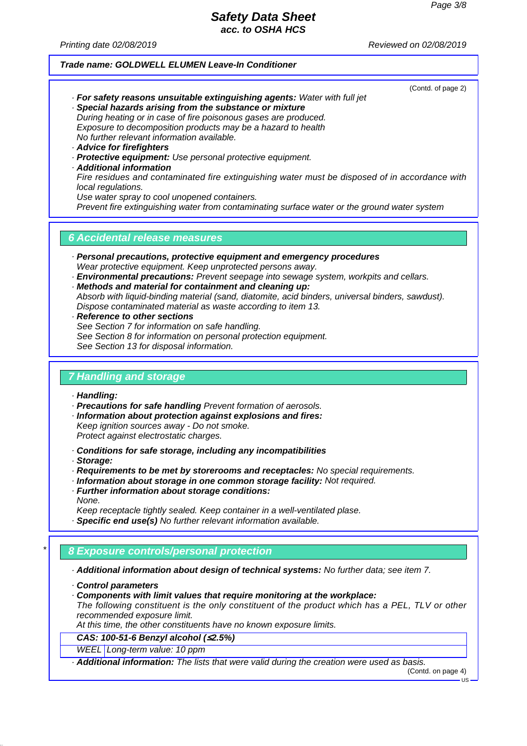(Contd. of page 2)

· **For safety reasons unsuitable extinguishing agents:** Water with full jet
· **Special hazards arising from the substance or mixture**
During heating or in case of fire poisonous gases are produced.
Exposure to decomposition products may be a hazard to health
No further relevant information available.
· **Advice for firefighters**
· **Protective equipment:** Use personal protective equipment.
· **Additional information**
Fire residues and contaminated fire extinguishing water must be disposed of in accordance with local regulations.
Use water spray to cool unopened containers.
Prevent fire extinguishing water from contaminating surface water or the ground water system

## 6 Accidental release measures

· **Personal precautions, protective equipment and emergency procedures**
Wear protective equipment. Keep unprotected persons away.
· **Environmental precautions:** Prevent seepage into sewage system, workpits and cellars.
· **Methods and material for containment and cleaning up:**
Absorb with liquid-binding material (sand, diatomite, acid binders, universal binders, sawdust).
Dispose contaminated material as waste according to item 13.
· **Reference to other sections**
See Section 7 for information on safe handling.
See Section 8 for information on personal protection equipment.
See Section 13 for disposal information.

## 7 Handling and storage

· **Handling:**
· **Precautions for safe handling** Prevent formation of aerosols.
· **Information about protection against explosions and fires:**
Keep ignition sources away - Do not smoke.
Protect against electrostatic charges.

· **Conditions for safe storage, including any incompatibilities**
· **Storage:**
· **Requirements to be met by storerooms and receptacles:** No special requirements.
· **Information about storage in one common storage facility:** Not required.
· **Further information about storage conditions:**
None.
Keep receptacle tightly sealed. Keep container in a well-ventilated plase.
· **Specific end use(s)** No further relevant information available.

## * 8 Exposure controls/personal protection

· **Additional information about design of technical systems:** No further data; see item 7.

· **Control parameters**
· **Components with limit values that require monitoring at the workplace:**
The following constituent is the only constituent of the product which has a PEL, TLV or other recommended exposure limit.
At this time, the other constituents have no known exposure limits.

| **CAS: 100-51-6 Benzyl alcohol (≤2.5%)** | |
|---|---|
| WEEL | Long-term value: 10 ppm |

· **Additional information:** The lists that were valid during the creation were used as basis.

(Contd. on page 4)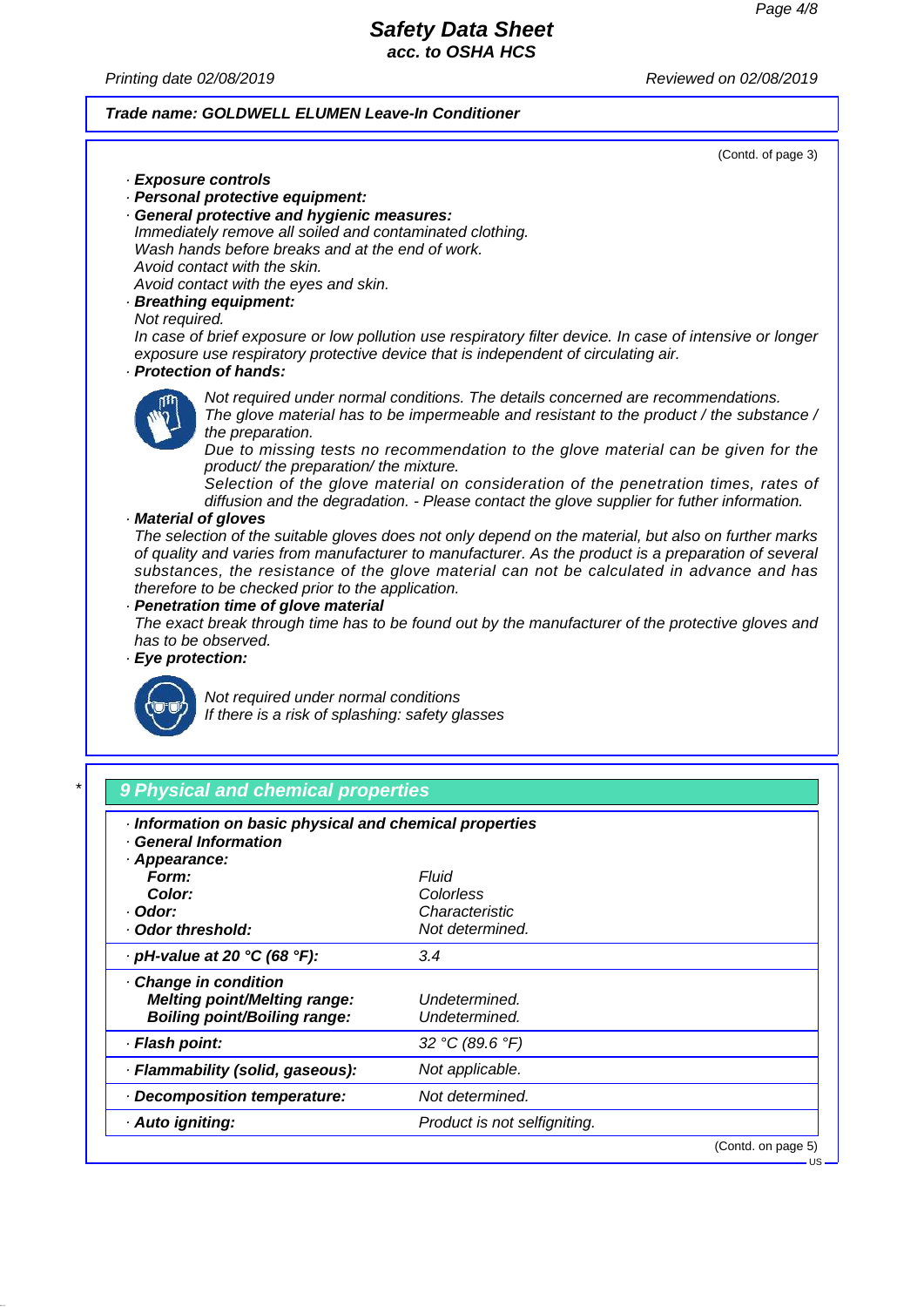**Trade name: GOLDWELL ELUMEN Leave-In Conditioner**

(Contd. of page 3)

· **Exposure controls**
· **Personal protective equipment:**
· **General protective and hygienic measures:**
Immediately remove all soiled and contaminated clothing.
Wash hands before breaks and at the end of work.
Avoid contact with the skin.
Avoid contact with the eyes and skin.
· **Breathing equipment:**
Not required.
In case of brief exposure or low pollution use respiratory filter device. In case of intensive or longer exposure use respiratory protective device that is independent of circulating air.
· **Protection of hands:**
Not required under normal conditions. The details concerned are recommendations.
The glove material has to be impermeable and resistant to the product / the substance / the preparation.
Due to missing tests no recommendation to the glove material can be given for the product/ the preparation/ the mixture.
Selection of the glove material on consideration of the penetration times, rates of diffusion and the degradation. - Please contact the glove supplier for futher information.
· **Material of gloves**
The selection of the suitable gloves does not only depend on the material, but also on further marks of quality and varies from manufacturer to manufacturer. As the product is a preparation of several substances, the resistance of the glove material can not be calculated in advance and has therefore to be checked prior to the application.
· **Penetration time of glove material**
The exact break through time has to be found out by the manufacturer of the protective gloves and has to be observed.
· **Eye protection:**
Not required under normal conditions
If there is a risk of splashing: safety glasses

## * 9 Physical and chemical properties

· **Information on basic physical and chemical properties**
· **General Information**

| | |
|---|---|
| · **Appearance:** | |
| **Form:** | Fluid |
| **Color:** | Colorless |
| · **Odor:** | Characteristic |
| · **Odor threshold:** | Not determined. |
| · **pH-value at 20 °C (68 °F):** | 3.4 |
| · **Change in condition** | |
| **Melting point/Melting range:** | Undetermined. |
| **Boiling point/Boiling range:** | Undetermined. |
| · **Flash point:** | 32 °C (89.6 °F) |
| · **Flammability (solid, gaseous):** | Not applicable. |
| · **Decomposition temperature:** | Not determined. |
| · **Auto igniting:** | Product is not selfigniting. |

(Contd. on page 5)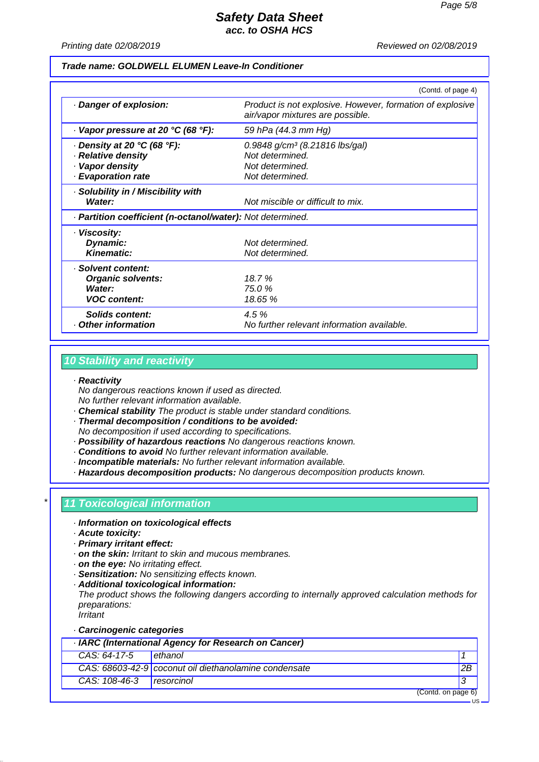**Trade name: GOLDWELL ELUMEN Leave-In Conditioner**

(Contd. of page 4)

| | |
|---|---|
| · **Danger of explosion:** | Product is not explosive. However, formation of explosive air/vapor mixtures are possible. |
| · **Vapor pressure at 20 °C (68 °F):** | 59 hPa (44.3 mm Hg) |
| · **Density at 20 °C (68 °F):** | 0.9848 g/cm³ (8.21816 lbs/gal) |
| · **Relative density** | Not determined. |
| · **Vapor density** | Not determined. |
| · **Evaporation rate** | Not determined. |
| · **Solubility in / Miscibility with** | |
| **Water:** | Not miscible or difficult to mix. |
| · **Partition coefficient (n-octanol/water):** | Not determined. |
| · **Viscosity:** | |
| **Dynamic:** | Not determined. |
| **Kinematic:** | Not determined. |
| · **Solvent content:** | |
| **Organic solvents:** | 18.7 % |
| **Water:** | 75.0 % |
| **VOC content:** | 18.65 % |
| **Solids content:** | 4.5 % |
| · **Other information** | No further relevant information available. |

## 10 Stability and reactivity

· **Reactivity**
No dangerous reactions known if used as directed.
No further relevant information available.
· **Chemical stability** The product is stable under standard conditions.
· **Thermal decomposition / conditions to be avoided:**
No decomposition if used according to specifications.
· **Possibility of hazardous reactions** No dangerous reactions known.
· **Conditions to avoid** No further relevant information available.
· **Incompatible materials:** No further relevant information available.
· **Hazardous decomposition products:** No dangerous decomposition products known.

## * 11 Toxicological information

· **Information on toxicological effects**
· **Acute toxicity:**
· **Primary irritant effect:**
· **on the skin:** Irritant to skin and mucous membranes.
· **on the eye:** No irritating effect.
· **Sensitization:** No sensitizing effects known.
· **Additional toxicological information:**
The product shows the following dangers according to internally approved calculation methods for preparations:
Irritant

· **Carcinogenic categories**

| · **IARC (International Agency for Research on Cancer)** | | |
|---|---|---|
| CAS: 64-17-5 | ethanol | 1 |
| CAS: 68603-42-9 | coconut oil diethanolamine condensate | 2B |
| CAS: 108-46-3 | resorcinol | 3 |

(Contd. on page 6)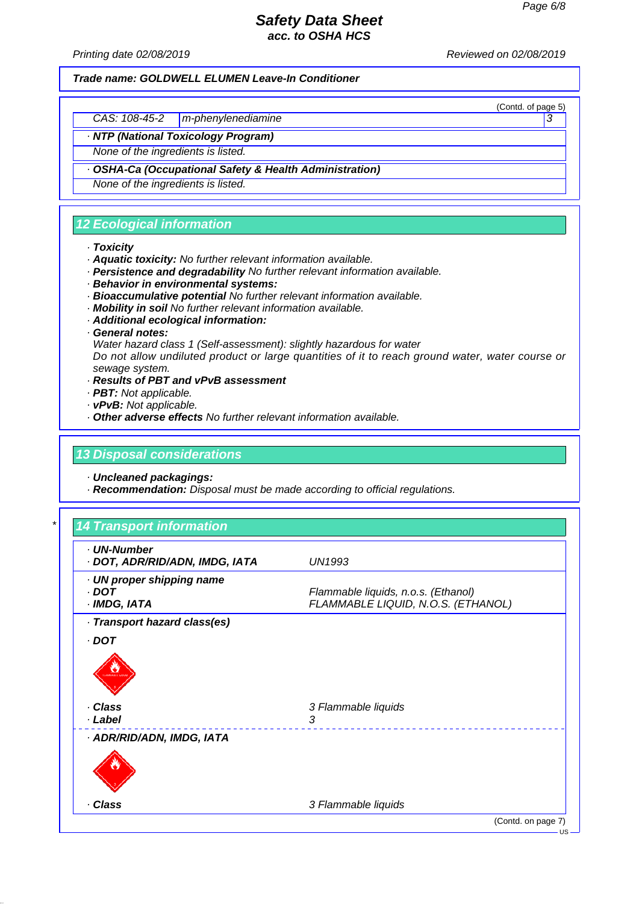Trade name: GOLDWELL ELUMEN Leave-In Conditioner

(Contd. of page 5)

| CAS: 108-45-2 | m-phenylenediamine | 3 |
|---|---|---|

· **NTP (National Toxicology Program)**

None of the ingredients is listed.

· **OSHA-Ca (Occupational Safety & Health Administration)**

None of the ingredients is listed.

## 12 Ecological information

· **Toxicity**
· **Aquatic toxicity:** No further relevant information available.
· **Persistence and degradability** No further relevant information available.
· **Behavior in environmental systems:**
· **Bioaccumulative potential** No further relevant information available.
· **Mobility in soil** No further relevant information available.
· **Additional ecological information:**
· **General notes:**
Water hazard class 1 (Self-assessment): slightly hazardous for water
Do not allow undiluted product or large quantities of it to reach ground water, water course or sewage system.
· **Results of PBT and vPvB assessment**
· **PBT:** Not applicable.
· **vPvB:** Not applicable.
· **Other adverse effects** No further relevant information available.

## 13 Disposal considerations

· **Uncleaned packagings:**
· **Recommendation:** Disposal must be made according to official regulations.

## 14 Transport information

| | |
|---|---|
| · **UN-Number** | |
| · **DOT, ADR/RID/ADN, IMDG, IATA** | UN1993 |
| · **UN proper shipping name** | |
| · **DOT** | Flammable liquids, n.o.s. (Ethanol) |
| · **IMDG, IATA** | FLAMMABLE LIQUID, N.O.S. (ETHANOL) |

· **Transport hazard class(es)**

· **DOT**

| | |
|---|---|
| · **Class** | 3 Flammable liquids |
| · **Label** | 3 |

· **ADR/RID/ADN, IMDG, IATA**

| | |
|---|---|
| · **Class** | 3 Flammable liquids |

(Contd. on page 7)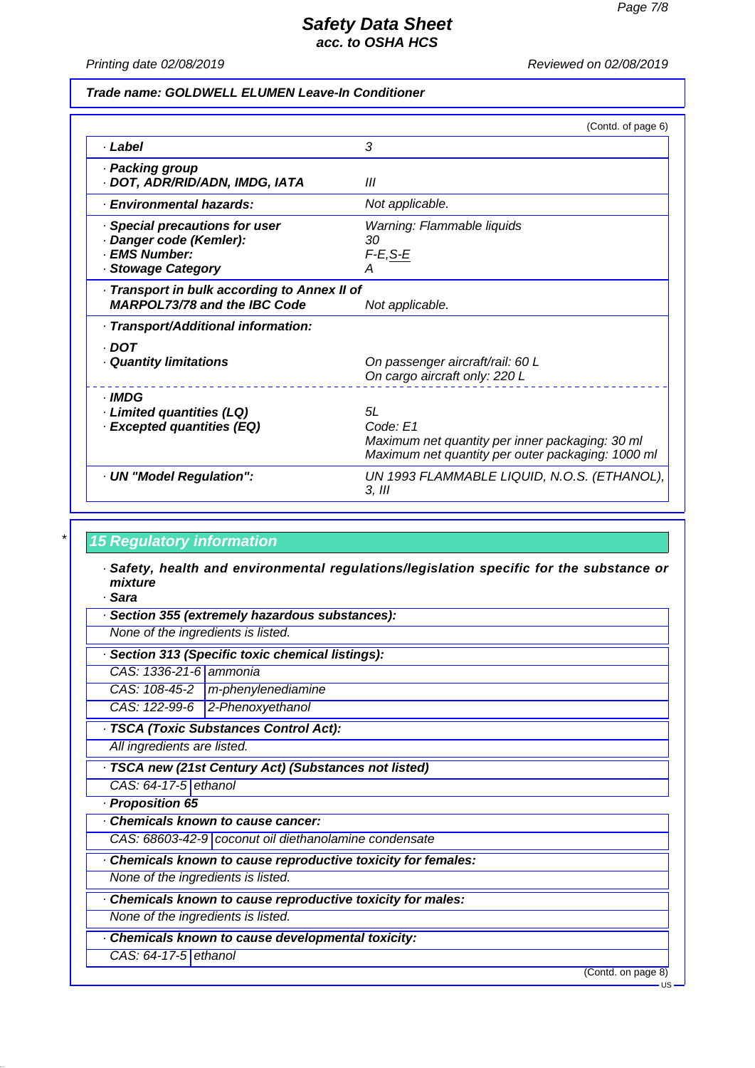**Trade name: GOLDWELL ELUMEN Leave-In Conditioner**

(Contd. of page 6)

| | |
|---|---|
| · **Label** | 3 |
| · **Packing group** · **DOT, ADR/RID/ADN, IMDG, IATA** | III |
| · **Environmental hazards:** | Not applicable. |
| · **Special precautions for user** · **Danger code (Kemler):** · **EMS Number:** · **Stowage Category** | Warning: Flammable liquids 30 F-E,S-E A |
| · **Transport in bulk according to Annex II of MARPOL73/78 and the IBC Code** | Not applicable. |
| · **Transport/Additional information:** | |
| · **DOT** · **Quantity limitations** | On passenger aircraft/rail: 60 L On cargo aircraft only: 220 L |
| · **IMDG** · **Limited quantities (LQ)** · **Excepted quantities (EQ)** | 5L Code: E1 Maximum net quantity per inner packaging: 30 ml Maximum net quantity per outer packaging: 1000 ml |
| · **UN "Model Regulation":** | UN 1993 FLAMMABLE LIQUID, N.O.S. (ETHANOL), 3, III |

\* 
## 15 Regulatory information

· **Safety, health and environmental regulations/legislation specific for the substance or mixture**

· **Sara**

· **Section 355 (extremely hazardous substances):**

None of the ingredients is listed.

· **Section 313 (Specific toxic chemical listings):**

| | |
|---|---|
| CAS: 1336-21-6 | ammonia |
| CAS: 108-45-2 | m-phenylenediamine |
| CAS: 122-99-6 | 2-Phenoxyethanol |

· **TSCA (Toxic Substances Control Act):**

All ingredients are listed.

· **TSCA new (21st Century Act) (Substances not listed)**

| | |
|---|---|
| CAS: 64-17-5 | ethanol |

· **Proposition 65**

· **Chemicals known to cause cancer:**

| | |
|---|---|
| CAS: 68603-42-9 | coconut oil diethanolamine condensate |

· **Chemicals known to cause reproductive toxicity for females:**

None of the ingredients is listed.

· **Chemicals known to cause reproductive toxicity for males:**

None of the ingredients is listed.

· **Chemicals known to cause developmental toxicity:**

| | |
|---|---|
| CAS: 64-17-5 | ethanol |

(Contd. on page 8)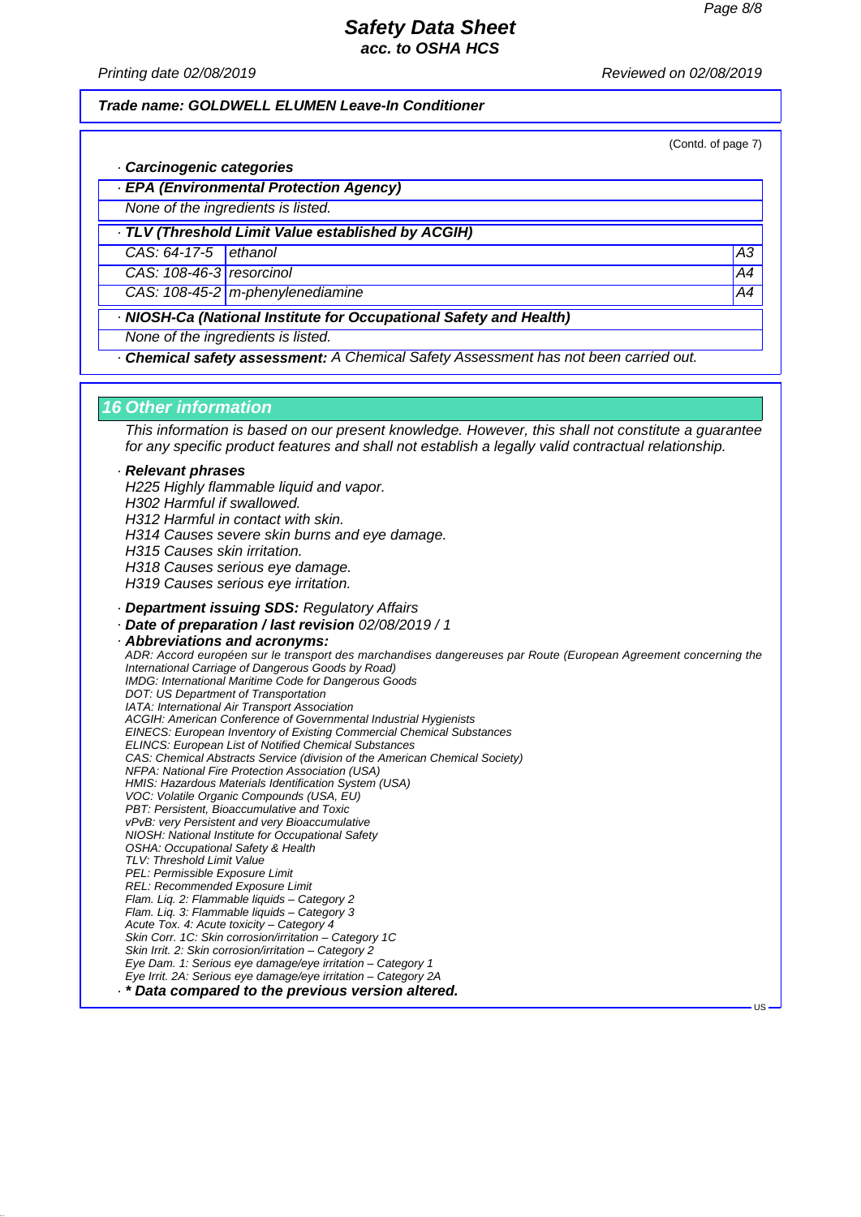**Trade name: GOLDWELL ELUMEN Leave-In Conditioner**

(Contd. of page 7)

· **Carcinogenic categories**

· **EPA (Environmental Protection Agency)**

None of the ingredients is listed.

· **TLV (Threshold Limit Value established by ACGIH)**

| | | |
|---|---|---|
| CAS: 64-17-5 | ethanol | A3 |
| CAS: 108-46-3 | resorcinol | A4 |
| CAS: 108-45-2 | m-phenylenediamine | A4 |

· **NIOSH-Ca (National Institute for Occupational Safety and Health)**

None of the ingredients is listed.

· **Chemical safety assessment:** A Chemical Safety Assessment has not been carried out.

## 16 Other information

This information is based on our present knowledge. However, this shall not constitute a guarantee for any specific product features and shall not establish a legally valid contractual relationship.

· **Relevant phrases**

H225 Highly flammable liquid and vapor.
H302 Harmful if swallowed.
H312 Harmful in contact with skin.
H314 Causes severe skin burns and eye damage.
H315 Causes skin irritation.
H318 Causes serious eye damage.
H319 Causes serious eye irritation.

· **Department issuing SDS:** Regulatory Affairs

· **Date of preparation / last revision** 02/08/2019 / 1

· **Abbreviations and acronyms:**

ADR: Accord européen sur le transport des marchandises dangereuses par Route (European Agreement concerning the International Carriage of Dangerous Goods by Road)
IMDG: International Maritime Code for Dangerous Goods
DOT: US Department of Transportation
IATA: International Air Transport Association
ACGIH: American Conference of Governmental Industrial Hygienists
EINECS: European Inventory of Existing Commercial Chemical Substances
ELINCS: European List of Notified Chemical Substances
CAS: Chemical Abstracts Service (division of the American Chemical Society)
NFPA: National Fire Protection Association (USA)
HMIS: Hazardous Materials Identification System (USA)
VOC: Volatile Organic Compounds (USA, EU)
PBT: Persistent, Bioaccumulative and Toxic
vPvB: very Persistent and very Bioaccumulative
NIOSH: National Institute for Occupational Safety
OSHA: Occupational Safety & Health
TLV: Threshold Limit Value
PEL: Permissible Exposure Limit
REL: Recommended Exposure Limit
Flam. Liq. 2: Flammable liquids – Category 2
Flam. Liq. 3: Flammable liquids – Category 3
Acute Tox. 4: Acute toxicity – Category 4
Skin Corr. 1C: Skin corrosion/irritation – Category 1C
Skin Irrit. 2: Skin corrosion/irritation – Category 2
Eye Dam. 1: Serious eye damage/eye irritation – Category 1
Eye Irrit. 2A: Serious eye damage/eye irritation – Category 2A

· *** Data compared to the previous version altered.**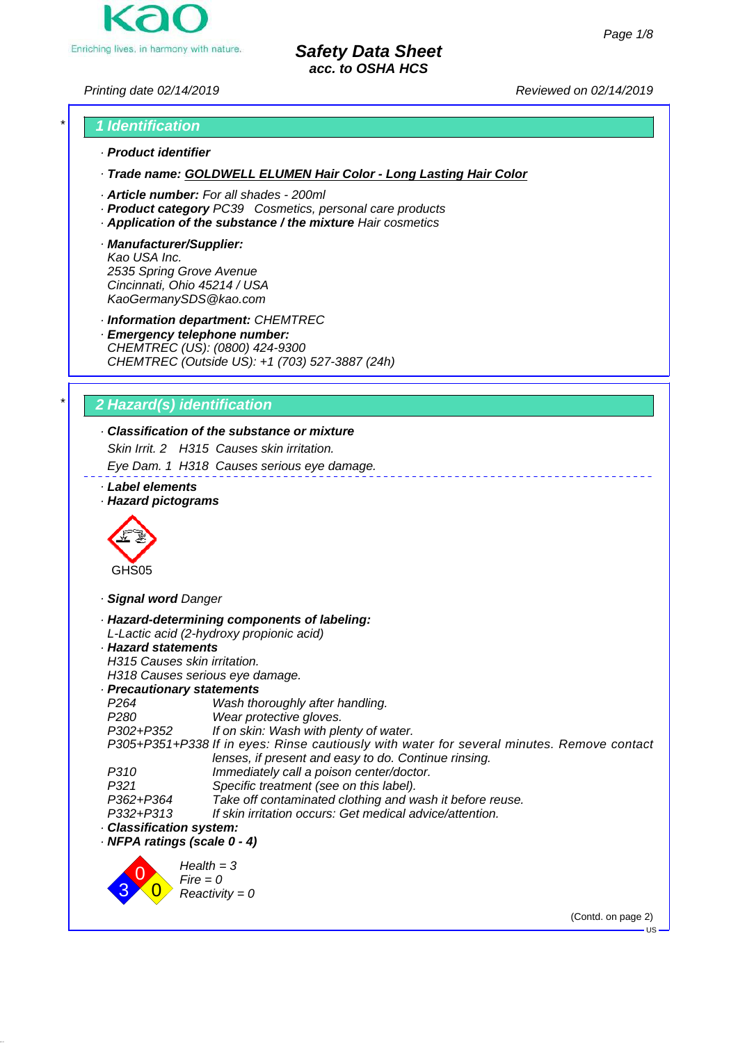# Safety Data Sheet
**acc. to OSHA HCS**

Printing date 02/14/2019 Reviewed on 02/14/2019

## 1 Identification

· **Product identifier**

· **Trade name: GOLDWELL ELUMEN Hair Color - Long Lasting Hair Color**

· **Article number:** For all shades - 200ml
· **Product category** PC39 Cosmetics, personal care products
· **Application of the substance / the mixture** Hair cosmetics

· **Manufacturer/Supplier:**
Kao USA Inc.
2535 Spring Grove Avenue
Cincinnati, Ohio 45214 / USA
KaoGermanySDS@kao.com

· **Information department:** CHEMTREC
· **Emergency telephone number:**
CHEMTREC (US): (0800) 424-9300
CHEMTREC (Outside US): +1 (703) 527-3887 (24h)

## 2 Hazard(s) identification

· **Classification of the substance or mixture**
Skin Irrit. 2 H315 Causes skin irritation.
Eye Dam. 1 H318 Causes serious eye damage.

· **Label elements**
· **Hazard pictograms**

GHS05

· **Signal word** Danger

· **Hazard-determining components of labeling:**
L-Lactic acid (2-hydroxy propionic acid)
· **Hazard statements**
H315 Causes skin irritation.
H318 Causes serious eye damage.
· **Precautionary statements**

| | |
|---|---|
| P264 | Wash thoroughly after handling. |
| P280 | Wear protective gloves. |
| P302+P352 | If on skin: Wash with plenty of water. |
| P305+P351+P338 | If in eyes: Rinse cautiously with water for several minutes. Remove contact lenses, if present and easy to do. Continue rinsing. |
| P310 | Immediately call a poison center/doctor. |
| P321 | Specific treatment (see on this label). |
| P362+P364 | Take off contaminated clothing and wash it before reuse. |
| P332+P313 | If skin irritation occurs: Get medical advice/attention. |

· **Classification system:**
· **NFPA ratings (scale 0 - 4)**

Health = 3
Fire = 0
Reactivity = 0

(Contd. on page 2)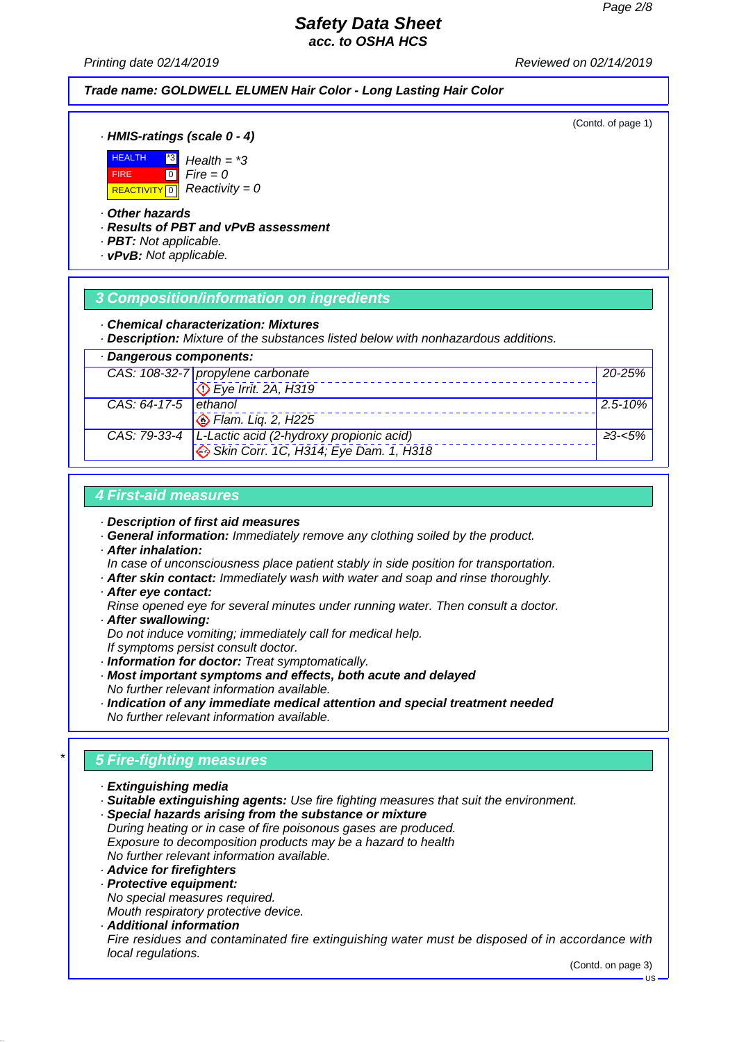# Safety Data Sheet
acc. to OSHA HCS

Printing date 02/14/2019 Reviewed on 02/14/2019

**Trade name: GOLDWELL ELUMEN Hair Color - Long Lasting Hair Color**

(Contd. of page 1)

· **HMIS-ratings (scale 0 - 4)**

| | | |
|---|---|---|
| HEALTH | *3 | Health = *3 |
| FIRE | 0 | Fire = 0 |
| REACTIVITY | 0 | Reactivity = 0 |

· **Other hazards**
· **Results of PBT and vPvB assessment**
· **PBT:** Not applicable.
· **vPvB:** Not applicable.

## 3 Composition/information on ingredients

· **Chemical characterization: Mixtures**
· **Description:** Mixture of the substances listed below with nonhazardous additions.

| · Dangerous components: | | |
|---|---|---|
| CAS: 108-32-7 | propylene carbonate<br>Eye Irrit. 2A, H319 | 20-25% |
| CAS: 64-17-5 | ethanol<br>Flam. Liq. 2, H225 | 2.5-10% |
| CAS: 79-33-4 | L-Lactic acid (2-hydroxy propionic acid)<br>Skin Corr. 1C, H314; Eye Dam. 1, H318 | ≥3-<5% |

## 4 First-aid measures

· **Description of first aid measures**
· **General information:** Immediately remove any clothing soiled by the product.
· **After inhalation:**
In case of unconsciousness place patient stably in side position for transportation.
· **After skin contact:** Immediately wash with water and soap and rinse thoroughly.
· **After eye contact:**
Rinse opened eye for several minutes under running water. Then consult a doctor.
· **After swallowing:**
Do not induce vomiting; immediately call for medical help.
If symptoms persist consult doctor.
· **Information for doctor:** Treat symptomatically.
· **Most important symptoms and effects, both acute and delayed**
No further relevant information available.
· **Indication of any immediate medical attention and special treatment needed**
No further relevant information available.

## 5 Fire-fighting measures

· **Extinguishing media**
· **Suitable extinguishing agents:** Use fire fighting measures that suit the environment.
· **Special hazards arising from the substance or mixture**
During heating or in case of fire poisonous gases are produced.
Exposure to decomposition products may be a hazard to health
No further relevant information available.
· **Advice for firefighters**
· **Protective equipment:**
No special measures required.
Mouth respiratory protective device.
· **Additional information**
Fire residues and contaminated fire extinguishing water must be disposed of in accordance with local regulations.

(Contd. on page 3)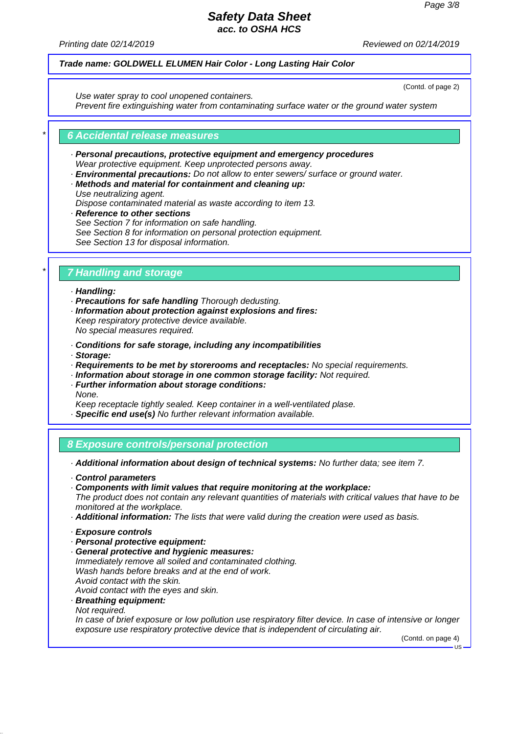(Contd. of page 2)

Use water spray to cool unopened containers.
Prevent fire extinguishing water from contaminating surface water or the ground water system

## * 6 Accidental release measures

· ***Personal precautions, protective equipment and emergency procedures***
*Wear protective equipment. Keep unprotected persons away.*
· ***Environmental precautions:*** *Do not allow to enter sewers/ surface or ground water.*
· ***Methods and material for containment and cleaning up:***
*Use neutralizing agent.*
*Dispose contaminated material as waste according to item 13.*
· ***Reference to other sections***
*See Section 7 for information on safe handling.*
*See Section 8 for information on personal protection equipment.*
*See Section 13 for disposal information.*

## * 7 Handling and storage

· ***Handling:***
· ***Precautions for safe handling*** *Thorough dedusting.*
· ***Information about protection against explosions and fires:***
*Keep respiratory protective device available.*
*No special measures required.*

· ***Conditions for safe storage, including any incompatibilities***
· ***Storage:***
· ***Requirements to be met by storerooms and receptacles:*** *No special requirements.*
· ***Information about storage in one common storage facility:*** *Not required.*
· ***Further information about storage conditions:***
*None.*
*Keep receptacle tightly sealed. Keep container in a well-ventilated plase.*
· ***Specific end use(s)*** *No further relevant information available.*

## 8 Exposure controls/personal protection

· ***Additional information about design of technical systems:*** *No further data; see item 7.*

· ***Control parameters***
· ***Components with limit values that require monitoring at the workplace:***
*The product does not contain any relevant quantities of materials with critical values that have to be monitored at the workplace.*
· ***Additional information:*** *The lists that were valid during the creation were used as basis.*

· ***Exposure controls***
· ***Personal protective equipment:***
· ***General protective and hygienic measures:***
*Immediately remove all soiled and contaminated clothing.*
*Wash hands before breaks and at the end of work.*
*Avoid contact with the skin.*
*Avoid contact with the eyes and skin.*
· ***Breathing equipment:***
*Not required.*
*In case of brief exposure or low pollution use respiratory filter device. In case of intensive or longer exposure use respiratory protective device that is independent of circulating air.*

(Contd. on page 4)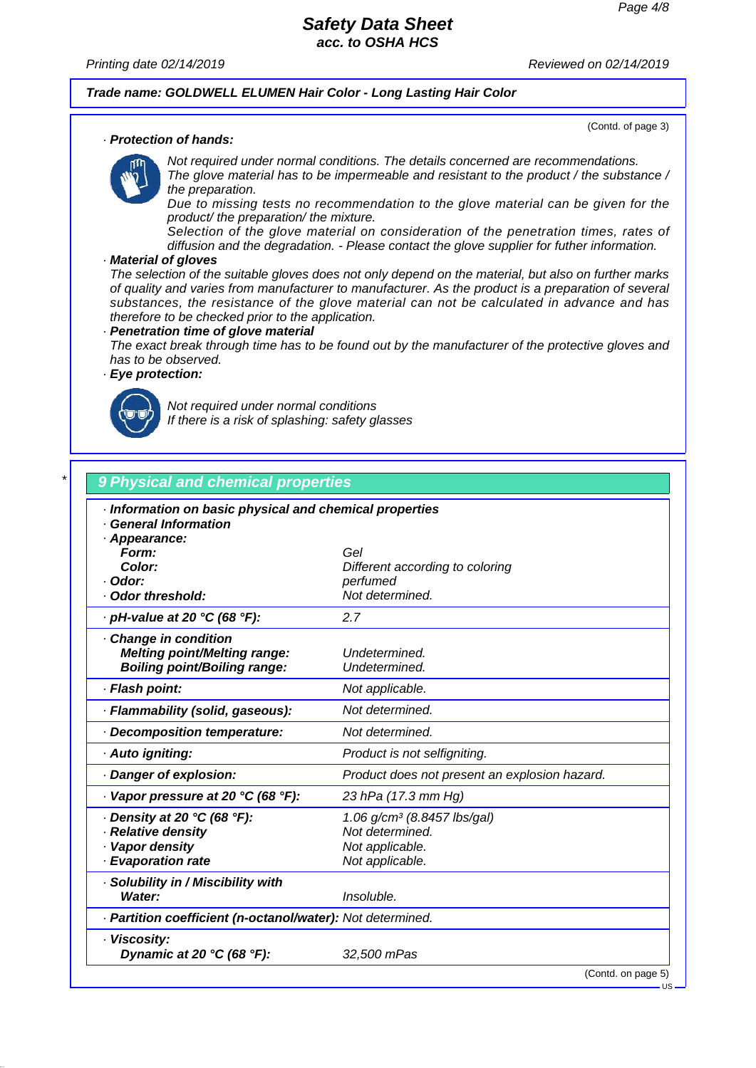(Contd. of page 3)

· **Protection of hands:**

*Not required under normal conditions. The details concerned are recommendations.*
*The glove material has to be impermeable and resistant to the product / the substance / the preparation.*
*Due to missing tests no recommendation to the glove material can be given for the product/ the preparation/ the mixture.*
*Selection of the glove material on consideration of the penetration times, rates of diffusion and the degradation. - Please contact the glove supplier for futher information.*

· **Material of gloves**

*The selection of the suitable gloves does not only depend on the material, but also on further marks of quality and varies from manufacturer to manufacturer. As the product is a preparation of several substances, the resistance of the glove material can not be calculated in advance and has therefore to be checked prior to the application.*

· **Penetration time of glove material**

*The exact break through time has to be found out by the manufacturer of the protective gloves and has to be observed.*

· **Eye protection:**

*Not required under normal conditions*
*If there is a risk of splashing: safety glasses*

\*

## 9 Physical and chemical properties

| | |
|---|---|
| · **Information on basic physical and chemical properties** | |
| · **General Information** | |
| · **Appearance:** | |
| **Form:** | *Gel* |
| **Color:** | *Different according to coloring* |
| · **Odor:** | *perfumed* |
| · **Odor threshold:** | *Not determined.* |
| · **pH-value at 20 °C (68 °F):** | *2.7* |
| · **Change in condition** | |
| **Melting point/Melting range:** | *Undetermined.* |
| **Boiling point/Boiling range:** | *Undetermined.* |
| · **Flash point:** | *Not applicable.* |
| · **Flammability (solid, gaseous):** | *Not determined.* |
| · **Decomposition temperature:** | *Not determined.* |
| · **Auto igniting:** | *Product is not selfigniting.* |
| · **Danger of explosion:** | *Product does not present an explosion hazard.* |
| · **Vapor pressure at 20 °C (68 °F):** | *23 hPa (17.3 mm Hg)* |
| · **Density at 20 °C (68 °F):** | *1.06 g/cm³ (8.8457 lbs/gal)* |
| · **Relative density** | *Not determined.* |
| · **Vapor density** | *Not applicable.* |
| · **Evaporation rate** | *Not applicable.* |
| · **Solubility in / Miscibility with** | |
| **Water:** | *Insoluble.* |
| · **Partition coefficient (n-octanol/water):** | *Not determined.* |
| · **Viscosity:** | |
| **Dynamic at 20 °C (68 °F):** | *32,500 mPas* |

(Contd. on page 5)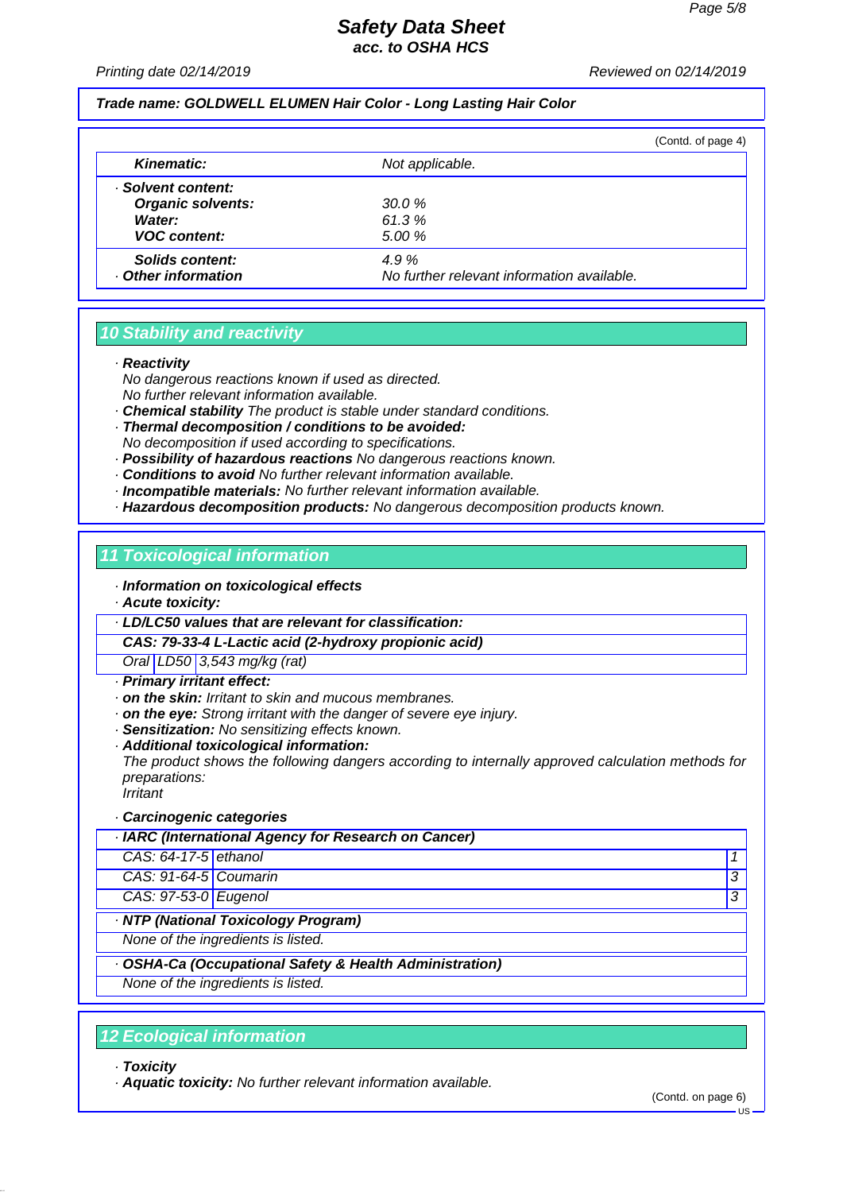**Trade name: GOLDWELL ELUMEN Hair Color - Long Lasting Hair Color**

(Contd. of page 4)

| | |
|---|---|
| **Kinematic:** | Not applicable. |
| · **Solvent content:** | |
| **Organic solvents:** | 30.0 % |
| **Water:** | 61.3 % |
| **VOC content:** | 5.00 % |
| **Solids content:** | 4.9 % |
| · **Other information** | No further relevant information available. |

## 10 Stability and reactivity

- · **Reactivity**
  No dangerous reactions known if used as directed.
  No further relevant information available.
- · **Chemical stability** The product is stable under standard conditions.
- · **Thermal decomposition / conditions to be avoided:**
  No decomposition if used according to specifications.
- · **Possibility of hazardous reactions** No dangerous reactions known.
- · **Conditions to avoid** No further relevant information available.
- · **Incompatible materials:** No further relevant information available.
- · **Hazardous decomposition products:** No dangerous decomposition products known.

## 11 Toxicological information

- · **Information on toxicological effects**
- · **Acute toxicity:**

| · **LD/LC50 values that are relevant for classification:** | | |
|---|---|---|
| **CAS: 79-33-4 L-Lactic acid (2-hydroxy propionic acid)** | | |
| Oral | LD50 | 3,543 mg/kg (rat) |

- · **Primary irritant effect:**
- · **on the skin:** Irritant to skin and mucous membranes.
- · **on the eye:** Strong irritant with the danger of severe eye injury.
- · **Sensitization:** No sensitizing effects known.
- · **Additional toxicological information:**
  The product shows the following dangers according to internally approved calculation methods for preparations:
  Irritant
- · **Carcinogenic categories**

| · **IARC (International Agency for Research on Cancer)** | | |
|---|---|---|
| CAS: 64-17-5 | ethanol | 1 |
| CAS: 91-64-5 | Coumarin | 3 |
| CAS: 97-53-0 | Eugenol | 3 |

| · **NTP (National Toxicology Program)** |
|---|
| None of the ingredients is listed. |

| · **OSHA-Ca (Occupational Safety & Health Administration)** |
|---|
| None of the ingredients is listed. |

## 12 Ecological information

- · **Toxicity**
- · **Aquatic toxicity:** No further relevant information available.

(Contd. on page 6)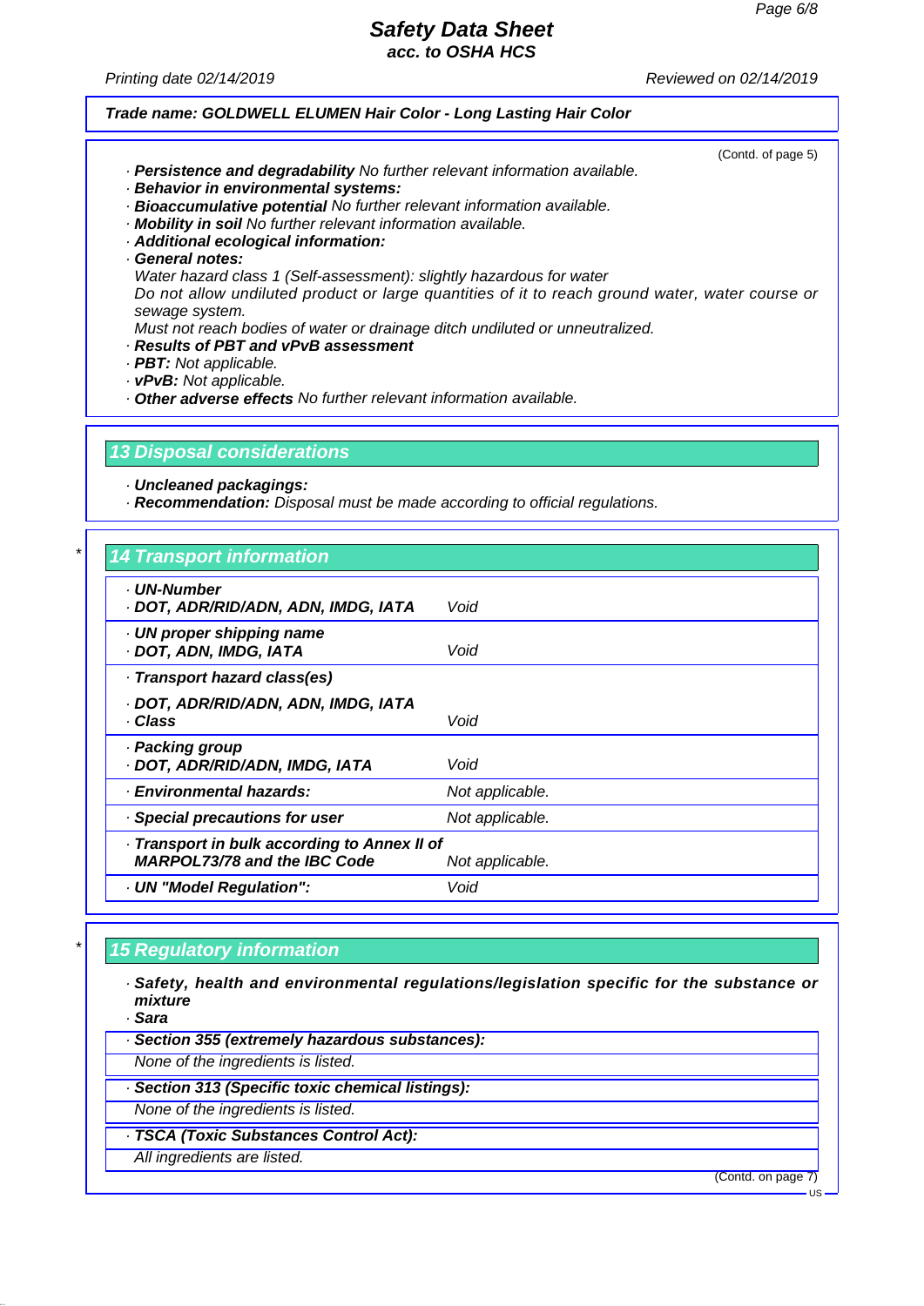Trade name: GOLDWELL ELUMEN Hair Color - Long Lasting Hair Color

(Contd. of page 5)

· **Persistence and degradability** No further relevant information available.
· **Behavior in environmental systems:**
· **Bioaccumulative potential** No further relevant information available.
· **Mobility in soil** No further relevant information available.
· **Additional ecological information:**
· **General notes:**
Water hazard class 1 (Self-assessment): slightly hazardous for water
Do not allow undiluted product or large quantities of it to reach ground water, water course or sewage system.
Must not reach bodies of water or drainage ditch undiluted or unneutralized.
· **Results of PBT and vPvB assessment**
· **PBT:** Not applicable.
· **vPvB:** Not applicable.
· **Other adverse effects** No further relevant information available.

## 13 Disposal considerations

· **Uncleaned packagings:**
· **Recommendation:** Disposal must be made according to official regulations.

## * 14 Transport information

| | |
|---|---|
| · **UN-Number**<br>· **DOT, ADR/RID/ADN, ADN, IMDG, IATA** | Void |
| · **UN proper shipping name**<br>· **DOT, ADN, IMDG, IATA** | Void |
| · **Transport hazard class(es)**<br>· **DOT, ADR/RID/ADN, ADN, IMDG, IATA**<br>· **Class** | Void |
| · **Packing group**<br>· **DOT, ADR/RID/ADN, IMDG, IATA** | Void |
| · **Environmental hazards:** | Not applicable. |
| · **Special precautions for user** | Not applicable. |
| · **Transport in bulk according to Annex II of MARPOL73/78 and the IBC Code** | Not applicable. |
| · **UN "Model Regulation":** | Void |

## * 15 Regulatory information

· **Safety, health and environmental regulations/legislation specific for the substance or mixture**
· **Sara**

· **Section 355 (extremely hazardous substances):**
None of the ingredients is listed.

· **Section 313 (Specific toxic chemical listings):**
None of the ingredients is listed.

· **TSCA (Toxic Substances Control Act):**
All ingredients are listed.

(Contd. on page 7)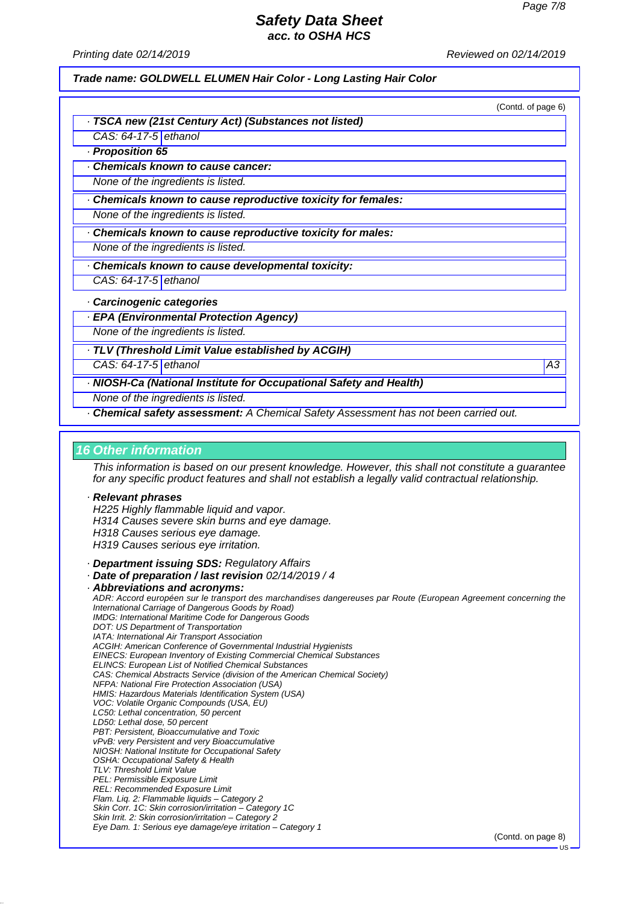**Trade name: GOLDWELL ELUMEN Hair Color - Long Lasting Hair Color**

(Contd. of page 6)

· **TSCA new (21st Century Act) (Substances not listed)**

| CAS: 64-17-5 | ethanol |
|---|---|

· **Proposition 65**

· **Chemicals known to cause cancer:**

None of the ingredients is listed.

· **Chemicals known to cause reproductive toxicity for females:**

None of the ingredients is listed.

· **Chemicals known to cause reproductive toxicity for males:**

None of the ingredients is listed.

· **Chemicals known to cause developmental toxicity:**

| CAS: 64-17-5 | ethanol |
|---|---|

· **Carcinogenic categories**

· **EPA (Environmental Protection Agency)**

None of the ingredients is listed.

· **TLV (Threshold Limit Value established by ACGIH)**

| CAS: 64-17-5 | ethanol | A3 |
|---|---|---|

· **NIOSH-Ca (National Institute for Occupational Safety and Health)**

None of the ingredients is listed.

· **Chemical safety assessment:** A Chemical Safety Assessment has not been carried out.

## 16 Other information

This information is based on our present knowledge. However, this shall not constitute a guarantee for any specific product features and shall not establish a legally valid contractual relationship.

· **Relevant phrases**

H225 Highly flammable liquid and vapor.
H314 Causes severe skin burns and eye damage.
H318 Causes serious eye damage.
H319 Causes serious eye irritation.

· **Department issuing SDS:** Regulatory Affairs
· **Date of preparation / last revision** 02/14/2019 / 4
· **Abbreviations and acronyms:**

ADR: Accord européen sur le transport des marchandises dangereuses par Route (European Agreement concerning the International Carriage of Dangerous Goods by Road)
IMDG: International Maritime Code for Dangerous Goods
DOT: US Department of Transportation
IATA: International Air Transport Association
ACGIH: American Conference of Governmental Industrial Hygienists
EINECS: European Inventory of Existing Commercial Chemical Substances
ELINCS: European List of Notified Chemical Substances
CAS: Chemical Abstracts Service (division of the American Chemical Society)
NFPA: National Fire Protection Association (USA)
HMIS: Hazardous Materials Identification System (USA)
VOC: Volatile Organic Compounds (USA, EU)
LC50: Lethal concentration, 50 percent
LD50: Lethal dose, 50 percent
PBT: Persistent, Bioaccumulative and Toxic
vPvB: very Persistent and very Bioaccumulative
NIOSH: National Institute for Occupational Safety
OSHA: Occupational Safety & Health
TLV: Threshold Limit Value
PEL: Permissible Exposure Limit
REL: Recommended Exposure Limit
Flam. Liq. 2: Flammable liquids – Category 2
Skin Corr. 1C: Skin corrosion/irritation – Category 1C
Skin Irrit. 2: Skin corrosion/irritation – Category 2
Eye Dam. 1: Serious eye damage/eye irritation – Category 1

(Contd. on page 8)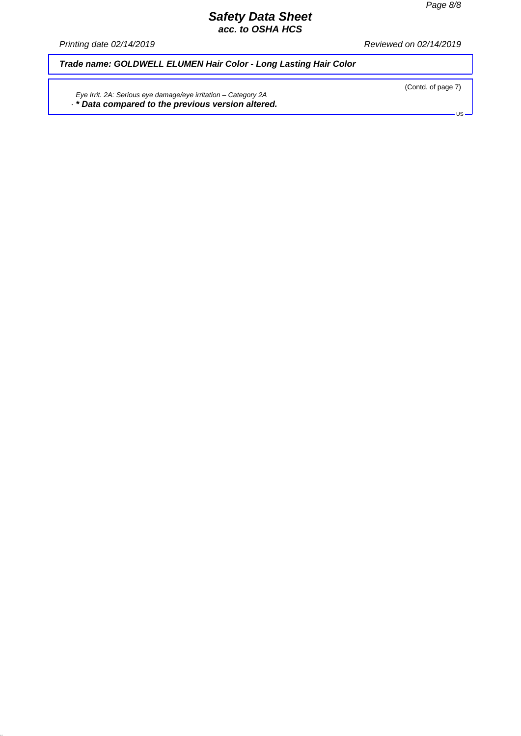**Trade name: GOLDWELL ELUMEN Hair Color - Long Lasting Hair Color**

(Contd. of page 7)

*Eye Irrit. 2A: Serious eye damage/eye irritation – Category 2A*

· ***\* Data compared to the previous version altered.***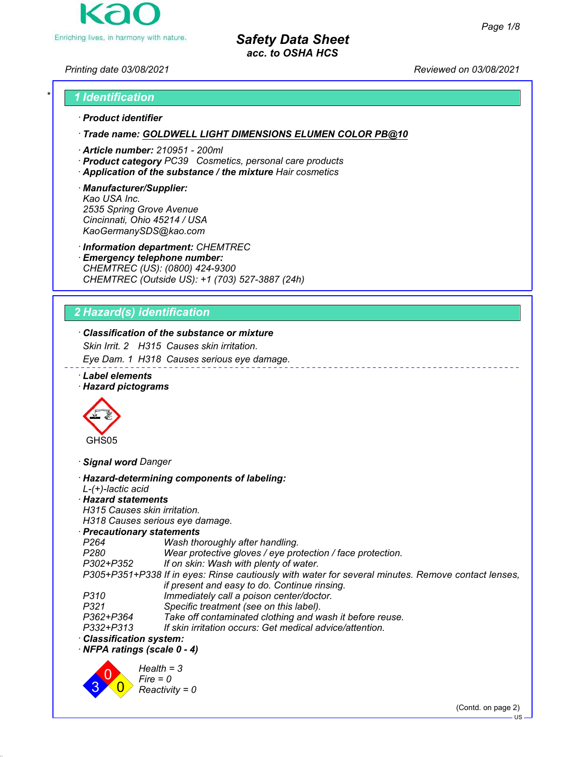Kao
Enriching lives, in harmony with nature.

# Safety Data Sheet
### acc. to OSHA HCS

Printing date 03/08/2021 Reviewed on 03/08/2021

## 1 Identification

· **Product identifier**

· **Trade name: GOLDWELL LIGHT DIMENSIONS ELUMEN COLOR PB@10**

· **Article number:** 210951 - 200ml
· **Product category** PC39 Cosmetics, personal care products
· **Application of the substance / the mixture** Hair cosmetics

· **Manufacturer/Supplier:**
Kao USA Inc.
2535 Spring Grove Avenue
Cincinnati, Ohio 45214 / USA
KaoGermanySDS@kao.com

· **Information department:** CHEMTREC
· **Emergency telephone number:**
CHEMTREC (US): (0800) 424-9300
CHEMTREC (Outside US): +1 (703) 527-3887 (24h)

## 2 Hazard(s) identification

· **Classification of the substance or mixture**
Skin Irrit. 2 H315 Causes skin irritation.
Eye Dam. 1 H318 Causes serious eye damage.

· **Label elements**
· **Hazard pictograms**

GHS05

· **Signal word** Danger

· **Hazard-determining components of labeling:**
L-(+)-lactic acid
· **Hazard statements**
H315 Causes skin irritation.
H318 Causes serious eye damage.
· **Precautionary statements**

| | |
|---|---|
| P264 | Wash thoroughly after handling. |
| P280 | Wear protective gloves / eye protection / face protection. |
| P302+P352 | If on skin: Wash with plenty of water. |
| P305+P351+P338 | If in eyes: Rinse cautiously with water for several minutes. Remove contact lenses, if present and easy to do. Continue rinsing. |
| P310 | Immediately call a poison center/doctor. |
| P321 | Specific treatment (see on this label). |
| P362+P364 | Take off contaminated clothing and wash it before reuse. |
| P332+P313 | If skin irritation occurs: Get medical advice/attention. |

· **Classification system:**
· **NFPA ratings (scale 0 - 4)**

Health = 3
Fire = 0
Reactivity = 0

(Contd. on page 2)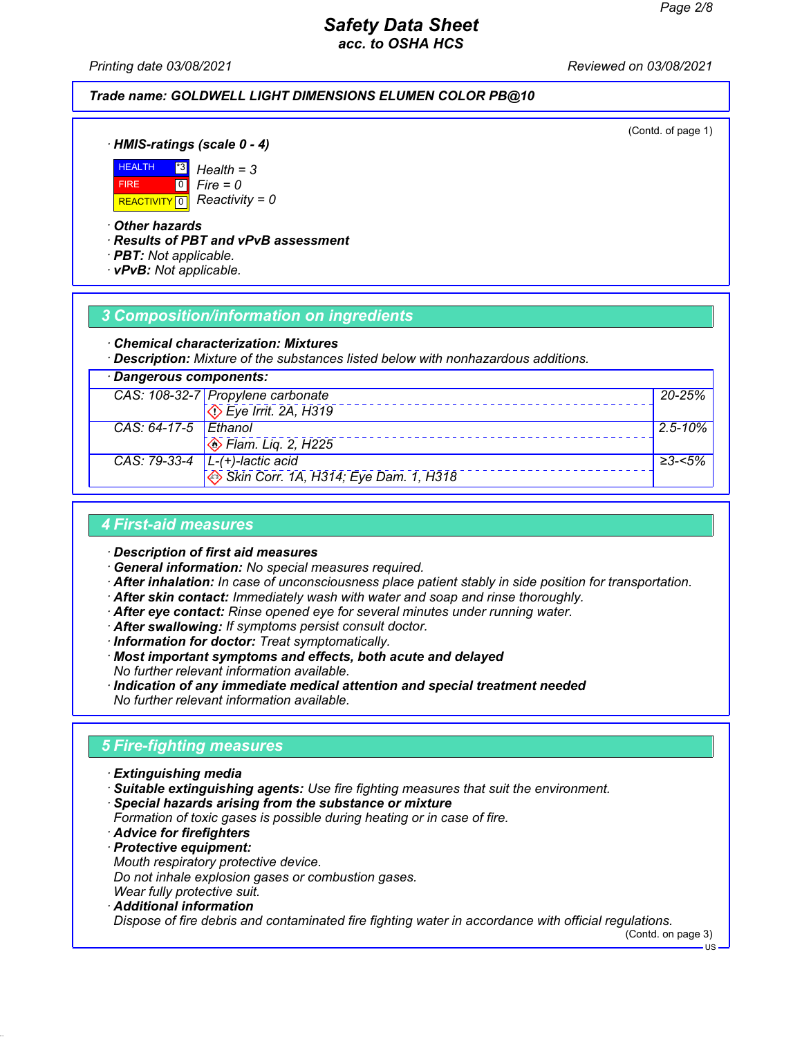**Trade name: GOLDWELL LIGHT DIMENSIONS ELUMEN COLOR PB@10**

(Contd. of page 1)

· **HMIS-ratings (scale 0 - 4)**

| | | |
|---|---|---|
| HEALTH | *3 | Health = 3 |
| FIRE | 0 | Fire = 0 |
| REACTIVITY | 0 | Reactivity = 0 |

· **Other hazards**
· **Results of PBT and vPvB assessment**
· **PBT:** Not applicable.
· **vPvB:** Not applicable.

## 3 Composition/information on ingredients

· **Chemical characterization: Mixtures**
· **Description:** Mixture of the substances listed below with nonhazardous additions.

| · **Dangerous components:** | | |
|---|---|---|
| CAS: 108-32-7 | Propylene carbonate<br>Eye Irrit. 2A, H319 | 20-25% |
| CAS: 64-17-5 | Ethanol<br>Flam. Liq. 2, H225 | 2.5-10% |
| CAS: 79-33-4 | L-(+)-lactic acid<br>Skin Corr. 1A, H314; Eye Dam. 1, H318 | ≥3-<5% |

## 4 First-aid measures

· **Description of first aid measures**
· **General information:** No special measures required.
· **After inhalation:** In case of unconsciousness place patient stably in side position for transportation.
· **After skin contact:** Immediately wash with water and soap and rinse thoroughly.
· **After eye contact:** Rinse opened eye for several minutes under running water.
· **After swallowing:** If symptoms persist consult doctor.
· **Information for doctor:** Treat symptomatically.
· **Most important symptoms and effects, both acute and delayed**
No further relevant information available.
· **Indication of any immediate medical attention and special treatment needed**
No further relevant information available.

## 5 Fire-fighting measures

· **Extinguishing media**
· **Suitable extinguishing agents:** Use fire fighting measures that suit the environment.
· **Special hazards arising from the substance or mixture**
Formation of toxic gases is possible during heating or in case of fire.
· **Advice for firefighters**
· **Protective equipment:**
Mouth respiratory protective device.
Do not inhale explosion gases or combustion gases.
Wear fully protective suit.
· **Additional information**
Dispose of fire debris and contaminated fire fighting water in accordance with official regulations.

(Contd. on page 3)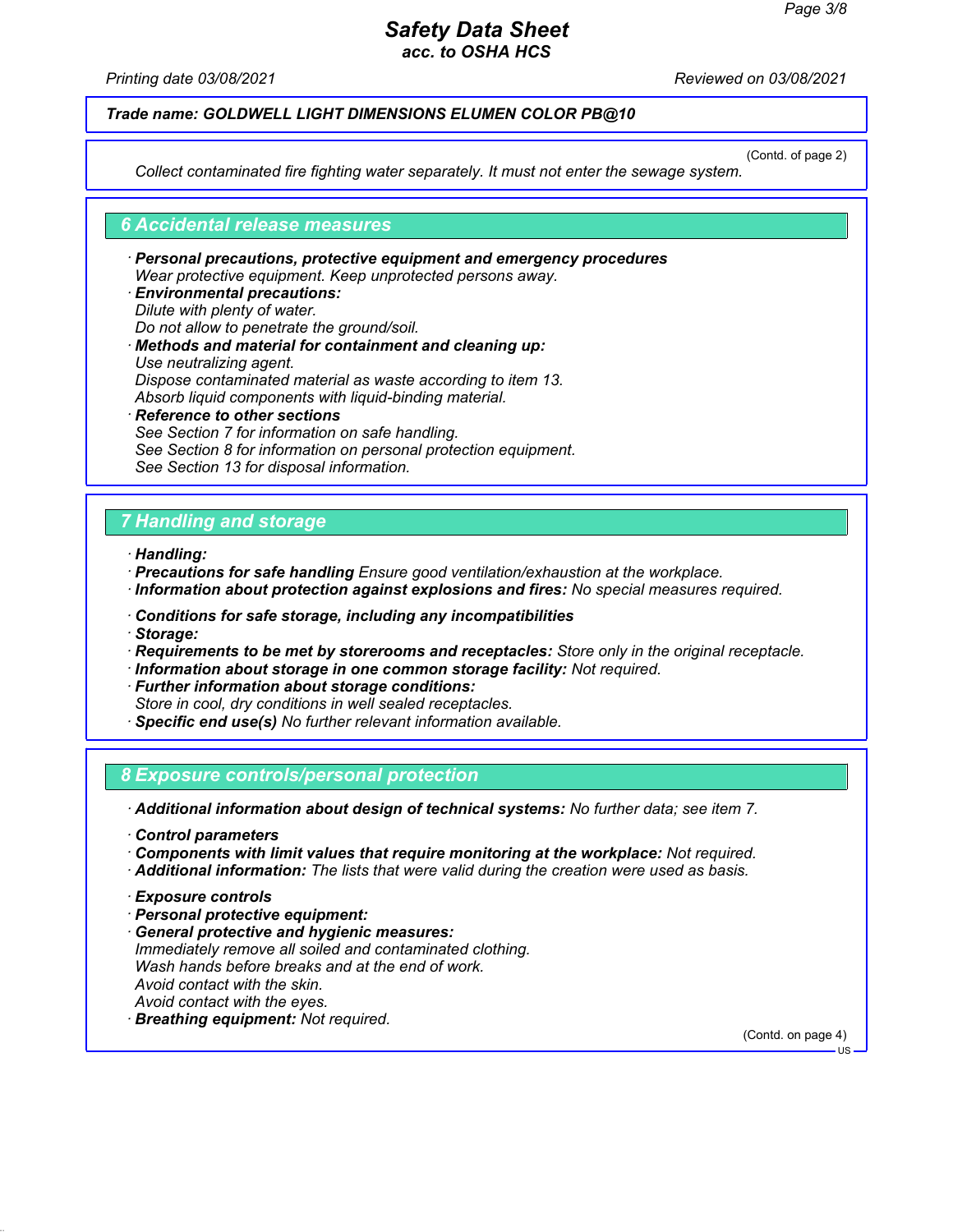**Trade name: GOLDWELL LIGHT DIMENSIONS ELUMEN COLOR PB@10**

(Contd. of page 2)

Collect contaminated fire fighting water separately. It must not enter the sewage system.

## 6 Accidental release measures

· **Personal precautions, protective equipment and emergency procedures**
Wear protective equipment. Keep unprotected persons away.

· **Environmental precautions:**
Dilute with plenty of water.
Do not allow to penetrate the ground/soil.

· **Methods and material for containment and cleaning up:**
Use neutralizing agent.
Dispose contaminated material as waste according to item 13.
Absorb liquid components with liquid-binding material.

· **Reference to other sections**
See Section 7 for information on safe handling.
See Section 8 for information on personal protection equipment.
See Section 13 for disposal information.

## 7 Handling and storage

· **Handling:**
· **Precautions for safe handling** Ensure good ventilation/exhaustion at the workplace.
· **Information about protection against explosions and fires:** No special measures required.

· **Conditions for safe storage, including any incompatibilities**
· **Storage:**
· **Requirements to be met by storerooms and receptacles:** Store only in the original receptacle.
· **Information about storage in one common storage facility:** Not required.
· **Further information about storage conditions:**
Store in cool, dry conditions in well sealed receptacles.
· **Specific end use(s)** No further relevant information available.

## 8 Exposure controls/personal protection

· **Additional information about design of technical systems:** No further data; see item 7.

· **Control parameters**
· **Components with limit values that require monitoring at the workplace:** Not required.
· **Additional information:** The lists that were valid during the creation were used as basis.

· **Exposure controls**
· **Personal protective equipment:**
· **General protective and hygienic measures:**
Immediately remove all soiled and contaminated clothing.
Wash hands before breaks and at the end of work.
Avoid contact with the skin.
Avoid contact with the eyes.
· **Breathing equipment:** Not required.

(Contd. on page 4)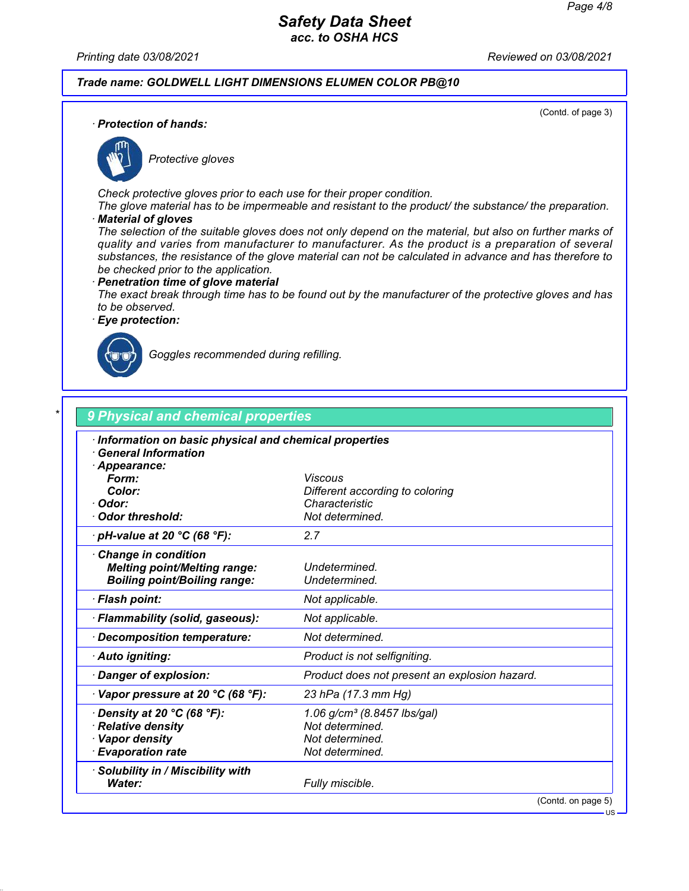**Trade name: GOLDWELL LIGHT DIMENSIONS ELUMEN COLOR PB@10**

(Contd. of page 3)

· **Protection of hands:**

Protective gloves

Check protective gloves prior to each use for their proper condition.
The glove material has to be impermeable and resistant to the product/ the substance/ the preparation.

· **Material of gloves**
The selection of the suitable gloves does not only depend on the material, but also on further marks of quality and varies from manufacturer to manufacturer. As the product is a preparation of several substances, the resistance of the glove material can not be calculated in advance and has therefore to be checked prior to the application.

· **Penetration time of glove material**
The exact break through time has to be found out by the manufacturer of the protective gloves and has to be observed.

· **Eye protection:**

Goggles recommended during refilling.

## 9 Physical and chemical properties

| | |
|---|---|
| · **Information on basic physical and chemical properties** | |
| · **General Information** | |
| · **Appearance:** | |
| **Form:** | Viscous |
| **Color:** | Different according to coloring |
| · **Odor:** | Characteristic |
| · **Odor threshold:** | Not determined. |
| · **pH-value at 20 °C (68 °F):** | 2.7 |
| · **Change in condition** | |
| **Melting point/Melting range:** | Undetermined. |
| **Boiling point/Boiling range:** | Undetermined. |
| · **Flash point:** | Not applicable. |
| · **Flammability (solid, gaseous):** | Not applicable. |
| · **Decomposition temperature:** | Not determined. |
| · **Auto igniting:** | Product is not selfigniting. |
| · **Danger of explosion:** | Product does not present an explosion hazard. |
| · **Vapor pressure at 20 °C (68 °F):** | 23 hPa (17.3 mm Hg) |
| · **Density at 20 °C (68 °F):** | 1.06 g/cm³ (8.8457 lbs/gal) |
| · **Relative density** | Not determined. |
| · **Vapor density** | Not determined. |
| · **Evaporation rate** | Not determined. |
| · **Solubility in / Miscibility with** | |
| **Water:** | Fully miscible. |

(Contd. on page 5)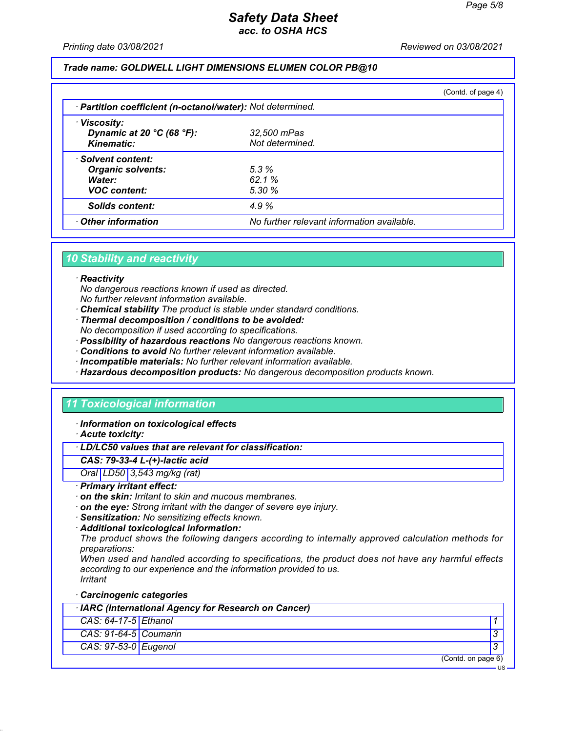**Trade name: GOLDWELL LIGHT DIMENSIONS ELUMEN COLOR PB@10**

(Contd. of page 4)

| · **Partition coefficient (n-octanol/water):** | Not determined. |
|---|---|
| · **Viscosity:** | |
| **Dynamic at 20 °C (68 °F):** | 32,500 mPas |
| **Kinematic:** | Not determined. |
| · **Solvent content:** | |
| **Organic solvents:** | 5.3 % |
| **Water:** | 62.1 % |
| **VOC content:** | 5.30 % |
| **Solids content:** | 4.9 % |
| · **Other information** | No further relevant information available. |

## 10 Stability and reactivity

· **Reactivity**
No dangerous reactions known if used as directed.
No further relevant information available.
· **Chemical stability** The product is stable under standard conditions.
· **Thermal decomposition / conditions to be avoided:**
No decomposition if used according to specifications.
· **Possibility of hazardous reactions** No dangerous reactions known.
· **Conditions to avoid** No further relevant information available.
· **Incompatible materials:** No further relevant information available.
· **Hazardous decomposition products:** No dangerous decomposition products known.

## 11 Toxicological information

· **Information on toxicological effects**
· **Acute toxicity:**

| · **LD/LC50 values that are relevant for classification:** | | |
|---|---|---|
| **CAS: 79-33-4 L-(+)-lactic acid** | | |
| Oral | LD50 | 3,543 mg/kg (rat) |

· **Primary irritant effect:**
· **on the skin:** Irritant to skin and mucous membranes.
· **on the eye:** Strong irritant with the danger of severe eye injury.
· **Sensitization:** No sensitizing effects known.
· **Additional toxicological information:**
The product shows the following dangers according to internally approved calculation methods for preparations:
When used and handled according to specifications, the product does not have any harmful effects according to our experience and the information provided to us.
Irritant

· **Carcinogenic categories**

| · **IARC (International Agency for Research on Cancer)** | | |
|---|---|---|
| CAS: 64-17-5 | Ethanol | 1 |
| CAS: 91-64-5 | Coumarin | 3 |
| CAS: 97-53-0 | Eugenol | 3 |

(Contd. on page 6)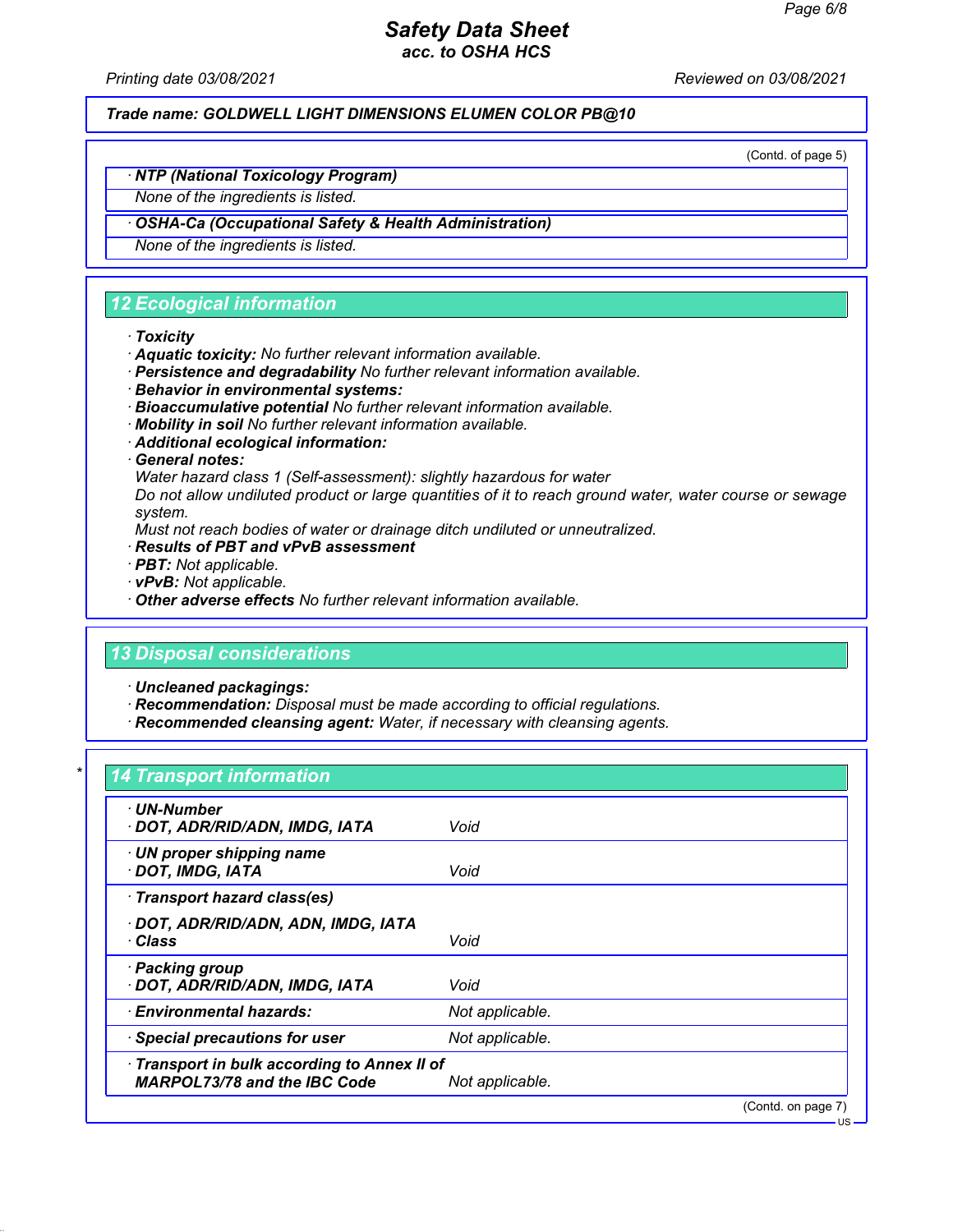(Contd. of page 5)

**· NTP (National Toxicology Program)**

None of the ingredients is listed.

**· OSHA-Ca (Occupational Safety & Health Administration)**

None of the ingredients is listed.

## 12 Ecological information

- **Toxicity**
- **Aquatic toxicity:** No further relevant information available.
- **Persistence and degradability** No further relevant information available.
- **Behavior in environmental systems:**
- **Bioaccumulative potential** No further relevant information available.
- **Mobility in soil** No further relevant information available.
- **Additional ecological information:**
- **General notes:**
  Water hazard class 1 (Self-assessment): slightly hazardous for water
  Do not allow undiluted product or large quantities of it to reach ground water, water course or sewage system.
  Must not reach bodies of water or drainage ditch undiluted or unneutralized.
- **Results of PBT and vPvB assessment**
- **PBT:** Not applicable.
- **vPvB:** Not applicable.
- **Other adverse effects** No further relevant information available.

## 13 Disposal considerations

- **Uncleaned packagings:**
- **Recommendation:** Disposal must be made according to official regulations.
- **Recommended cleansing agent:** Water, if necessary with cleansing agents.

## * 14 Transport information

| | |
|---|---|
| **· UN-Number**<br>**· DOT, ADR/RID/ADN, IMDG, IATA** | Void |
| **· UN proper shipping name**<br>**· DOT, IMDG, IATA** | Void |
| **· Transport hazard class(es)**<br><br>**· DOT, ADR/RID/ADN, ADN, IMDG, IATA**<br>**· Class** | Void |
| **· Packing group**<br>**· DOT, ADR/RID/ADN, IMDG, IATA** | Void |
| **· Environmental hazards:** | Not applicable. |
| **· Special precautions for user** | Not applicable. |
| **· Transport in bulk according to Annex II of MARPOL73/78 and the IBC Code** | Not applicable. |

(Contd. on page 7)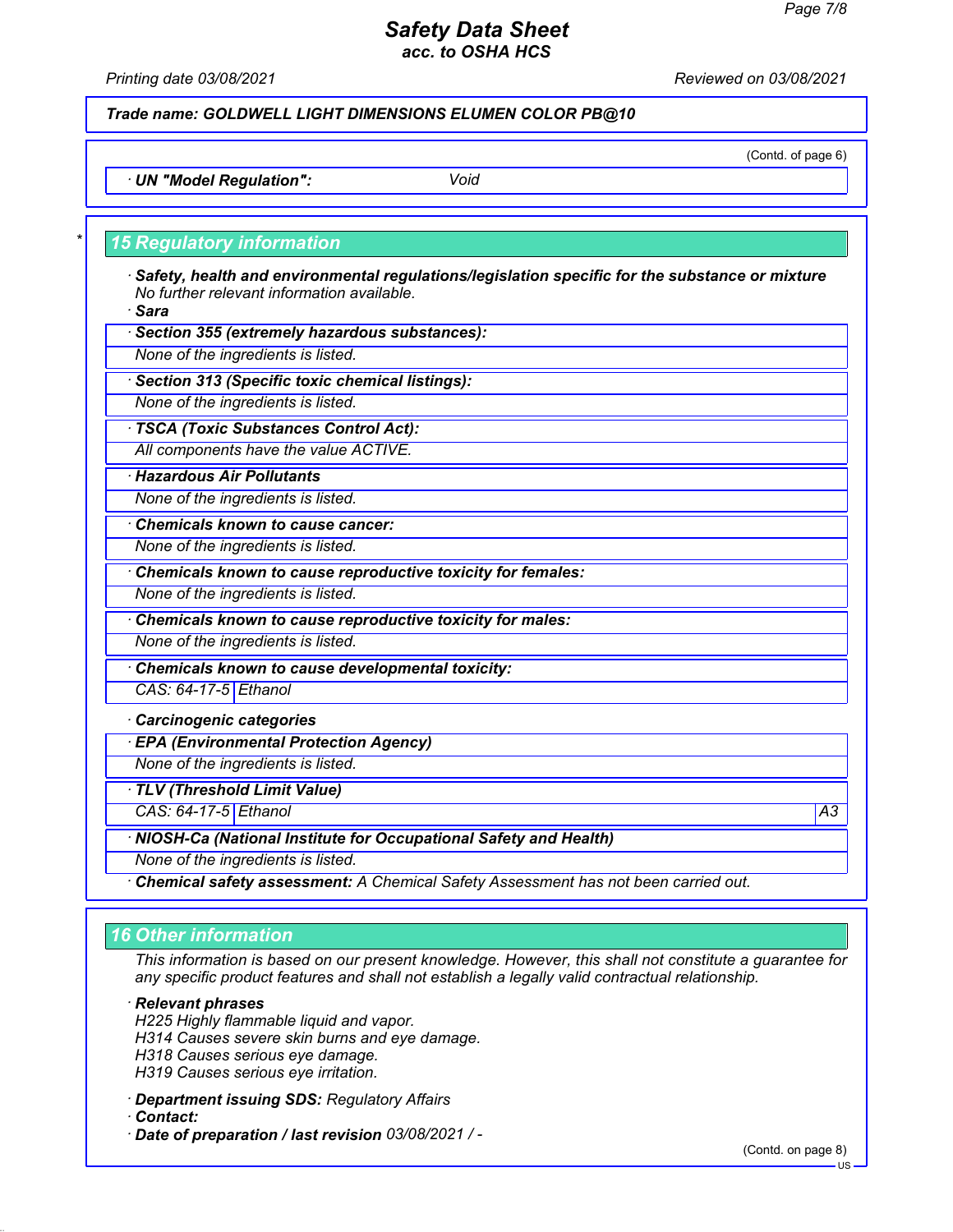Trade name: GOLDWELL LIGHT DIMENSIONS ELUMEN COLOR PB@10

(Contd. of page 6)

· UN "Model Regulation": Void

## 15 Regulatory information

· **Safety, health and environmental regulations/legislation specific for the substance or mixture**
No further relevant information available.

· **Sara**

· **Section 355 (extremely hazardous substances):**
None of the ingredients is listed.

· **Section 313 (Specific toxic chemical listings):**
None of the ingredients is listed.

· **TSCA (Toxic Substances Control Act):**
All components have the value ACTIVE.

· **Hazardous Air Pollutants**
None of the ingredients is listed.

· **Chemicals known to cause cancer:**
None of the ingredients is listed.

· **Chemicals known to cause reproductive toxicity for females:**
None of the ingredients is listed.

· **Chemicals known to cause reproductive toxicity for males:**
None of the ingredients is listed.

· **Chemicals known to cause developmental toxicity:**

| CAS: 64-17-5 | Ethanol |
|---|---|

· **Carcinogenic categories**

· **EPA (Environmental Protection Agency)**
None of the ingredients is listed.

· **TLV (Threshold Limit Value)**

| CAS: 64-17-5 | Ethanol | A3 |
|---|---|---|

· **NIOSH-Ca (National Institute for Occupational Safety and Health)**
None of the ingredients is listed.

· **Chemical safety assessment:** A Chemical Safety Assessment has not been carried out.

## 16 Other information

This information is based on our present knowledge. However, this shall not constitute a guarantee for any specific product features and shall not establish a legally valid contractual relationship.

· **Relevant phrases**
H225 Highly flammable liquid and vapor.
H314 Causes severe skin burns and eye damage.
H318 Causes serious eye damage.
H319 Causes serious eye irritation.

· **Department issuing SDS:** Regulatory Affairs
· **Contact:**
· **Date of preparation / last revision** 03/08/2021 / -

(Contd. on page 8)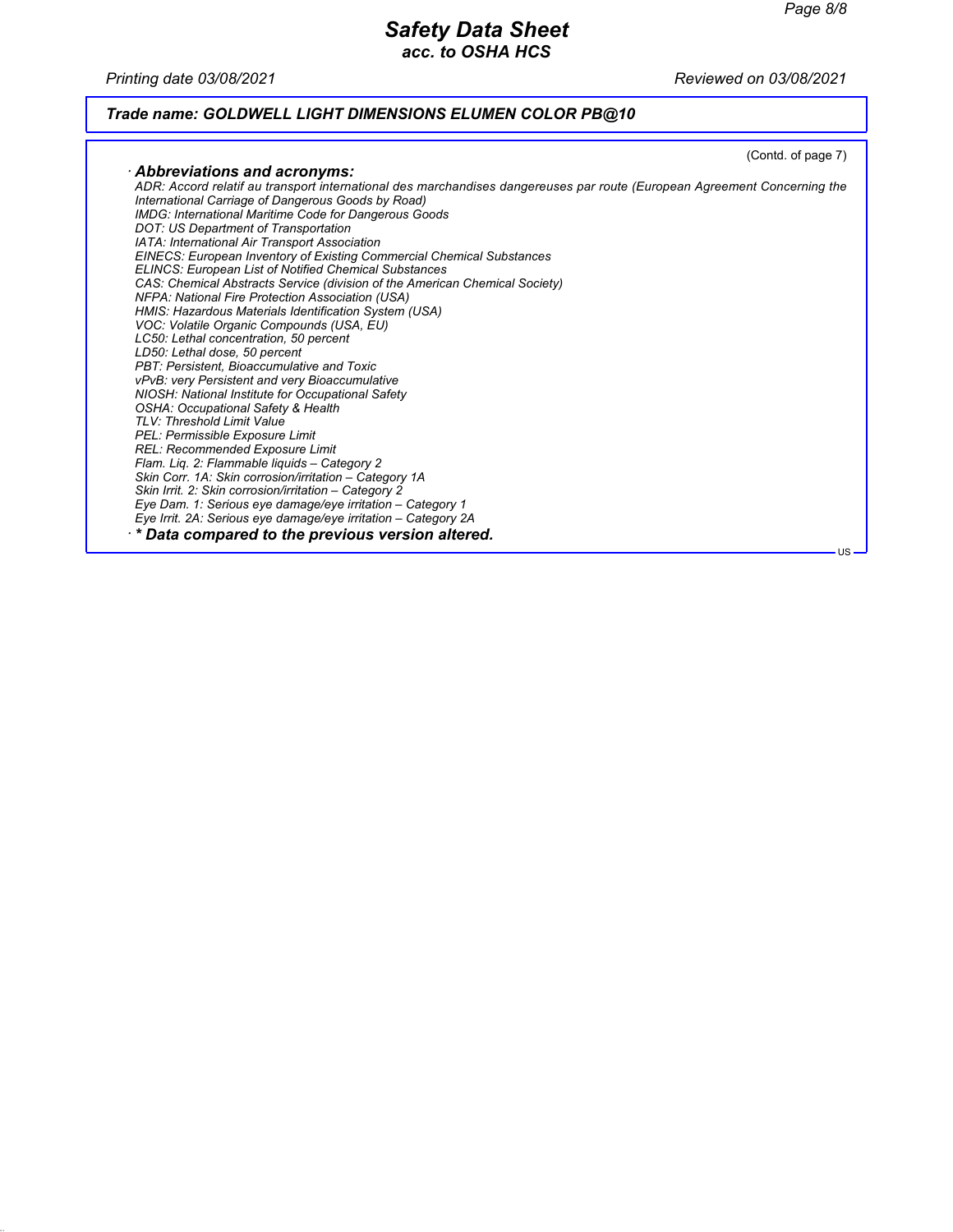**Trade name: GOLDWELL LIGHT DIMENSIONS ELUMEN COLOR PB@10**

(Contd. of page 7)

· **Abbreviations and acronyms:**

ADR: Accord relatif au transport international des marchandises dangereuses par route (European Agreement Concerning the International Carriage of Dangerous Goods by Road)
IMDG: International Maritime Code for Dangerous Goods
DOT: US Department of Transportation
IATA: International Air Transport Association
EINECS: European Inventory of Existing Commercial Chemical Substances
ELINCS: European List of Notified Chemical Substances
CAS: Chemical Abstracts Service (division of the American Chemical Society)
NFPA: National Fire Protection Association (USA)
HMIS: Hazardous Materials Identification System (USA)
VOC: Volatile Organic Compounds (USA, EU)
LC50: Lethal concentration, 50 percent
LD50: Lethal dose, 50 percent
PBT: Persistent, Bioaccumulative and Toxic
vPvB: very Persistent and very Bioaccumulative
NIOSH: National Institute for Occupational Safety
OSHA: Occupational Safety & Health
TLV: Threshold Limit Value
PEL: Permissible Exposure Limit
REL: Recommended Exposure Limit
Flam. Liq. 2: Flammable liquids – Category 2
Skin Corr. 1A: Skin corrosion/irritation – Category 1A
Skin Irrit. 2: Skin corrosion/irritation – Category 2
Eye Dam. 1: Serious eye damage/eye irritation – Category 1
Eye Irrit. 2A: Serious eye damage/eye irritation – Category 2A

· **\* Data compared to the previous version altered.**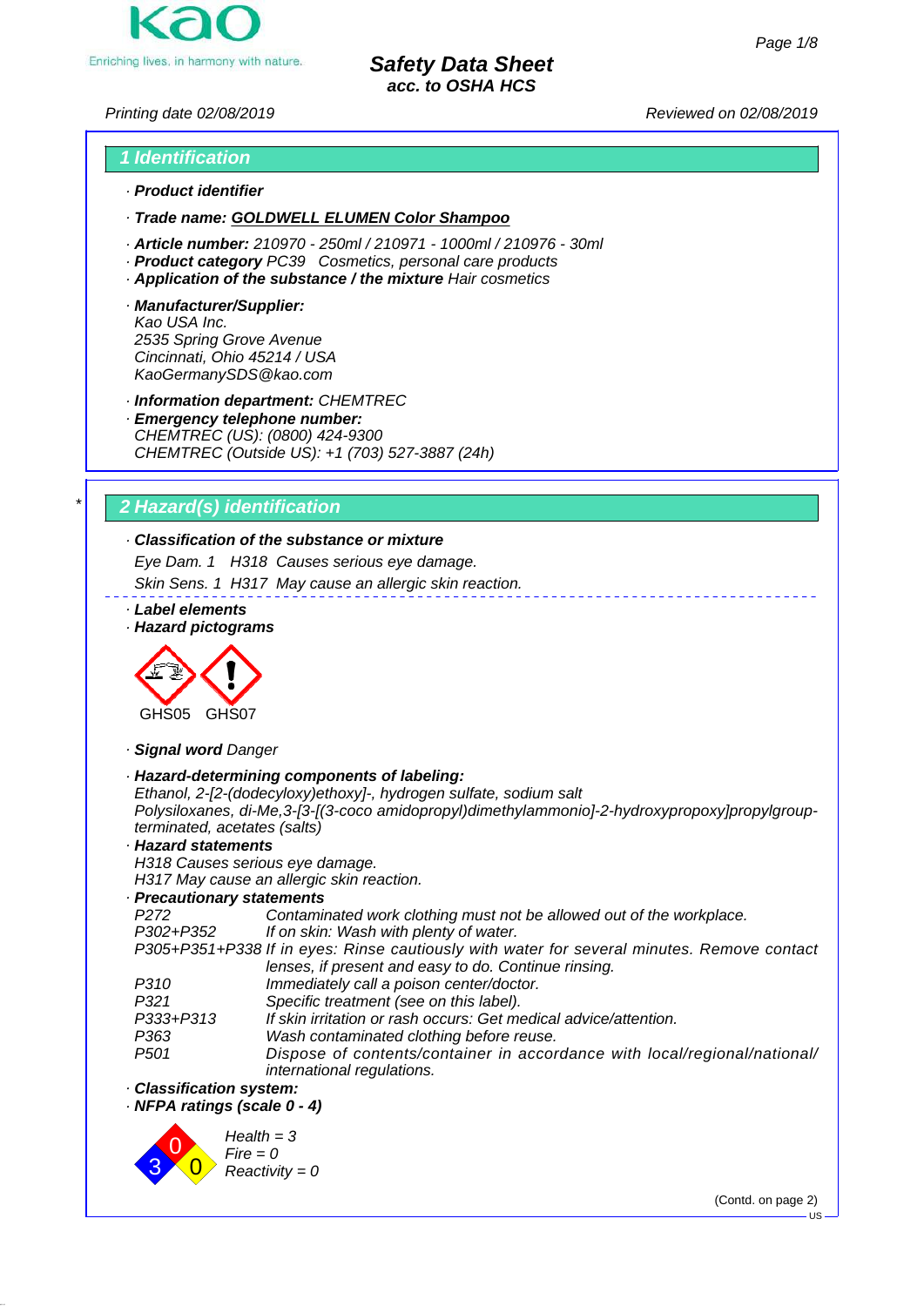Kao
Enriching lives, in harmony with nature.

# Safety Data Sheet
**acc. to OSHA HCS**

Printing date 02/08/2019 Reviewed on 02/08/2019

## 1 Identification

· **Product identifier**

· **Trade name: GOLDWELL ELUMEN Color Shampoo**

· **Article number:** 210970 - 250ml / 210971 - 1000ml / 210976 - 30ml
· **Product category** PC39 Cosmetics, personal care products
· **Application of the substance / the mixture** Hair cosmetics

· **Manufacturer/Supplier:**
Kao USA Inc.
2535 Spring Grove Avenue
Cincinnati, Ohio 45214 / USA
KaoGermanySDS@kao.com

· **Information department:** CHEMTREC
· **Emergency telephone number:**
CHEMTREC (US): (0800) 424-9300
CHEMTREC (Outside US): +1 (703) 527-3887 (24h)

## * 2 Hazard(s) identification

· **Classification of the substance or mixture**
Eye Dam. 1 H318 Causes serious eye damage.
Skin Sens. 1 H317 May cause an allergic skin reaction.

· **Label elements**
· **Hazard pictograms**

GHS05 GHS07

· **Signal word** Danger

· **Hazard-determining components of labeling:**
Ethanol, 2-[2-(dodecyloxy)ethoxy]-, hydrogen sulfate, sodium salt
Polysiloxanes, di-Me,3-[3-[(3-coco amidopropyl)dimethylammonio]-2-hydroxypropoxy]propylgroup-terminated, acetates (salts)
· **Hazard statements**
H318 Causes serious eye damage.
H317 May cause an allergic skin reaction.
· **Precautionary statements**

| | |
|---|---|
| P272 | Contaminated work clothing must not be allowed out of the workplace. |
| P302+P352 | If on skin: Wash with plenty of water. |
| P305+P351+P338 | If in eyes: Rinse cautiously with water for several minutes. Remove contact lenses, if present and easy to do. Continue rinsing. |
| P310 | Immediately call a poison center/doctor. |
| P321 | Specific treatment (see on this label). |
| P333+P313 | If skin irritation or rash occurs: Get medical advice/attention. |
| P363 | Wash contaminated clothing before reuse. |
| P501 | Dispose of contents/container in accordance with local/regional/national/international regulations. |

· **Classification system:**
· **NFPA ratings (scale 0 - 4)**

Health = 3
Fire = 0
Reactivity = 0

(Contd. on page 2)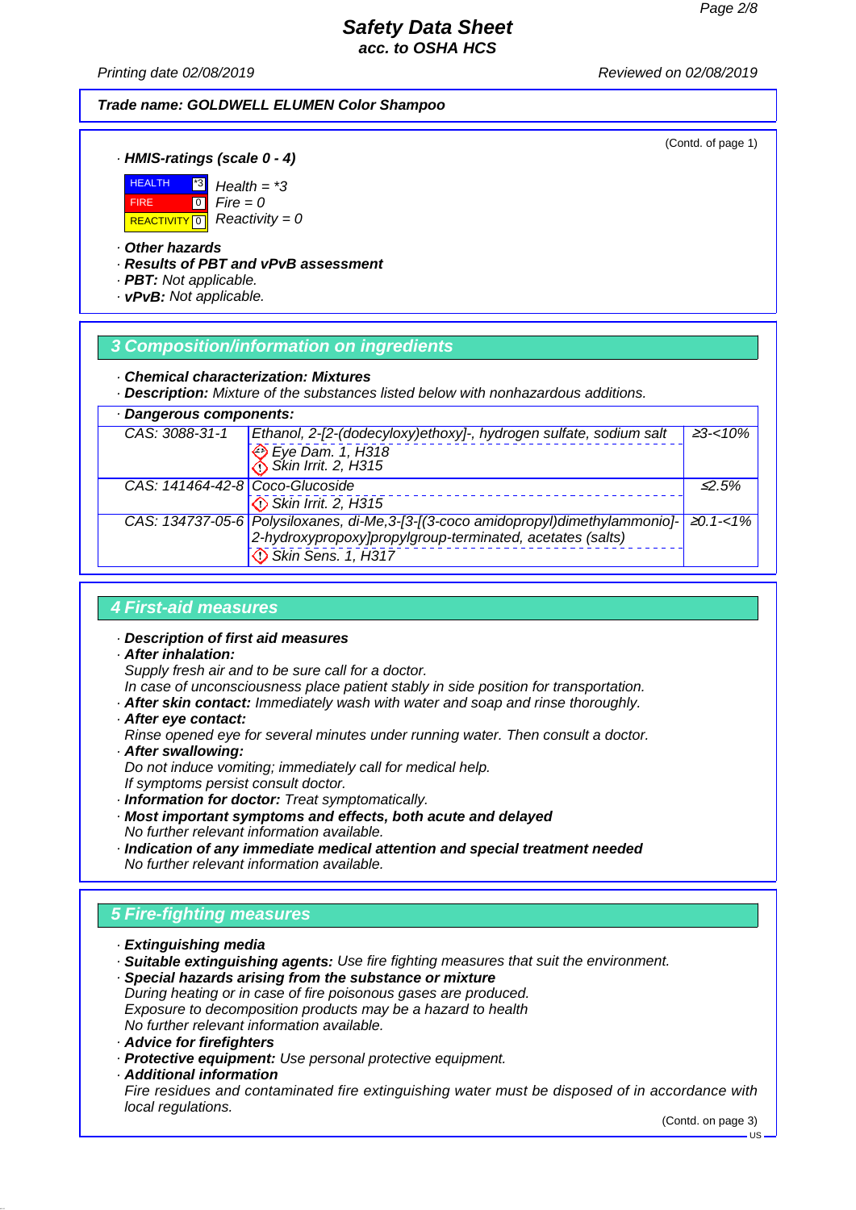**Trade name: GOLDWELL ELUMEN Color Shampoo**

(Contd. of page 1)

· **HMIS-ratings (scale 0 - 4)**

| | | |
|---|---|---|
| HEALTH | *3 | Health = *3 |
| FIRE | 0 | Fire = 0 |
| REACTIVITY | 0 | Reactivity = 0 |

· **Other hazards**
· **Results of PBT and vPvB assessment**
· **PBT:** Not applicable.
· **vPvB:** Not applicable.

## 3 Composition/information on ingredients

· **Chemical characterization: Mixtures**
· **Description:** Mixture of the substances listed below with nonhazardous additions.

· **Dangerous components:**

| CAS | Component / Classification | Concentration |
|---|---|---|
| CAS: 3088-31-1 | Ethanol, 2-[2-(dodecyloxy)ethoxy]-, hydrogen sulfate, sodium salt<br>Eye Dam. 1, H318<br>Skin Irrit. 2, H315 | ≥3-<10% |
| CAS: 141464-42-8 | Coco-Glucoside<br>Skin Irrit. 2, H315 | ≤2.5% |
| CAS: 134737-05-6 | Polysiloxanes, di-Me,3-[3-[(3-coco amidopropyl)dimethylammonio]-2-hydroxypropoxy]propylgroup-terminated, acetates (salts)<br>Skin Sens. 1, H317 | ≥0.1-<1% |

## 4 First-aid measures

· **Description of first aid measures**
· **After inhalation:**
Supply fresh air and to be sure call for a doctor.
In case of unconsciousness place patient stably in side position for transportation.
· **After skin contact:** Immediately wash with water and soap and rinse thoroughly.
· **After eye contact:**
Rinse opened eye for several minutes under running water. Then consult a doctor.
· **After swallowing:**
Do not induce vomiting; immediately call for medical help.
If symptoms persist consult doctor.
· **Information for doctor:** Treat symptomatically.
· **Most important symptoms and effects, both acute and delayed**
No further relevant information available.
· **Indication of any immediate medical attention and special treatment needed**
No further relevant information available.

## 5 Fire-fighting measures

· **Extinguishing media**
· **Suitable extinguishing agents:** Use fire fighting measures that suit the environment.
· **Special hazards arising from the substance or mixture**
During heating or in case of fire poisonous gases are produced.
Exposure to decomposition products may be a hazard to health
No further relevant information available.
· **Advice for firefighters**
· **Protective equipment:** Use personal protective equipment.
· **Additional information**
Fire residues and contaminated fire extinguishing water must be disposed of in accordance with local regulations.

(Contd. on page 3)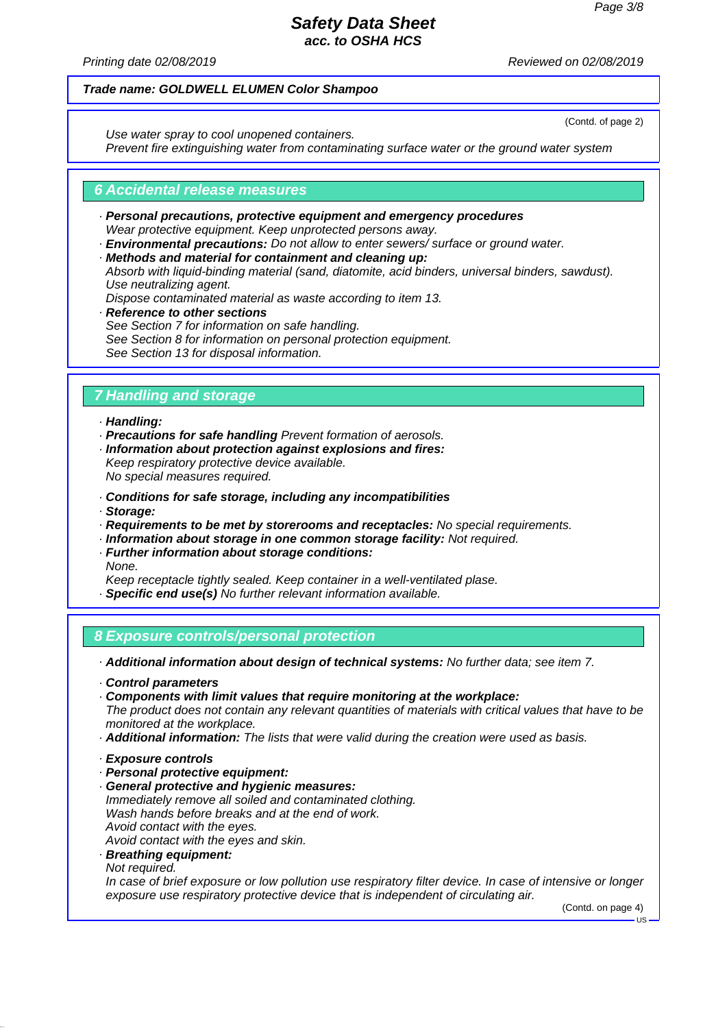**Trade name: GOLDWELL ELUMEN Color Shampoo**

(Contd. of page 2)

Use water spray to cool unopened containers.
Prevent fire extinguishing water from contaminating surface water or the ground water system

## 6 Accidental release measures

· **Personal precautions, protective equipment and emergency procedures**
Wear protective equipment. Keep unprotected persons away.
· **Environmental precautions:** Do not allow to enter sewers/ surface or ground water.
· **Methods and material for containment and cleaning up:**
Absorb with liquid-binding material (sand, diatomite, acid binders, universal binders, sawdust).
Use neutralizing agent.
Dispose contaminated material as waste according to item 13.
· **Reference to other sections**
See Section 7 for information on safe handling.
See Section 8 for information on personal protection equipment.
See Section 13 for disposal information.

## 7 Handling and storage

· **Handling:**
· **Precautions for safe handling** Prevent formation of aerosols.
· **Information about protection against explosions and fires:**
Keep respiratory protective device available.
No special measures required.

· **Conditions for safe storage, including any incompatibilities**
· **Storage:**
· **Requirements to be met by storerooms and receptacles:** No special requirements.
· **Information about storage in one common storage facility:** Not required.
· **Further information about storage conditions:**
None.
Keep receptacle tightly sealed. Keep container in a well-ventilated plase.
· **Specific end use(s)** No further relevant information available.

## 8 Exposure controls/personal protection

· **Additional information about design of technical systems:** No further data; see item 7.

· **Control parameters**
· **Components with limit values that require monitoring at the workplace:**
The product does not contain any relevant quantities of materials with critical values that have to be monitored at the workplace.
· **Additional information:** The lists that were valid during the creation were used as basis.

· **Exposure controls**
· **Personal protective equipment:**
· **General protective and hygienic measures:**
Immediately remove all soiled and contaminated clothing.
Wash hands before breaks and at the end of work.
Avoid contact with the eyes.
Avoid contact with the eyes and skin.
· **Breathing equipment:**
Not required.
In case of brief exposure or low pollution use respiratory filter device. In case of intensive or longer exposure use respiratory protective device that is independent of circulating air.

(Contd. on page 4)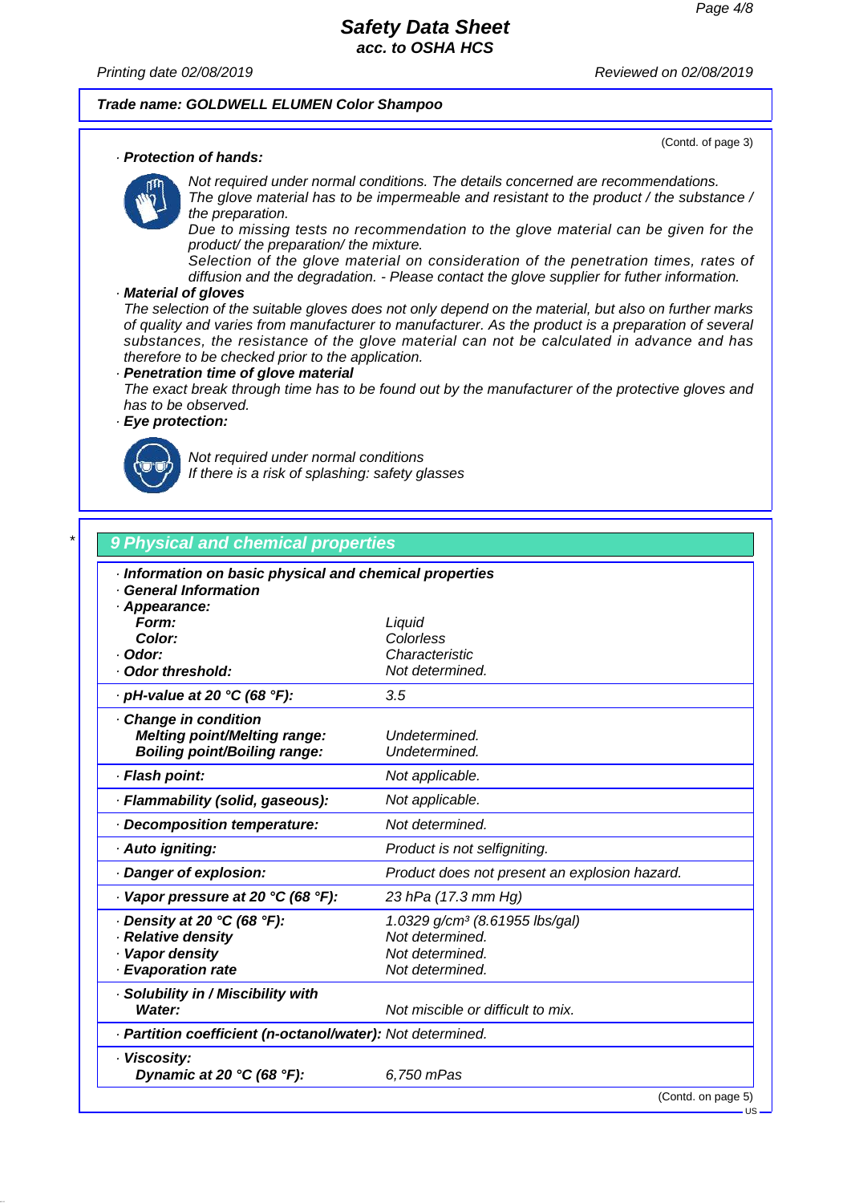Trade name: GOLDWELL ELUMEN Color Shampoo

(Contd. of page 3)

· **Protection of hands:**

*Not required under normal conditions. The details concerned are recommendations.*
*The glove material has to be impermeable and resistant to the product / the substance / the preparation.*
*Due to missing tests no recommendation to the glove material can be given for the product/ the preparation/ the mixture.*
*Selection of the glove material on consideration of the penetration times, rates of diffusion and the degradation. - Please contact the glove supplier for futher information.*

· **Material of gloves**

*The selection of the suitable gloves does not only depend on the material, but also on further marks of quality and varies from manufacturer to manufacturer. As the product is a preparation of several substances, the resistance of the glove material can not be calculated in advance and has therefore to be checked prior to the application.*

· **Penetration time of glove material**

*The exact break through time has to be found out by the manufacturer of the protective gloves and has to be observed.*

· **Eye protection:**

*Not required under normal conditions*
*If there is a risk of splashing: safety glasses*

## 9 Physical and chemical properties

· **Information on basic physical and chemical properties**
· **General Information**

| Property | Value |
|---|---|
| · **Appearance:** | |
| **Form:** | Liquid |
| **Color:** | Colorless |
| · **Odor:** | Characteristic |
| · **Odor threshold:** | Not determined. |
| · **pH-value at 20 °C (68 °F):** | 3.5 |
| · **Change in condition** | |
| **Melting point/Melting range:** | Undetermined. |
| **Boiling point/Boiling range:** | Undetermined. |
| · **Flash point:** | Not applicable. |
| · **Flammability (solid, gaseous):** | Not applicable. |
| · **Decomposition temperature:** | Not determined. |
| · **Auto igniting:** | Product is not selfigniting. |
| · **Danger of explosion:** | Product does not present an explosion hazard. |
| · **Vapor pressure at 20 °C (68 °F):** | 23 hPa (17.3 mm Hg) |
| · **Density at 20 °C (68 °F):** | 1.0329 g/cm³ (8.61955 lbs/gal) |
| · **Relative density** | Not determined. |
| · **Vapor density** | Not determined. |
| · **Evaporation rate** | Not determined. |
| · **Solubility in / Miscibility with** | |
| **Water:** | Not miscible or difficult to mix. |
| · **Partition coefficient (n-octanol/water):** | Not determined. |
| · **Viscosity:** | |
| **Dynamic at 20 °C (68 °F):** | 6,750 mPas |

(Contd. on page 5)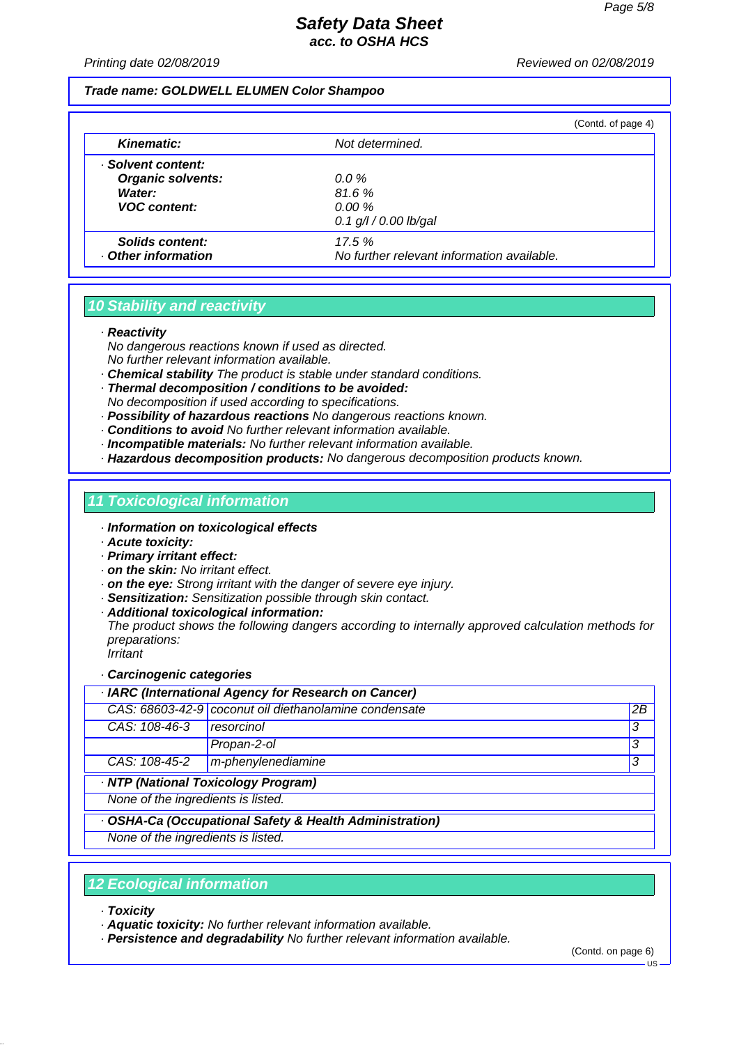Trade name: GOLDWELL ELUMEN Color Shampoo

(Contd. of page 4)

| | |
|---|---|
| ***Kinematic:*** | *Not determined.* |
| · ***Solvent content:*** | |
| ***Organic solvents:*** | *0.0 %* |
| ***Water:*** | *81.6 %* |
| ***VOC content:*** | *0.00 %* |
| | *0.1 g/l / 0.00 lb/gal* |
| ***Solids content:*** | *17.5 %* |
| · ***Other information*** | *No further relevant information available.* |

## 10 Stability and reactivity

· ***Reactivity***
*No dangerous reactions known if used as directed.*
*No further relevant information available.*
· ***Chemical stability*** *The product is stable under standard conditions.*
· ***Thermal decomposition / conditions to be avoided:***
*No decomposition if used according to specifications.*
· ***Possibility of hazardous reactions*** *No dangerous reactions known.*
· ***Conditions to avoid*** *No further relevant information available.*
· ***Incompatible materials:*** *No further relevant information available.*
· ***Hazardous decomposition products:*** *No dangerous decomposition products known.*

## 11 Toxicological information

· ***Information on toxicological effects***
· ***Acute toxicity:***
· ***Primary irritant effect:***
· ***on the skin:*** *No irritant effect.*
· ***on the eye:*** *Strong irritant with the danger of severe eye injury.*
· ***Sensitization:*** *Sensitization possible through skin contact.*
· ***Additional toxicological information:***
*The product shows the following dangers according to internally approved calculation methods for preparations:*
*Irritant*

· ***Carcinogenic categories***

| · ***IARC (International Agency for Research on Cancer)*** | | |
|---|---|---|
| *CAS: 68603-42-9* | *coconut oil diethanolamine condensate* | *2B* |
| *CAS: 108-46-3* | *resorcinol* | *3* |
| | *Propan-2-ol* | *3* |
| *CAS: 108-45-2* | *m-phenylenediamine* | *3* |

· ***NTP (National Toxicology Program)***
*None of the ingredients is listed.*

· ***OSHA-Ca (Occupational Safety & Health Administration)***
*None of the ingredients is listed.*

## 12 Ecological information

· ***Toxicity***
· ***Aquatic toxicity:*** *No further relevant information available.*
· ***Persistence and degradability*** *No further relevant information available.*

(Contd. on page 6)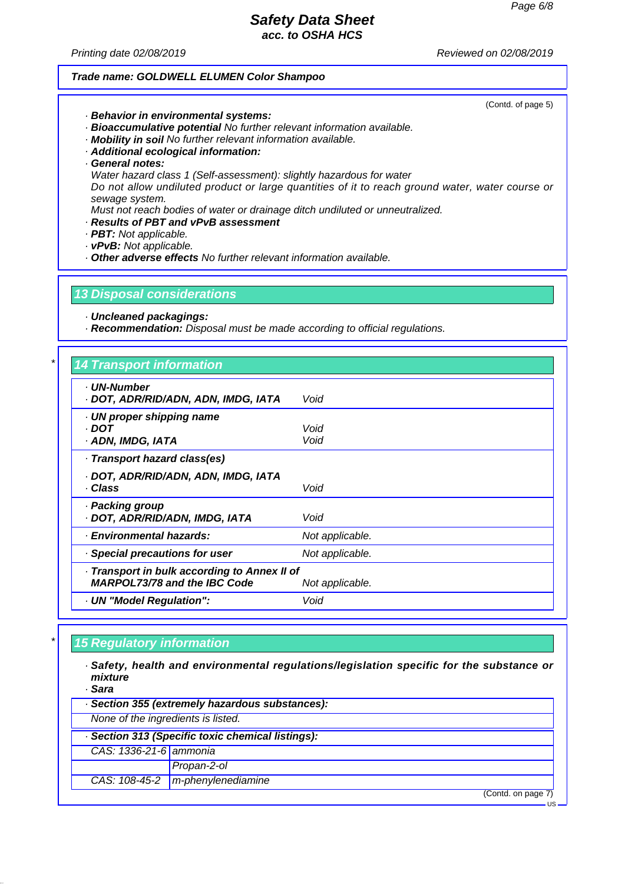Trade name: GOLDWELL ELUMEN Color Shampoo

(Contd. of page 5)

- **Behavior in environmental systems:**
- **Bioaccumulative potential** No further relevant information available.
- **Mobility in soil** No further relevant information available.
- **Additional ecological information:**
- **General notes:**
  Water hazard class 1 (Self-assessment): slightly hazardous for water
  Do not allow undiluted product or large quantities of it to reach ground water, water course or sewage system.
  Must not reach bodies of water or drainage ditch undiluted or unneutralized.
- **Results of PBT and vPvB assessment**
- **PBT:** Not applicable.
- **vPvB:** Not applicable.
- **Other adverse effects** No further relevant information available.

## 13 Disposal considerations

- **Uncleaned packagings:**
- **Recommendation:** Disposal must be made according to official regulations.

## 14 Transport information

| | |
|---|---|
| **UN-Number** | |
| **DOT, ADR/RID/ADN, ADN, IMDG, IATA** | Void |
| **UN proper shipping name** | |
| **DOT** | Void |
| **ADN, IMDG, IATA** | Void |
| **Transport hazard class(es)** | |
| **DOT, ADR/RID/ADN, ADN, IMDG, IATA** | |
| **Class** | Void |
| **Packing group** | |
| **DOT, ADR/RID/ADN, IMDG, IATA** | Void |
| **Environmental hazards:** | Not applicable. |
| **Special precautions for user** | Not applicable. |
| **Transport in bulk according to Annex II of MARPOL73/78 and the IBC Code** | Not applicable. |
| **UN "Model Regulation":** | Void |

## 15 Regulatory information

- **Safety, health and environmental regulations/legislation specific for the substance or mixture**
- **Sara**

**Section 355 (extremely hazardous substances):**

None of the ingredients is listed.

**Section 313 (Specific toxic chemical listings):**

| | |
|---|---|
| CAS: 1336-21-6 | ammonia |
| | Propan-2-ol |
| CAS: 108-45-2 | m-phenylenediamine |

(Contd. on page 7)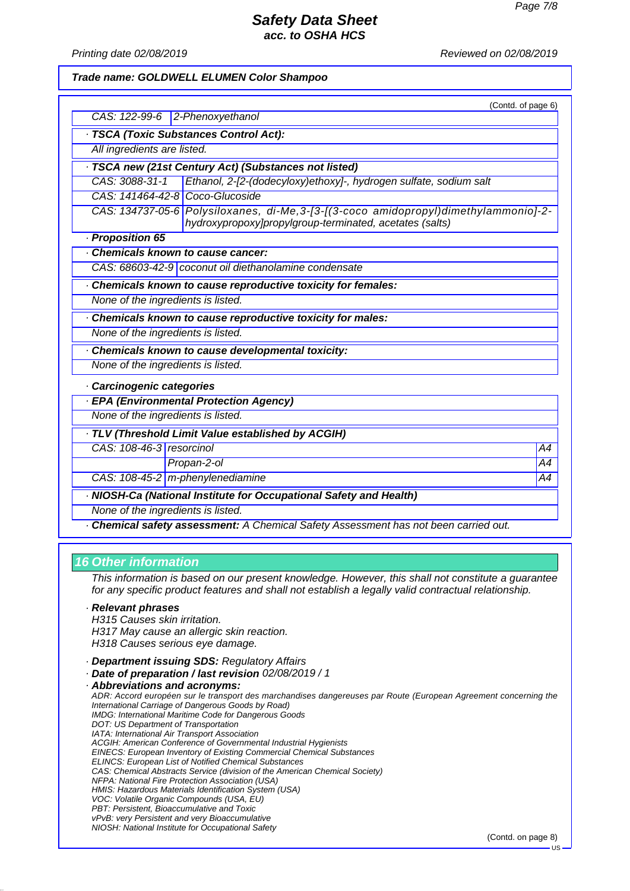**Trade name: GOLDWELL ELUMEN Color Shampoo**

(Contd. of page 6)

| CAS: 122-99-6 | 2-Phenoxyethanol |
|---|---|

**· TSCA (Toxic Substances Control Act):**

All ingredients are listed.

**· TSCA new (21st Century Act) (Substances not listed)**

| | |
|---|---|
| CAS: 3088-31-1 | Ethanol, 2-[2-(dodecyloxy)ethoxy]-, hydrogen sulfate, sodium salt |
| CAS: 141464-42-8 | Coco-Glucoside |
| CAS: 134737-05-6 | Polysiloxanes, di-Me,3-[3-[(3-coco amidopropyl)dimethylammonio]-2-hydroxypropoxy]propylgroup-terminated, acetates (salts) |

**· Proposition 65**

**· Chemicals known to cause cancer:**

| CAS: 68603-42-9 | coconut oil diethanolamine condensate |
|---|---|

**· Chemicals known to cause reproductive toxicity for females:**

None of the ingredients is listed.

**· Chemicals known to cause reproductive toxicity for males:**

None of the ingredients is listed.

**· Chemicals known to cause developmental toxicity:**

None of the ingredients is listed.

**· Carcinogenic categories**

**· EPA (Environmental Protection Agency)**

None of the ingredients is listed.

**· TLV (Threshold Limit Value established by ACGIH)**

| | | |
|---|---|---|
| CAS: 108-46-3 | resorcinol | A4 |
| | Propan-2-ol | A4 |
| CAS: 108-45-2 | m-phenylenediamine | A4 |

**· NIOSH-Ca (National Institute for Occupational Safety and Health)**

None of the ingredients is listed.

**· Chemical safety assessment:** A Chemical Safety Assessment has not been carried out.

## 16 Other information

This information is based on our present knowledge. However, this shall not constitute a guarantee for any specific product features and shall not establish a legally valid contractual relationship.

**· Relevant phrases**

H315 Causes skin irritation.
H317 May cause an allergic skin reaction.
H318 Causes serious eye damage.

**· Department issuing SDS:** Regulatory Affairs

**· Date of preparation / last revision** 02/08/2019 / 1

**· Abbreviations and acronyms:**

ADR: Accord européen sur le transport des marchandises dangereuses par Route (European Agreement concerning the International Carriage of Dangerous Goods by Road)
IMDG: International Maritime Code for Dangerous Goods
DOT: US Department of Transportation
IATA: International Air Transport Association
ACGIH: American Conference of Governmental Industrial Hygienists
EINECS: European Inventory of Existing Commercial Chemical Substances
ELINCS: European List of Notified Chemical Substances
CAS: Chemical Abstracts Service (division of the American Chemical Society)
NFPA: National Fire Protection Association (USA)
HMIS: Hazardous Materials Identification System (USA)
VOC: Volatile Organic Compounds (USA, EU)
PBT: Persistent, Bioaccumulative and Toxic
vPvB: very Persistent and very Bioaccumulative
NIOSH: National Institute for Occupational Safety

(Contd. on page 8)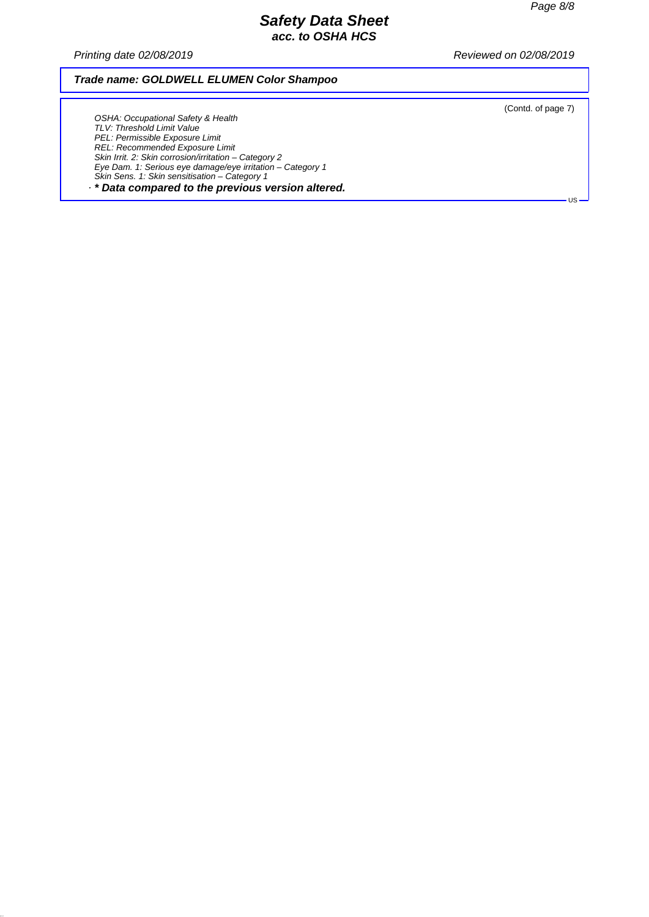# Safety Data Sheet
## acc. to OSHA HCS

*Printing date 02/08/2019* *Reviewed on 02/08/2019*

***Trade name: GOLDWELL ELUMEN Color Shampoo***

(Contd. of page 7)

*OSHA: Occupational Safety & Health*
*TLV: Threshold Limit Value*
*PEL: Permissible Exposure Limit*
*REL: Recommended Exposure Limit*
*Skin Irrit. 2: Skin corrosion/irritation – Category 2*
*Eye Dam. 1: Serious eye damage/eye irritation – Category 1*
*Skin Sens. 1: Skin sensitisation – Category 1*

· ***\* Data compared to the previous version altered.***

US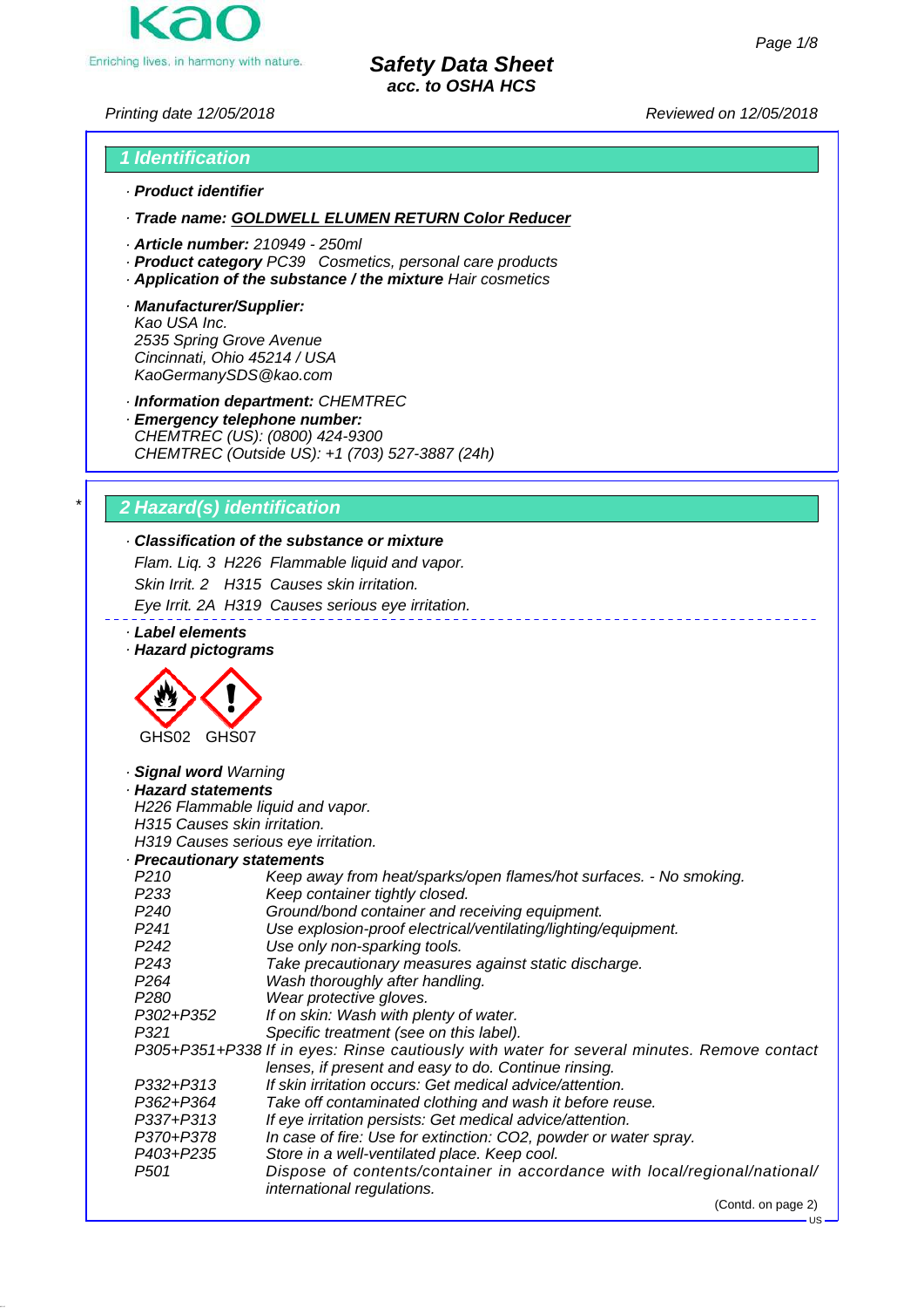# Safety Data Sheet
**acc. to OSHA HCS**

Printing date 12/05/2018 Reviewed on 12/05/2018

## 1 Identification

· **Product identifier**

· **Trade name: GOLDWELL ELUMEN RETURN Color Reducer**

· **Article number:** 210949 - 250ml
· **Product category** PC39 Cosmetics, personal care products
· **Application of the substance / the mixture** Hair cosmetics

· **Manufacturer/Supplier:**
Kao USA Inc.
2535 Spring Grove Avenue
Cincinnati, Ohio 45214 / USA
KaoGermanySDS@kao.com

· **Information department:** CHEMTREC
· **Emergency telephone number:**
CHEMTREC (US): (0800) 424-9300
CHEMTREC (Outside US): +1 (703) 527-3887 (24h)

## 2 Hazard(s) identification

· **Classification of the substance or mixture**
Flam. Liq. 3 H226 Flammable liquid and vapor.
Skin Irrit. 2 H315 Causes skin irritation.
Eye Irrit. 2A H319 Causes serious eye irritation.

· **Label elements**
· **Hazard pictograms**

GHS02 GHS07

· **Signal word** Warning
· **Hazard statements**
H226 Flammable liquid and vapor.
H315 Causes skin irritation.
H319 Causes serious eye irritation.
· **Precautionary statements**

| | |
|---|---|
| P210 | Keep away from heat/sparks/open flames/hot surfaces. - No smoking. |
| P233 | Keep container tightly closed. |
| P240 | Ground/bond container and receiving equipment. |
| P241 | Use explosion-proof electrical/ventilating/lighting/equipment. |
| P242 | Use only non-sparking tools. |
| P243 | Take precautionary measures against static discharge. |
| P264 | Wash thoroughly after handling. |
| P280 | Wear protective gloves. |
| P302+P352 | If on skin: Wash with plenty of water. |
| P321 | Specific treatment (see on this label). |
| P305+P351+P338 | If in eyes: Rinse cautiously with water for several minutes. Remove contact lenses, if present and easy to do. Continue rinsing. |
| P332+P313 | If skin irritation occurs: Get medical advice/attention. |
| P362+P364 | Take off contaminated clothing and wash it before reuse. |
| P337+P313 | If eye irritation persists: Get medical advice/attention. |
| P370+P378 | In case of fire: Use for extinction: CO2, powder or water spray. |
| P403+P235 | Store in a well-ventilated place. Keep cool. |
| P501 | Dispose of contents/container in accordance with local/regional/national/ international regulations. |

(Contd. on page 2)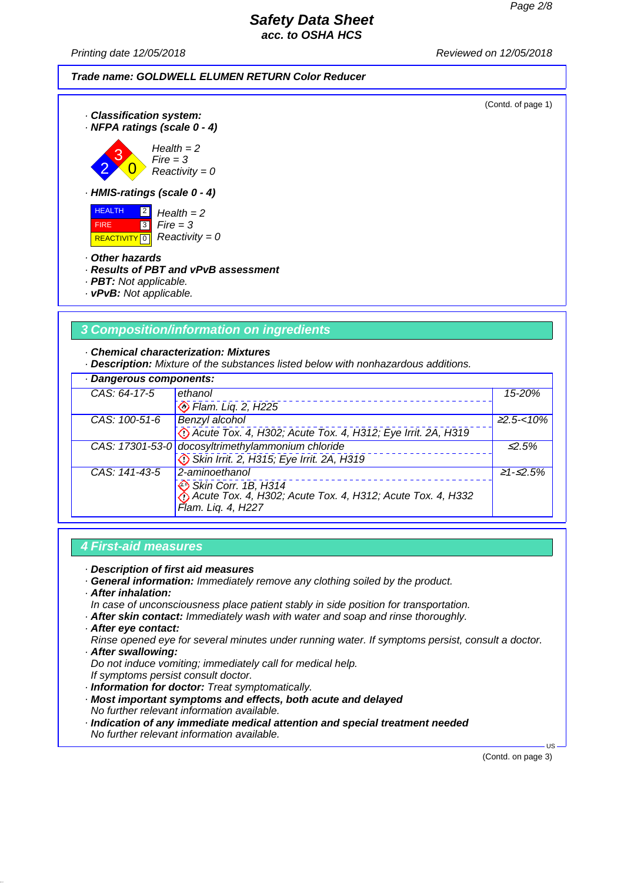(Contd. of page 1)

· **Classification system:**
· **NFPA ratings (scale 0 - 4)**

Health = 2
Fire = 3
Reactivity = 0

· **HMIS-ratings (scale 0 - 4)**

| HEALTH | 2 | Health = 2 |
|---|---|---|
| FIRE | 3 | Fire = 3 |
| REACTIVITY | 0 | Reactivity = 0 |

· **Other hazards**
· **Results of PBT and vPvB assessment**
· **PBT:** Not applicable.
· **vPvB:** Not applicable.

## 3 Composition/information on ingredients

· **Chemical characterization: Mixtures**
· **Description:** Mixture of the substances listed below with nonhazardous additions.

· **Dangerous components:**

| CAS | Component / Classification | Concentration |
|---|---|---|
| CAS: 64-17-5 | ethanol<br>Flam. Liq. 2, H225 | 15-20% |
| CAS: 100-51-6 | Benzyl alcohol<br>Acute Tox. 4, H302; Acute Tox. 4, H312; Eye Irrit. 2A, H319 | ≥2.5-<10% |
| CAS: 17301-53-0 | docosyltrimethylammonium chloride<br>Skin Irrit. 2, H315; Eye Irrit. 2A, H319 | ≤2.5% |
| CAS: 141-43-5 | 2-aminoethanol<br>Skin Corr. 1B, H314<br>Acute Tox. 4, H302; Acute Tox. 4, H312; Acute Tox. 4, H332<br>Flam. Liq. 4, H227 | ≥1-≤2.5% |

## 4 First-aid measures

· **Description of first aid measures**
· **General information:** Immediately remove any clothing soiled by the product.
· **After inhalation:**
In case of unconsciousness place patient stably in side position for transportation.
· **After skin contact:** Immediately wash with water and soap and rinse thoroughly.
· **After eye contact:**
Rinse opened eye for several minutes under running water. If symptoms persist, consult a doctor.
· **After swallowing:**
Do not induce vomiting; immediately call for medical help.
If symptoms persist consult doctor.
· **Information for doctor:** Treat symptomatically.
· **Most important symptoms and effects, both acute and delayed**
No further relevant information available.
· **Indication of any immediate medical attention and special treatment needed**
No further relevant information available.

(Contd. on page 3)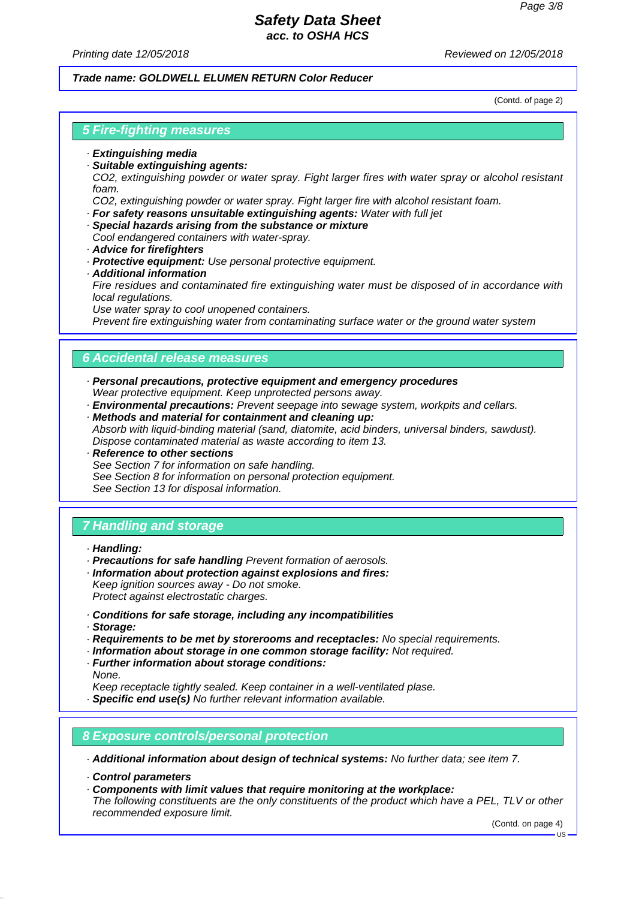*Trade name: GOLDWELL ELUMEN RETURN Color Reducer*

(Contd. of page 2)

## 5 Fire-fighting measures

· ***Extinguishing media***
· ***Suitable extinguishing agents:***
*$CO_2$, extinguishing powder or water spray. Fight larger fires with water spray or alcohol resistant foam.*
*$CO_2$, extinguishing powder or water spray. Fight larger fire with alcohol resistant foam.*
· ***For safety reasons unsuitable extinguishing agents:*** *Water with full jet*
· ***Special hazards arising from the substance or mixture***
*Cool endangered containers with water-spray.*
· ***Advice for firefighters***
· ***Protective equipment:*** *Use personal protective equipment.*
· ***Additional information***
*Fire residues and contaminated fire extinguishing water must be disposed of in accordance with local regulations.*
*Use water spray to cool unopened containers.*
*Prevent fire extinguishing water from contaminating surface water or the ground water system*

## 6 Accidental release measures

· ***Personal precautions, protective equipment and emergency procedures***
*Wear protective equipment. Keep unprotected persons away.*
· ***Environmental precautions:*** *Prevent seepage into sewage system, workpits and cellars.*
· ***Methods and material for containment and cleaning up:***
*Absorb with liquid-binding material (sand, diatomite, acid binders, universal binders, sawdust).*
*Dispose contaminated material as waste according to item 13.*
· ***Reference to other sections***
*See Section 7 for information on safe handling.*
*See Section 8 for information on personal protection equipment.*
*See Section 13 for disposal information.*

## 7 Handling and storage

· ***Handling:***
· ***Precautions for safe handling*** *Prevent formation of aerosols.*
· ***Information about protection against explosions and fires:***
*Keep ignition sources away - Do not smoke.*
*Protect against electrostatic charges.*

· ***Conditions for safe storage, including any incompatibilities***
· ***Storage:***
· ***Requirements to be met by storerooms and receptacles:*** *No special requirements.*
· ***Information about storage in one common storage facility:*** *Not required.*
· ***Further information about storage conditions:***
*None.*
*Keep receptacle tightly sealed. Keep container in a well-ventilated plase.*
· ***Specific end use(s)*** *No further relevant information available.*

## 8 Exposure controls/personal protection

· ***Additional information about design of technical systems:*** *No further data; see item 7.*

· ***Control parameters***
· ***Components with limit values that require monitoring at the workplace:***
*The following constituents are the only constituents of the product which have a PEL, TLV or other recommended exposure limit.*

(Contd. on page 4)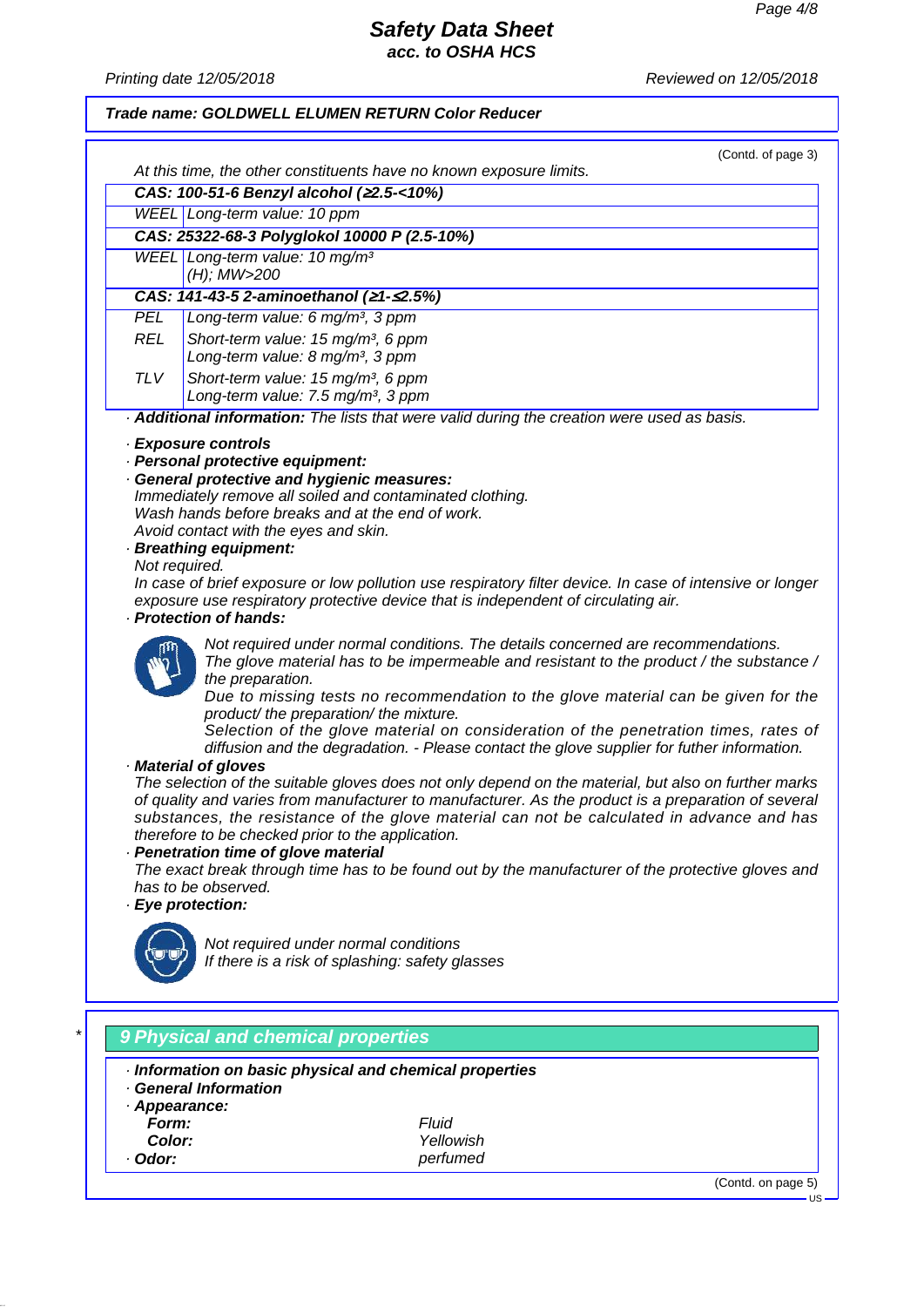(Contd. of page 3)

At this time, the other constituents have no known exposure limits.

| **CAS: 100-51-6 Benzyl alcohol (≥2.5-<10%)** | |
|---|---|
| WEEL | Long-term value: 10 ppm |
| **CAS: 25322-68-3 Polyglokol 10000 P (2.5-10%)** | |
| WEEL | Long-term value: 10 mg/m³ (H); MW>200 |
| **CAS: 141-43-5 2-aminoethanol (≥1-≤2.5%)** | |
| PEL | Long-term value: 6 mg/m³, 3 ppm |
| REL | Short-term value: 15 mg/m³, 6 ppm<br>Long-term value: 8 mg/m³, 3 ppm |
| TLV | Short-term value: 15 mg/m³, 6 ppm<br>Long-term value: 7.5 mg/m³, 3 ppm |

· **Additional information:** The lists that were valid during the creation were used as basis.

· **Exposure controls**
· **Personal protective equipment:**
· **General protective and hygienic measures:**
Immediately remove all soiled and contaminated clothing.
Wash hands before breaks and at the end of work.
Avoid contact with the eyes and skin.
· **Breathing equipment:**
Not required.
In case of brief exposure or low pollution use respiratory filter device. In case of intensive or longer exposure use respiratory protective device that is independent of circulating air.
· **Protection of hands:**

Not required under normal conditions. The details concerned are recommendations.
The glove material has to be impermeable and resistant to the product / the substance / the preparation.
Due to missing tests no recommendation to the glove material can be given for the product/ the preparation/ the mixture.
Selection of the glove material on consideration of the penetration times, rates of diffusion and the degradation. - Please contact the glove supplier for futher information.
· **Material of gloves**
The selection of the suitable gloves does not only depend on the material, but also on further marks of quality and varies from manufacturer to manufacturer. As the product is a preparation of several substances, the resistance of the glove material can not be calculated in advance and has therefore to be checked prior to the application.
· **Penetration time of glove material**
The exact break through time has to be found out by the manufacturer of the protective gloves and has to be observed.
· **Eye protection:**

Not required under normal conditions
If there is a risk of splashing: safety glasses

## * 9 Physical and chemical properties

· **Information on basic physical and chemical properties**
· **General Information**
· **Appearance:**

| | |
|---|---|
| **Form:** | Fluid |
| **Color:** | Yellowish |
| · **Odor:** | perfumed |

(Contd. on page 5)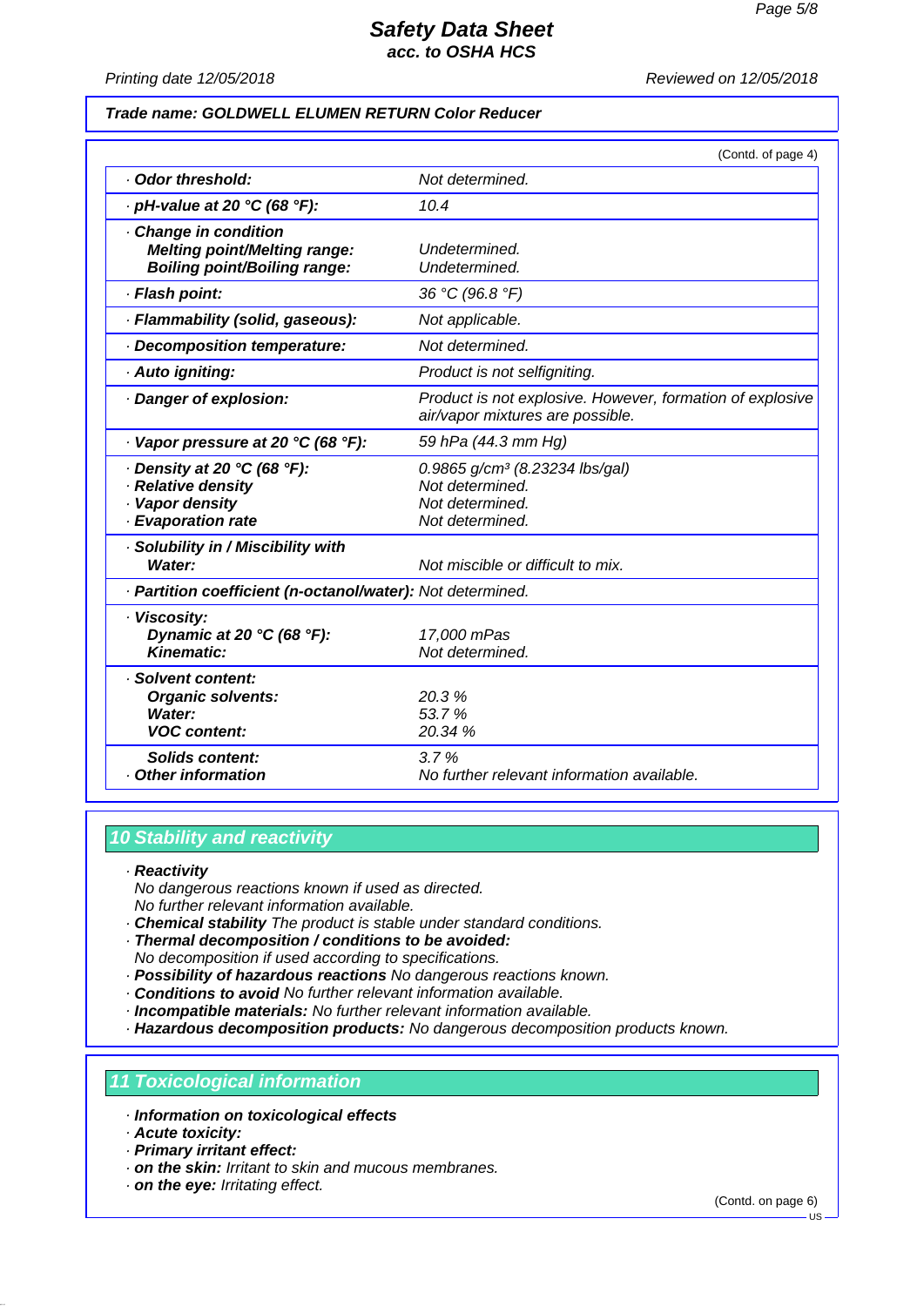**Trade name: GOLDWELL ELUMEN RETURN Color Reducer**

(Contd. of page 4)

| | |
|---|---|
| · **Odor threshold:** | Not determined. |
| · **pH-value at 20 °C (68 °F):** | 10.4 |
| · **Change in condition**<br>**Melting point/Melting range:**<br>**Boiling point/Boiling range:** | <br>Undetermined.<br>Undetermined. |
| · **Flash point:** | 36 °C (96.8 °F) |
| · **Flammability (solid, gaseous):** | Not applicable. |
| · **Decomposition temperature:** | Not determined. |
| · **Auto igniting:** | Product is not selfigniting. |
| · **Danger of explosion:** | Product is not explosive. However, formation of explosive air/vapor mixtures are possible. |
| · **Vapor pressure at 20 °C (68 °F):** | 59 hPa (44.3 mm Hg) |
| · **Density at 20 °C (68 °F):**<br>· **Relative density**<br>· **Vapor density**<br>· **Evaporation rate** | 0.9865 g/cm³ (8.23234 lbs/gal)<br>Not determined.<br>Not determined.<br>Not determined. |
| · **Solubility in / Miscibility with**<br>**Water:** | <br>Not miscible or difficult to mix. |
| · **Partition coefficient (n-octanol/water):** | Not determined. |
| · **Viscosity:**<br>**Dynamic at 20 °C (68 °F):**<br>**Kinematic:** | <br>17,000 mPas<br>Not determined. |
| · **Solvent content:**<br>**Organic solvents:**<br>**Water:**<br>**VOC content:** | <br>20.3 %<br>53.7 %<br>20.34 % |
| **Solids content:**<br>· **Other information** | 3.7 %<br>No further relevant information available. |

## 10 Stability and reactivity

· **Reactivity**
No dangerous reactions known if used as directed.
No further relevant information available.
· **Chemical stability** The product is stable under standard conditions.
· **Thermal decomposition / conditions to be avoided:**
No decomposition if used according to specifications.
· **Possibility of hazardous reactions** No dangerous reactions known.
· **Conditions to avoid** No further relevant information available.
· **Incompatible materials:** No further relevant information available.
· **Hazardous decomposition products:** No dangerous decomposition products known.

## 11 Toxicological information

· **Information on toxicological effects**
· **Acute toxicity:**
· **Primary irritant effect:**
· **on the skin:** Irritant to skin and mucous membranes.
· **on the eye:** Irritating effect.

(Contd. on page 6)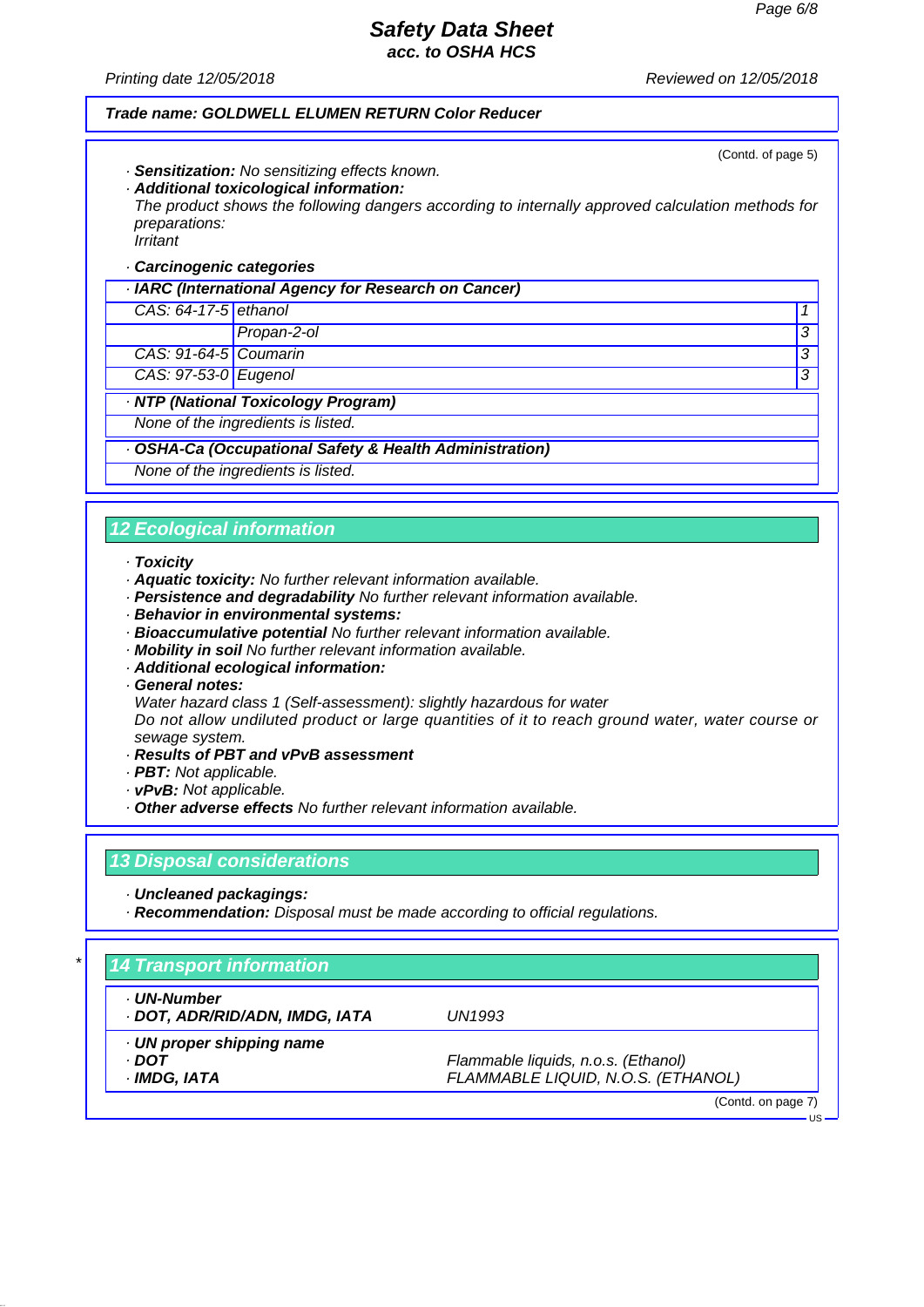(Contd. of page 5)

· **Sensitization:** No sensitizing effects known.

· **Additional toxicological information:**

The product shows the following dangers according to internally approved calculation methods for preparations:

Irritant

· **Carcinogenic categories**

| · **IARC (International Agency for Research on Cancer)** | | |
|---|---|---|
| CAS: 64-17-5 | ethanol | 1 |
| | Propan-2-ol | 3 |
| CAS: 91-64-5 | Coumarin | 3 |
| CAS: 97-53-0 | Eugenol | 3 |

· **NTP (National Toxicology Program)**

None of the ingredients is listed.

· **OSHA-Ca (Occupational Safety & Health Administration)**

None of the ingredients is listed.

## 12 Ecological information

· **Toxicity**

· **Aquatic toxicity:** No further relevant information available.

· **Persistence and degradability** No further relevant information available.

· **Behavior in environmental systems:**

· **Bioaccumulative potential** No further relevant information available.

· **Mobility in soil** No further relevant information available.

· **Additional ecological information:**

· **General notes:**

Water hazard class 1 (Self-assessment): slightly hazardous for water

Do not allow undiluted product or large quantities of it to reach ground water, water course or sewage system.

· **Results of PBT and vPvB assessment**

· **PBT:** Not applicable.

· **vPvB:** Not applicable.

· **Other adverse effects** No further relevant information available.

## 13 Disposal considerations

· **Uncleaned packagings:**

· **Recommendation:** Disposal must be made according to official regulations.

## * 14 Transport information

| · **UN-Number** | |
|---|---|
| · **DOT, ADR/RID/ADN, IMDG, IATA** | UN1993 |
| · **UN proper shipping name** | |
| · **DOT** | Flammable liquids, n.o.s. (Ethanol) |
| · **IMDG, IATA** | FLAMMABLE LIQUID, N.O.S. (ETHANOL) |

(Contd. on page 7)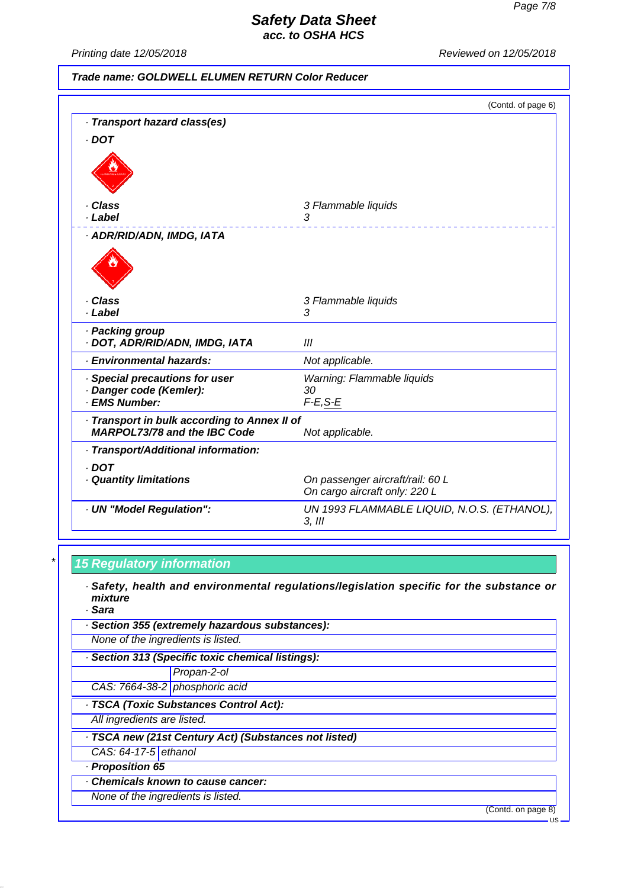Trade name: GOLDWELL ELUMEN RETURN Color Reducer

(Contd. of page 6)

· **Transport hazard class(es)**

· **DOT**

| | |
|---|---|
| · **Class** | 3 Flammable liquids |
| · **Label** | 3 |

· **ADR/RID/ADN, IMDG, IATA**

| | |
|---|---|
| · **Class** | 3 Flammable liquids |
| · **Label** | 3 |
| · **Packing group** · **DOT, ADR/RID/ADN, IMDG, IATA** | III |
| · **Environmental hazards:** | Not applicable. |
| · **Special precautions for user** | Warning: Flammable liquids |
| · **Danger code (Kemler):** | 30 |
| · **EMS Number:** | F-E,S-E |
| · **Transport in bulk according to Annex II of MARPOL73/78 and the IBC Code** | Not applicable. |
| · **Transport/Additional information:** | |
| · **DOT** · **Quantity limitations** | On passenger aircraft/rail: 60 L On cargo aircraft only: 220 L |
| · **UN "Model Regulation":** | UN 1993 FLAMMABLE LIQUID, N.O.S. (ETHANOL), 3, III |

## 15 Regulatory information

· **Safety, health and environmental regulations/legislation specific for the substance or mixture**

· **Sara**

· **Section 355 (extremely hazardous substances):**

None of the ingredients is listed.

· **Section 313 (Specific toxic chemical listings):**

| | |
|---|---|
| | Propan-2-ol |
| CAS: 7664-38-2 | phosphoric acid |

· **TSCA (Toxic Substances Control Act):**

All ingredients are listed.

· **TSCA new (21st Century Act) (Substances not listed)**

| | |
|---|---|
| CAS: 64-17-5 | ethanol |

· **Proposition 65**

· **Chemicals known to cause cancer:**

None of the ingredients is listed.

(Contd. on page 8)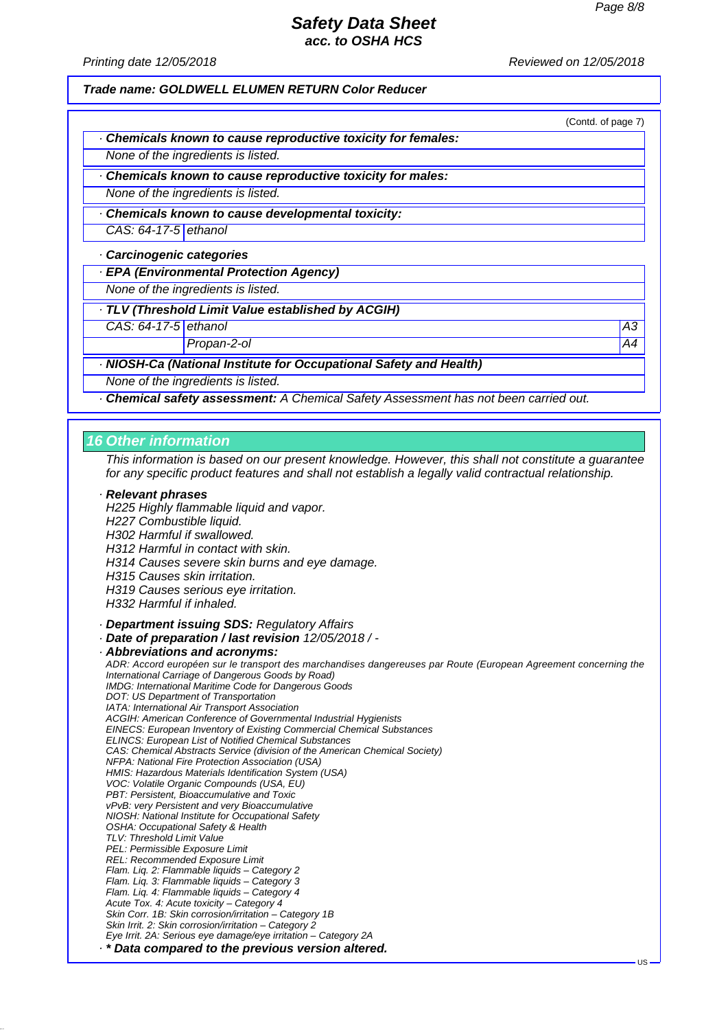**Trade name: GOLDWELL ELUMEN RETURN Color Reducer**

(Contd. of page 7)

· **Chemicals known to cause reproductive toxicity for females:**

None of the ingredients is listed.

· **Chemicals known to cause reproductive toxicity for males:**

None of the ingredients is listed.

· **Chemicals known to cause developmental toxicity:**

| | |
|---|---|
| CAS: 64-17-5 | ethanol |

· **Carcinogenic categories**

· **EPA (Environmental Protection Agency)**

None of the ingredients is listed.

· **TLV (Threshold Limit Value established by ACGIH)**

| | | |
|---|---|---|
| CAS: 64-17-5 | ethanol | A3 |
| | Propan-2-ol | A4 |

· **NIOSH-Ca (National Institute for Occupational Safety and Health)**

None of the ingredients is listed.

· **Chemical safety assessment:** A Chemical Safety Assessment has not been carried out.

## 16 Other information

This information is based on our present knowledge. However, this shall not constitute a guarantee for any specific product features and shall not establish a legally valid contractual relationship.

· **Relevant phrases**

H225 Highly flammable liquid and vapor.
H227 Combustible liquid.
H302 Harmful if swallowed.
H312 Harmful in contact with skin.
H314 Causes severe skin burns and eye damage.
H315 Causes skin irritation.
H319 Causes serious eye irritation.
H332 Harmful if inhaled.

· **Department issuing SDS:** Regulatory Affairs

· **Date of preparation / last revision** 12/05/2018 / -

· **Abbreviations and acronyms:**

ADR: Accord européen sur le transport des marchandises dangereuses par Route (European Agreement concerning the International Carriage of Dangerous Goods by Road)
IMDG: International Maritime Code for Dangerous Goods
DOT: US Department of Transportation
IATA: International Air Transport Association
ACGIH: American Conference of Governmental Industrial Hygienists
EINECS: European Inventory of Existing Commercial Chemical Substances
ELINCS: European List of Notified Chemical Substances
CAS: Chemical Abstracts Service (division of the American Chemical Society)
NFPA: National Fire Protection Association (USA)
HMIS: Hazardous Materials Identification System (USA)
VOC: Volatile Organic Compounds (USA, EU)
PBT: Persistent, Bioaccumulative and Toxic
vPvB: very Persistent and very Bioaccumulative
NIOSH: National Institute for Occupational Safety
OSHA: Occupational Safety & Health
TLV: Threshold Limit Value
PEL: Permissible Exposure Limit
REL: Recommended Exposure Limit
Flam. Liq. 2: Flammable liquids – Category 2
Flam. Liq. 3: Flammable liquids – Category 3
Flam. Liq. 4: Flammable liquids – Category 4
Acute Tox. 4: Acute toxicity – Category 4
Skin Corr. 1B: Skin corrosion/irritation – Category 1B
Skin Irrit. 2: Skin corrosion/irritation – Category 2
Eye Irrit. 2A: Serious eye damage/eye irritation – Category 2A

· *** Data compared to the previous version altered.**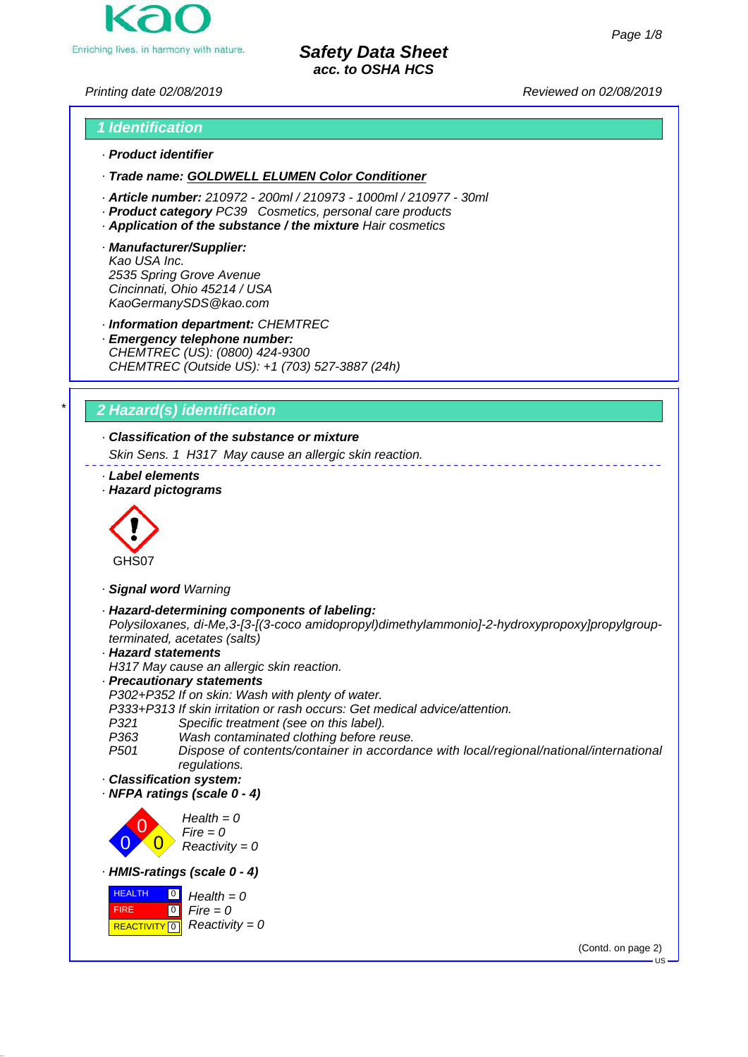# Safety Data Sheet
**acc. to OSHA HCS**

Printing date 02/08/2019 Reviewed on 02/08/2019

## 1 Identification

· **Product identifier**

· **Trade name: GOLDWELL ELUMEN Color Conditioner**

· **Article number:** 210972 - 200ml / 210973 - 1000ml / 210977 - 30ml
· **Product category** PC39 Cosmetics, personal care products
· **Application of the substance / the mixture** Hair cosmetics

· **Manufacturer/Supplier:**
Kao USA Inc.
2535 Spring Grove Avenue
Cincinnati, Ohio 45214 / USA
KaoGermanySDS@kao.com

· **Information department:** CHEMTREC
· **Emergency telephone number:**
CHEMTREC (US): (0800) 424-9300
CHEMTREC (Outside US): +1 (703) 527-3887 (24h)

## 2 Hazard(s) identification

· **Classification of the substance or mixture**
Skin Sens. 1 H317 May cause an allergic skin reaction.

· **Label elements**
· **Hazard pictograms**

GHS07

· **Signal word** Warning

· **Hazard-determining components of labeling:**
Polysiloxanes, di-Me,3-[3-[(3-coco amidopropyl)dimethylammonio]-2-hydroxypropoxy]propylgroup-terminated, acetates (salts)
· **Hazard statements**
H317 May cause an allergic skin reaction.
· **Precautionary statements**
P302+P352 If on skin: Wash with plenty of water.
P333+P313 If skin irritation or rash occurs: Get medical advice/attention.
P321 Specific treatment (see on this label).
P363 Wash contaminated clothing before reuse.
P501 Dispose of contents/container in accordance with local/regional/national/international regulations.
· **Classification system:**
· **NFPA ratings (scale 0 - 4)**

Health = 0
Fire = 0
Reactivity = 0

· **HMIS-ratings (scale 0 - 4)**

| | | |
|---|---|---|
| HEALTH | 0 | Health = 0 |
| FIRE | 0 | Fire = 0 |
| REACTIVITY | 0 | Reactivity = 0 |

(Contd. on page 2)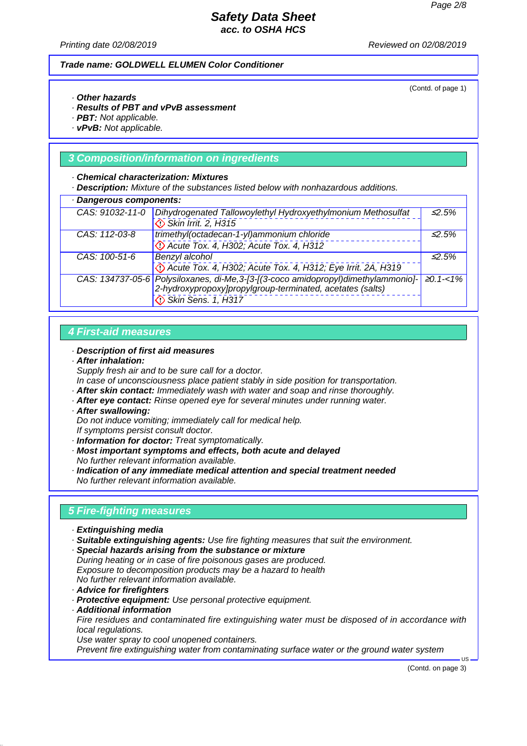**Trade name: GOLDWELL ELUMEN Color Conditioner**

(Contd. of page 1)

· **Other hazards**
· **Results of PBT and vPvB assessment**
· **PBT:** Not applicable.
· **vPvB:** Not applicable.

## 3 Composition/information on ingredients

· **Chemical characterization: Mixtures**
· **Description:** Mixture of the substances listed below with nonhazardous additions.

| · **Dangerous components:** | | |
|---|---|---|
| CAS: 91032-11-0 | Dihydrogenated Tallowoylethyl Hydroxyethylmonium Methosulfat<br>Skin Irrit. 2, H315 | ≤2.5% |
| CAS: 112-03-8 | trimethyl(octadecan-1-yl)ammonium chloride<br>Acute Tox. 4, H302; Acute Tox. 4, H312 | ≤2.5% |
| CAS: 100-51-6 | Benzyl alcohol<br>Acute Tox. 4, H302; Acute Tox. 4, H312; Eye Irrit. 2A, H319 | ≤2.5% |
| CAS: 134737-05-6 | Polysiloxanes, di-Me,3-[3-[(3-coco amidopropyl)dimethylammonio]-2-hydroxypropoxy]propylgroup-terminated, acetates (salts)<br>Skin Sens. 1, H317 | ≥0.1-<1% |

## 4 First-aid measures

· **Description of first aid measures**
· **After inhalation:**
Supply fresh air and to be sure call for a doctor.
In case of unconsciousness place patient stably in side position for transportation.
· **After skin contact:** Immediately wash with water and soap and rinse thoroughly.
· **After eye contact:** Rinse opened eye for several minutes under running water.
· **After swallowing:**
Do not induce vomiting; immediately call for medical help.
If symptoms persist consult doctor.
· **Information for doctor:** Treat symptomatically.
· **Most important symptoms and effects, both acute and delayed**
No further relevant information available.
· **Indication of any immediate medical attention and special treatment needed**
No further relevant information available.

## 5 Fire-fighting measures

· **Extinguishing media**
· **Suitable extinguishing agents:** Use fire fighting measures that suit the environment.
· **Special hazards arising from the substance or mixture**
During heating or in case of fire poisonous gases are produced.
Exposure to decomposition products may be a hazard to health
No further relevant information available.
· **Advice for firefighters**
· **Protective equipment:** Use personal protective equipment.
· **Additional information**
Fire residues and contaminated fire extinguishing water must be disposed of in accordance with local regulations.
Use water spray to cool unopened containers.
Prevent fire extinguishing water from contaminating surface water or the ground water system

(Contd. on page 3)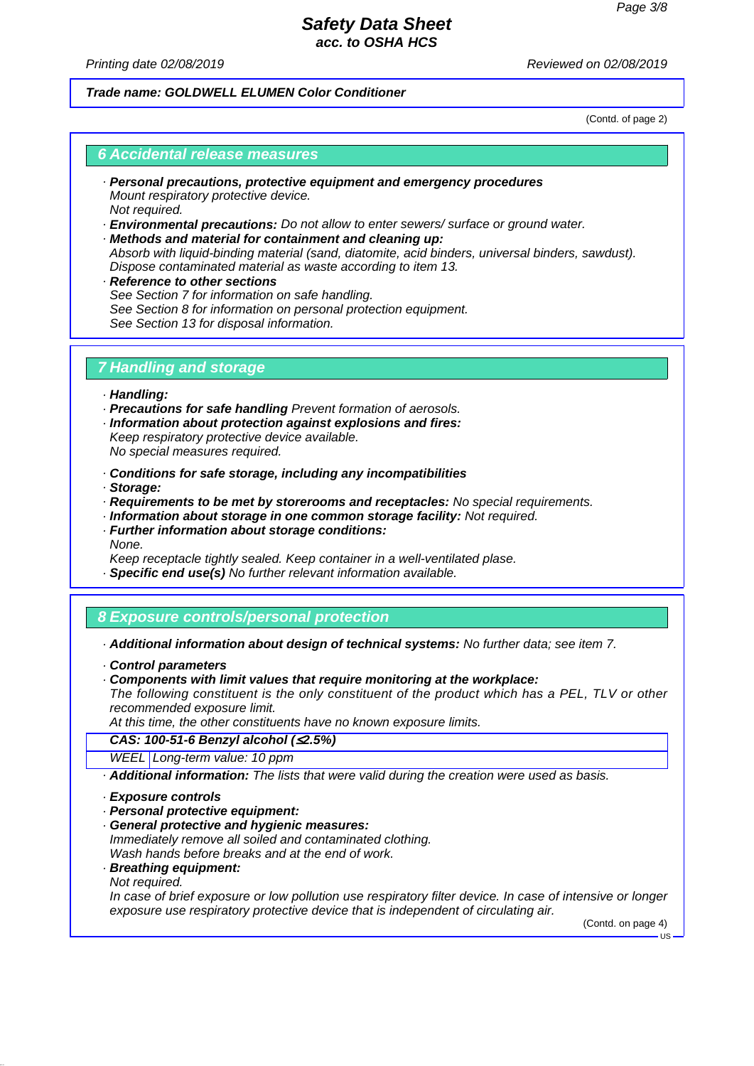**Trade name: GOLDWELL ELUMEN Color Conditioner**

(Contd. of page 2)

## 6 Accidental release measures

· ***Personal precautions, protective equipment and emergency procedures***
*Mount respiratory protective device.*
*Not required.*

· ***Environmental precautions:*** *Do not allow to enter sewers/ surface or ground water.*

· ***Methods and material for containment and cleaning up:***
*Absorb with liquid-binding material (sand, diatomite, acid binders, universal binders, sawdust).*
*Dispose contaminated material as waste according to item 13.*

· ***Reference to other sections***
*See Section 7 for information on safe handling.*
*See Section 8 for information on personal protection equipment.*
*See Section 13 for disposal information.*

## 7 Handling and storage

· ***Handling:***

· ***Precautions for safe handling*** *Prevent formation of aerosols.*

· ***Information about protection against explosions and fires:***
*Keep respiratory protective device available.*
*No special measures required.*

· ***Conditions for safe storage, including any incompatibilities***

· ***Storage:***

· ***Requirements to be met by storerooms and receptacles:*** *No special requirements.*

· ***Information about storage in one common storage facility:*** *Not required.*

· ***Further information about storage conditions:***
*None.*
*Keep receptacle tightly sealed. Keep container in a well-ventilated plase.*

· ***Specific end use(s)*** *No further relevant information available.*

## 8 Exposure controls/personal protection

· ***Additional information about design of technical systems:*** *No further data; see item 7.*

· ***Control parameters***

· ***Components with limit values that require monitoring at the workplace:***
*The following constituent is the only constituent of the product which has a PEL, TLV or other recommended exposure limit.*
*At this time, the other constituents have no known exposure limits.*

| ***CAS: 100-51-6 Benzyl alcohol (≤2.5%)*** | |
|---|---|
| *WEEL* | *Long-term value: 10 ppm* |

· ***Additional information:*** *The lists that were valid during the creation were used as basis.*

· ***Exposure controls***

· ***Personal protective equipment:***

· ***General protective and hygienic measures:***
*Immediately remove all soiled and contaminated clothing.*
*Wash hands before breaks and at the end of work.*

· ***Breathing equipment:***
*Not required.*
*In case of brief exposure or low pollution use respiratory filter device. In case of intensive or longer exposure use respiratory protective device that is independent of circulating air.*

(Contd. on page 4)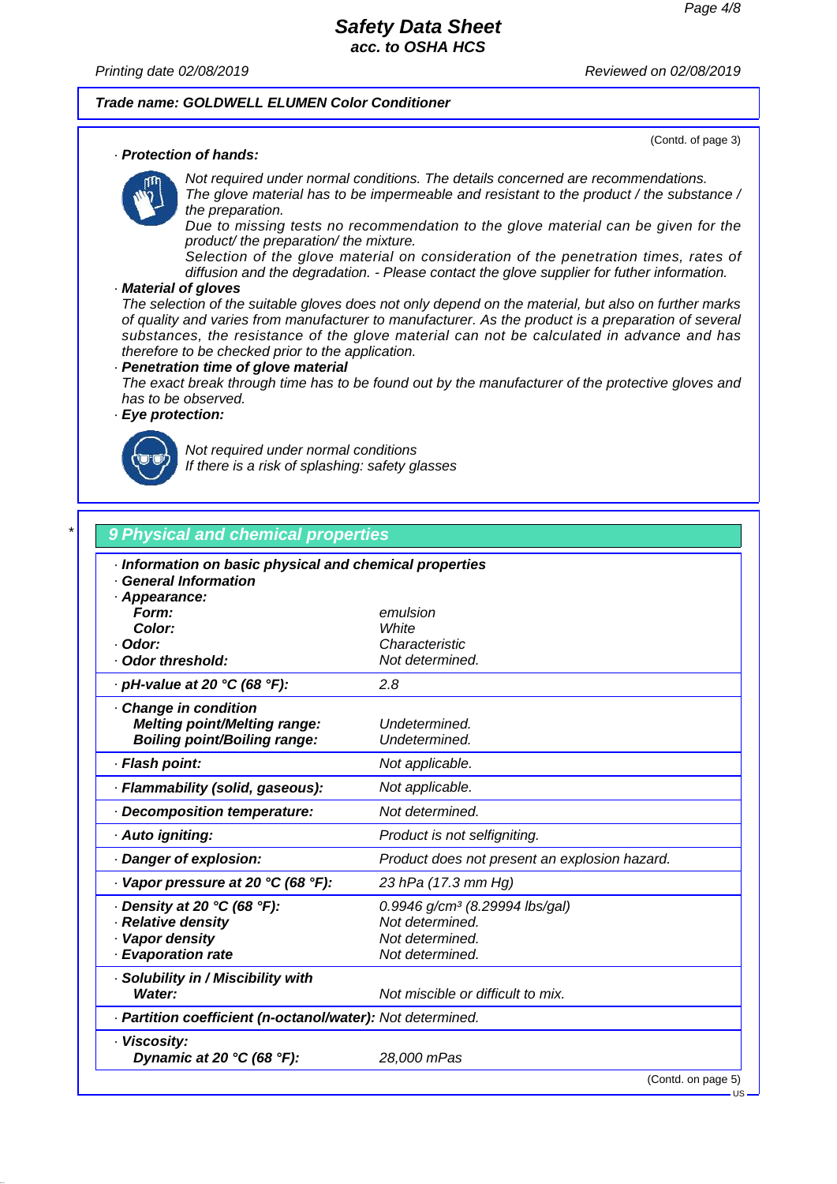Trade name: GOLDWELL ELUMEN Color Conditioner

(Contd. of page 3)

· **Protection of hands:**

*Not required under normal conditions. The details concerned are recommendations.*
*The glove material has to be impermeable and resistant to the product / the substance / the preparation.*
*Due to missing tests no recommendation to the glove material can be given for the product/ the preparation/ the mixture.*
*Selection of the glove material on consideration of the penetration times, rates of diffusion and the degradation. - Please contact the glove supplier for futher information.*

· **Material of gloves**
*The selection of the suitable gloves does not only depend on the material, but also on further marks of quality and varies from manufacturer to manufacturer. As the product is a preparation of several substances, the resistance of the glove material can not be calculated in advance and has therefore to be checked prior to the application.*

· **Penetration time of glove material**
*The exact break through time has to be found out by the manufacturer of the protective gloves and has to be observed.*

· **Eye protection:**

*Not required under normal conditions*
*If there is a risk of splashing: safety glasses*

## * 9 Physical and chemical properties

| · Information on basic physical and chemical properties | |
|---|---|
| · General Information | |
| · Appearance: | |
| Form: | emulsion |
| Color: | White |
| · Odor: | Characteristic |
| · Odor threshold: | Not determined. |
| · pH-value at 20 °C (68 °F): | 2.8 |
| · Change in condition | |
| Melting point/Melting range: | Undetermined. |
| Boiling point/Boiling range: | Undetermined. |
| · Flash point: | Not applicable. |
| · Flammability (solid, gaseous): | Not applicable. |
| · Decomposition temperature: | Not determined. |
| · Auto igniting: | Product is not selfigniting. |
| · Danger of explosion: | Product does not present an explosion hazard. |
| · Vapor pressure at 20 °C (68 °F): | 23 hPa (17.3 mm Hg) |
| · Density at 20 °C (68 °F): | 0.9946 g/cm³ (8.29994 lbs/gal) |
| · Relative density | Not determined. |
| · Vapor density | Not determined. |
| · Evaporation rate | Not determined. |
| · Solubility in / Miscibility with | |
| Water: | Not miscible or difficult to mix. |
| · Partition coefficient (n-octanol/water): | Not determined. |
| · Viscosity: | |
| Dynamic at 20 °C (68 °F): | 28,000 mPas |

(Contd. on page 5)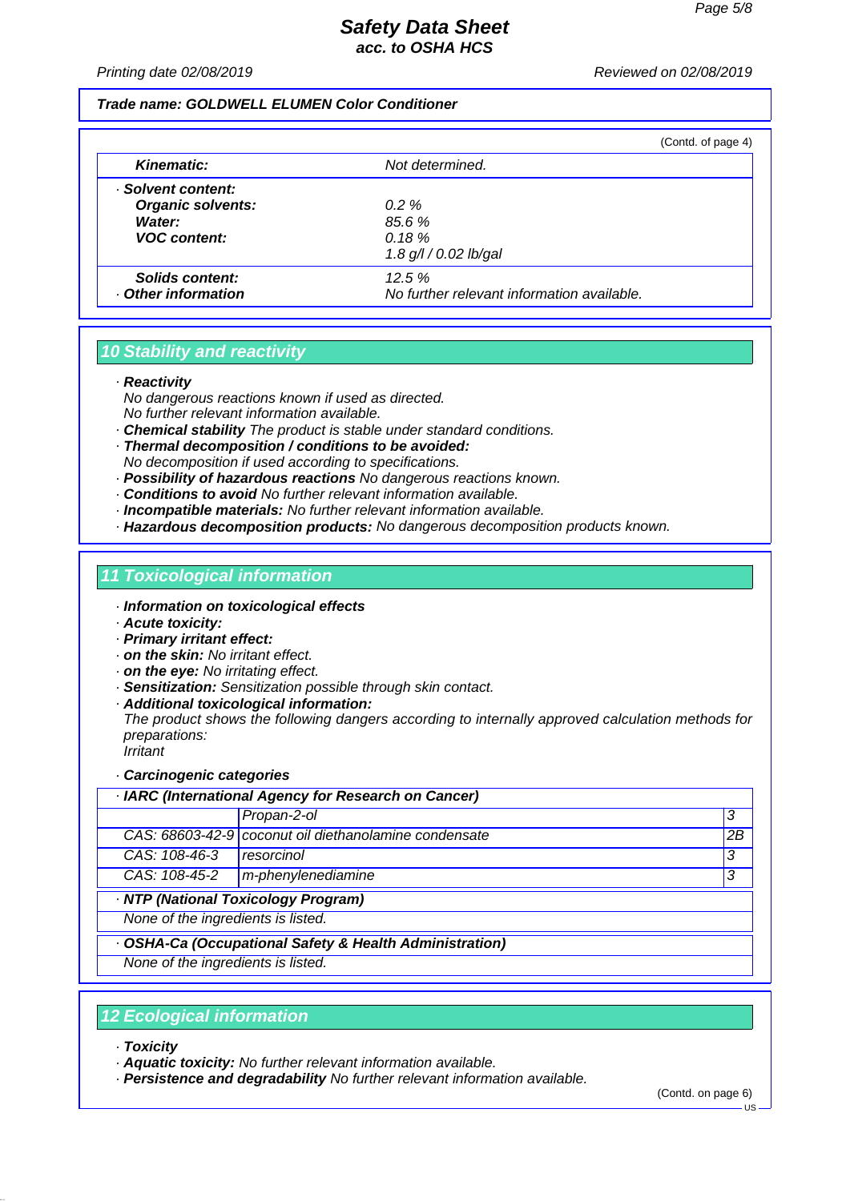Trade name: **GOLDWELL ELUMEN Color Conditioner**

(Contd. of page 4)

| | |
|---|---|
| **Kinematic:** | Not determined. |
| · **Solvent content:** | |
| **Organic solvents:** | 0.2 % |
| **Water:** | 85.6 % |
| **VOC content:** | 0.18 % |
| | 1.8 g/l / 0.02 lb/gal |
| **Solids content:** | 12.5 % |
| · **Other information** | No further relevant information available. |

## 10 Stability and reactivity

· **Reactivity**
No dangerous reactions known if used as directed.
No further relevant information available.
· **Chemical stability** The product is stable under standard conditions.
· **Thermal decomposition / conditions to be avoided:**
No decomposition if used according to specifications.
· **Possibility of hazardous reactions** No dangerous reactions known.
· **Conditions to avoid** No further relevant information available.
· **Incompatible materials:** No further relevant information available.
· **Hazardous decomposition products:** No dangerous decomposition products known.

## 11 Toxicological information

· **Information on toxicological effects**
· **Acute toxicity:**
· **Primary irritant effect:**
· **on the skin:** No irritant effect.
· **on the eye:** No irritating effect.
· **Sensitization:** Sensitization possible through skin contact.
· **Additional toxicological information:**
The product shows the following dangers according to internally approved calculation methods for preparations:
Irritant

· **Carcinogenic categories**

| · **IARC (International Agency for Research on Cancer)** | | |
|---|---|---|
| | Propan-2-ol | 3 |
| CAS: 68603-42-9 | coconut oil diethanolamine condensate | 2B |
| CAS: 108-46-3 | resorcinol | 3 |
| CAS: 108-45-2 | m-phenylenediamine | 3 |

| · **NTP (National Toxicology Program)** |
|---|
| None of the ingredients is listed. |

| · **OSHA-Ca (Occupational Safety & Health Administration)** |
|---|
| None of the ingredients is listed. |

## 12 Ecological information

· **Toxicity**
· **Aquatic toxicity:** No further relevant information available.
· **Persistence and degradability** No further relevant information available.

(Contd. on page 6)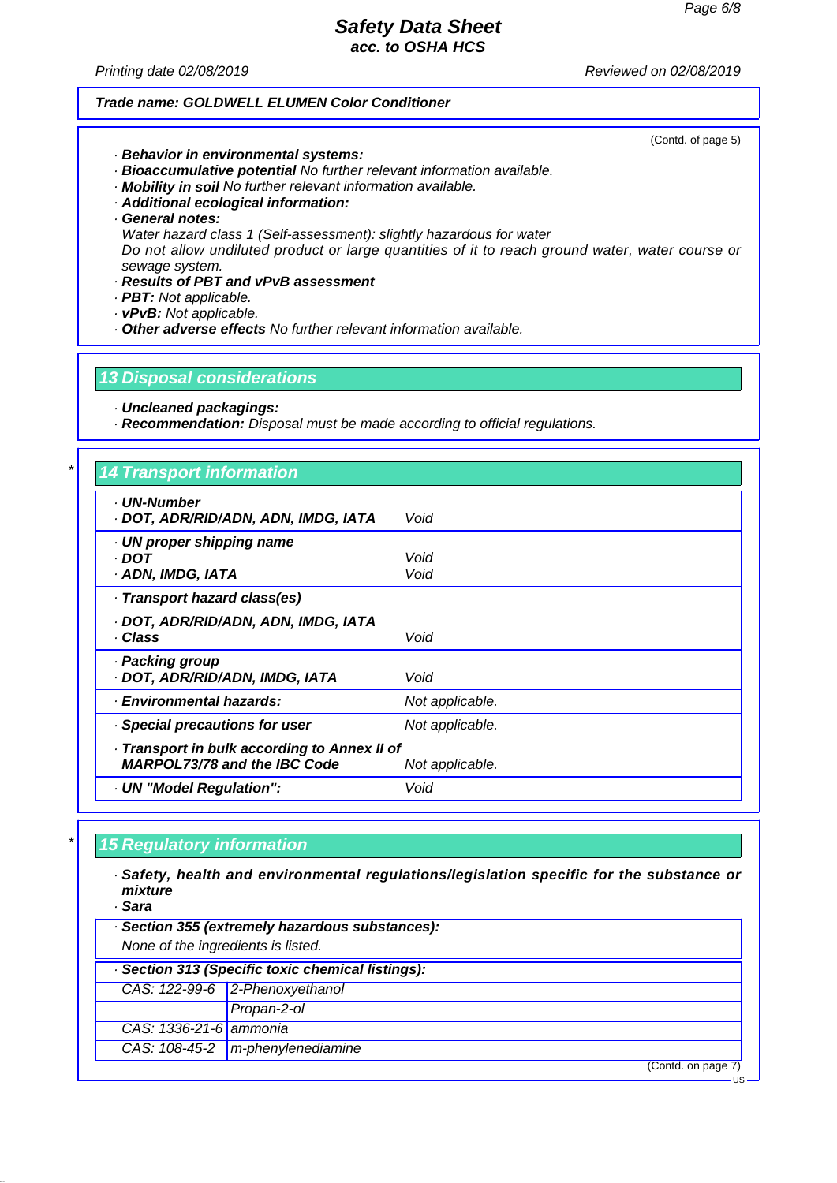(Contd. of page 5)

· **Behavior in environmental systems:**
· **Bioaccumulative potential** No further relevant information available.
· **Mobility in soil** No further relevant information available.
· **Additional ecological information:**
· **General notes:**
Water hazard class 1 (Self-assessment): slightly hazardous for water
Do not allow undiluted product or large quantities of it to reach ground water, water course or sewage system.
· **Results of PBT and vPvB assessment**
· **PBT:** Not applicable.
· **vPvB:** Not applicable.
· **Other adverse effects** No further relevant information available.

## 13 Disposal considerations

· **Uncleaned packagings:**
· **Recommendation:** Disposal must be made according to official regulations.

## * 14 Transport information

| | |
|---|---|
| · **UN-Number**<br>· **DOT, ADR/RID/ADN, ADN, IMDG, IATA** | Void |
| · **UN proper shipping name**<br>· **DOT**<br>· **ADN, IMDG, IATA** | <br>Void<br>Void |
| · **Transport hazard class(es)** | |
| · **DOT, ADR/RID/ADN, ADN, IMDG, IATA**<br>· **Class** | <br>Void |
| · **Packing group**<br>· **DOT, ADR/RID/ADN, IMDG, IATA** | <br>Void |
| · **Environmental hazards:** | Not applicable. |
| · **Special precautions for user** | Not applicable. |
| · **Transport in bulk according to Annex II of MARPOL73/78 and the IBC Code** | Not applicable. |
| · **UN "Model Regulation":** | Void |

## * 15 Regulatory information

· **Safety, health and environmental regulations/legislation specific for the substance or mixture**
· **Sara**

| · **Section 355 (extremely hazardous substances):** | |
|---|---|
| None of the ingredients is listed. | |

| · **Section 313 (Specific toxic chemical listings):** | |
|---|---|
| CAS: 122-99-6 | 2-Phenoxyethanol |
| | Propan-2-ol |
| CAS: 1336-21-6 | ammonia |
| CAS: 108-45-2 | m-phenylenediamine |

(Contd. on page 7)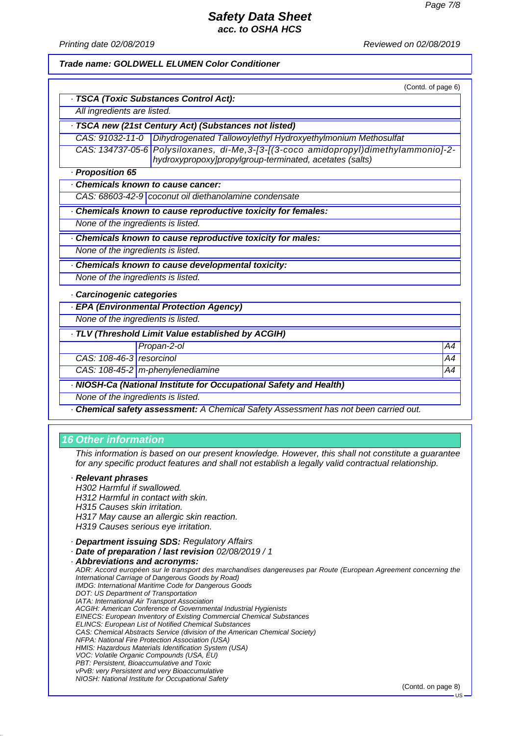**Trade name: GOLDWELL ELUMEN Color Conditioner**

(Contd. of page 6)

· **TSCA (Toxic Substances Control Act):**

All ingredients are listed.

· **TSCA new (21st Century Act) (Substances not listed)**

| | |
|---|---|
| CAS: 91032-11-0 | Dihydrogenated Tallowoylethyl Hydroxyethylmonium Methosulfat |
| CAS: 134737-05-6 | Polysiloxanes, di-Me,3-[3-[(3-coco amidopropyl)dimethylammonio]-2-hydroxypropoxy]propylgroup-terminated, acetates (salts) |

· **Proposition 65**

· **Chemicals known to cause cancer:**

| | |
|---|---|
| CAS: 68603-42-9 | coconut oil diethanolamine condensate |

· **Chemicals known to cause reproductive toxicity for females:**

None of the ingredients is listed.

· **Chemicals known to cause reproductive toxicity for males:**

None of the ingredients is listed.

· **Chemicals known to cause developmental toxicity:**

None of the ingredients is listed.

· **Carcinogenic categories**

· **EPA (Environmental Protection Agency)**

None of the ingredients is listed.

· **TLV (Threshold Limit Value established by ACGIH)**

| | | |
|---|---|---|
| | Propan-2-ol | A4 |
| CAS: 108-46-3 | resorcinol | A4 |
| CAS: 108-45-2 | m-phenylenediamine | A4 |

· **NIOSH-Ca (National Institute for Occupational Safety and Health)**

None of the ingredients is listed.

· **Chemical safety assessment:** A Chemical Safety Assessment has not been carried out.

## 16 Other information

This information is based on our present knowledge. However, this shall not constitute a guarantee for any specific product features and shall not establish a legally valid contractual relationship.

· **Relevant phrases**

H302 Harmful if swallowed.
H312 Harmful in contact with skin.
H315 Causes skin irritation.
H317 May cause an allergic skin reaction.
H319 Causes serious eye irritation.

· **Department issuing SDS:** Regulatory Affairs

· **Date of preparation / last revision** 02/08/2019 / 1

· **Abbreviations and acronyms:**

ADR: Accord européen sur le transport des marchandises dangereuses par Route (European Agreement concerning the International Carriage of Dangerous Goods by Road)
IMDG: International Maritime Code for Dangerous Goods
DOT: US Department of Transportation
IATA: International Air Transport Association
ACGIH: American Conference of Governmental Industrial Hygienists
EINECS: European Inventory of Existing Commercial Chemical Substances
ELINCS: European List of Notified Chemical Substances
CAS: Chemical Abstracts Service (division of the American Chemical Society)
NFPA: National Fire Protection Association (USA)
HMIS: Hazardous Materials Identification System (USA)
VOC: Volatile Organic Compounds (USA, EU)
PBT: Persistent, Bioaccumulative and Toxic
vPvB: very Persistent and very Bioaccumulative
NIOSH: National Institute for Occupational Safety

(Contd. on page 8)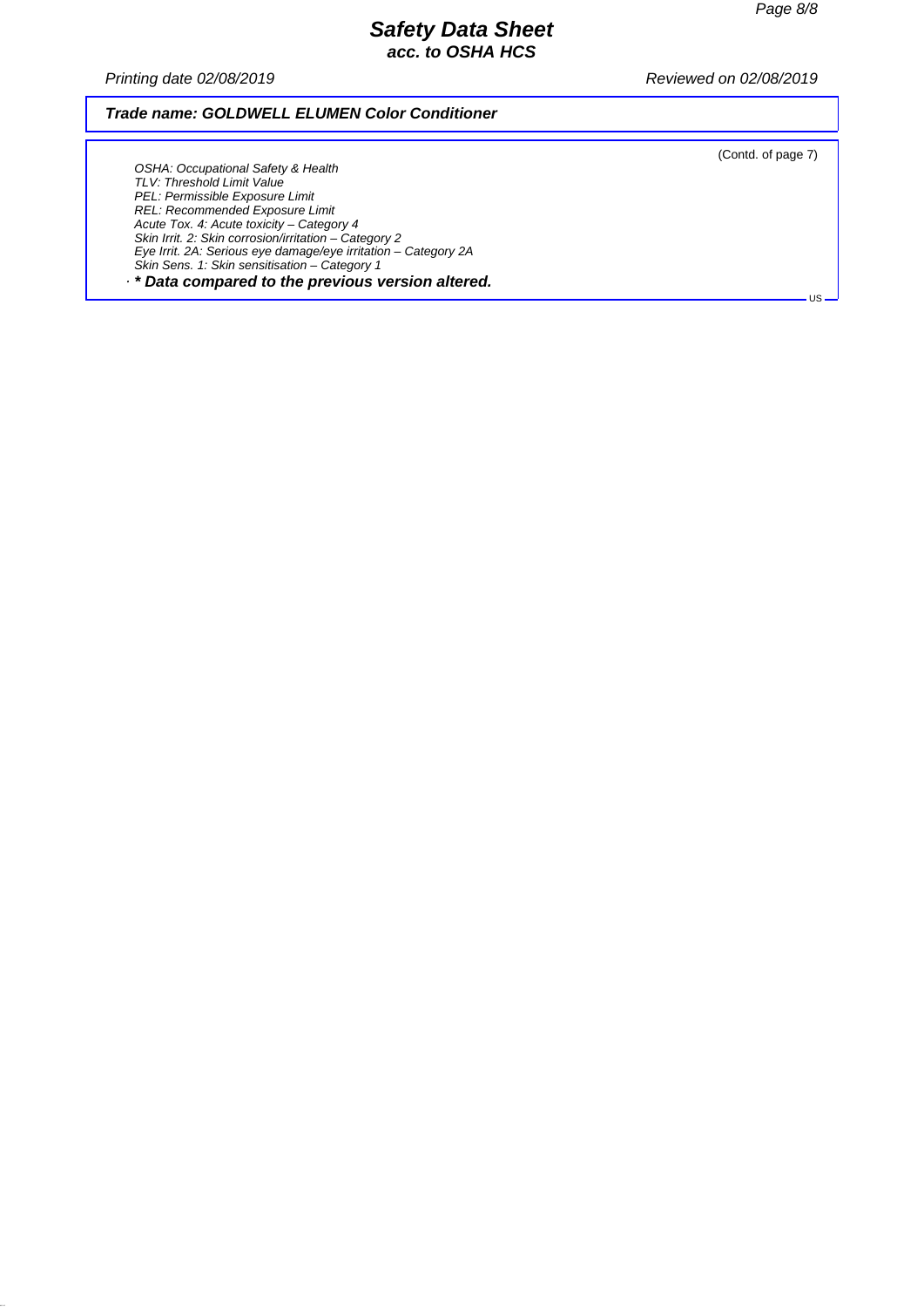*Trade name: GOLDWELL ELUMEN Color Conditioner*

(Contd. of page 7)

*OSHA: Occupational Safety & Health*
*TLV: Threshold Limit Value*
*PEL: Permissible Exposure Limit*
*REL: Recommended Exposure Limit*
*Acute Tox. 4: Acute toxicity – Category 4*
*Skin Irrit. 2: Skin corrosion/irritation – Category 2*
*Eye Irrit. 2A: Serious eye damage/eye irritation – Category 2A*
*Skin Sens. 1: Skin sensitisation – Category 1*

· ***\* Data compared to the previous version altered.***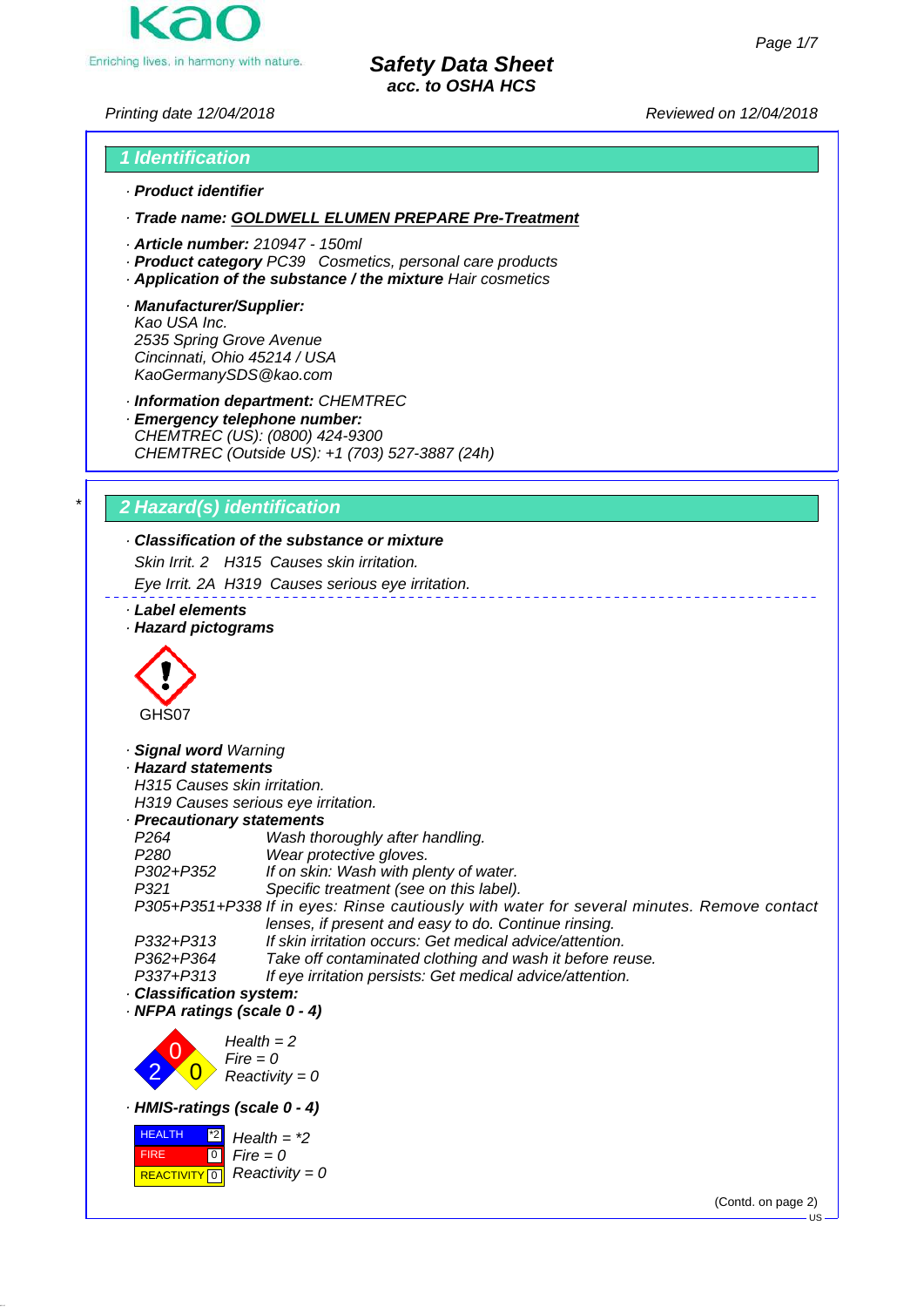# Safety Data Sheet
## acc. to OSHA HCS

Printing date 12/04/2018 Reviewed on 12/04/2018

## 1 Identification

· **Product identifier**

· **Trade name: GOLDWELL ELUMEN PREPARE Pre-Treatment**

· **Article number:** 210947 - 150ml
· **Product category** PC39 Cosmetics, personal care products
· **Application of the substance / the mixture** Hair cosmetics

· **Manufacturer/Supplier:**
Kao USA Inc.
2535 Spring Grove Avenue
Cincinnati, Ohio 45214 / USA
KaoGermanySDS@kao.com

· **Information department:** CHEMTREC
· **Emergency telephone number:**
CHEMTREC (US): (0800) 424-9300
CHEMTREC (Outside US): +1 (703) 527-3887 (24h)

## * 2 Hazard(s) identification

· **Classification of the substance or mixture**

Skin Irrit. 2 H315 Causes skin irritation.

Eye Irrit. 2A H319 Causes serious eye irritation.

· **Label elements**
· **Hazard pictograms**

GHS07

· **Signal word** Warning
· **Hazard statements**
H315 Causes skin irritation.
H319 Causes serious eye irritation.
· **Precautionary statements**

| | |
|---|---|
| P264 | Wash thoroughly after handling. |
| P280 | Wear protective gloves. |
| P302+P352 | If on skin: Wash with plenty of water. |
| P321 | Specific treatment (see on this label). |
| P305+P351+P338 | If in eyes: Rinse cautiously with water for several minutes. Remove contact lenses, if present and easy to do. Continue rinsing. |
| P332+P313 | If skin irritation occurs: Get medical advice/attention. |
| P362+P364 | Take off contaminated clothing and wash it before reuse. |
| P337+P313 | If eye irritation persists: Get medical advice/attention. |

· **Classification system:**
· **NFPA ratings (scale 0 - 4)**

Health = 2
Fire = 0
Reactivity = 0

· **HMIS-ratings (scale 0 - 4)**

| | | |
|---|---|---|
| HEALTH | *2 | Health = *2 |
| FIRE | 0 | Fire = 0 |
| REACTIVITY | 0 | Reactivity = 0 |

(Contd. on page 2)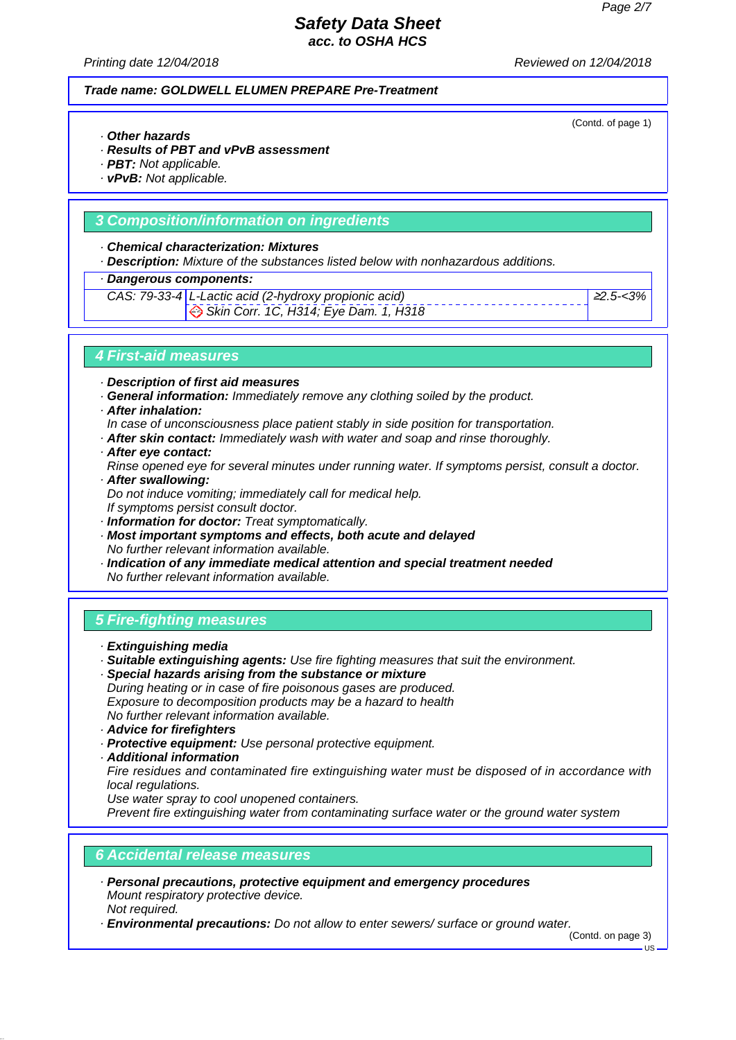Trade name: **GOLDWELL ELUMEN PREPARE Pre-Treatment**

(Contd. of page 1)

· **Other hazards**
· **Results of PBT and vPvB assessment**
· **PBT:** Not applicable.
· **vPvB:** Not applicable.

## 3 Composition/information on ingredients

· **Chemical characterization: Mixtures**
· **Description:** Mixture of the substances listed below with nonhazardous additions.

· **Dangerous components:**

| CAS | Component | Concentration |
|---|---|---|
| CAS: 79-33-4 | L-Lactic acid (2-hydroxy propionic acid)<br>Skin Corr. 1C, H314; Eye Dam. 1, H318 | ≥2.5-<3% |

## 4 First-aid measures

· **Description of first aid measures**
· **General information:** Immediately remove any clothing soiled by the product.
· **After inhalation:**
In case of unconsciousness place patient stably in side position for transportation.
· **After skin contact:** Immediately wash with water and soap and rinse thoroughly.
· **After eye contact:**
Rinse opened eye for several minutes under running water. If symptoms persist, consult a doctor.
· **After swallowing:**
Do not induce vomiting; immediately call for medical help.
If symptoms persist consult doctor.
· **Information for doctor:** Treat symptomatically.
· **Most important symptoms and effects, both acute and delayed**
No further relevant information available.
· **Indication of any immediate medical attention and special treatment needed**
No further relevant information available.

## 5 Fire-fighting measures

· **Extinguishing media**
· **Suitable extinguishing agents:** Use fire fighting measures that suit the environment.
· **Special hazards arising from the substance or mixture**
During heating or in case of fire poisonous gases are produced.
Exposure to decomposition products may be a hazard to health
No further relevant information available.
· **Advice for firefighters**
· **Protective equipment:** Use personal protective equipment.
· **Additional information**
Fire residues and contaminated fire extinguishing water must be disposed of in accordance with local regulations.
Use water spray to cool unopened containers.
Prevent fire extinguishing water from contaminating surface water or the ground water system

## 6 Accidental release measures

· **Personal precautions, protective equipment and emergency procedures**
Mount respiratory protective device.
Not required.
· **Environmental precautions:** Do not allow to enter sewers/ surface or ground water.

(Contd. on page 3)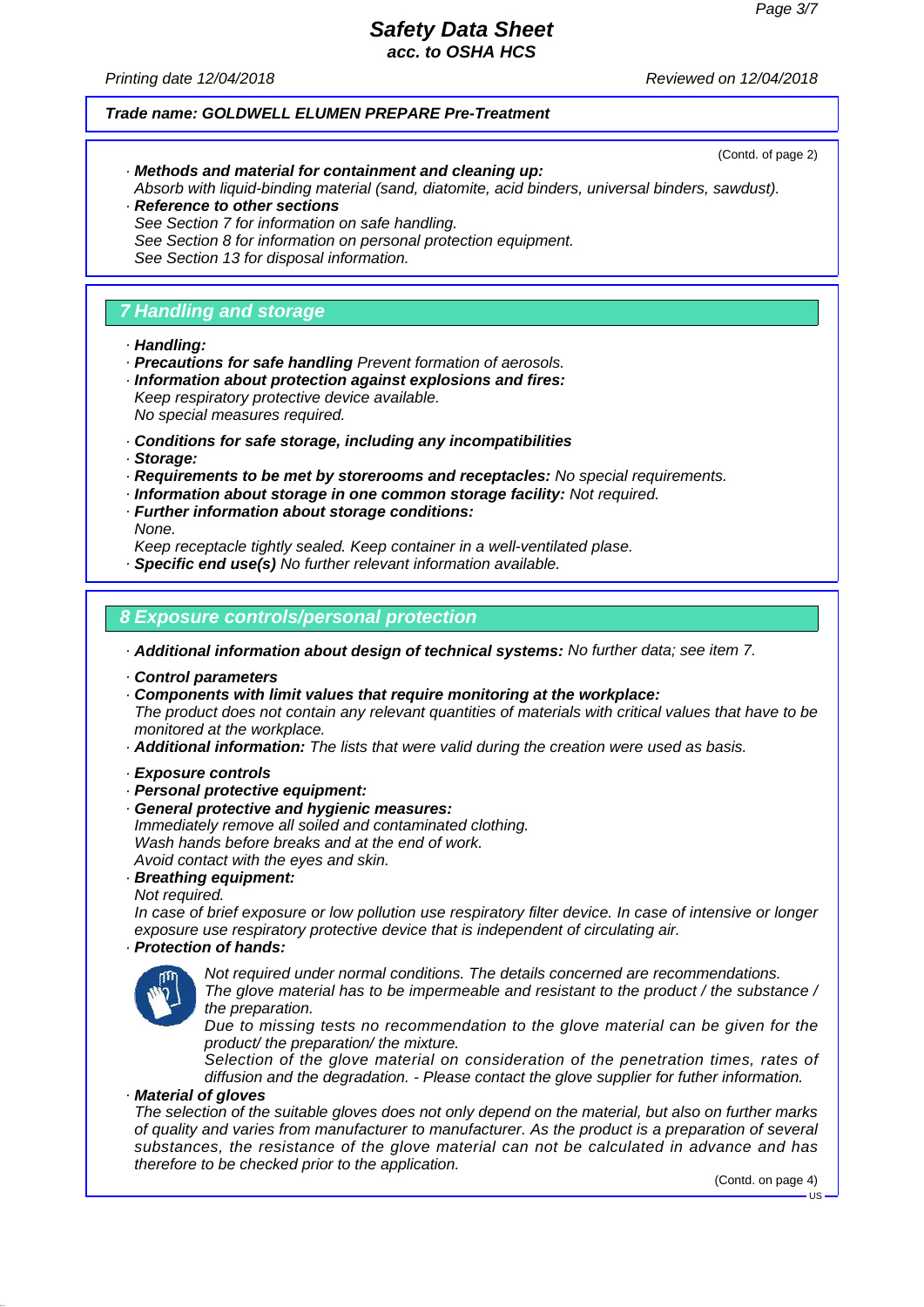**Trade name: GOLDWELL ELUMEN PREPARE Pre-Treatment**

(Contd. of page 2)

· **Methods and material for containment and cleaning up:**
Absorb with liquid-binding material (sand, diatomite, acid binders, universal binders, sawdust).

· **Reference to other sections**
See Section 7 for information on safe handling.
See Section 8 for information on personal protection equipment.
See Section 13 for disposal information.

## 7 Handling and storage

· **Handling:**

· **Precautions for safe handling** Prevent formation of aerosols.

· **Information about protection against explosions and fires:**
Keep respiratory protective device available.
No special measures required.

· **Conditions for safe storage, including any incompatibilities**

· **Storage:**

· **Requirements to be met by storerooms and receptacles:** No special requirements.

· **Information about storage in one common storage facility:** Not required.

· **Further information about storage conditions:**
None.
Keep receptacle tightly sealed. Keep container in a well-ventilated plase.

· **Specific end use(s)** No further relevant information available.

## 8 Exposure controls/personal protection

· **Additional information about design of technical systems:** No further data; see item 7.

· **Control parameters**

· **Components with limit values that require monitoring at the workplace:**
The product does not contain any relevant quantities of materials with critical values that have to be monitored at the workplace.

· **Additional information:** The lists that were valid during the creation were used as basis.

· **Exposure controls**

· **Personal protective equipment:**

· **General protective and hygienic measures:**
Immediately remove all soiled and contaminated clothing.
Wash hands before breaks and at the end of work.
Avoid contact with the eyes and skin.

· **Breathing equipment:**
Not required.
In case of brief exposure or low pollution use respiratory filter device. In case of intensive or longer exposure use respiratory protective device that is independent of circulating air.

· **Protection of hands:**
Not required under normal conditions. The details concerned are recommendations.
The glove material has to be impermeable and resistant to the product / the substance / the preparation.
Due to missing tests no recommendation to the glove material can be given for the product/ the preparation/ the mixture.
Selection of the glove material on consideration of the penetration times, rates of diffusion and the degradation. - Please contact the glove supplier for futher information.

· **Material of gloves**
The selection of the suitable gloves does not only depend on the material, but also on further marks of quality and varies from manufacturer to manufacturer. As the product is a preparation of several substances, the resistance of the glove material can not be calculated in advance and has therefore to be checked prior to the application.

(Contd. on page 4)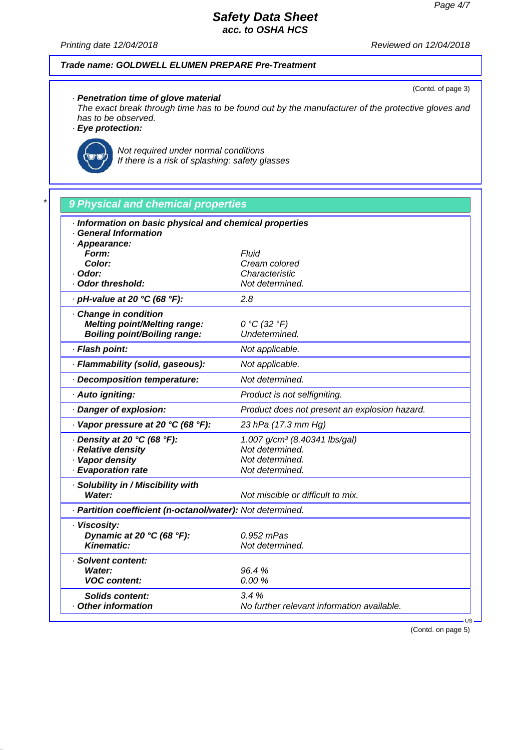**Trade name: GOLDWELL ELUMEN PREPARE Pre-Treatment**

(Contd. of page 3)

· **Penetration time of glove material**
The exact break through time has to be found out by the manufacturer of the protective gloves and has to be observed.

· **Eye protection:**

Not required under normal conditions
If there is a risk of splashing: safety glasses

## 9 Physical and chemical properties

· **Information on basic physical and chemical properties**
· **General Information**

| Property | Value |
|---|---|
| · **Appearance:** | |
| **Form:** | Fluid |
| **Color:** | Cream colored |
| · **Odor:** | Characteristic |
| · **Odor threshold:** | Not determined. |
| · **pH-value at 20 °C (68 °F):** | 2.8 |
| · **Change in condition** | |
| **Melting point/Melting range:** | 0 °C (32 °F) |
| **Boiling point/Boiling range:** | Undetermined. |
| · **Flash point:** | Not applicable. |
| · **Flammability (solid, gaseous):** | Not applicable. |
| · **Decomposition temperature:** | Not determined. |
| · **Auto igniting:** | Product is not selfigniting. |
| · **Danger of explosion:** | Product does not present an explosion hazard. |
| · **Vapor pressure at 20 °C (68 °F):** | 23 hPa (17.3 mm Hg) |
| · **Density at 20 °C (68 °F):** | 1.007 g/cm³ (8.40341 lbs/gal) |
| · **Relative density** | Not determined. |
| · **Vapor density** | Not determined. |
| · **Evaporation rate** | Not determined. |
| · **Solubility in / Miscibility with** | |
| **Water:** | Not miscible or difficult to mix. |
| · **Partition coefficient (n-octanol/water):** | Not determined. |
| · **Viscosity:** | |
| **Dynamic at 20 °C (68 °F):** | 0.952 mPas |
| **Kinematic:** | Not determined. |
| · **Solvent content:** | |
| **Water:** | 96.4 % |
| **VOC content:** | 0.00 % |
| **Solids content:** | 3.4 % |
| · **Other information** | No further relevant information available. |

(Contd. on page 5)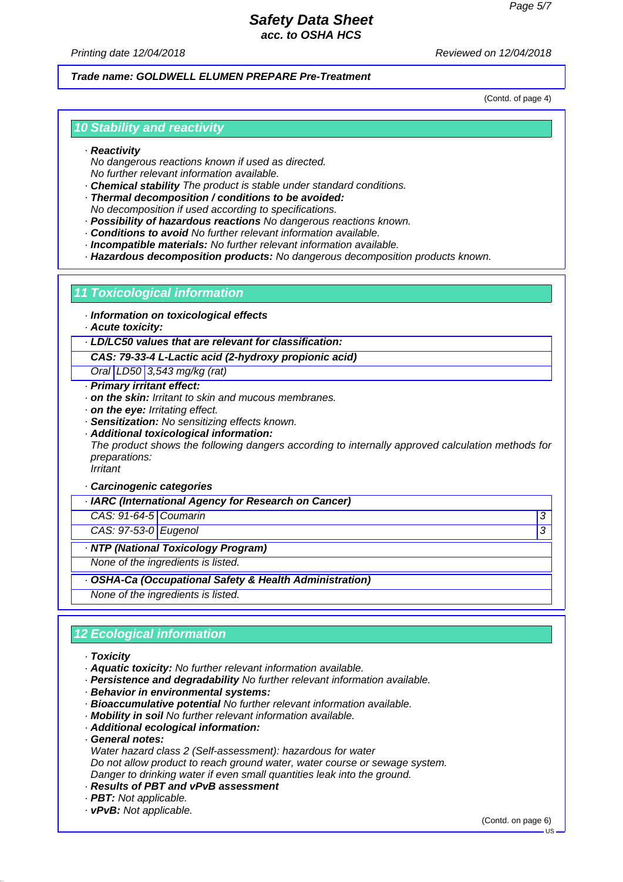(Contd. of page 4)

## 10 Stability and reactivity

· **Reactivity**
No dangerous reactions known if used as directed.
No further relevant information available.
· **Chemical stability** The product is stable under standard conditions.
· **Thermal decomposition / conditions to be avoided:**
No decomposition if used according to specifications.
· **Possibility of hazardous reactions** No dangerous reactions known.
· **Conditions to avoid** No further relevant information available.
· **Incompatible materials:** No further relevant information available.
· **Hazardous decomposition products:** No dangerous decomposition products known.

## 11 Toxicological information

· **Information on toxicological effects**
· **Acute toxicity:**

| · **LD/LC50 values that are relevant for classification:** | | |
|---|---|---|
| **CAS: 79-33-4 L-Lactic acid (2-hydroxy propionic acid)** | | |
| Oral | LD50 | 3,543 mg/kg (rat) |

· **Primary irritant effect:**
· **on the skin:** Irritant to skin and mucous membranes.
· **on the eye:** Irritating effect.
· **Sensitization:** No sensitizing effects known.
· **Additional toxicological information:**
The product shows the following dangers according to internally approved calculation methods for preparations:
Irritant

· **Carcinogenic categories**

| · **IARC (International Agency for Research on Cancer)** | | |
|---|---|---|
| CAS: 91-64-5 | Coumarin | 3 |
| CAS: 97-53-0 | Eugenol | 3 |

| · **NTP (National Toxicology Program)** |
|---|
| None of the ingredients is listed. |

| · **OSHA-Ca (Occupational Safety & Health Administration)** |
|---|
| None of the ingredients is listed. |

## 12 Ecological information

· **Toxicity**
· **Aquatic toxicity:** No further relevant information available.
· **Persistence and degradability** No further relevant information available.
· **Behavior in environmental systems:**
· **Bioaccumulative potential** No further relevant information available.
· **Mobility in soil** No further relevant information available.
· **Additional ecological information:**
· **General notes:**
Water hazard class 2 (Self-assessment): hazardous for water
Do not allow product to reach ground water, water course or sewage system.
Danger to drinking water if even small quantities leak into the ground.
· **Results of PBT and vPvB assessment**
· **PBT:** Not applicable.
· **vPvB:** Not applicable.

(Contd. on page 6)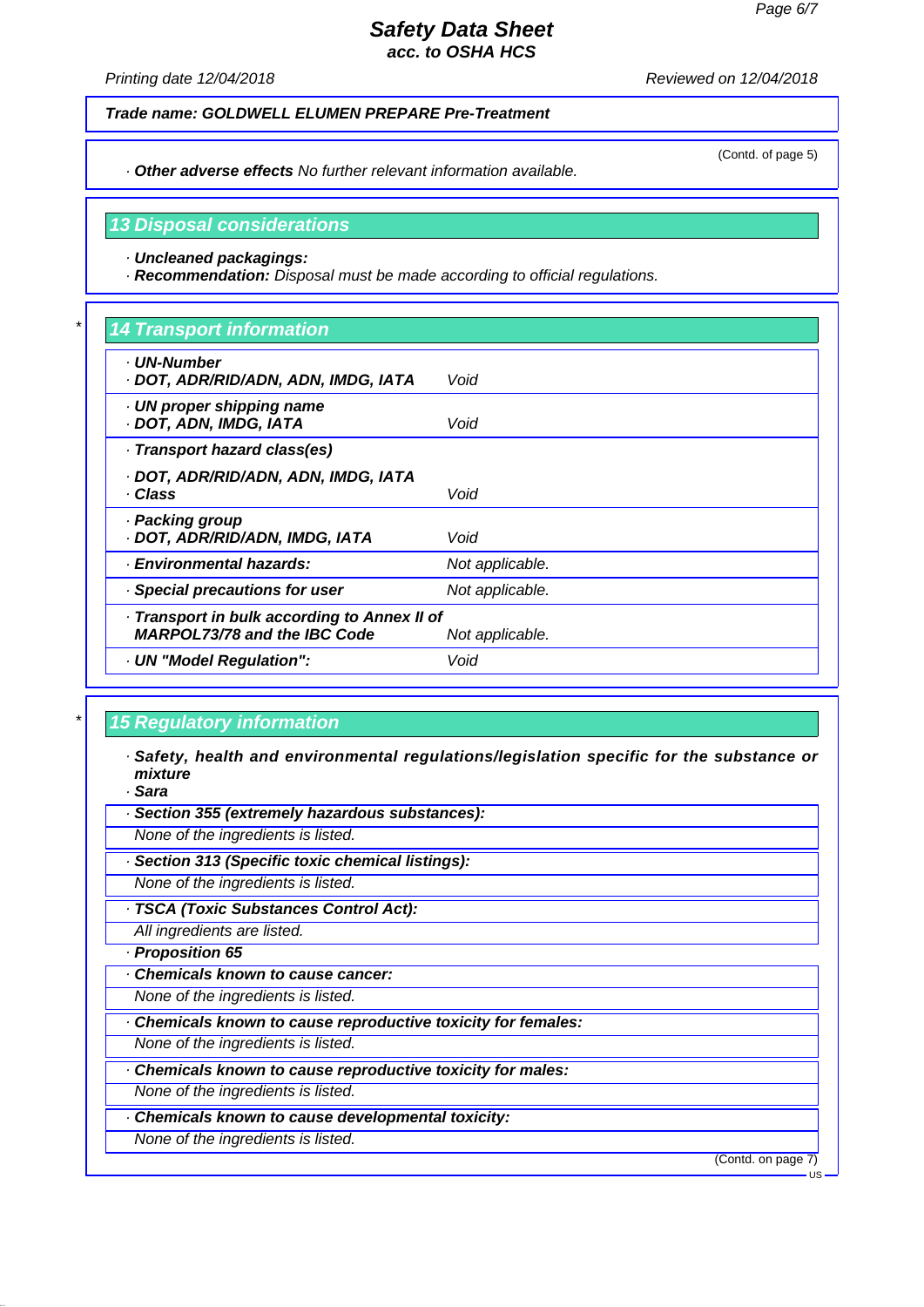Trade name: **GOLDWELL ELUMEN PREPARE Pre-Treatment**

(Contd. of page 5)

· **Other adverse effects** No further relevant information available.

## 13 Disposal considerations

· **Uncleaned packagings:**
· **Recommendation:** Disposal must be made according to official regulations.

## 14 Transport information

| | |
|---|---|
| · **UN-Number**<br>· **DOT, ADR/RID/ADN, ADN, IMDG, IATA** | Void |
| · **UN proper shipping name**<br>· **DOT, ADN, IMDG, IATA** | Void |
| · **Transport hazard class(es)**<br>· **DOT, ADR/RID/ADN, ADN, IMDG, IATA**<br>· **Class** | Void |
| · **Packing group**<br>· **DOT, ADR/RID/ADN, IMDG, IATA** | Void |
| · **Environmental hazards:** | Not applicable. |
| · **Special precautions for user** | Not applicable. |
| · **Transport in bulk according to Annex II of MARPOL73/78 and the IBC Code** | Not applicable. |
| · **UN "Model Regulation":** | Void |

## 15 Regulatory information

· **Safety, health and environmental regulations/legislation specific for the substance or mixture**
· **Sara**

· **Section 355 (extremely hazardous substances):**
None of the ingredients is listed.

· **Section 313 (Specific toxic chemical listings):**
None of the ingredients is listed.

· **TSCA (Toxic Substances Control Act):**
All ingredients are listed.

· **Proposition 65**

· **Chemicals known to cause cancer:**
None of the ingredients is listed.

· **Chemicals known to cause reproductive toxicity for females:**
None of the ingredients is listed.

· **Chemicals known to cause reproductive toxicity for males:**
None of the ingredients is listed.

· **Chemicals known to cause developmental toxicity:**
None of the ingredients is listed.

(Contd. on page 7)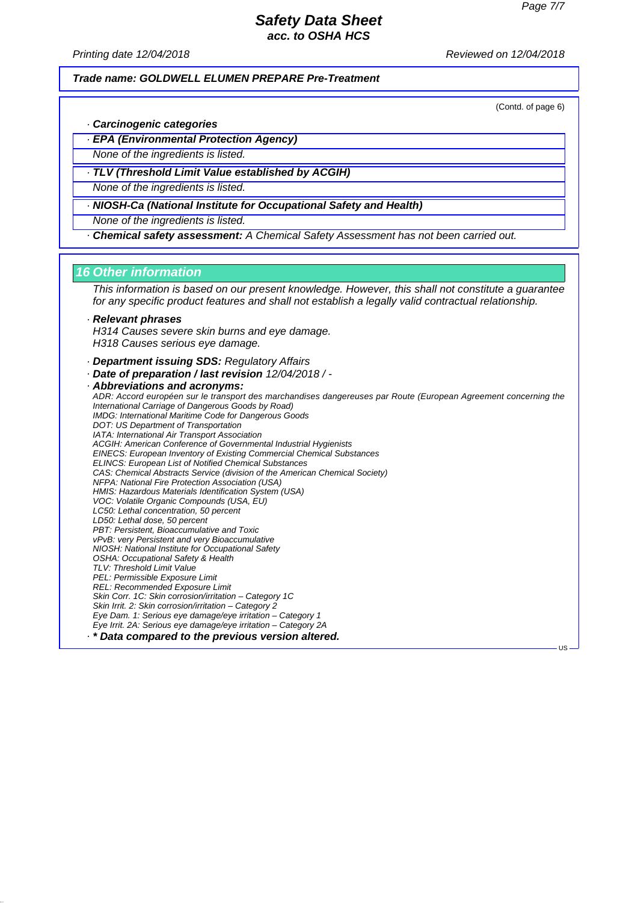**Trade name: GOLDWELL ELUMEN PREPARE Pre-Treatment**

(Contd. of page 6)

· **Carcinogenic categories**

· **EPA (Environmental Protection Agency)**

None of the ingredients is listed.

· **TLV (Threshold Limit Value established by ACGIH)**

None of the ingredients is listed.

· **NIOSH-Ca (National Institute for Occupational Safety and Health)**

None of the ingredients is listed.

· **Chemical safety assessment:** A Chemical Safety Assessment has not been carried out.

## 16 Other information

This information is based on our present knowledge. However, this shall not constitute a guarantee for any specific product features and shall not establish a legally valid contractual relationship.

· **Relevant phrases**

H314 Causes severe skin burns and eye damage.
H318 Causes serious eye damage.

· **Department issuing SDS:** Regulatory Affairs
· **Date of preparation / last revision** 12/04/2018 / -
· **Abbreviations and acronyms:**

ADR: Accord européen sur le transport des marchandises dangereuses par Route (European Agreement concerning the International Carriage of Dangerous Goods by Road)
IMDG: International Maritime Code for Dangerous Goods
DOT: US Department of Transportation
IATA: International Air Transport Association
ACGIH: American Conference of Governmental Industrial Hygienists
EINECS: European Inventory of Existing Commercial Chemical Substances
ELINCS: European List of Notified Chemical Substances
CAS: Chemical Abstracts Service (division of the American Chemical Society)
NFPA: National Fire Protection Association (USA)
HMIS: Hazardous Materials Identification System (USA)
VOC: Volatile Organic Compounds (USA, EU)
LC50: Lethal concentration, 50 percent
LD50: Lethal dose, 50 percent
PBT: Persistent, Bioaccumulative and Toxic
vPvB: very Persistent and very Bioaccumulative
NIOSH: National Institute for Occupational Safety
OSHA: Occupational Safety & Health
TLV: Threshold Limit Value
PEL: Permissible Exposure Limit
REL: Recommended Exposure Limit
Skin Corr. 1C: Skin corrosion/irritation – Category 1C
Skin Irrit. 2: Skin corrosion/irritation – Category 2
Eye Dam. 1: Serious eye damage/eye irritation – Category 1
Eye Irrit. 2A: Serious eye damage/eye irritation – Category 2A

· **\* Data compared to the previous version altered.**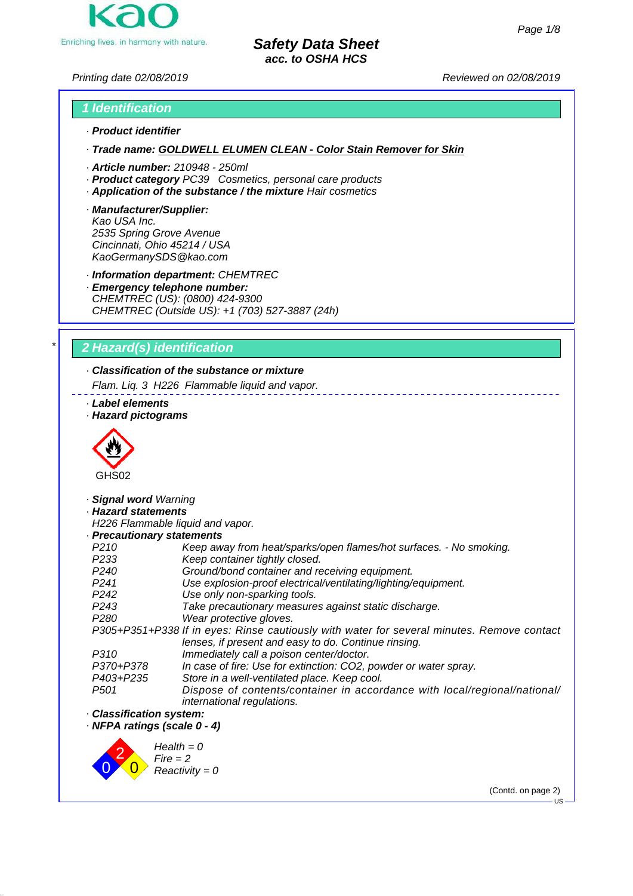# Safety Data Sheet
## acc. to OSHA HCS

Printing date 02/08/2019 Reviewed on 02/08/2019

## 1 Identification

· **Product identifier**

· **Trade name: GOLDWELL ELUMEN CLEAN - Color Stain Remover for Skin**

· **Article number:** 210948 - 250ml
· **Product category** PC39 Cosmetics, personal care products
· **Application of the substance / the mixture** Hair cosmetics

· **Manufacturer/Supplier:**
Kao USA Inc.
2535 Spring Grove Avenue
Cincinnati, Ohio 45214 / USA
KaoGermanySDS@kao.com

· **Information department:** CHEMTREC
· **Emergency telephone number:**
CHEMTREC (US): (0800) 424-9300
CHEMTREC (Outside US): +1 (703) 527-3887 (24h)

## * 2 Hazard(s) identification

· **Classification of the substance or mixture**
Flam. Liq. 3 H226 Flammable liquid and vapor.

· **Label elements**
· **Hazard pictograms**

GHS02

· **Signal word** Warning
· **Hazard statements**
H226 Flammable liquid and vapor.
· **Precautionary statements**

| | |
|---|---|
| P210 | Keep away from heat/sparks/open flames/hot surfaces. - No smoking. |
| P233 | Keep container tightly closed. |
| P240 | Ground/bond container and receiving equipment. |
| P241 | Use explosion-proof electrical/ventilating/lighting/equipment. |
| P242 | Use only non-sparking tools. |
| P243 | Take precautionary measures against static discharge. |
| P280 | Wear protective gloves. |
| P305+P351+P338 | If in eyes: Rinse cautiously with water for several minutes. Remove contact lenses, if present and easy to do. Continue rinsing. |
| P310 | Immediately call a poison center/doctor. |
| P370+P378 | In case of fire: Use for extinction: CO2, powder or water spray. |
| P403+P235 | Store in a well-ventilated place. Keep cool. |
| P501 | Dispose of contents/container in accordance with local/regional/national/international regulations. |

· **Classification system:**
· **NFPA ratings (scale 0 - 4)**

Health = 0
Fire = 2
Reactivity = 0

(Contd. on page 2)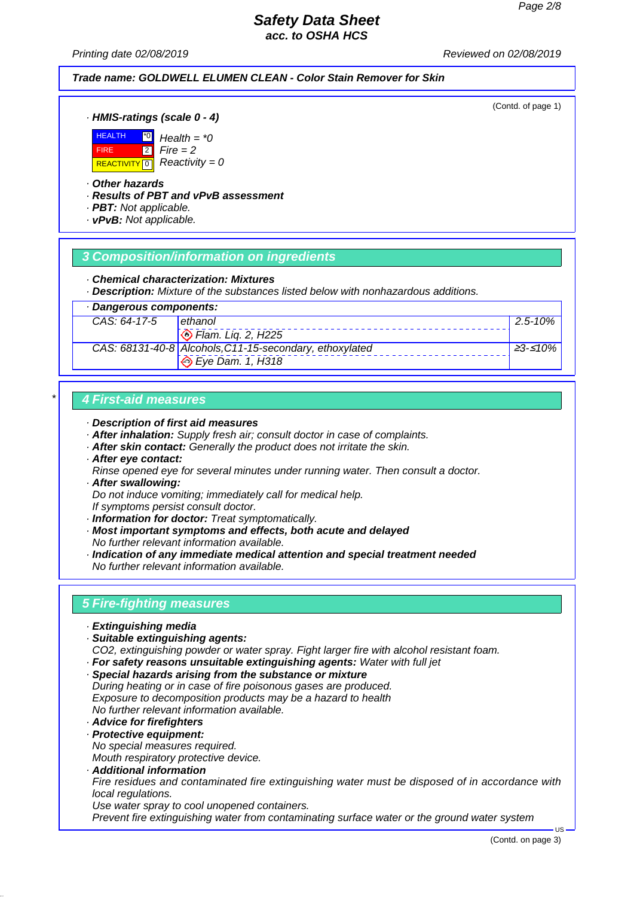(Contd. of page 1)

· **HMIS-ratings (scale 0 - 4)**

| | | |
|---|---|---|
| HEALTH | *0 | Health = *0 |
| FIRE | 2 | Fire = 2 |
| REACTIVITY | 0 | Reactivity = 0 |

· **Other hazards**
· **Results of PBT and vPvB assessment**
· **PBT:** Not applicable.
· **vPvB:** Not applicable.

## 3 Composition/information on ingredients

· **Chemical characterization: Mixtures**
· **Description:** Mixture of the substances listed below with nonhazardous additions.

| · Dangerous components: | | |
|---|---|---|
| CAS: 64-17-5 | ethanol<br>Flam. Liq. 2, H225 | 2.5-10% |
| CAS: 68131-40-8 | Alcohols,C11-15-secondary, ethoxylated<br>Eye Dam. 1, H318 | ≥3-≤10% |

## * 4 First-aid measures

· **Description of first aid measures**
· **After inhalation:** Supply fresh air; consult doctor in case of complaints.
· **After skin contact:** Generally the product does not irritate the skin.
· **After eye contact:**
Rinse opened eye for several minutes under running water. Then consult a doctor.
· **After swallowing:**
Do not induce vomiting; immediately call for medical help.
If symptoms persist consult doctor.
· **Information for doctor:** Treat symptomatically.
· **Most important symptoms and effects, both acute and delayed**
No further relevant information available.
· **Indication of any immediate medical attention and special treatment needed**
No further relevant information available.

## 5 Fire-fighting measures

· **Extinguishing media**
· **Suitable extinguishing agents:**
$CO_2$, extinguishing powder or water spray. Fight larger fire with alcohol resistant foam.
· **For safety reasons unsuitable extinguishing agents:** Water with full jet
· **Special hazards arising from the substance or mixture**
During heating or in case of fire poisonous gases are produced.
Exposure to decomposition products may be a hazard to health
No further relevant information available.
· **Advice for firefighters**
· **Protective equipment:**
No special measures required.
Mouth respiratory protective device.
· **Additional information**
Fire residues and contaminated fire extinguishing water must be disposed of in accordance with local regulations.
Use water spray to cool unopened containers.
Prevent fire extinguishing water from contaminating surface water or the ground water system

(Contd. on page 3)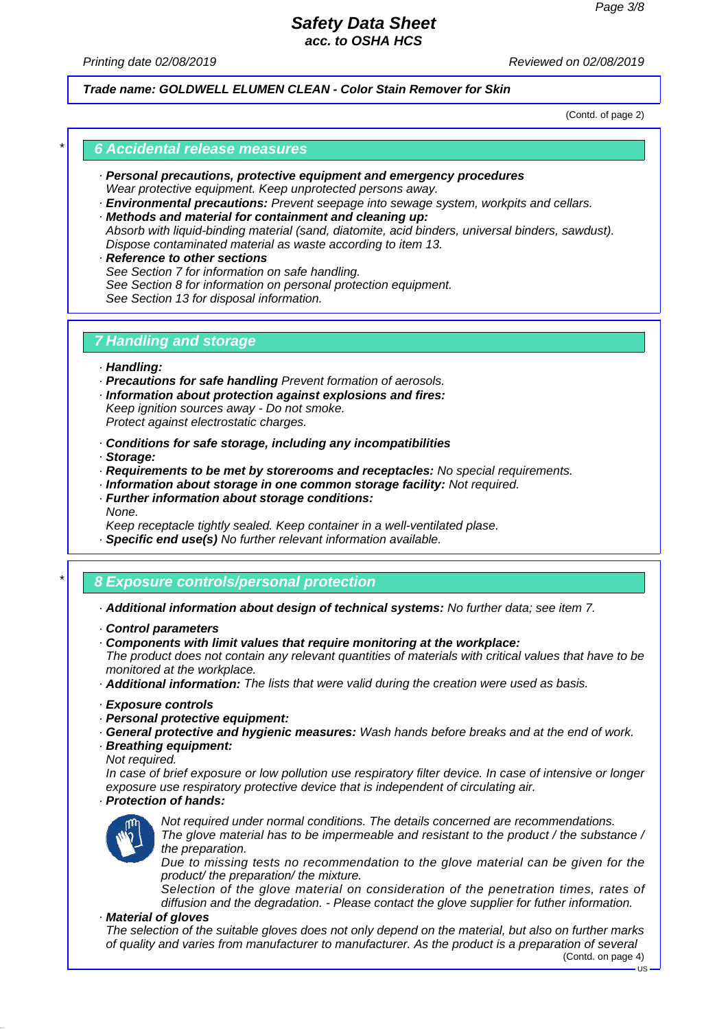Trade name: GOLDWELL ELUMEN CLEAN - Color Stain Remover for Skin

(Contd. of page 2)

## 6 Accidental release measures

· **Personal precautions, protective equipment and emergency procedures**
Wear protective equipment. Keep unprotected persons away.
· **Environmental precautions:** Prevent seepage into sewage system, workpits and cellars.
· **Methods and material for containment and cleaning up:**
Absorb with liquid-binding material (sand, diatomite, acid binders, universal binders, sawdust).
Dispose contaminated material as waste according to item 13.
· **Reference to other sections**
See Section 7 for information on safe handling.
See Section 8 for information on personal protection equipment.
See Section 13 for disposal information.

## 7 Handling and storage

· **Handling:**
· **Precautions for safe handling** Prevent formation of aerosols.
· **Information about protection against explosions and fires:**
Keep ignition sources away - Do not smoke.
Protect against electrostatic charges.

· **Conditions for safe storage, including any incompatibilities**
· **Storage:**
· **Requirements to be met by storerooms and receptacles:** No special requirements.
· **Information about storage in one common storage facility:** Not required.
· **Further information about storage conditions:**
None.
Keep receptacle tightly sealed. Keep container in a well-ventilated plase.
· **Specific end use(s)** No further relevant information available.

## 8 Exposure controls/personal protection

· **Additional information about design of technical systems:** No further data; see item 7.

· **Control parameters**
· **Components with limit values that require monitoring at the workplace:**
The product does not contain any relevant quantities of materials with critical values that have to be monitored at the workplace.
· **Additional information:** The lists that were valid during the creation were used as basis.

· **Exposure controls**
· **Personal protective equipment:**
· **General protective and hygienic measures:** Wash hands before breaks and at the end of work.
· **Breathing equipment:**
Not required.
In case of brief exposure or low pollution use respiratory filter device. In case of intensive or longer exposure use respiratory protective device that is independent of circulating air.
· **Protection of hands:**

Not required under normal conditions. The details concerned are recommendations.
The glove material has to be impermeable and resistant to the product / the substance / the preparation.
Due to missing tests no recommendation to the glove material can be given for the product/ the preparation/ the mixture.
Selection of the glove material on consideration of the penetration times, rates of diffusion and the degradation. - Please contact the glove supplier for futher information.
· **Material of gloves**
The selection of the suitable gloves does not only depend on the material, but also on further marks of quality and varies from manufacturer to manufacturer. As the product is a preparation of several

(Contd. on page 4)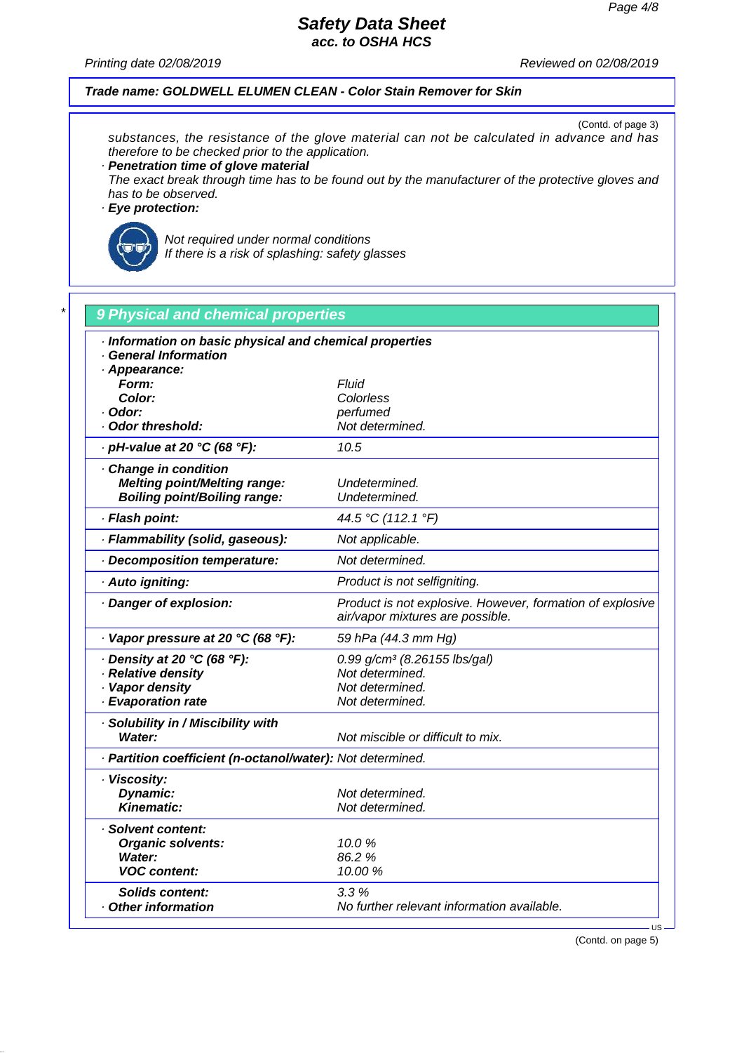**Trade name: GOLDWELL ELUMEN CLEAN - Color Stain Remover for Skin**

(Contd. of page 3)

substances, the resistance of the glove material can not be calculated in advance and has therefore to be checked prior to the application.

· **Penetration time of glove material**
The exact break through time has to be found out by the manufacturer of the protective gloves and has to be observed.

· **Eye protection:**

Not required under normal conditions
If there is a risk of splashing: safety glasses

## 9 Physical and chemical properties

| | |
|---|---|
| · **Information on basic physical and chemical properties** | |
| · **General Information** | |
| · **Appearance:** | |
| **Form:** | Fluid |
| **Color:** | Colorless |
| · **Odor:** | perfumed |
| · **Odor threshold:** | Not determined. |
| · **pH-value at 20 °C (68 °F):** | 10.5 |
| · **Change in condition** | |
| **Melting point/Melting range:** | Undetermined. |
| **Boiling point/Boiling range:** | Undetermined. |
| · **Flash point:** | 44.5 °C (112.1 °F) |
| · **Flammability (solid, gaseous):** | Not applicable. |
| · **Decomposition temperature:** | Not determined. |
| · **Auto igniting:** | Product is not selfigniting. |
| · **Danger of explosion:** | Product is not explosive. However, formation of explosive air/vapor mixtures are possible. |
| · **Vapor pressure at 20 °C (68 °F):** | 59 hPa (44.3 mm Hg) |
| · **Density at 20 °C (68 °F):** | 0.99 g/cm³ (8.26155 lbs/gal) |
| · **Relative density** | Not determined. |
| · **Vapor density** | Not determined. |
| · **Evaporation rate** | Not determined. |
| · **Solubility in / Miscibility with** | |
| **Water:** | Not miscible or difficult to mix. |
| · **Partition coefficient (n-octanol/water):** | Not determined. |
| · **Viscosity:** | |
| **Dynamic:** | Not determined. |
| **Kinematic:** | Not determined. |
| · **Solvent content:** | |
| **Organic solvents:** | 10.0 % |
| **Water:** | 86.2 % |
| **VOC content:** | 10.00 % |
| **Solids content:** | 3.3 % |
| · **Other information** | No further relevant information available. |

(Contd. on page 5)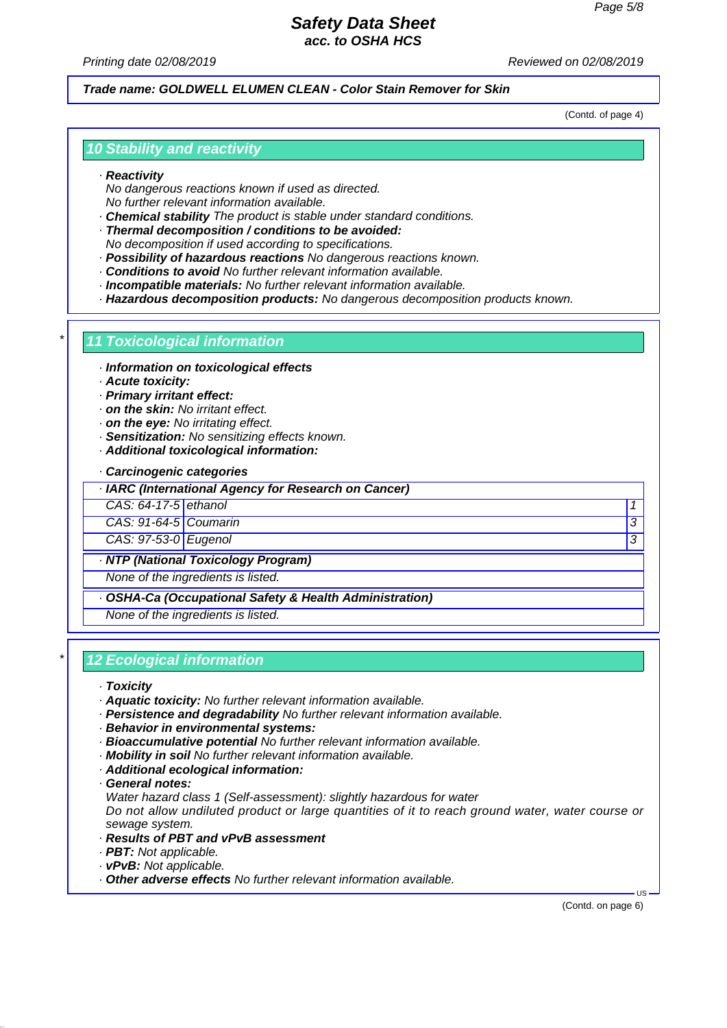**Trade name: GOLDWELL ELUMEN CLEAN - Color Stain Remover for Skin**

(Contd. of page 4)

## 10 Stability and reactivity

· **Reactivity**
No dangerous reactions known if used as directed.
No further relevant information available.
· **Chemical stability** The product is stable under standard conditions.
· **Thermal decomposition / conditions to be avoided:**
No decomposition if used according to specifications.
· **Possibility of hazardous reactions** No dangerous reactions known.
· **Conditions to avoid** No further relevant information available.
· **Incompatible materials:** No further relevant information available.
· **Hazardous decomposition products:** No dangerous decomposition products known.

## * 11 Toxicological information

· **Information on toxicological effects**
· **Acute toxicity:**
· **Primary irritant effect:**
· **on the skin:** No irritant effect.
· **on the eye:** No irritating effect.
· **Sensitization:** No sensitizing effects known.
· **Additional toxicological information:**

· **Carcinogenic categories**

| · IARC (International Agency for Research on Cancer) | | |
|---|---|---|
| CAS: 64-17-5 | ethanol | 1 |
| CAS: 91-64-5 | Coumarin | 3 |
| CAS: 97-53-0 | Eugenol | 3 |

· **NTP (National Toxicology Program)**
None of the ingredients is listed.

· **OSHA-Ca (Occupational Safety & Health Administration)**
None of the ingredients is listed.

## * 12 Ecological information

· **Toxicity**
· **Aquatic toxicity:** No further relevant information available.
· **Persistence and degradability** No further relevant information available.
· **Behavior in environmental systems:**
· **Bioaccumulative potential** No further relevant information available.
· **Mobility in soil** No further relevant information available.
· **Additional ecological information:**
· **General notes:**
Water hazard class 1 (Self-assessment): slightly hazardous for water
Do not allow undiluted product or large quantities of it to reach ground water, water course or sewage system.
· **Results of PBT and vPvB assessment**
· **PBT:** Not applicable.
· **vPvB:** Not applicable.
· **Other adverse effects** No further relevant information available.

(Contd. on page 6)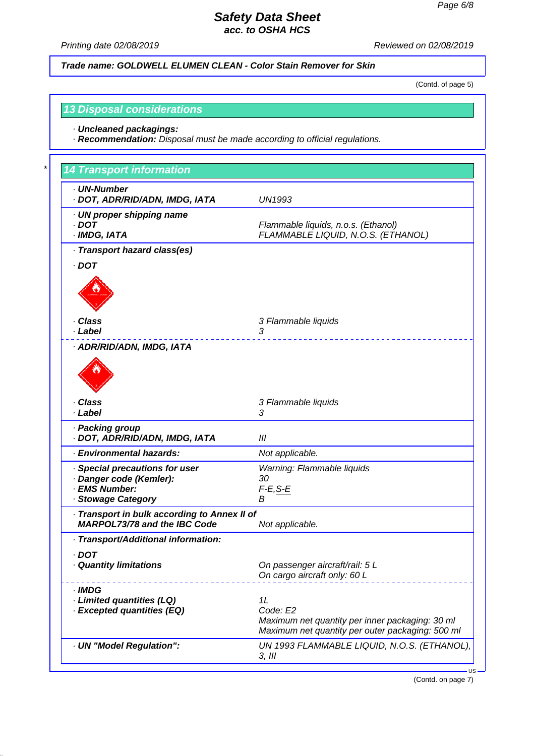Trade name: GOLDWELL ELUMEN CLEAN - Color Stain Remover for Skin

(Contd. of page 5)

## 13 Disposal considerations

· **Uncleaned packagings:**
· **Recommendation:** Disposal must be made according to official regulations.

\*

## 14 Transport information

| | |
|---|---|
| · **UN-Number** | |
| · **DOT, ADR/RID/ADN, IMDG, IATA** | UN1993 |
| · **UN proper shipping name** | |
| · **DOT** | Flammable liquids, n.o.s. (Ethanol) |
| · **IMDG, IATA** | FLAMMABLE LIQUID, N.O.S. (ETHANOL) |
| · **Transport hazard class(es)** | |
| · **DOT** | |
| · **Class** | 3 Flammable liquids |
| · **Label** | 3 |
| · **ADR/RID/ADN, IMDG, IATA** | |
| · **Class** | 3 Flammable liquids |
| · **Label** | 3 |
| · **Packing group** | |
| · **DOT, ADR/RID/ADN, IMDG, IATA** | III |
| · **Environmental hazards:** | Not applicable. |
| · **Special precautions for user** | Warning: Flammable liquids |
| · **Danger code (Kemler):** | 30 |
| · **EMS Number:** | F-E,S-E |
| · **Stowage Category** | B |
| · **Transport in bulk according to Annex II of MARPOL73/78 and the IBC Code** | Not applicable. |
| · **Transport/Additional information:** | |
| · **DOT** | |
| · **Quantity limitations** | On passenger aircraft/rail: 5 L<br>On cargo aircraft only: 60 L |
| · **IMDG** | |
| · **Limited quantities (LQ)** | 1L |
| · **Excepted quantities (EQ)** | Code: E2<br>Maximum net quantity per inner packaging: 30 ml<br>Maximum net quantity per outer packaging: 500 ml |
| · **UN "Model Regulation":** | UN 1993 FLAMMABLE LIQUID, N.O.S. (ETHANOL), 3, III |

(Contd. on page 7)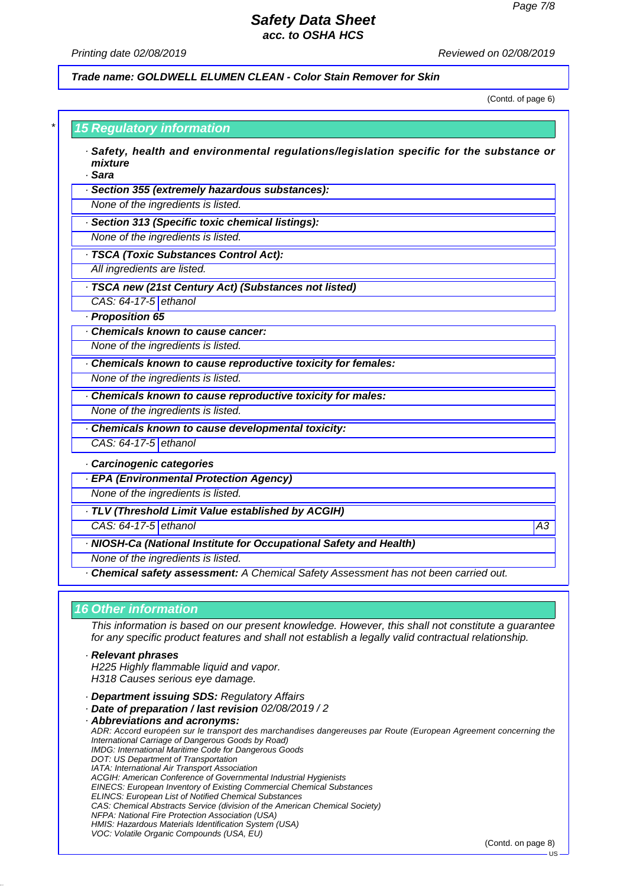Trade name: GOLDWELL ELUMEN CLEAN - Color Stain Remover for Skin

(Contd. of page 6)

## 15 Regulatory information

· **Safety, health and environmental regulations/legislation specific for the substance or mixture**

· **Sara**

· **Section 355 (extremely hazardous substances):**

None of the ingredients is listed.

· **Section 313 (Specific toxic chemical listings):**

None of the ingredients is listed.

· **TSCA (Toxic Substances Control Act):**

All ingredients are listed.

· **TSCA new (21st Century Act) (Substances not listed)**

| CAS: 64-17-5 | ethanol |
|---|---|

· **Proposition 65**

· **Chemicals known to cause cancer:**

None of the ingredients is listed.

· **Chemicals known to cause reproductive toxicity for females:**

None of the ingredients is listed.

· **Chemicals known to cause reproductive toxicity for males:**

None of the ingredients is listed.

· **Chemicals known to cause developmental toxicity:**

| CAS: 64-17-5 | ethanol |
|---|---|

· **Carcinogenic categories**

· **EPA (Environmental Protection Agency)**

None of the ingredients is listed.

· **TLV (Threshold Limit Value established by ACGIH)**

| CAS: 64-17-5 | ethanol | A3 |
|---|---|---|

· **NIOSH-Ca (National Institute for Occupational Safety and Health)**

None of the ingredients is listed.

· **Chemical safety assessment:** A Chemical Safety Assessment has not been carried out.

## 16 Other information

This information is based on our present knowledge. However, this shall not constitute a guarantee for any specific product features and shall not establish a legally valid contractual relationship.

· **Relevant phrases**

H225 Highly flammable liquid and vapor.
H318 Causes serious eye damage.

· **Department issuing SDS:** Regulatory Affairs

· **Date of preparation / last revision** 02/08/2019 / 2

· **Abbreviations and acronyms:**

ADR: Accord européen sur le transport des marchandises dangereuses par Route (European Agreement concerning the International Carriage of Dangerous Goods by Road)
IMDG: International Maritime Code for Dangerous Goods
DOT: US Department of Transportation
IATA: International Air Transport Association
ACGIH: American Conference of Governmental Industrial Hygienists
EINECS: European Inventory of Existing Commercial Chemical Substances
ELINCS: European List of Notified Chemical Substances
CAS: Chemical Abstracts Service (division of the American Chemical Society)
NFPA: National Fire Protection Association (USA)
HMIS: Hazardous Materials Identification System (USA)
VOC: Volatile Organic Compounds (USA, EU)

(Contd. on page 8)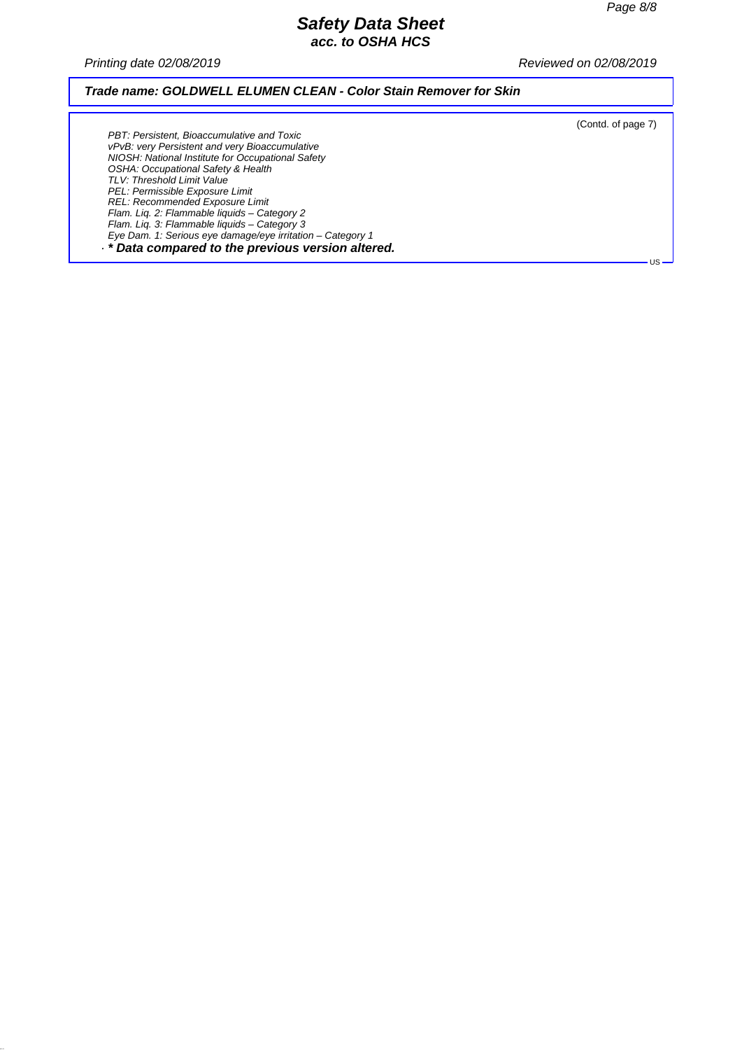**Trade name: GOLDWELL ELUMEN CLEAN - Color Stain Remover for Skin**

(Contd. of page 7)

*PBT: Persistent, Bioaccumulative and Toxic*
*vPvB: very Persistent and very Bioaccumulative*
*NIOSH: National Institute for Occupational Safety*
*OSHA: Occupational Safety & Health*
*TLV: Threshold Limit Value*
*PEL: Permissible Exposure Limit*
*REL: Recommended Exposure Limit*
*Flam. Liq. 2: Flammable liquids – Category 2*
*Flam. Liq. 3: Flammable liquids – Category 3*
*Eye Dam. 1: Serious eye damage/eye irritation – Category 1*

· ***** Data compared to the previous version altered.**

US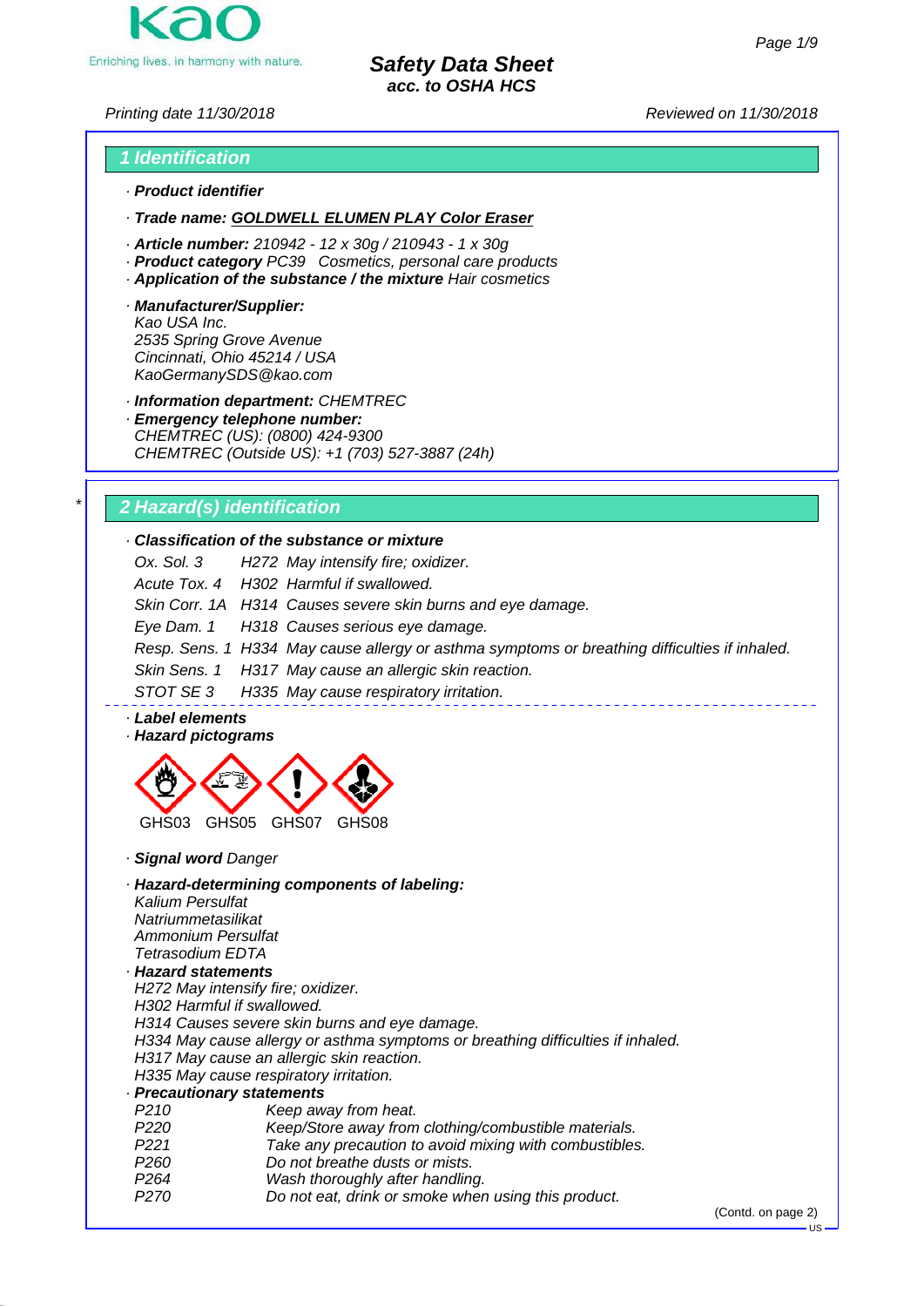# Safety Data Sheet
## acc. to OSHA HCS

Printing date 11/30/2018 Reviewed on 11/30/2018

## 1 Identification

· **Product identifier**

· **Trade name: GOLDWELL ELUMEN PLAY Color Eraser**

· **Article number:** 210942 - 12 x 30g / 210943 - 1 x 30g
· **Product category** PC39 Cosmetics, personal care products
· **Application of the substance / the mixture** Hair cosmetics

· **Manufacturer/Supplier:**
Kao USA Inc.
2535 Spring Grove Avenue
Cincinnati, Ohio 45214 / USA
KaoGermanySDS@kao.com

· **Information department:** CHEMTREC
· **Emergency telephone number:**
CHEMTREC (US): (0800) 424-9300
CHEMTREC (Outside US): +1 (703) 527-3887 (24h)

## * 2 Hazard(s) identification

· **Classification of the substance or mixture**

| | | |
|---|---|---|
| Ox. Sol. 3 | H272 | May intensify fire; oxidizer. |
| Acute Tox. 4 | H302 | Harmful if swallowed. |
| Skin Corr. 1A | H314 | Causes severe skin burns and eye damage. |
| Eye Dam. 1 | H318 | Causes serious eye damage. |
| Resp. Sens. 1 | H334 | May cause allergy or asthma symptoms or breathing difficulties if inhaled. |
| Skin Sens. 1 | H317 | May cause an allergic skin reaction. |
| STOT SE 3 | H335 | May cause respiratory irritation. |

· **Label elements**
· **Hazard pictograms**

GHS03 GHS05 GHS07 GHS08

· **Signal word** Danger

· **Hazard-determining components of labeling:**
Kalium Persulfat
Natriummetasilikat
Ammonium Persulfat
Tetrasodium EDTA

· **Hazard statements**
H272 May intensify fire; oxidizer.
H302 Harmful if swallowed.
H314 Causes severe skin burns and eye damage.
H334 May cause allergy or asthma symptoms or breathing difficulties if inhaled.
H317 May cause an allergic skin reaction.
H335 May cause respiratory irritation.

· **Precautionary statements**

| | |
|---|---|
| P210 | Keep away from heat. |
| P220 | Keep/Store away from clothing/combustible materials. |
| P221 | Take any precaution to avoid mixing with combustibles. |
| P260 | Do not breathe dusts or mists. |
| P264 | Wash thoroughly after handling. |
| P270 | Do not eat, drink or smoke when using this product. |

(Contd. on page 2)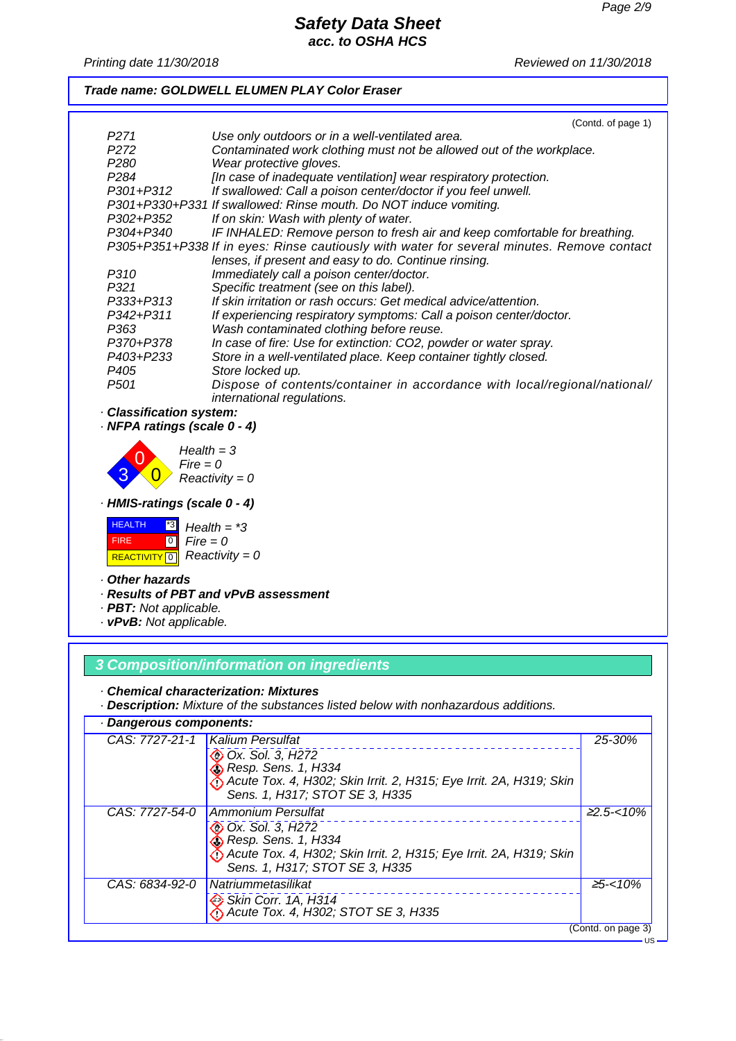Trade name: GOLDWELL ELUMEN PLAY Color Eraser

(Contd. of page 1)

| | |
|---|---|
| P271 | Use only outdoors or in a well-ventilated area. |
| P272 | Contaminated work clothing must not be allowed out of the workplace. |
| P280 | Wear protective gloves. |
| P284 | [In case of inadequate ventilation] wear respiratory protection. |
| P301+P312 | If swallowed: Call a poison center/doctor if you feel unwell. |
| P301+P330+P331 | If swallowed: Rinse mouth. Do NOT induce vomiting. |
| P302+P352 | If on skin: Wash with plenty of water. |
| P304+P340 | IF INHALED: Remove person to fresh air and keep comfortable for breathing. |
| P305+P351+P338 | If in eyes: Rinse cautiously with water for several minutes. Remove contact lenses, if present and easy to do. Continue rinsing. |
| P310 | Immediately call a poison center/doctor. |
| P321 | Specific treatment (see on this label). |
| P333+P313 | If skin irritation or rash occurs: Get medical advice/attention. |
| P342+P311 | If experiencing respiratory symptoms: Call a poison center/doctor. |
| P363 | Wash contaminated clothing before reuse. |
| P370+P378 | In case of fire: Use for extinction: CO2, powder or water spray. |
| P403+P233 | Store in a well-ventilated place. Keep container tightly closed. |
| P405 | Store locked up. |
| P501 | Dispose of contents/container in accordance with local/regional/national/ international regulations. |

· **Classification system:**

· **NFPA ratings (scale 0 - 4)**

Health = 3
Fire = 0
Reactivity = 0

· **HMIS-ratings (scale 0 - 4)**

| | | |
|---|---|---|
| HEALTH | *3 | Health = *3 |
| FIRE | 0 | Fire = 0 |
| REACTIVITY | 0 | Reactivity = 0 |

· **Other hazards**

· **Results of PBT and vPvB assessment**

· **PBT:** Not applicable.

· **vPvB:** Not applicable.

## 3 Composition/information on ingredients

· **Chemical characterization: Mixtures**

· **Description:** Mixture of the substances listed below with nonhazardous additions.

· **Dangerous components:**

| CAS | Component / Classification | Concentration |
|---|---|---|
| CAS: 7727-21-1 | Kalium Persulfat<br>Ox. Sol. 3, H272<br>Resp. Sens. 1, H334<br>Acute Tox. 4, H302; Skin Irrit. 2, H315; Eye Irrit. 2A, H319; Skin Sens. 1, H317; STOT SE 3, H335 | 25-30% |
| CAS: 7727-54-0 | Ammonium Persulfat<br>Ox. Sol. 3, H272<br>Resp. Sens. 1, H334<br>Acute Tox. 4, H302; Skin Irrit. 2, H315; Eye Irrit. 2A, H319; Skin Sens. 1, H317; STOT SE 3, H335 | ≥2.5-<10% |
| CAS: 6834-92-0 | Natriummetasilikat<br>Skin Corr. 1A, H314<br>Acute Tox. 4, H302; STOT SE 3, H335 | ≥5-<10% |

(Contd. on page 3)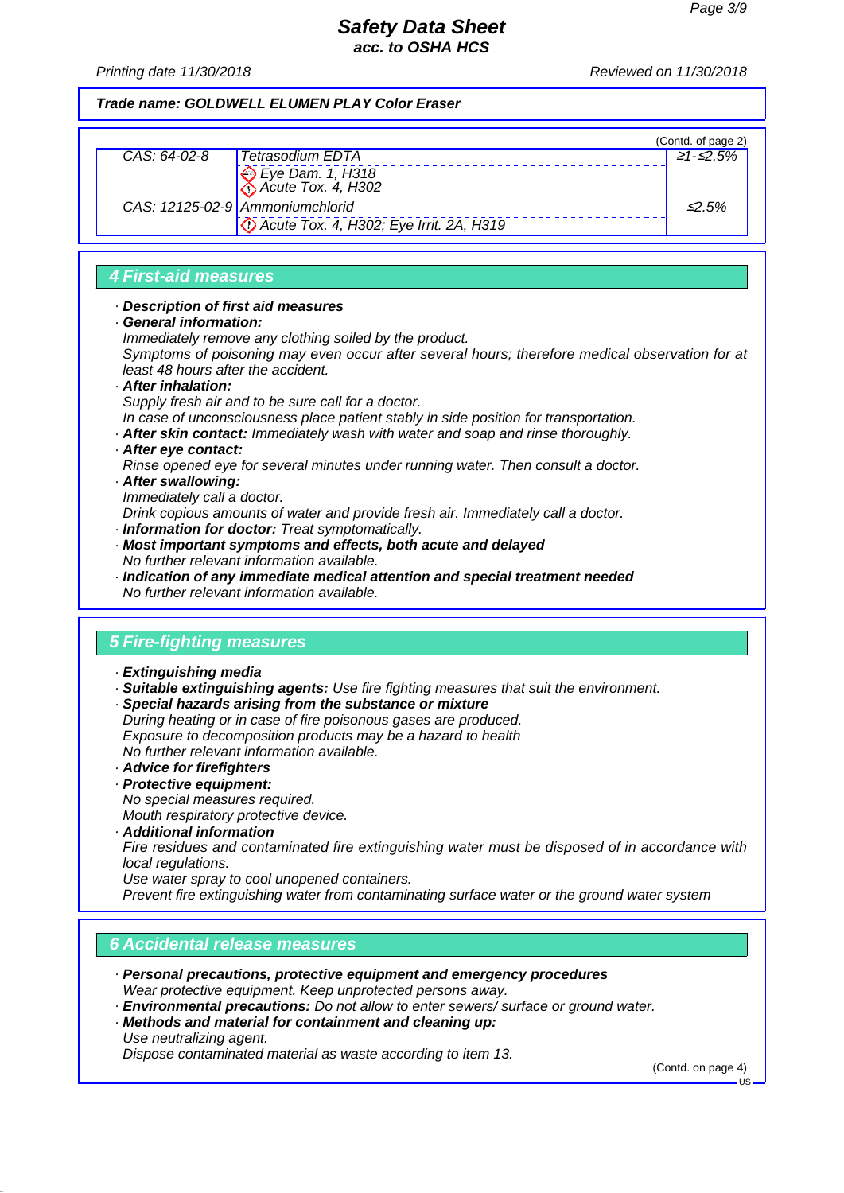**Trade name: GOLDWELL ELUMEN PLAY Color Eraser**

(Contd. of page 2)

| CAS | Substance | Concentration |
|---|---|---|
| CAS: 64-02-8 | Tetrasodium EDTA<br>Eye Dam. 1, H318<br>Acute Tox. 4, H302 | ≥1-≤2.5% |
| CAS: 12125-02-9 | Ammoniumchlorid<br>Acute Tox. 4, H302; Eye Irrit. 2A, H319 | ≤2.5% |

## 4 First-aid measures

- **Description of first aid measures**
- **General information:**
  Immediately remove any clothing soiled by the product.
  Symptoms of poisoning may even occur after several hours; therefore medical observation for at least 48 hours after the accident.
- **After inhalation:**
  Supply fresh air and to be sure call for a doctor.
  In case of unconsciousness place patient stably in side position for transportation.
- **After skin contact:** Immediately wash with water and soap and rinse thoroughly.
- **After eye contact:**
  Rinse opened eye for several minutes under running water. Then consult a doctor.
- **After swallowing:**
  Immediately call a doctor.
  Drink copious amounts of water and provide fresh air. Immediately call a doctor.
- **Information for doctor:** Treat symptomatically.
- **Most important symptoms and effects, both acute and delayed**
  No further relevant information available.
- **Indication of any immediate medical attention and special treatment needed**
  No further relevant information available.

## 5 Fire-fighting measures

- **Extinguishing media**
- **Suitable extinguishing agents:** Use fire fighting measures that suit the environment.
- **Special hazards arising from the substance or mixture**
  During heating or in case of fire poisonous gases are produced.
  Exposure to decomposition products may be a hazard to health
  No further relevant information available.
- **Advice for firefighters**
- **Protective equipment:**
  No special measures required.
  Mouth respiratory protective device.
- **Additional information**
  Fire residues and contaminated fire extinguishing water must be disposed of in accordance with local regulations.
  Use water spray to cool unopened containers.
  Prevent fire extinguishing water from contaminating surface water or the ground water system

## 6 Accidental release measures

- **Personal precautions, protective equipment and emergency procedures**
  Wear protective equipment. Keep unprotected persons away.
- **Environmental precautions:** Do not allow to enter sewers/ surface or ground water.
- **Methods and material for containment and cleaning up:**
  Use neutralizing agent.
  Dispose contaminated material as waste according to item 13.

(Contd. on page 4)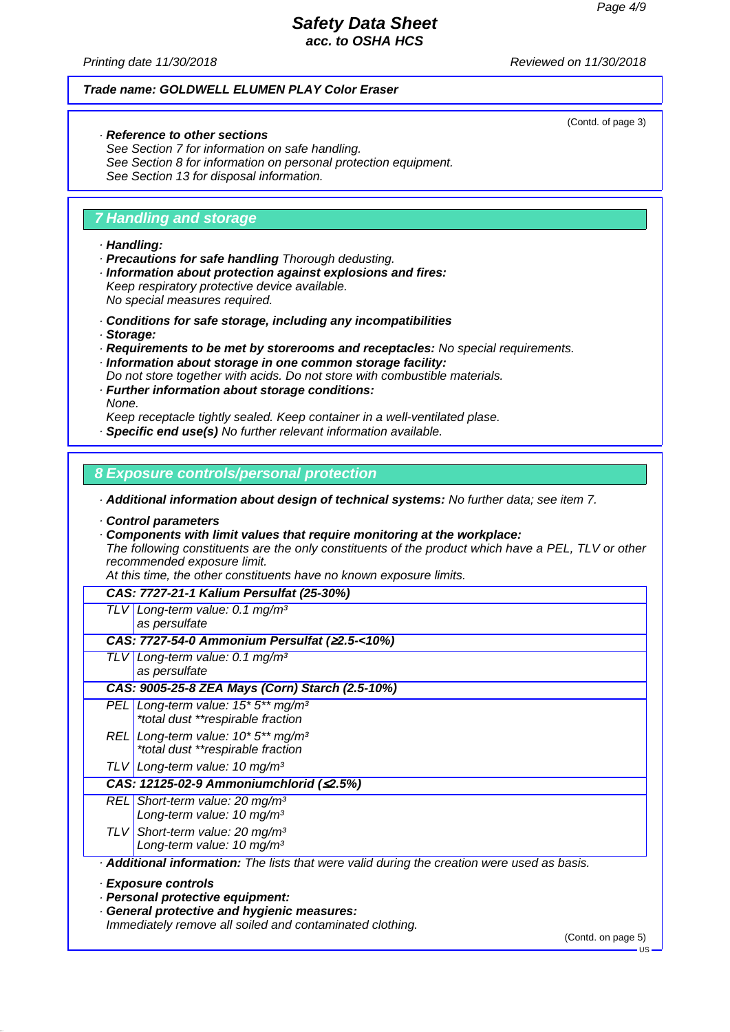**Trade name: GOLDWELL ELUMEN PLAY Color Eraser**

(Contd. of page 3)

· **Reference to other sections**
See Section 7 for information on safe handling.
See Section 8 for information on personal protection equipment.
See Section 13 for disposal information.

## 7 Handling and storage

· **Handling:**
· **Precautions for safe handling** Thorough dedusting.
· **Information about protection against explosions and fires:**
Keep respiratory protective device available.
No special measures required.

· **Conditions for safe storage, including any incompatibilities**
· **Storage:**
· **Requirements to be met by storerooms and receptacles:** No special requirements.
· **Information about storage in one common storage facility:**
Do not store together with acids. Do not store with combustible materials.
· **Further information about storage conditions:**
None.
Keep receptacle tightly sealed. Keep container in a well-ventilated plase.
· **Specific end use(s)** No further relevant information available.

## 8 Exposure controls/personal protection

· **Additional information about design of technical systems:** No further data; see item 7.

· **Control parameters**
· **Components with limit values that require monitoring at the workplace:**
The following constituents are the only constituents of the product which have a PEL, TLV or other recommended exposure limit.
At this time, the other constituents have no known exposure limits.

| | |
|---|---|
| **CAS: 7727-21-1 Kalium Persulfat (25-30%)** | |
| TLV | Long-term value: 0.1 mg/m³<br>as persulfate |
| **CAS: 7727-54-0 Ammonium Persulfat (≥2.5-<10%)** | |
| TLV | Long-term value: 0.1 mg/m³<br>as persulfate |
| **CAS: 9005-25-8 ZEA Mays (Corn) Starch (2.5-10%)** | |
| PEL | Long-term value: 15* 5** mg/m³<br>*total dust **respirable fraction |
| REL | Long-term value: 10* 5** mg/m³<br>*total dust **respirable fraction |
| TLV | Long-term value: 10 mg/m³ |
| **CAS: 12125-02-9 Ammoniumchlorid (≤2.5%)** | |
| REL | Short-term value: 20 mg/m³<br>Long-term value: 10 mg/m³ |
| TLV | Short-term value: 20 mg/m³<br>Long-term value: 10 mg/m³ |

· **Additional information:** The lists that were valid during the creation were used as basis.

· **Exposure controls**
· **Personal protective equipment:**
· **General protective and hygienic measures:**
Immediately remove all soiled and contaminated clothing.

(Contd. on page 5)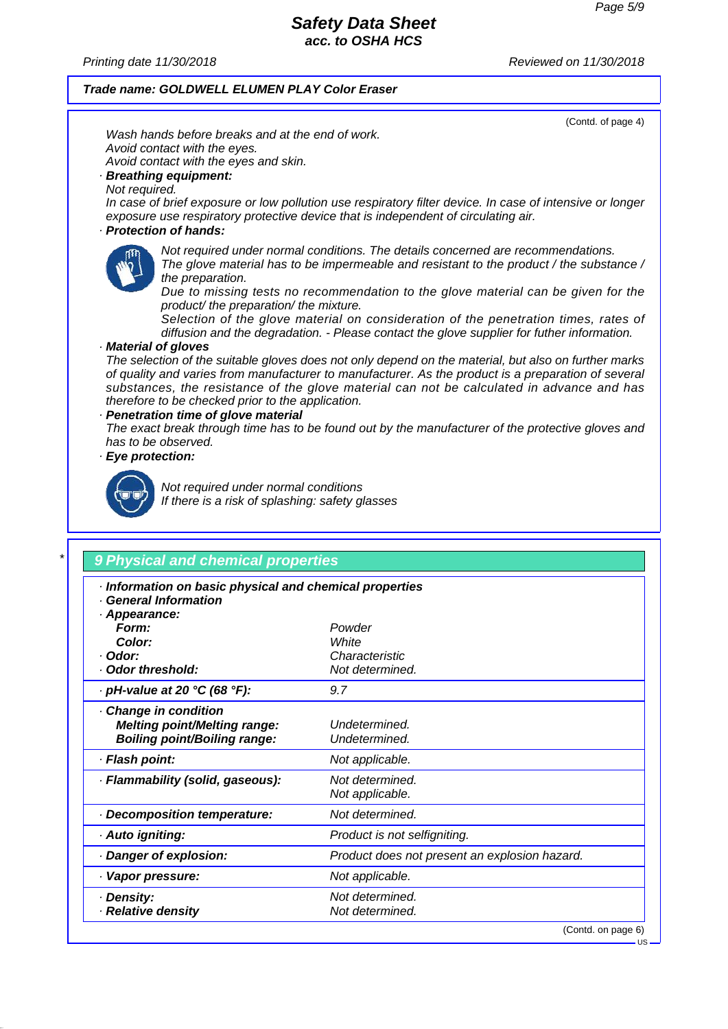Trade name: GOLDWELL ELUMEN PLAY Color Eraser

(Contd. of page 4)

Wash hands before breaks and at the end of work.
Avoid contact with the eyes.
Avoid contact with the eyes and skin.

· **Breathing equipment:**
Not required.
In case of brief exposure or low pollution use respiratory filter device. In case of intensive or longer exposure use respiratory protective device that is independent of circulating air.

· **Protection of hands:**
Not required under normal conditions. The details concerned are recommendations.
The glove material has to be impermeable and resistant to the product / the substance / the preparation.
Due to missing tests no recommendation to the glove material can be given for the product/ the preparation/ the mixture.
Selection of the glove material on consideration of the penetration times, rates of diffusion and the degradation. - Please contact the glove supplier for futher information.

· **Material of gloves**
The selection of the suitable gloves does not only depend on the material, but also on further marks of quality and varies from manufacturer to manufacturer. As the product is a preparation of several substances, the resistance of the glove material can not be calculated in advance and has therefore to be checked prior to the application.

· **Penetration time of glove material**
The exact break through time has to be found out by the manufacturer of the protective gloves and has to be observed.

· **Eye protection:**
Not required under normal conditions
If there is a risk of splashing: safety glasses

## 9 Physical and chemical properties

· **Information on basic physical and chemical properties**
· **General Information**

| Property | Value |
|---|---|
| · **Appearance:** | |
| **Form:** | Powder |
| **Color:** | White |
| · **Odor:** | Characteristic |
| · **Odor threshold:** | Not determined. |
| · **pH-value at 20 °C (68 °F):** | 9.7 |
| · **Change in condition** | |
| **Melting point/Melting range:** | Undetermined. |
| **Boiling point/Boiling range:** | Undetermined. |
| · **Flash point:** | Not applicable. |
| · **Flammability (solid, gaseous):** | Not determined. Not applicable. |
| · **Decomposition temperature:** | Not determined. |
| · **Auto igniting:** | Product is not selfigniting. |
| · **Danger of explosion:** | Product does not present an explosion hazard. |
| · **Vapor pressure:** | Not applicable. |
| · **Density:** | Not determined. |
| · **Relative density** | Not determined. |

(Contd. on page 6)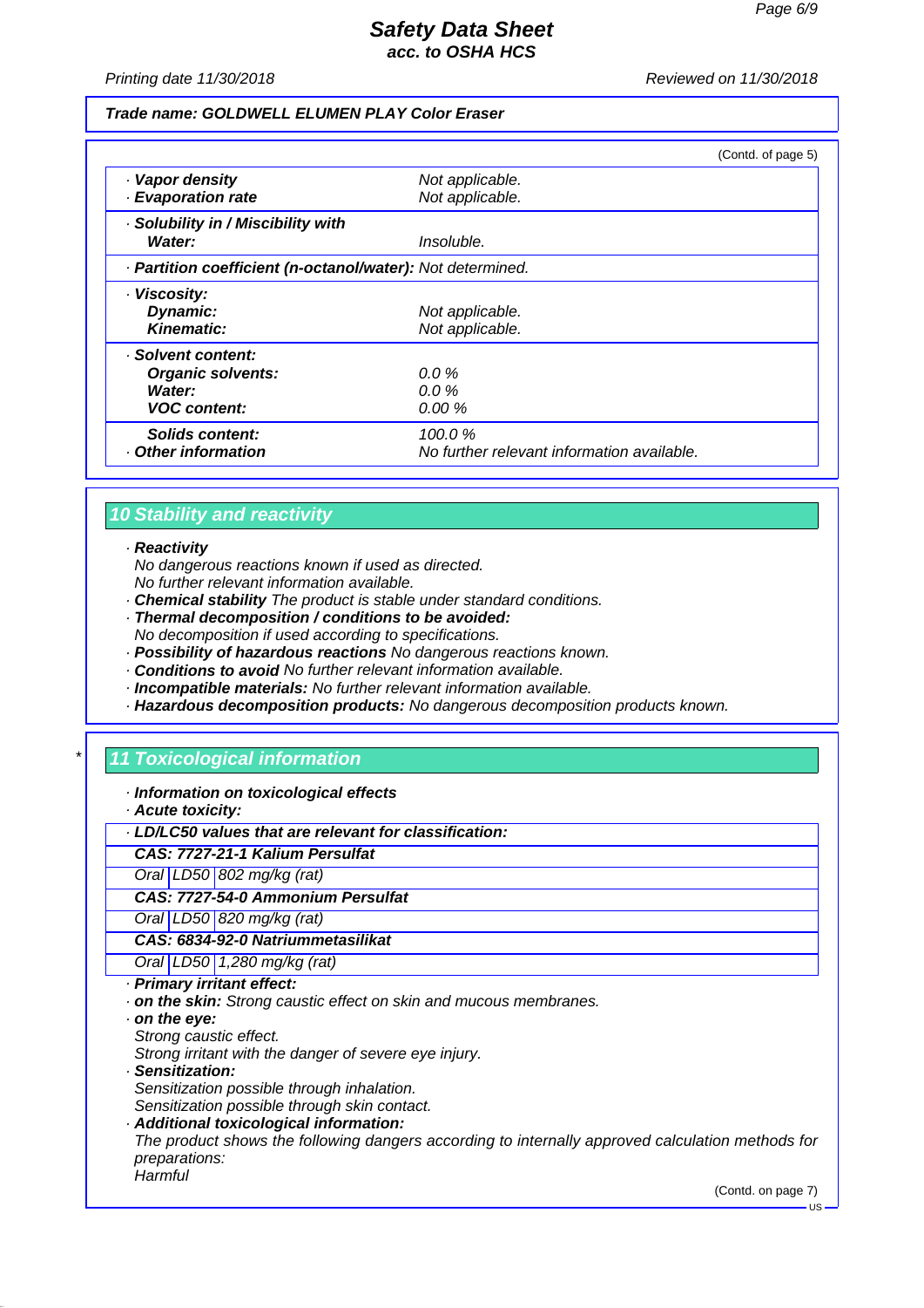**Trade name: GOLDWELL ELUMEN PLAY Color Eraser**

(Contd. of page 5)

| | |
|---|---|
| · **Vapor density** | Not applicable. |
| · **Evaporation rate** | Not applicable. |
| · **Solubility in / Miscibility with** | |
| **Water:** | Insoluble. |
| · **Partition coefficient (n-octanol/water):** | Not determined. |
| · **Viscosity:** | |
| **Dynamic:** | Not applicable. |
| **Kinematic:** | Not applicable. |
| · **Solvent content:** | |
| **Organic solvents:** | 0.0 % |
| **Water:** | 0.0 % |
| **VOC content:** | 0.00 % |
| **Solids content:** | 100.0 % |
| · **Other information** | No further relevant information available. |

## 10 Stability and reactivity

· **Reactivity**
No dangerous reactions known if used as directed.
No further relevant information available.
· **Chemical stability** The product is stable under standard conditions.
· **Thermal decomposition / conditions to be avoided:**
No decomposition if used according to specifications.
· **Possibility of hazardous reactions** No dangerous reactions known.
· **Conditions to avoid** No further relevant information available.
· **Incompatible materials:** No further relevant information available.
· **Hazardous decomposition products:** No dangerous decomposition products known.

## * 11 Toxicological information

· **Information on toxicological effects**
· **Acute toxicity:**

| · LD/LC50 values that are relevant for classification: | | |
|---|---|---|
| **CAS: 7727-21-1 Kalium Persulfat** | | |
| Oral | LD50 | 802 mg/kg (rat) |
| **CAS: 7727-54-0 Ammonium Persulfat** | | |
| Oral | LD50 | 820 mg/kg (rat) |
| **CAS: 6834-92-0 Natriummetasilikat** | | |
| Oral | LD50 | 1,280 mg/kg (rat) |

· **Primary irritant effect:**
· **on the skin:** Strong caustic effect on skin and mucous membranes.
· **on the eye:**
Strong caustic effect.
Strong irritant with the danger of severe eye injury.
· **Sensitization:**
Sensitization possible through inhalation.
Sensitization possible through skin contact.
· **Additional toxicological information:**
The product shows the following dangers according to internally approved calculation methods for preparations:
Harmful

(Contd. on page 7)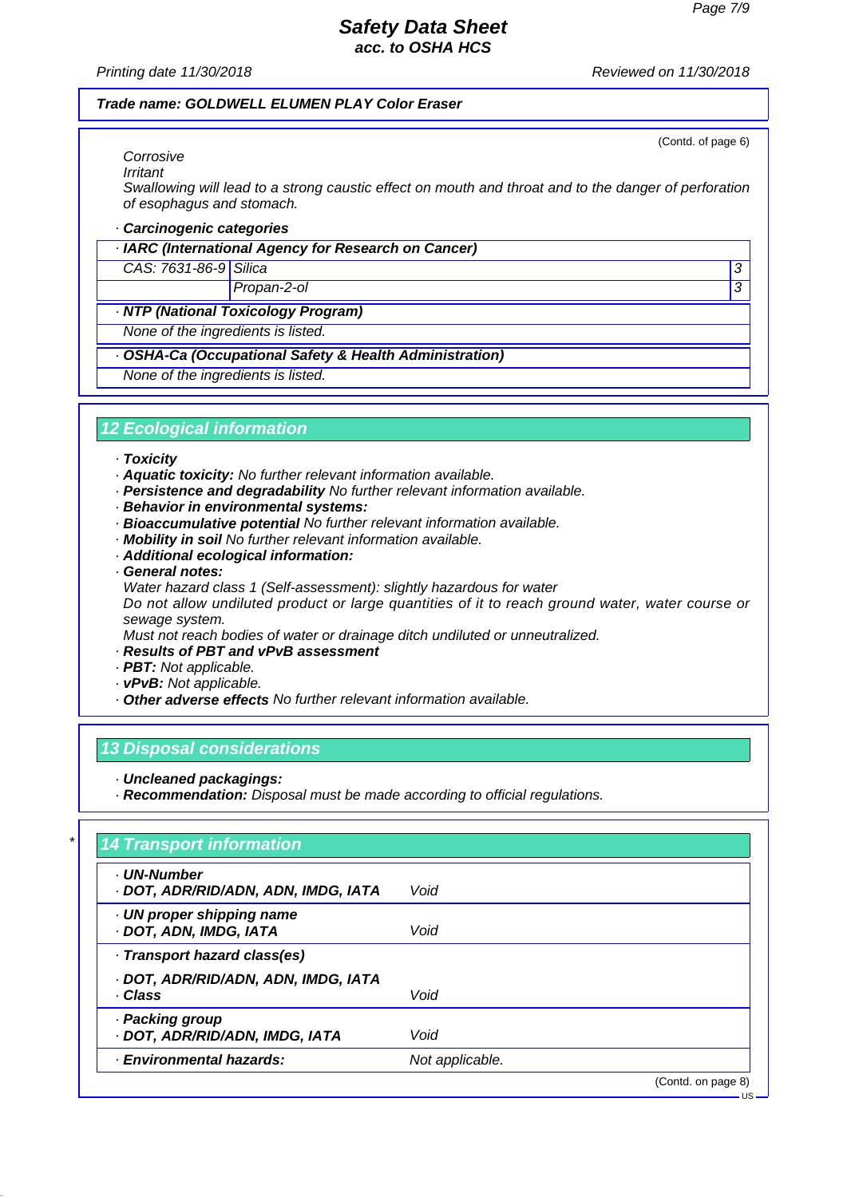Trade name: GOLDWELL ELUMEN PLAY Color Eraser

(Contd. of page 6)

*Corrosive*
*Irritant*
*Swallowing will lead to a strong caustic effect on mouth and throat and to the danger of perforation of esophagus and stomach.*

· **Carcinogenic categories**

| · IARC (International Agency for Research on Cancer) | | |
|---|---|---|
| CAS: 7631-86-9 | Silica | 3 |
| | Propan-2-ol | 3 |

| · NTP (National Toxicology Program) |
|---|
| None of the ingredients is listed. |

| · OSHA-Ca (Occupational Safety & Health Administration) |
|---|
| None of the ingredients is listed. |

## 12 Ecological information

· **Toxicity**
· **Aquatic toxicity:** No further relevant information available.
· **Persistence and degradability** No further relevant information available.
· **Behavior in environmental systems:**
· **Bioaccumulative potential** No further relevant information available.
· **Mobility in soil** No further relevant information available.
· **Additional ecological information:**
· **General notes:**
Water hazard class 1 (Self-assessment): slightly hazardous for water
Do not allow undiluted product or large quantities of it to reach ground water, water course or sewage system.
Must not reach bodies of water or drainage ditch undiluted or unneutralized.
· **Results of PBT and vPvB assessment**
· **PBT:** Not applicable.
· **vPvB:** Not applicable.
· **Other adverse effects** No further relevant information available.

## 13 Disposal considerations

· **Uncleaned packagings:**
· **Recommendation:** Disposal must be made according to official regulations.

## 14 Transport information

| | |
|---|---|
| · **UN-Number**<br>· **DOT, ADR/RID/ADN, ADN, IMDG, IATA** | Void |
| · **UN proper shipping name**<br>· **DOT, ADN, IMDG, IATA** | Void |
| · **Transport hazard class(es)** | |
| · **DOT, ADR/RID/ADN, ADN, IMDG, IATA**<br>· **Class** | Void |
| · **Packing group**<br>· **DOT, ADR/RID/ADN, IMDG, IATA** | Void |
| · **Environmental hazards:** | Not applicable. |

(Contd. on page 8)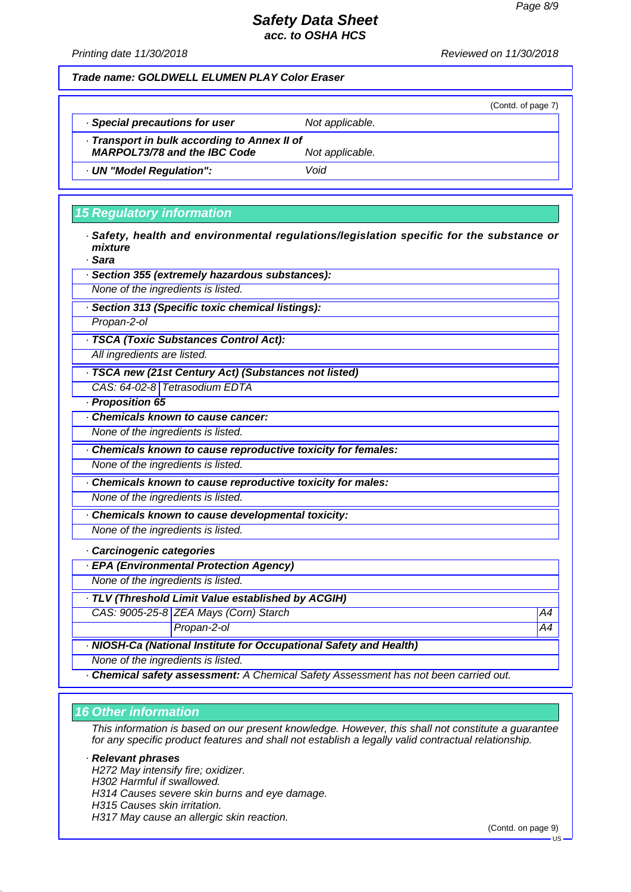**Trade name: GOLDWELL ELUMEN PLAY Color Eraser**

(Contd. of page 7)

| | |
|---|---|
| · **Special precautions for user** | Not applicable. |
| · **Transport in bulk according to Annex II of MARPOL73/78 and the IBC Code** | Not applicable. |
| · **UN "Model Regulation":** | Void |

## 15 Regulatory information

· **Safety, health and environmental regulations/legislation specific for the substance or mixture**

· **Sara**

· **Section 355 (extremely hazardous substances):**

None of the ingredients is listed.

· **Section 313 (Specific toxic chemical listings):**

Propan-2-ol

· **TSCA (Toxic Substances Control Act):**

All ingredients are listed.

· **TSCA new (21st Century Act) (Substances not listed)**

| | |
|---|---|
| CAS: 64-02-8 | Tetrasodium EDTA |

· **Proposition 65**

· **Chemicals known to cause cancer:**

None of the ingredients is listed.

· **Chemicals known to cause reproductive toxicity for females:**

None of the ingredients is listed.

· **Chemicals known to cause reproductive toxicity for males:**

None of the ingredients is listed.

· **Chemicals known to cause developmental toxicity:**

None of the ingredients is listed.

· **Carcinogenic categories**

· **EPA (Environmental Protection Agency)**

None of the ingredients is listed.

· **TLV (Threshold Limit Value established by ACGIH)**

| | | |
|---|---|---|
| CAS: 9005-25-8 | ZEA Mays (Corn) Starch | A4 |
| | Propan-2-ol | A4 |

· **NIOSH-Ca (National Institute for Occupational Safety and Health)**

None of the ingredients is listed.

· **Chemical safety assessment:** A Chemical Safety Assessment has not been carried out.

## 16 Other information

This information is based on our present knowledge. However, this shall not constitute a guarantee for any specific product features and shall not establish a legally valid contractual relationship.

· **Relevant phrases**

H272 May intensify fire; oxidizer.
H302 Harmful if swallowed.
H314 Causes severe skin burns and eye damage.
H315 Causes skin irritation.
H317 May cause an allergic skin reaction.

(Contd. on page 9)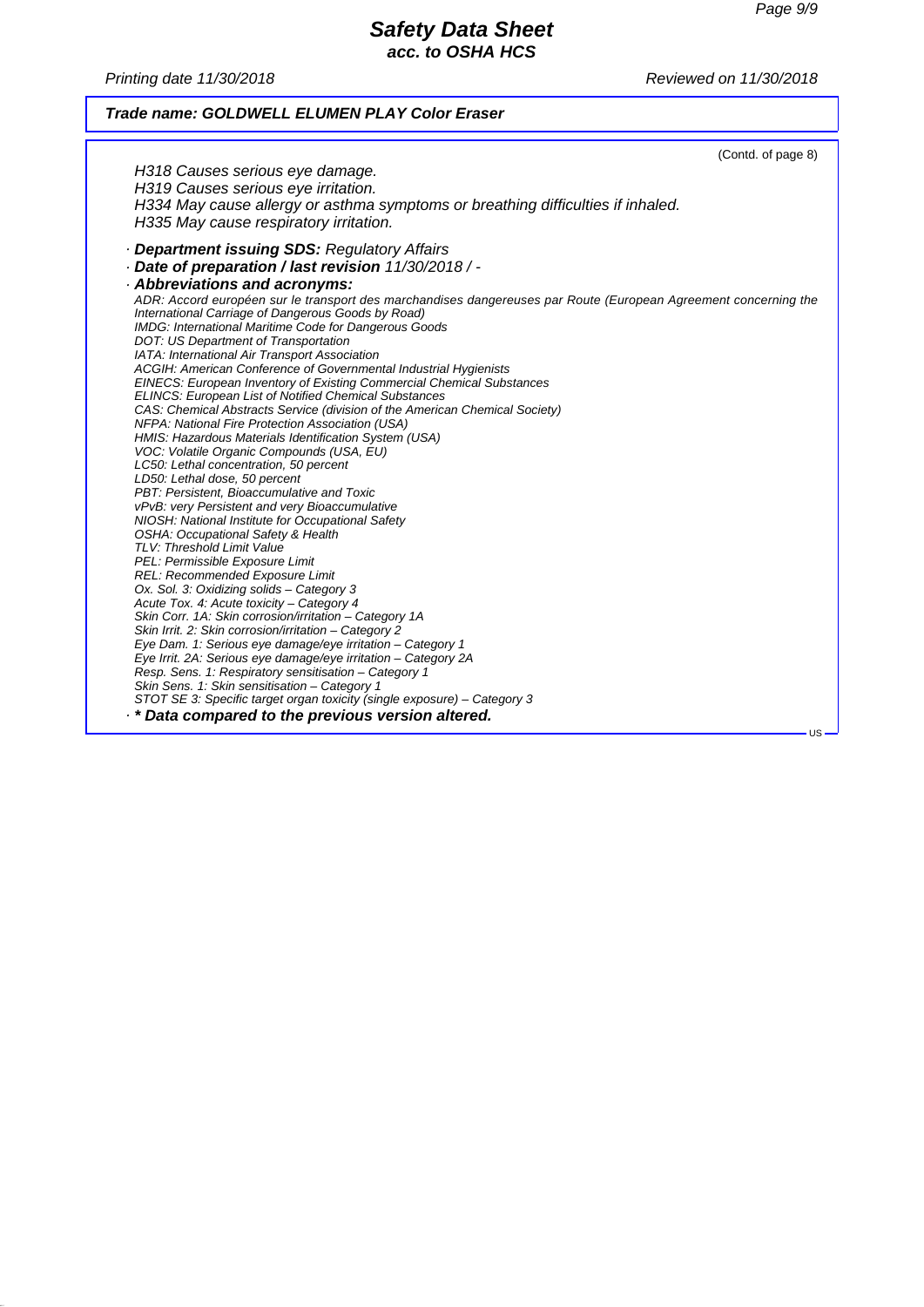(Contd. of page 8)

H318 Causes serious eye damage.
H319 Causes serious eye irritation.
H334 May cause allergy or asthma symptoms or breathing difficulties if inhaled.
H335 May cause respiratory irritation.

· **Department issuing SDS:** Regulatory Affairs
· **Date of preparation / last revision** 11/30/2018 / -
· **Abbreviations and acronyms:**
ADR: Accord européen sur le transport des marchandises dangereuses par Route (European Agreement concerning the International Carriage of Dangerous Goods by Road)
IMDG: International Maritime Code for Dangerous Goods
DOT: US Department of Transportation
IATA: International Air Transport Association
ACGIH: American Conference of Governmental Industrial Hygienists
EINECS: European Inventory of Existing Commercial Chemical Substances
ELINCS: European List of Notified Chemical Substances
CAS: Chemical Abstracts Service (division of the American Chemical Society)
NFPA: National Fire Protection Association (USA)
HMIS: Hazardous Materials Identification System (USA)
VOC: Volatile Organic Compounds (USA, EU)
LC50: Lethal concentration, 50 percent
LD50: Lethal dose, 50 percent
PBT: Persistent, Bioaccumulative and Toxic
vPvB: very Persistent and very Bioaccumulative
NIOSH: National Institute for Occupational Safety
OSHA: Occupational Safety & Health
TLV: Threshold Limit Value
PEL: Permissible Exposure Limit
REL: Recommended Exposure Limit
Ox. Sol. 3: Oxidizing solids – Category 3
Acute Tox. 4: Acute toxicity – Category 4
Skin Corr. 1A: Skin corrosion/irritation – Category 1A
Skin Irrit. 2: Skin corrosion/irritation – Category 2
Eye Dam. 1: Serious eye damage/eye irritation – Category 1
Eye Irrit. 2A: Serious eye damage/eye irritation – Category 2A
Resp. Sens. 1: Respiratory sensitisation – Category 1
Skin Sens. 1: Skin sensitisation – Category 1
STOT SE 3: Specific target organ toxicity (single exposure) – Category 3

· *** Data compared to the previous version altered.**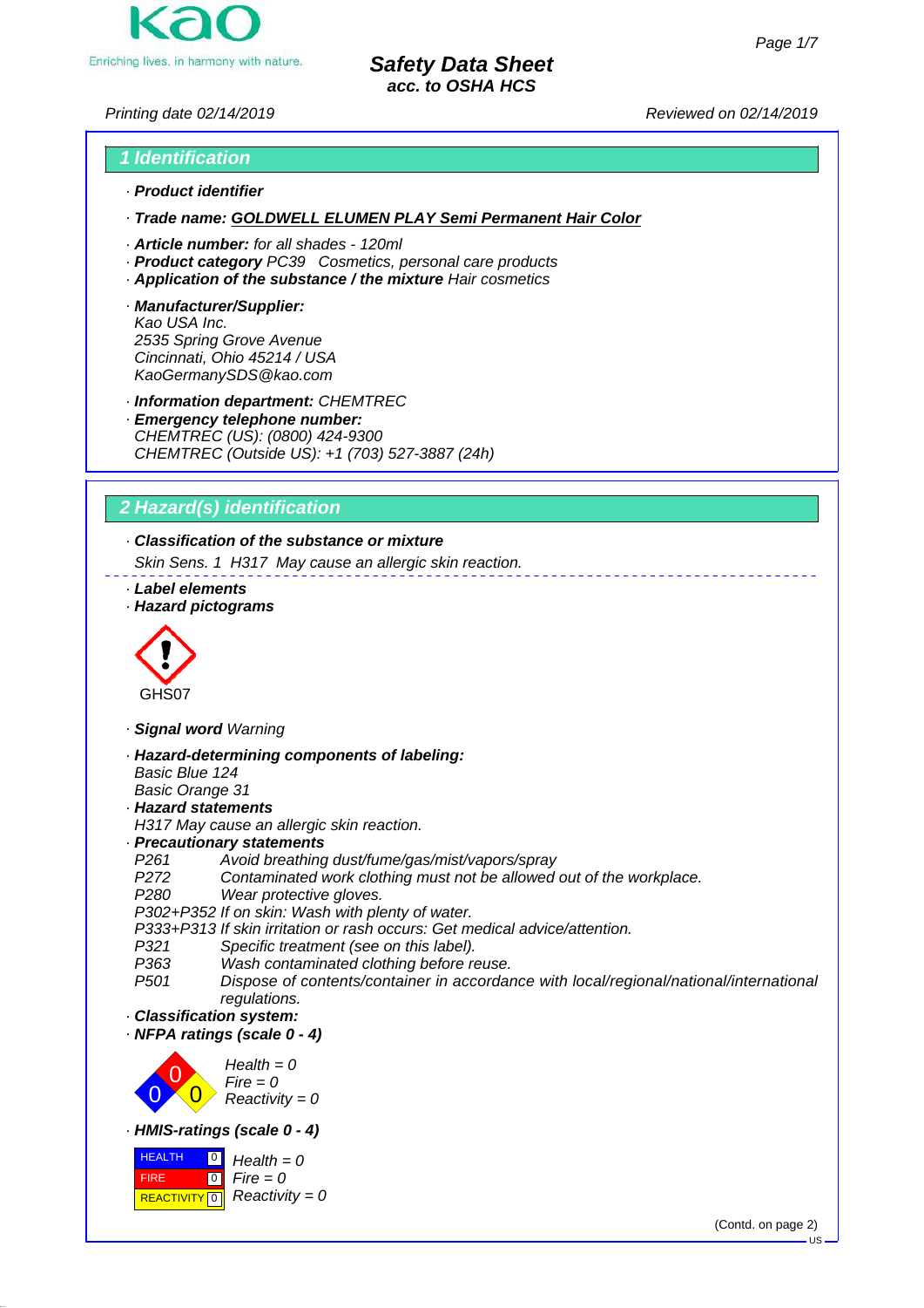# Safety Data Sheet
**acc. to OSHA HCS**

Printing date 02/14/2019 Reviewed on 02/14/2019

## 1 Identification

· **Product identifier**

· **Trade name: GOLDWELL ELUMEN PLAY Semi Permanent Hair Color**

· **Article number:** for all shades - 120ml
· **Product category** PC39 Cosmetics, personal care products
· **Application of the substance / the mixture** Hair cosmetics

· **Manufacturer/Supplier:**
Kao USA Inc.
2535 Spring Grove Avenue
Cincinnati, Ohio 45214 / USA
KaoGermanySDS@kao.com

· **Information department:** CHEMTREC
· **Emergency telephone number:**
CHEMTREC (US): (0800) 424-9300
CHEMTREC (Outside US): +1 (703) 527-3887 (24h)

## 2 Hazard(s) identification

· **Classification of the substance or mixture**
Skin Sens. 1 H317 May cause an allergic skin reaction.

· **Label elements**
· **Hazard pictograms**

GHS07

· **Signal word** Warning

· **Hazard-determining components of labeling:**
Basic Blue 124
Basic Orange 31
· **Hazard statements**
H317 May cause an allergic skin reaction.
· **Precautionary statements**
P261 Avoid breathing dust/fume/gas/mist/vapors/spray
P272 Contaminated work clothing must not be allowed out of the workplace.
P280 Wear protective gloves.
P302+P352 If on skin: Wash with plenty of water.
P333+P313 If skin irritation or rash occurs: Get medical advice/attention.
P321 Specific treatment (see on this label).
P363 Wash contaminated clothing before reuse.
P501 Dispose of contents/container in accordance with local/regional/national/international regulations.
· **Classification system:**
· **NFPA ratings (scale 0 - 4)**

Health = 0
Fire = 0
Reactivity = 0

· **HMIS-ratings (scale 0 - 4)**

| | | |
|---|---|---|
| HEALTH | 0 | Health = 0 |
| FIRE | 0 | Fire = 0 |
| REACTIVITY | 0 | Reactivity = 0 |

(Contd. on page 2)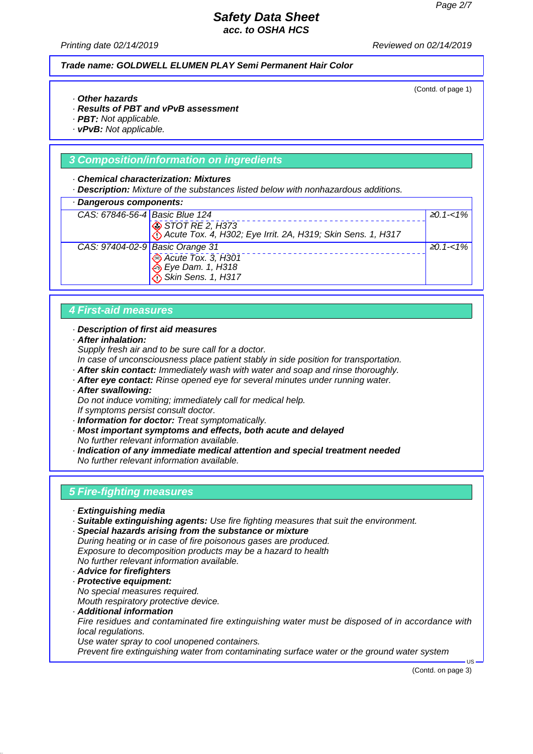**Trade name: GOLDWELL ELUMEN PLAY Semi Permanent Hair Color**

(Contd. of page 1)

· **Other hazards**
· **Results of PBT and vPvB assessment**
· **PBT:** Not applicable.
· **vPvB:** Not applicable.

## 3 Composition/information on ingredients

· **Chemical characterization: Mixtures**
· **Description:** Mixture of the substances listed below with nonhazardous additions.

| · Dangerous components: | | |
|---|---|---|
| CAS: 67846-56-4 | Basic Blue 124<br>STOT RE 2, H373<br>Acute Tox. 4, H302; Eye Irrit. 2A, H319; Skin Sens. 1, H317 | ≥0.1-<1% |
| CAS: 97404-02-9 | Basic Orange 31<br>Acute Tox. 3, H301<br>Eye Dam. 1, H318<br>Skin Sens. 1, H317 | ≥0.1-<1% |

## 4 First-aid measures

· **Description of first aid measures**
· **After inhalation:**
Supply fresh air and to be sure call for a doctor.
In case of unconsciousness place patient stably in side position for transportation.
· **After skin contact:** Immediately wash with water and soap and rinse thoroughly.
· **After eye contact:** Rinse opened eye for several minutes under running water.
· **After swallowing:**
Do not induce vomiting; immediately call for medical help.
If symptoms persist consult doctor.
· **Information for doctor:** Treat symptomatically.
· **Most important symptoms and effects, both acute and delayed**
No further relevant information available.
· **Indication of any immediate medical attention and special treatment needed**
No further relevant information available.

## 5 Fire-fighting measures

· **Extinguishing media**
· **Suitable extinguishing agents:** Use fire fighting measures that suit the environment.
· **Special hazards arising from the substance or mixture**
During heating or in case of fire poisonous gases are produced.
Exposure to decomposition products may be a hazard to health
No further relevant information available.
· **Advice for firefighters**
· **Protective equipment:**
No special measures required.
Mouth respiratory protective device.
· **Additional information**
Fire residues and contaminated fire extinguishing water must be disposed of in accordance with local regulations.
Use water spray to cool unopened containers.
Prevent fire extinguishing water from contaminating surface water or the ground water system

(Contd. on page 3)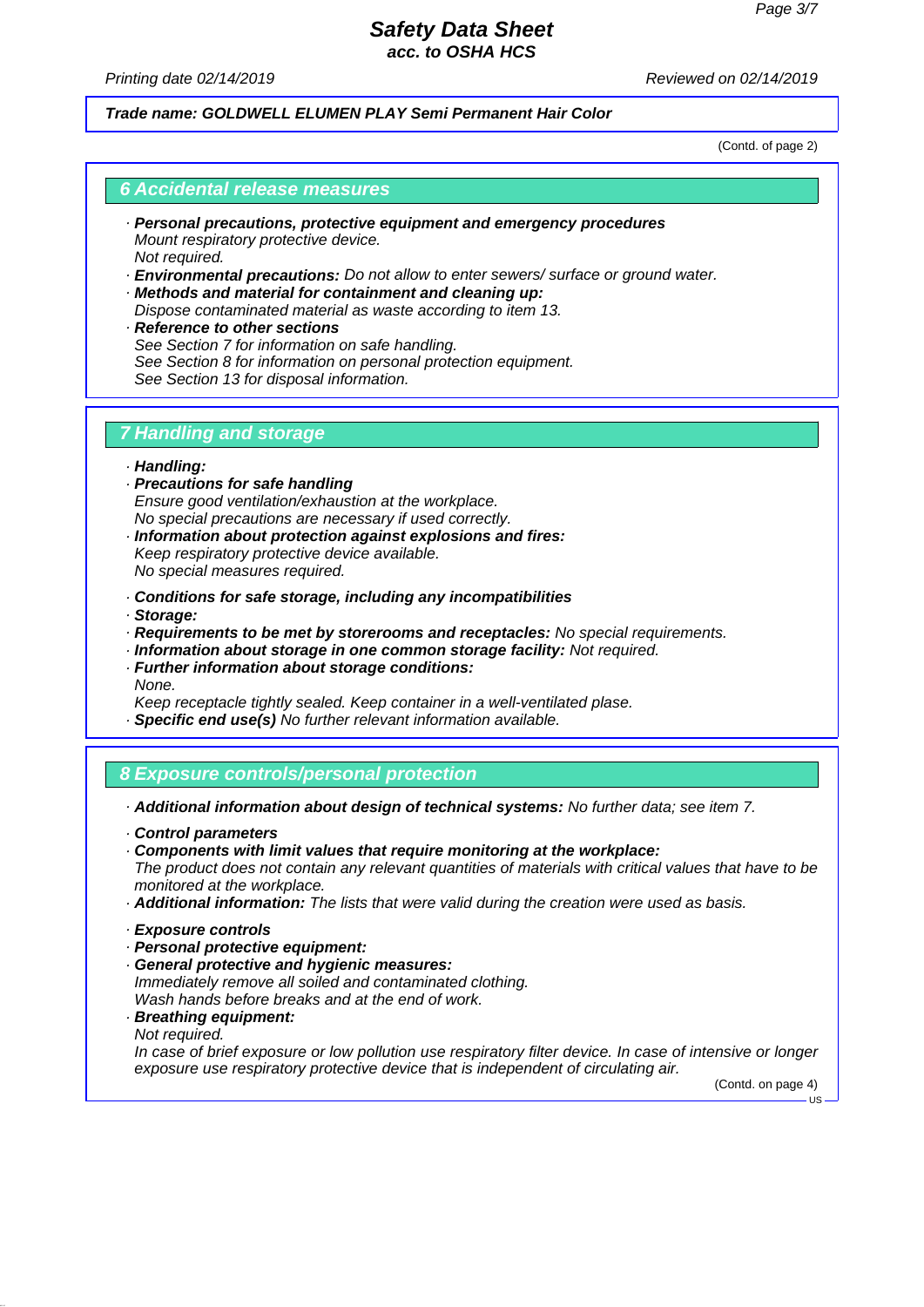*Trade name:* ***GOLDWELL ELUMEN PLAY Semi Permanent Hair Color***

(Contd. of page 2)

## 6 Accidental release measures

· ***Personal precautions, protective equipment and emergency procedures***
*Mount respiratory protective device.*
*Not required.*
· ***Environmental precautions:*** *Do not allow to enter sewers/ surface or ground water.*
· ***Methods and material for containment and cleaning up:***
*Dispose contaminated material as waste according to item 13.*
· ***Reference to other sections***
*See Section 7 for information on safe handling.*
*See Section 8 for information on personal protection equipment.*
*See Section 13 for disposal information.*

## 7 Handling and storage

· ***Handling:***
· ***Precautions for safe handling***
*Ensure good ventilation/exhaustion at the workplace.*
*No special precautions are necessary if used correctly.*
· ***Information about protection against explosions and fires:***
*Keep respiratory protective device available.*
*No special measures required.*

· ***Conditions for safe storage, including any incompatibilities***
· ***Storage:***
· ***Requirements to be met by storerooms and receptacles:*** *No special requirements.*
· ***Information about storage in one common storage facility:*** *Not required.*
· ***Further information about storage conditions:***
*None.*
*Keep receptacle tightly sealed. Keep container in a well-ventilated plase.*
· ***Specific end use(s)*** *No further relevant information available.*

## 8 Exposure controls/personal protection

· ***Additional information about design of technical systems:*** *No further data; see item 7.*

· ***Control parameters***
· ***Components with limit values that require monitoring at the workplace:***
*The product does not contain any relevant quantities of materials with critical values that have to be monitored at the workplace.*
· ***Additional information:*** *The lists that were valid during the creation were used as basis.*

· ***Exposure controls***
· ***Personal protective equipment:***
· ***General protective and hygienic measures:***
*Immediately remove all soiled and contaminated clothing.*
*Wash hands before breaks and at the end of work.*
· ***Breathing equipment:***
*Not required.*
*In case of brief exposure or low pollution use respiratory filter device. In case of intensive or longer exposure use respiratory protective device that is independent of circulating air.*

(Contd. on page 4)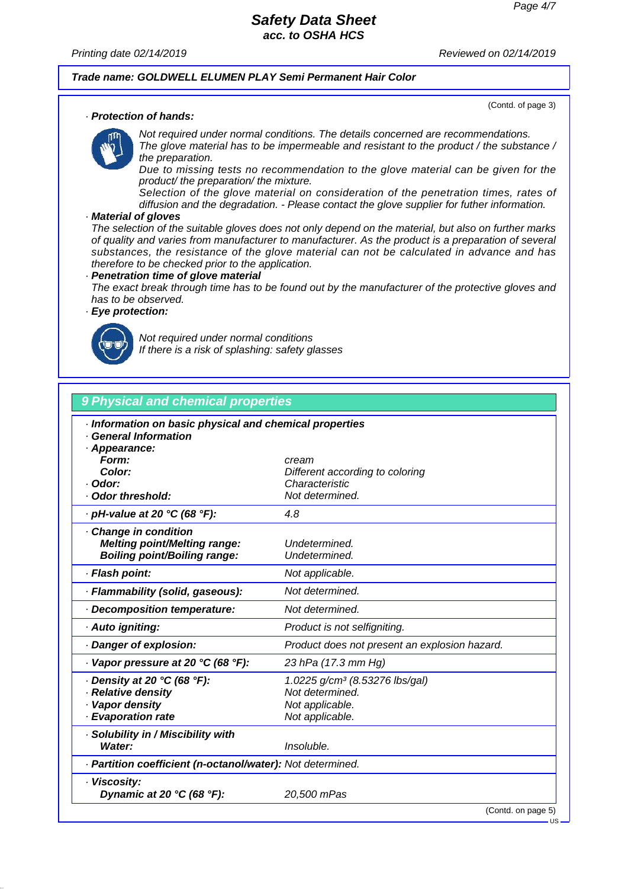Trade name: GOLDWELL ELUMEN PLAY Semi Permanent Hair Color

(Contd. of page 3)

· **Protection of hands:**

*Not required under normal conditions. The details concerned are recommendations.*
*The glove material has to be impermeable and resistant to the product / the substance / the preparation.*
*Due to missing tests no recommendation to the glove material can be given for the product/ the preparation/ the mixture.*
*Selection of the glove material on consideration of the penetration times, rates of diffusion and the degradation. - Please contact the glove supplier for futher information.*

· **Material of gloves**
*The selection of the suitable gloves does not only depend on the material, but also on further marks of quality and varies from manufacturer to manufacturer. As the product is a preparation of several substances, the resistance of the glove material can not be calculated in advance and has therefore to be checked prior to the application.*

· **Penetration time of glove material**
*The exact break through time has to be found out by the manufacturer of the protective gloves and has to be observed.*

· **Eye protection:**

*Not required under normal conditions*
*If there is a risk of splashing: safety glasses*

## 9 Physical and chemical properties

| | |
|---|---|
| · **Information on basic physical and chemical properties** | |
| · **General Information** | |
| · **Appearance:** | |
| **Form:** | cream |
| **Color:** | Different according to coloring |
| · **Odor:** | Characteristic |
| · **Odor threshold:** | Not determined. |
| · **pH-value at 20 °C (68 °F):** | 4.8 |
| · **Change in condition** | |
| **Melting point/Melting range:** | Undetermined. |
| **Boiling point/Boiling range:** | Undetermined. |
| · **Flash point:** | Not applicable. |
| · **Flammability (solid, gaseous):** | Not determined. |
| · **Decomposition temperature:** | Not determined. |
| · **Auto igniting:** | Product is not selfigniting. |
| · **Danger of explosion:** | Product does not present an explosion hazard. |
| · **Vapor pressure at 20 °C (68 °F):** | 23 hPa (17.3 mm Hg) |
| · **Density at 20 °C (68 °F):** | 1.0225 g/cm³ (8.53276 lbs/gal) |
| · **Relative density** | Not determined. |
| · **Vapor density** | Not applicable. |
| · **Evaporation rate** | Not applicable. |
| · **Solubility in / Miscibility with** | |
| **Water:** | Insoluble. |
| · **Partition coefficient (n-octanol/water):** | Not determined. |
| · **Viscosity:** | |
| **Dynamic at 20 °C (68 °F):** | 20,500 mPas |

(Contd. on page 5)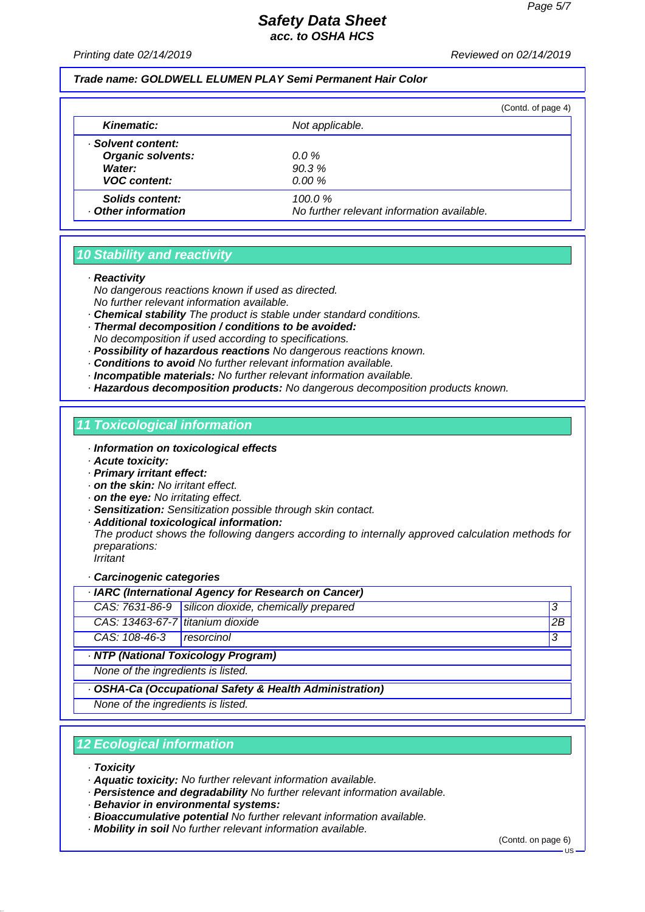**Trade name: GOLDWELL ELUMEN PLAY Semi Permanent Hair Color**

(Contd. of page 4)

| | |
|---|---|
| **Kinematic:** | Not applicable. |
| · **Solvent content:** | |
| **Organic solvents:** | 0.0 % |
| **Water:** | 90.3 % |
| **VOC content:** | 0.00 % |
| **Solids content:** | 100.0 % |
| · **Other information** | No further relevant information available. |

## 10 Stability and reactivity

· **Reactivity**
No dangerous reactions known if used as directed.
No further relevant information available.
· **Chemical stability** The product is stable under standard conditions.
· **Thermal decomposition / conditions to be avoided:**
No decomposition if used according to specifications.
· **Possibility of hazardous reactions** No dangerous reactions known.
· **Conditions to avoid** No further relevant information available.
· **Incompatible materials:** No further relevant information available.
· **Hazardous decomposition products:** No dangerous decomposition products known.

## 11 Toxicological information

· **Information on toxicological effects**
· **Acute toxicity:**
· **Primary irritant effect:**
· **on the skin:** No irritant effect.
· **on the eye:** No irritating effect.
· **Sensitization:** Sensitization possible through skin contact.
· **Additional toxicological information:**
The product shows the following dangers according to internally approved calculation methods for preparations:
Irritant

· **Carcinogenic categories**

| · **IARC (International Agency for Research on Cancer)** | | |
|---|---|---|
| CAS: 7631-86-9 | silicon dioxide, chemically prepared | 3 |
| CAS: 13463-67-7 | titanium dioxide | 2B |
| CAS: 108-46-3 | resorcinol | 3 |

· **NTP (National Toxicology Program)**

None of the ingredients is listed.

· **OSHA-Ca (Occupational Safety & Health Administration)**

None of the ingredients is listed.

## 12 Ecological information

· **Toxicity**
· **Aquatic toxicity:** No further relevant information available.
· **Persistence and degradability** No further relevant information available.
· **Behavior in environmental systems:**
· **Bioaccumulative potential** No further relevant information available.
· **Mobility in soil** No further relevant information available.

(Contd. on page 6)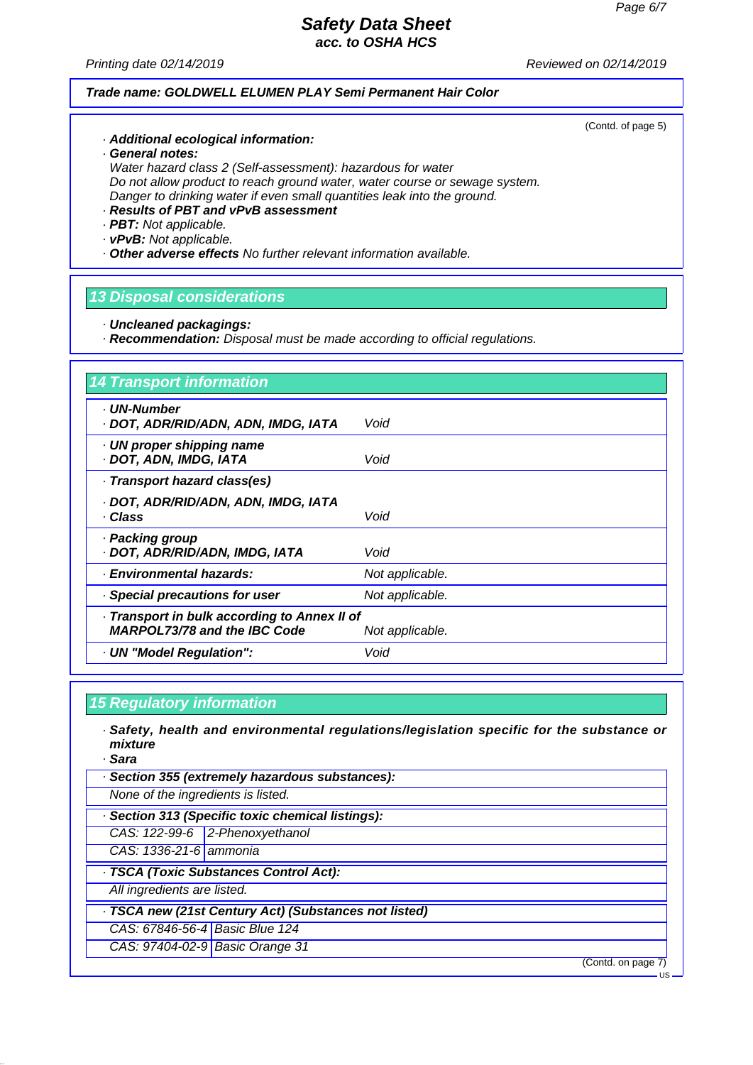Trade name: GOLDWELL ELUMEN PLAY Semi Permanent Hair Color

(Contd. of page 5)

- **Additional ecological information:**
- **General notes:**
  *Water hazard class 2 (Self-assessment): hazardous for water*
  *Do not allow product to reach ground water, water course or sewage system.*
  *Danger to drinking water if even small quantities leak into the ground.*
- **Results of PBT and vPvB assessment**
- **PBT:** *Not applicable.*
- **vPvB:** *Not applicable.*
- **Other adverse effects** *No further relevant information available.*

## 13 Disposal considerations

- **Uncleaned packagings:**
- **Recommendation:** *Disposal must be made according to official regulations.*

## 14 Transport information

| | |
|---|---|
| · **UN-Number**<br>· **DOT, ADR/RID/ADN, ADN, IMDG, IATA** | *Void* |
| · **UN proper shipping name**<br>· **DOT, ADN, IMDG, IATA** | *Void* |
| · **Transport hazard class(es)**<br>· **DOT, ADR/RID/ADN, ADN, IMDG, IATA**<br>· **Class** | *Void* |
| · **Packing group**<br>· **DOT, ADR/RID/ADN, IMDG, IATA** | *Void* |
| · **Environmental hazards:** | *Not applicable.* |
| · **Special precautions for user** | *Not applicable.* |
| · **Transport in bulk according to Annex II of MARPOL73/78 and the IBC Code** | *Not applicable.* |
| · **UN "Model Regulation":** | *Void* |

## 15 Regulatory information

- **Safety, health and environmental regulations/legislation specific for the substance or mixture**
- **Sara**

| · **Section 355 (extremely hazardous substances):** | |
|---|---|
| *None of the ingredients is listed.* | |

| · **Section 313 (Specific toxic chemical listings):** | |
|---|---|
| *CAS: 122-99-6* | *2-Phenoxyethanol* |
| *CAS: 1336-21-6* | *ammonia* |

| · **TSCA (Toxic Substances Control Act):** | |
|---|---|
| *All ingredients are listed.* | |

| · **TSCA new (21st Century Act) (Substances not listed)** | |
|---|---|
| *CAS: 67846-56-4* | *Basic Blue 124* |
| *CAS: 97404-02-9* | *Basic Orange 31* |

(Contd. on page 7)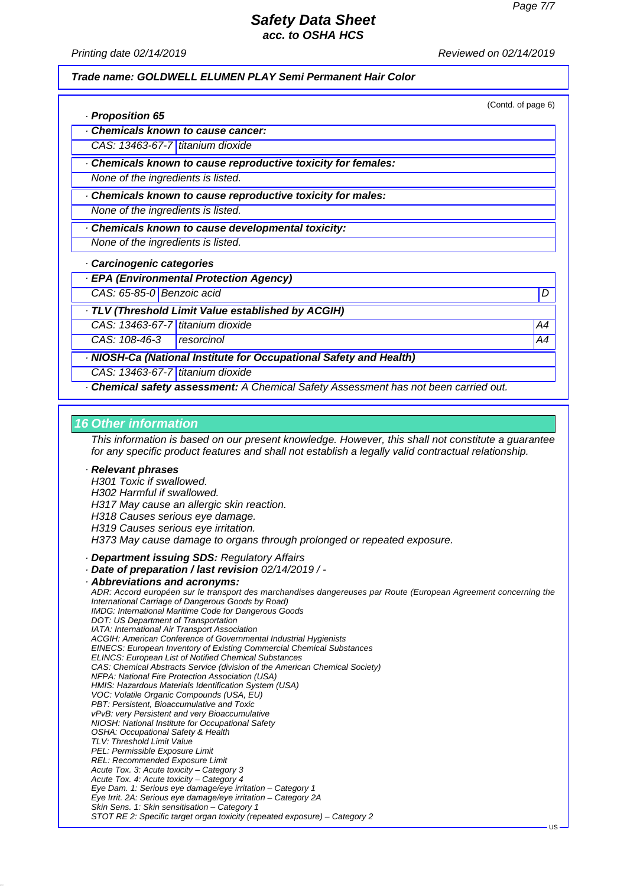**Trade name: GOLDWELL ELUMEN PLAY Semi Permanent Hair Color**

(Contd. of page 6)

· **Proposition 65**

| · **Chemicals known to cause cancer:** | |
|---|---|
| CAS: 13463-67-7 | titanium dioxide |

· **Chemicals known to cause reproductive toxicity for females:**

None of the ingredients is listed.

· **Chemicals known to cause reproductive toxicity for males:**

None of the ingredients is listed.

· **Chemicals known to cause developmental toxicity:**

None of the ingredients is listed.

· **Carcinogenic categories**

| · **EPA (Environmental Protection Agency)** | | |
|---|---|---|
| CAS: 65-85-0 | Benzoic acid | D |

| · **TLV (Threshold Limit Value established by ACGIH)** | | |
|---|---|---|
| CAS: 13463-67-7 | titanium dioxide | A4 |
| CAS: 108-46-3 | resorcinol | A4 |

| · **NIOSH-Ca (National Institute for Occupational Safety and Health)** | |
|---|---|
| CAS: 13463-67-7 | titanium dioxide |

· **Chemical safety assessment:** A Chemical Safety Assessment has not been carried out.

## 16 Other information

This information is based on our present knowledge. However, this shall not constitute a guarantee for any specific product features and shall not establish a legally valid contractual relationship.

· **Relevant phrases**

H301 Toxic if swallowed.
H302 Harmful if swallowed.
H317 May cause an allergic skin reaction.
H318 Causes serious eye damage.
H319 Causes serious eye irritation.
H373 May cause damage to organs through prolonged or repeated exposure.

· **Department issuing SDS:** Regulatory Affairs

· **Date of preparation / last revision** 02/14/2019 / -

· **Abbreviations and acronyms:**

ADR: Accord européen sur le transport des marchandises dangereuses par Route (European Agreement concerning the International Carriage of Dangerous Goods by Road)
IMDG: International Maritime Code for Dangerous Goods
DOT: US Department of Transportation
IATA: International Air Transport Association
ACGIH: American Conference of Governmental Industrial Hygienists
EINECS: European Inventory of Existing Commercial Chemical Substances
ELINCS: European List of Notified Chemical Substances
CAS: Chemical Abstracts Service (division of the American Chemical Society)
NFPA: National Fire Protection Association (USA)
HMIS: Hazardous Materials Identification System (USA)
VOC: Volatile Organic Compounds (USA, EU)
PBT: Persistent, Bioaccumulative and Toxic
vPvB: very Persistent and very Bioaccumulative
NIOSH: National Institute for Occupational Safety
OSHA: Occupational Safety & Health
TLV: Threshold Limit Value
PEL: Permissible Exposure Limit
REL: Recommended Exposure Limit
Acute Tox. 3: Acute toxicity – Category 3
Acute Tox. 4: Acute toxicity – Category 4
Eye Dam. 1: Serious eye damage/eye irritation – Category 1
Eye Irrit. 2A: Serious eye damage/eye irritation – Category 2A
Skin Sens. 1: Skin sensitisation – Category 1
STOT RE 2: Specific target organ toxicity (repeated exposure) – Category 2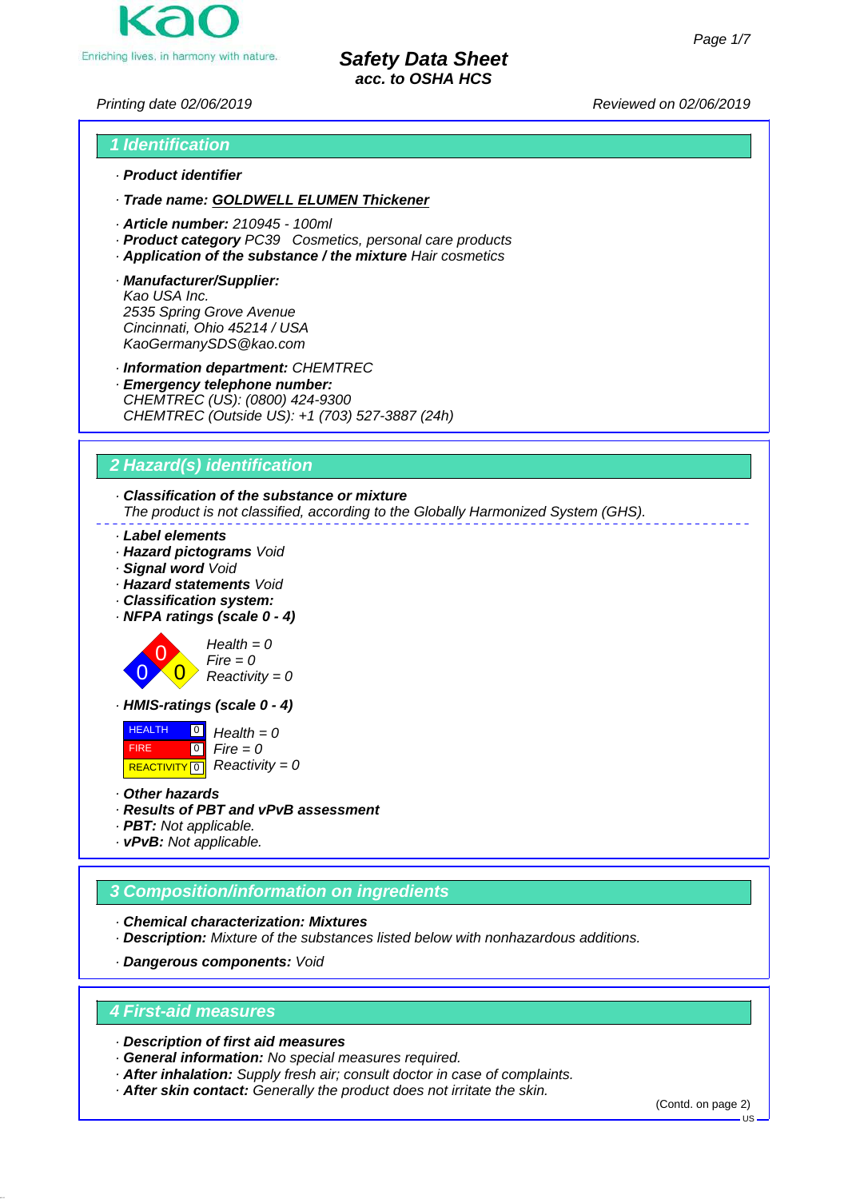# Safety Data Sheet
**acc. to OSHA HCS**

Printing date 02/06/2019 Reviewed on 02/06/2019

## 1 Identification

· **Product identifier**

· **Trade name: GOLDWELL ELUMEN Thickener**

· **Article number:** 210945 - 100ml
· **Product category** PC39 Cosmetics, personal care products
· **Application of the substance / the mixture** Hair cosmetics

· **Manufacturer/Supplier:**
Kao USA Inc.
2535 Spring Grove Avenue
Cincinnati, Ohio 45214 / USA
KaoGermanySDS@kao.com

· **Information department:** CHEMTREC
· **Emergency telephone number:**
CHEMTREC (US): (0800) 424-9300
CHEMTREC (Outside US): +1 (703) 527-3887 (24h)

## 2 Hazard(s) identification

· **Classification of the substance or mixture**
The product is not classified, according to the Globally Harmonized System (GHS).

· **Label elements**
· **Hazard pictograms** Void
· **Signal word** Void
· **Hazard statements** Void
· **Classification system:**
· **NFPA ratings (scale 0 - 4)**

Health = 0
Fire = 0
Reactivity = 0

· **HMIS-ratings (scale 0 - 4)**

| | | |
|---|---|---|
| HEALTH | 0 | Health = 0 |
| FIRE | 0 | Fire = 0 |
| REACTIVITY | 0 | Reactivity = 0 |

· **Other hazards**
· **Results of PBT and vPvB assessment**
· **PBT:** Not applicable.
· **vPvB:** Not applicable.

## 3 Composition/information on ingredients

· **Chemical characterization: Mixtures**
· **Description:** Mixture of the substances listed below with nonhazardous additions.

· **Dangerous components:** Void

## 4 First-aid measures

· **Description of first aid measures**
· **General information:** No special measures required.
· **After inhalation:** Supply fresh air; consult doctor in case of complaints.
· **After skin contact:** Generally the product does not irritate the skin.

(Contd. on page 2)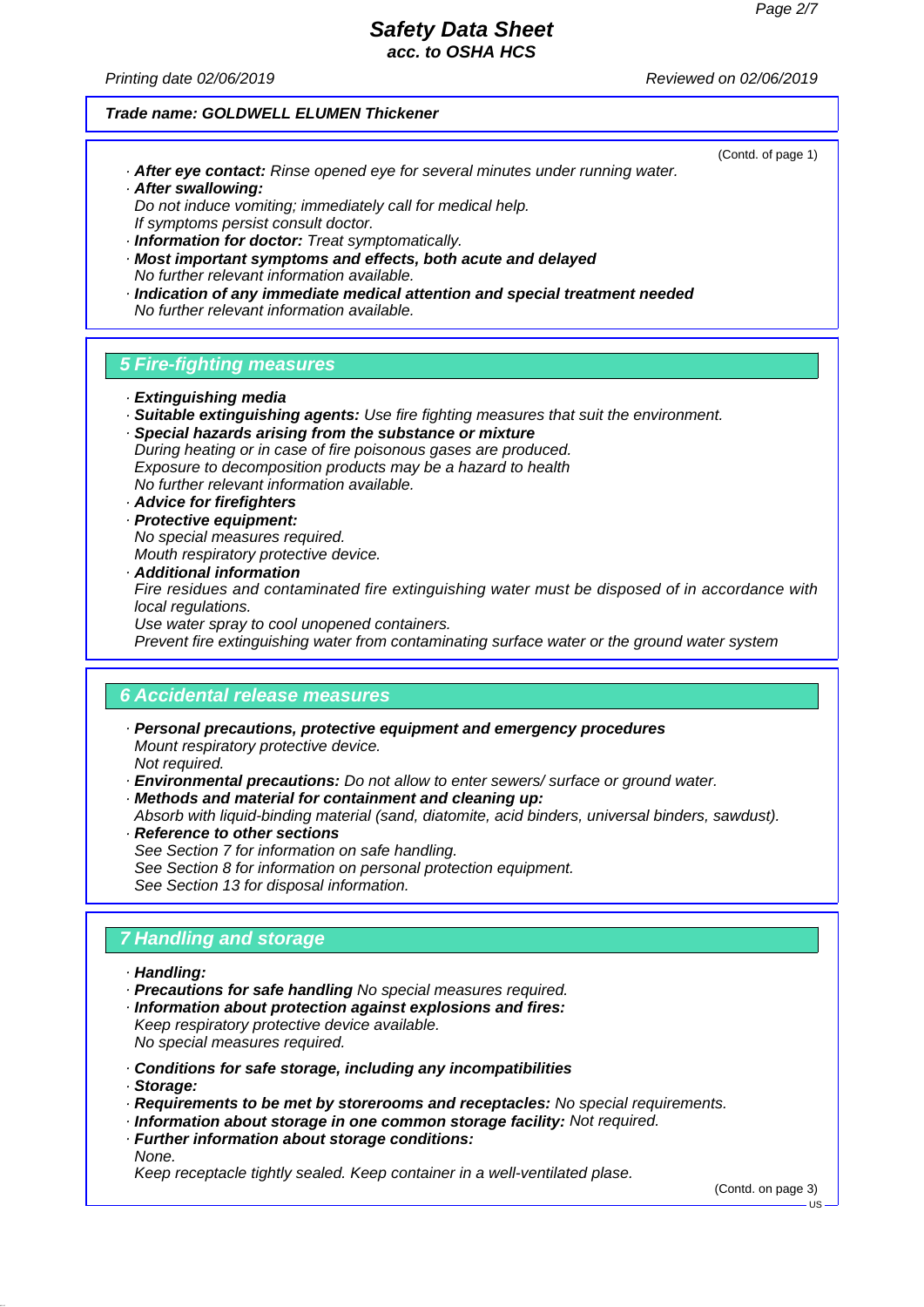**Trade name: GOLDWELL ELUMEN Thickener**

(Contd. of page 1)

· **After eye contact:** Rinse opened eye for several minutes under running water.
· **After swallowing:**
Do not induce vomiting; immediately call for medical help.
If symptoms persist consult doctor.
· **Information for doctor:** Treat symptomatically.
· **Most important symptoms and effects, both acute and delayed**
No further relevant information available.
· **Indication of any immediate medical attention and special treatment needed**
No further relevant information available.

## 5 Fire-fighting measures

· **Extinguishing media**
· **Suitable extinguishing agents:** Use fire fighting measures that suit the environment.
· **Special hazards arising from the substance or mixture**
During heating or in case of fire poisonous gases are produced.
Exposure to decomposition products may be a hazard to health
No further relevant information available.
· **Advice for firefighters**
· **Protective equipment:**
No special measures required.
Mouth respiratory protective device.
· **Additional information**
Fire residues and contaminated fire extinguishing water must be disposed of in accordance with local regulations.
Use water spray to cool unopened containers.
Prevent fire extinguishing water from contaminating surface water or the ground water system

## 6 Accidental release measures

· **Personal precautions, protective equipment and emergency procedures**
Mount respiratory protective device.
Not required.
· **Environmental precautions:** Do not allow to enter sewers/ surface or ground water.
· **Methods and material for containment and cleaning up:**
Absorb with liquid-binding material (sand, diatomite, acid binders, universal binders, sawdust).
· **Reference to other sections**
See Section 7 for information on safe handling.
See Section 8 for information on personal protection equipment.
See Section 13 for disposal information.

## 7 Handling and storage

· **Handling:**
· **Precautions for safe handling** No special measures required.
· **Information about protection against explosions and fires:**
Keep respiratory protective device available.
No special measures required.

· **Conditions for safe storage, including any incompatibilities**
· **Storage:**
· **Requirements to be met by storerooms and receptacles:** No special requirements.
· **Information about storage in one common storage facility:** Not required.
· **Further information about storage conditions:**
None.
Keep receptacle tightly sealed. Keep container in a well-ventilated plase.

(Contd. on page 3)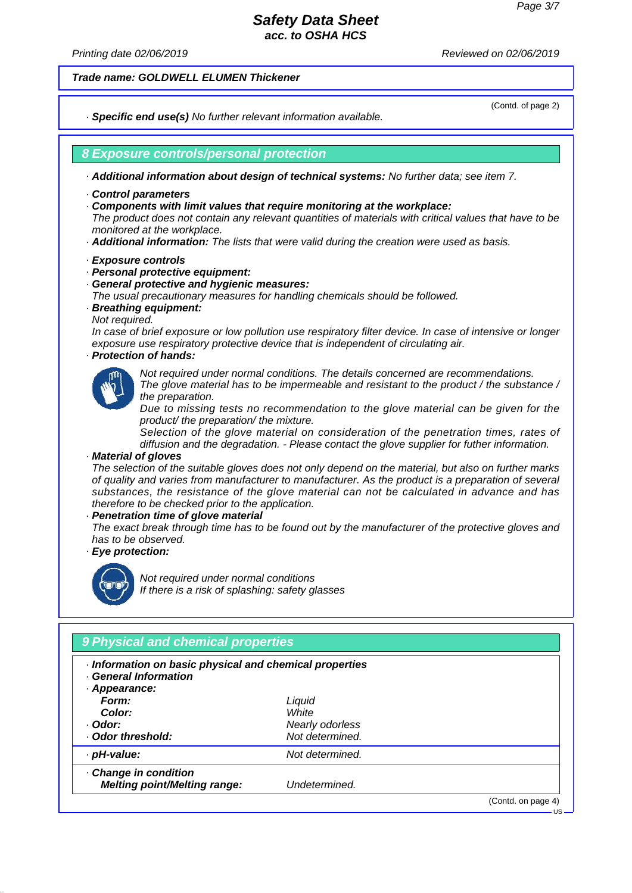Trade name: GOLDWELL ELUMEN Thickener

(Contd. of page 2)

· **Specific end use(s)** No further relevant information available.

## 8 Exposure controls/personal protection

· **Additional information about design of technical systems:** No further data; see item 7.

· **Control parameters**
· **Components with limit values that require monitoring at the workplace:**
The product does not contain any relevant quantities of materials with critical values that have to be monitored at the workplace.
· **Additional information:** The lists that were valid during the creation were used as basis.

· **Exposure controls**
· **Personal protective equipment:**
· **General protective and hygienic measures:**
The usual precautionary measures for handling chemicals should be followed.
· **Breathing equipment:**
Not required.
In case of brief exposure or low pollution use respiratory filter device. In case of intensive or longer exposure use respiratory protective device that is independent of circulating air.
· **Protection of hands:**
Not required under normal conditions. The details concerned are recommendations.
The glove material has to be impermeable and resistant to the product / the substance / the preparation.
Due to missing tests no recommendation to the glove material can be given for the product/ the preparation/ the mixture.
Selection of the glove material on consideration of the penetration times, rates of diffusion and the degradation. - Please contact the glove supplier for futher information.
· **Material of gloves**
The selection of the suitable gloves does not only depend on the material, but also on further marks of quality and varies from manufacturer to manufacturer. As the product is a preparation of several substances, the resistance of the glove material can not be calculated in advance and has therefore to be checked prior to the application.
· **Penetration time of glove material**
The exact break through time has to be found out by the manufacturer of the protective gloves and has to be observed.
· **Eye protection:**
Not required under normal conditions
If there is a risk of splashing: safety glasses

## 9 Physical and chemical properties

· **Information on basic physical and chemical properties**
· **General Information**
· **Appearance:**

| | |
|---|---|
| **Form:** | Liquid |
| **Color:** | White |
| · **Odor:** | Nearly odorless |
| · **Odor threshold:** | Not determined. |
| · **pH-value:** | Not determined. |
| · **Change in condition** | |
| **Melting point/Melting range:** | Undetermined. |

(Contd. on page 4)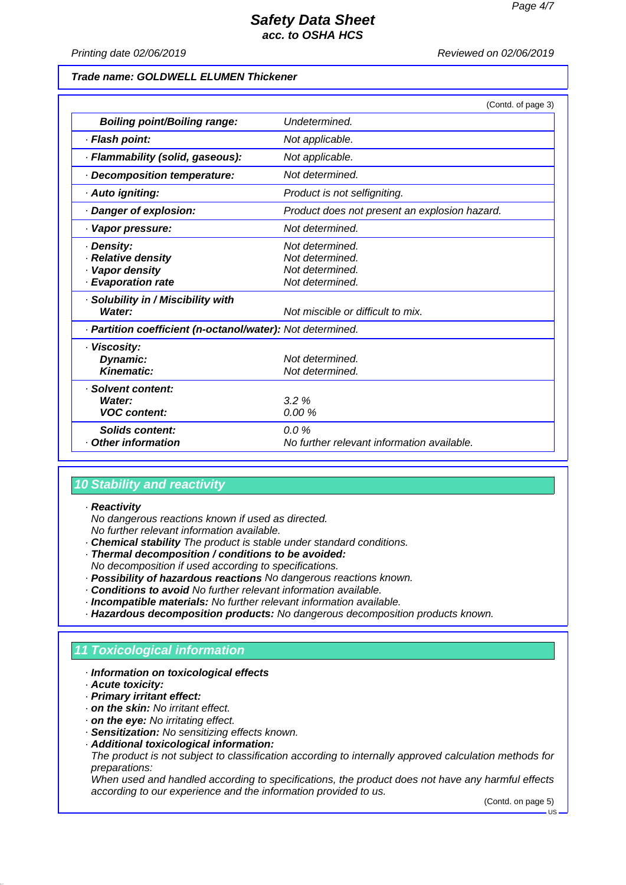**Trade name: GOLDWELL ELUMEN Thickener**

(Contd. of page 3)

| | |
|---|---|
| **Boiling point/Boiling range:** | *Undetermined.* |
| · **Flash point:** | *Not applicable.* |
| · **Flammability (solid, gaseous):** | *Not applicable.* |
| · **Decomposition temperature:** | *Not determined.* |
| · **Auto igniting:** | *Product is not selfigniting.* |
| · **Danger of explosion:** | *Product does not present an explosion hazard.* |
| · **Vapor pressure:** | *Not determined.* |
| · **Density:** | *Not determined.* |
| · **Relative density** | *Not determined.* |
| · **Vapor density** | *Not determined.* |
| · **Evaporation rate** | *Not determined.* |
| · **Solubility in / Miscibility with Water:** | *Not miscible or difficult to mix.* |
| · **Partition coefficient (n-octanol/water):** | *Not determined.* |
| · **Viscosity:** | |
| **Dynamic:** | *Not determined.* |
| **Kinematic:** | *Not determined.* |
| · **Solvent content:** | |
| **Water:** | *3.2 %* |
| **VOC content:** | *0.00 %* |
| **Solids content:** | *0.0 %* |
| · **Other information** | *No further relevant information available.* |

## 10 Stability and reactivity

· **Reactivity**
*No dangerous reactions known if used as directed.*
*No further relevant information available.*
· **Chemical stability** *The product is stable under standard conditions.*
· **Thermal decomposition / conditions to be avoided:**
*No decomposition if used according to specifications.*
· **Possibility of hazardous reactions** *No dangerous reactions known.*
· **Conditions to avoid** *No further relevant information available.*
· **Incompatible materials:** *No further relevant information available.*
· **Hazardous decomposition products:** *No dangerous decomposition products known.*

## 11 Toxicological information

· **Information on toxicological effects**
· **Acute toxicity:**
· **Primary irritant effect:**
· **on the skin:** *No irritant effect.*
· **on the eye:** *No irritating effect.*
· **Sensitization:** *No sensitizing effects known.*
· **Additional toxicological information:**
*The product is not subject to classification according to internally approved calculation methods for preparations:*
*When used and handled according to specifications, the product does not have any harmful effects according to our experience and the information provided to us.*

(Contd. on page 5)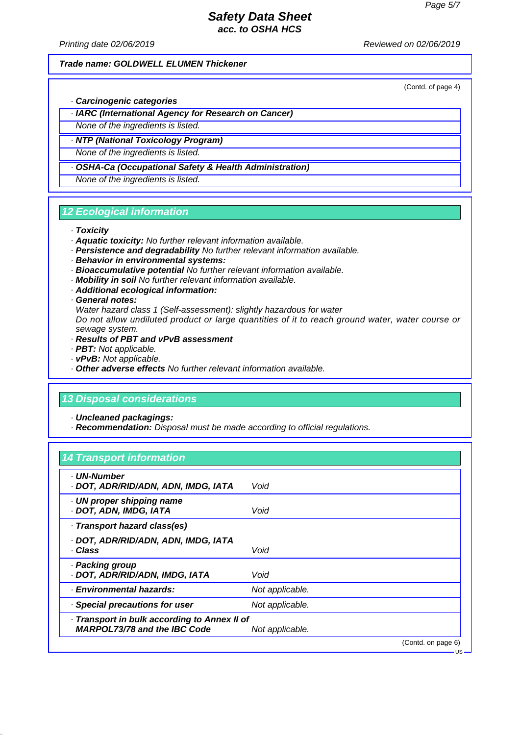**Trade name: GOLDWELL ELUMEN Thickener**

(Contd. of page 4)

· **Carcinogenic categories**

| · **IARC (International Agency for Research on Cancer)** |
|---|
| *None of the ingredients is listed.* |

| · **NTP (National Toxicology Program)** |
|---|
| *None of the ingredients is listed.* |

| · **OSHA-Ca (Occupational Safety & Health Administration)** |
|---|
| *None of the ingredients is listed.* |

## 12 Ecological information

· ***Toxicity***
· ***Aquatic toxicity:*** *No further relevant information available.*
· ***Persistence and degradability*** *No further relevant information available.*
· ***Behavior in environmental systems:***
· ***Bioaccumulative potential*** *No further relevant information available.*
· ***Mobility in soil*** *No further relevant information available.*
· ***Additional ecological information:***
· ***General notes:***
*Water hazard class 1 (Self-assessment): slightly hazardous for water*
*Do not allow undiluted product or large quantities of it to reach ground water, water course or sewage system.*
· ***Results of PBT and vPvB assessment***
· ***PBT:*** *Not applicable.*
· ***vPvB:*** *Not applicable.*
· ***Other adverse effects*** *No further relevant information available.*

## 13 Disposal considerations

· ***Uncleaned packagings:***
· ***Recommendation:*** *Disposal must be made according to official regulations.*

## 14 Transport information

| | |
|---|---|
| · ***UN-Number***<br>· ***DOT, ADR/RID/ADN, ADN, IMDG, IATA*** | *Void* |
| · ***UN proper shipping name***<br>· ***DOT, ADN, IMDG, IATA*** | *Void* |
| · ***Transport hazard class(es)***<br>· ***DOT, ADR/RID/ADN, ADN, IMDG, IATA***<br>· ***Class*** | *Void* |
| · ***Packing group***<br>· ***DOT, ADR/RID/ADN, IMDG, IATA*** | *Void* |
| · ***Environmental hazards:*** | *Not applicable.* |
| · ***Special precautions for user*** | *Not applicable.* |
| · ***Transport in bulk according to Annex II of MARPOL73/78 and the IBC Code*** | *Not applicable.* |

(Contd. on page 6)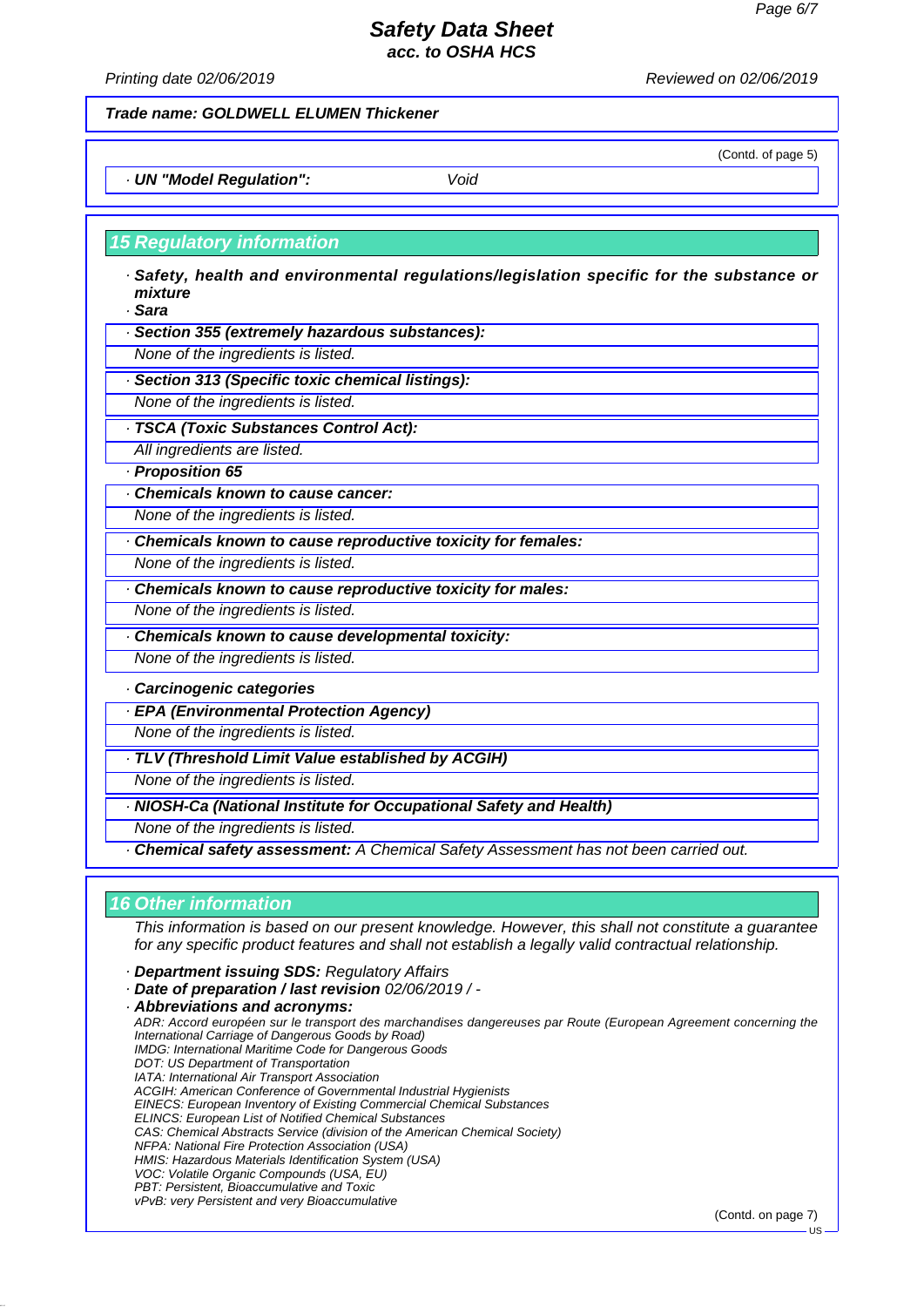**Trade name: GOLDWELL ELUMEN Thickener**

(Contd. of page 5)

· **UN "Model Regulation":** Void

## 15 Regulatory information

· **Safety, health and environmental regulations/legislation specific for the substance or mixture**

· **Sara**

· **Section 355 (extremely hazardous substances):**

None of the ingredients is listed.

· **Section 313 (Specific toxic chemical listings):**

None of the ingredients is listed.

· **TSCA (Toxic Substances Control Act):**

All ingredients are listed.

· **Proposition 65**

· **Chemicals known to cause cancer:**

None of the ingredients is listed.

· **Chemicals known to cause reproductive toxicity for females:**

None of the ingredients is listed.

· **Chemicals known to cause reproductive toxicity for males:**

None of the ingredients is listed.

· **Chemicals known to cause developmental toxicity:**

None of the ingredients is listed.

· **Carcinogenic categories**

· **EPA (Environmental Protection Agency)**

None of the ingredients is listed.

· **TLV (Threshold Limit Value established by ACGIH)**

None of the ingredients is listed.

· **NIOSH-Ca (National Institute for Occupational Safety and Health)**

None of the ingredients is listed.

· **Chemical safety assessment:** A Chemical Safety Assessment has not been carried out.

## 16 Other information

This information is based on our present knowledge. However, this shall not constitute a guarantee for any specific product features and shall not establish a legally valid contractual relationship.

· **Department issuing SDS:** Regulatory Affairs

· **Date of preparation / last revision** 02/06/2019 / -

· **Abbreviations and acronyms:**

ADR: Accord européen sur le transport des marchandises dangereuses par Route (European Agreement concerning the International Carriage of Dangerous Goods by Road)
IMDG: International Maritime Code for Dangerous Goods
DOT: US Department of Transportation
IATA: International Air Transport Association
ACGIH: American Conference of Governmental Industrial Hygienists
EINECS: European Inventory of Existing Commercial Chemical Substances
ELINCS: European List of Notified Chemical Substances
CAS: Chemical Abstracts Service (division of the American Chemical Society)
NFPA: National Fire Protection Association (USA)
HMIS: Hazardous Materials Identification System (USA)
VOC: Volatile Organic Compounds (USA, EU)
PBT: Persistent, Bioaccumulative and Toxic
vPvB: very Persistent and very Bioaccumulative

(Contd. on page 7)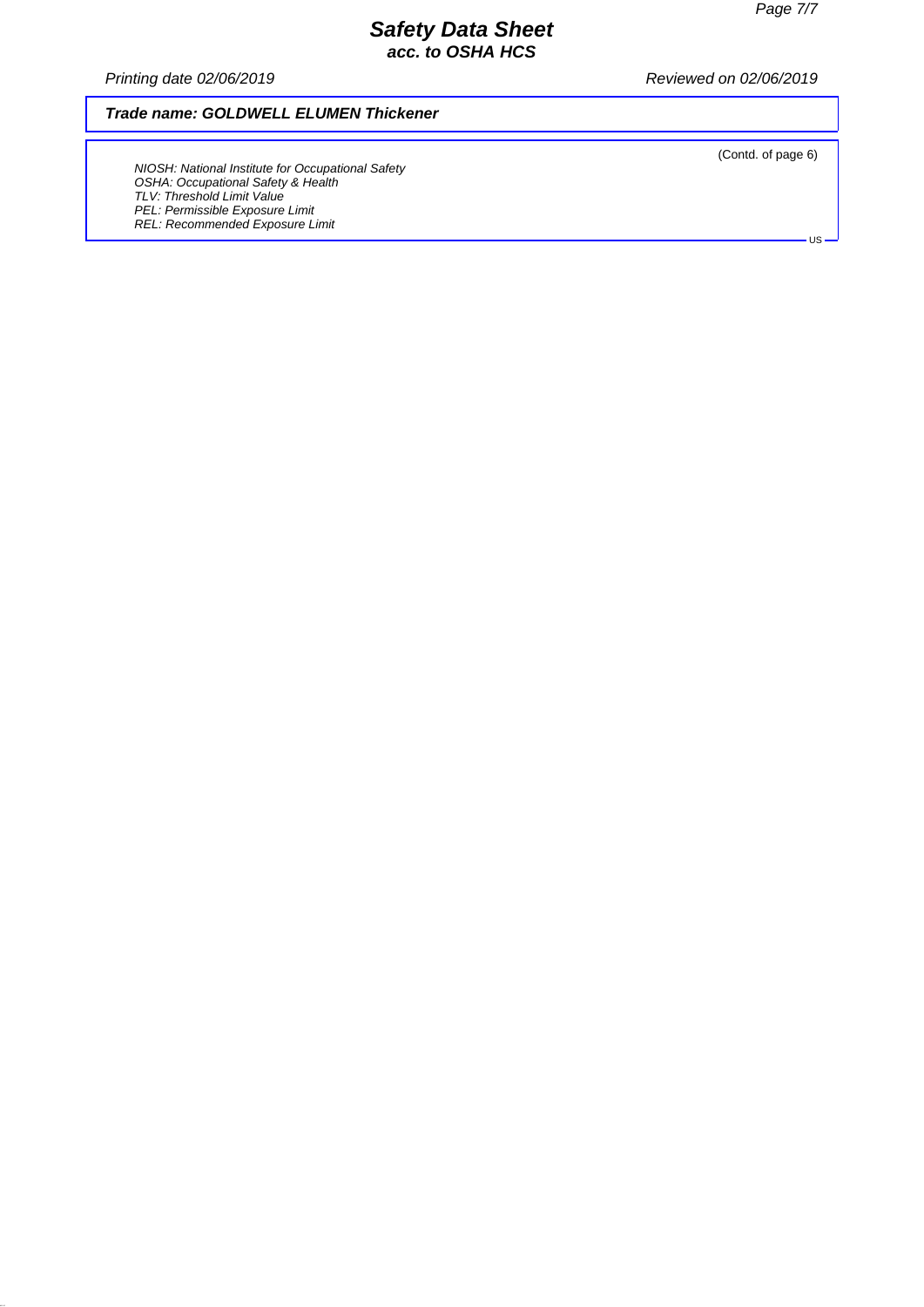**Trade name: GOLDWELL ELUMEN Thickener**

(Contd. of page 6)

NIOSH: National Institute for Occupational Safety
OSHA: Occupational Safety & Health
TLV: Threshold Limit Value
PEL: Permissible Exposure Limit
REL: Recommended Exposure Limit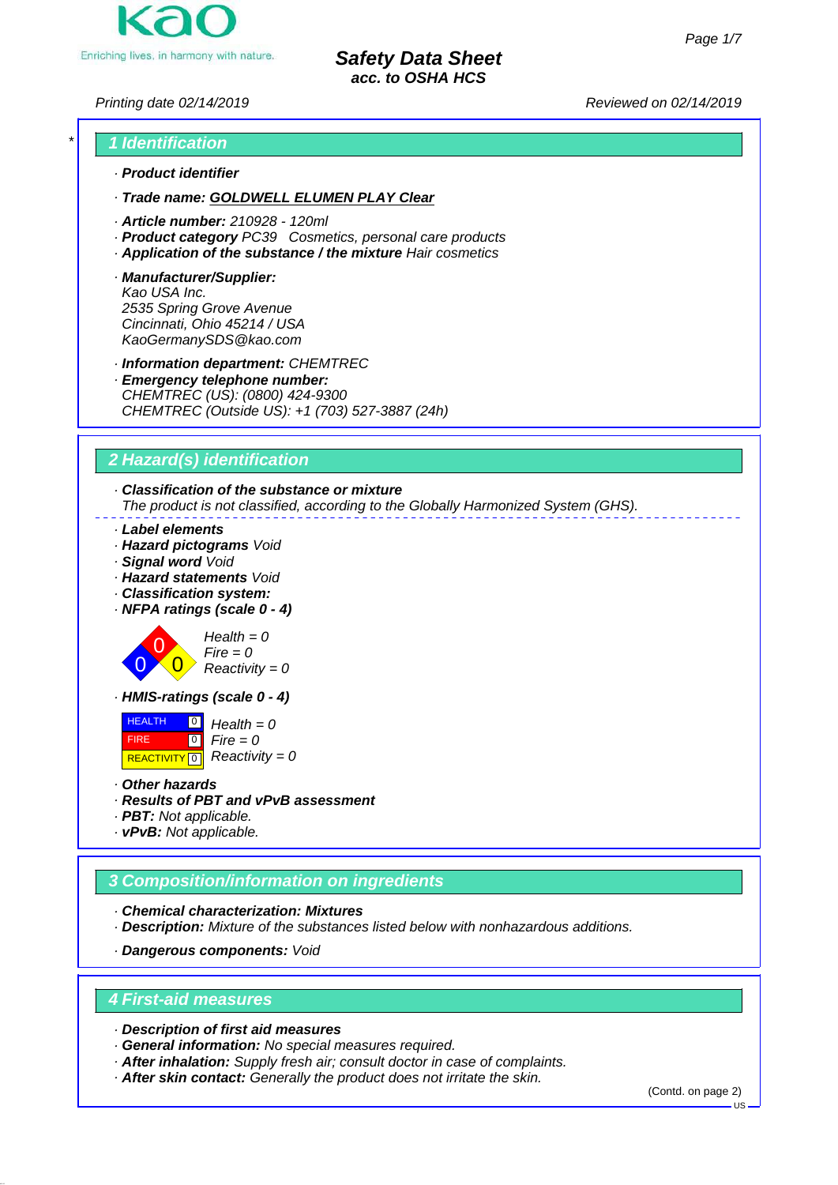# Safety Data Sheet
**acc. to OSHA HCS**

Printing date 02/14/2019 Reviewed on 02/14/2019

## 1 Identification

· **Product identifier**

· **Trade name: GOLDWELL ELUMEN PLAY Clear**

· **Article number:** 210928 - 120ml
· **Product category** PC39 Cosmetics, personal care products
· **Application of the substance / the mixture** Hair cosmetics

· **Manufacturer/Supplier:**
Kao USA Inc.
2535 Spring Grove Avenue
Cincinnati, Ohio 45214 / USA
KaoGermanySDS@kao.com

· **Information department:** CHEMTREC
· **Emergency telephone number:**
CHEMTREC (US): (0800) 424-9300
CHEMTREC (Outside US): +1 (703) 527-3887 (24h)

## 2 Hazard(s) identification

· **Classification of the substance or mixture**
The product is not classified, according to the Globally Harmonized System (GHS).

· **Label elements**
· **Hazard pictograms** Void
· **Signal word** Void
· **Hazard statements** Void
· **Classification system:**
· **NFPA ratings (scale 0 - 4)**

Health = 0
Fire = 0
Reactivity = 0

· **HMIS-ratings (scale 0 - 4)**

| | | |
|---|---|---|
| HEALTH | 0 | Health = 0 |
| FIRE | 0 | Fire = 0 |
| REACTIVITY | 0 | Reactivity = 0 |

· **Other hazards**
· **Results of PBT and vPvB assessment**
· **PBT:** Not applicable.
· **vPvB:** Not applicable.

## 3 Composition/information on ingredients

· **Chemical characterization: Mixtures**
· **Description:** Mixture of the substances listed below with nonhazardous additions.

· **Dangerous components:** Void

## 4 First-aid measures

· **Description of first aid measures**
· **General information:** No special measures required.
· **After inhalation:** Supply fresh air; consult doctor in case of complaints.
· **After skin contact:** Generally the product does not irritate the skin.

(Contd. on page 2)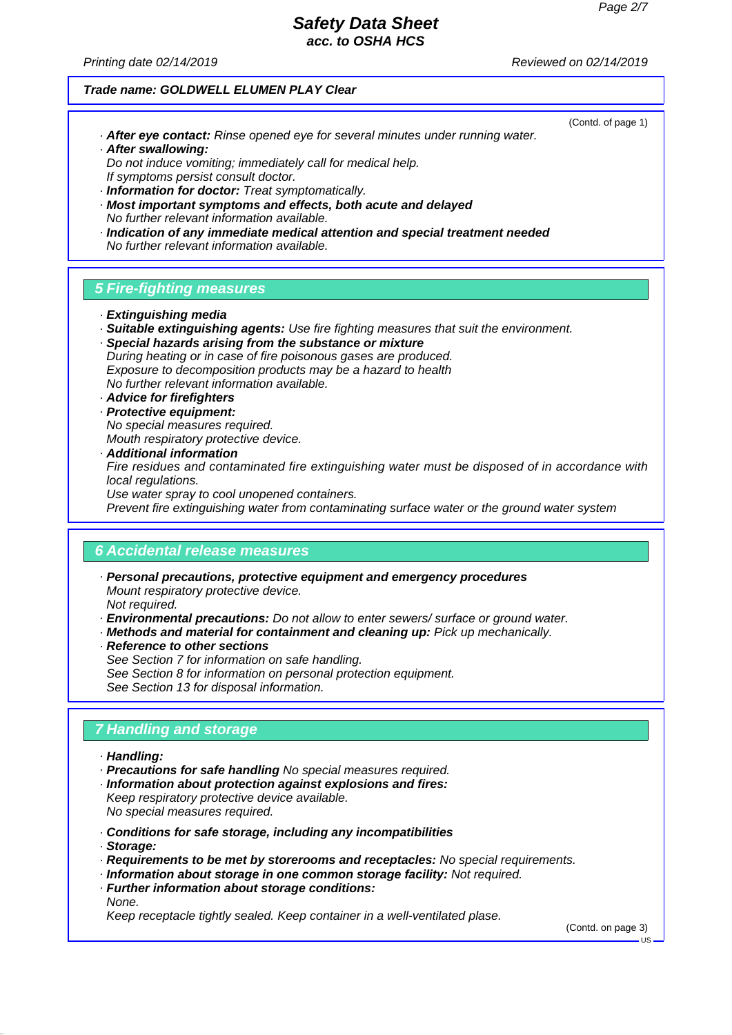**Trade name: GOLDWELL ELUMEN PLAY Clear**

(Contd. of page 1)

- **After eye contact:** Rinse opened eye for several minutes under running water.
- **After swallowing:**
  Do not induce vomiting; immediately call for medical help.
  If symptoms persist consult doctor.
- **Information for doctor:** Treat symptomatically.
- **Most important symptoms and effects, both acute and delayed**
  No further relevant information available.
- **Indication of any immediate medical attention and special treatment needed**
  No further relevant information available.

## 5 Fire-fighting measures

- **Extinguishing media**
- **Suitable extinguishing agents:** Use fire fighting measures that suit the environment.
- **Special hazards arising from the substance or mixture**
  During heating or in case of fire poisonous gases are produced.
  Exposure to decomposition products may be a hazard to health
  No further relevant information available.
- **Advice for firefighters**
- **Protective equipment:**
  No special measures required.
  Mouth respiratory protective device.
- **Additional information**
  Fire residues and contaminated fire extinguishing water must be disposed of in accordance with local regulations.
  Use water spray to cool unopened containers.
  Prevent fire extinguishing water from contaminating surface water or the ground water system

## 6 Accidental release measures

- **Personal precautions, protective equipment and emergency procedures**
  Mount respiratory protective device.
  Not required.
- **Environmental precautions:** Do not allow to enter sewers/ surface or ground water.
- **Methods and material for containment and cleaning up:** Pick up mechanically.
- **Reference to other sections**
  See Section 7 for information on safe handling.
  See Section 8 for information on personal protection equipment.
  See Section 13 for disposal information.

## 7 Handling and storage

- **Handling:**
- **Precautions for safe handling** No special measures required.
- **Information about protection against explosions and fires:**
  Keep respiratory protective device available.
  No special measures required.

- **Conditions for safe storage, including any incompatibilities**
- **Storage:**
- **Requirements to be met by storerooms and receptacles:** No special requirements.
- **Information about storage in one common storage facility:** Not required.
- **Further information about storage conditions:**
  None.
  Keep receptacle tightly sealed. Keep container in a well-ventilated plase.

(Contd. on page 3)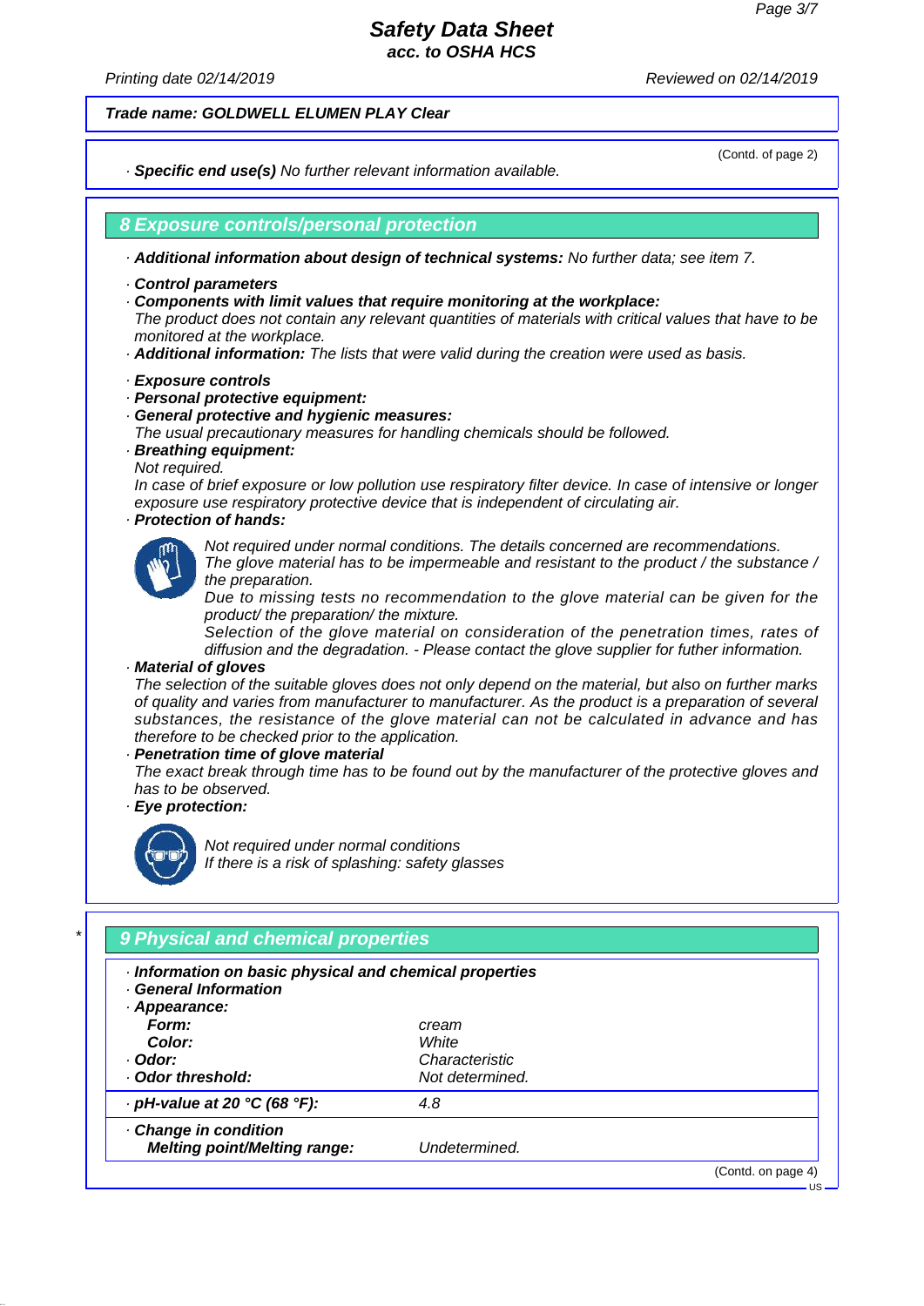**Safety Data Sheet**
**acc. to OSHA HCS**

Printing date 02/14/2019 Reviewed on 02/14/2019

**Trade name: GOLDWELL ELUMEN PLAY Clear**

(Contd. of page 2)

· **Specific end use(s)** No further relevant information available.

## 8 Exposure controls/personal protection

· **Additional information about design of technical systems:** No further data; see item 7.

· **Control parameters**
· **Components with limit values that require monitoring at the workplace:**
The product does not contain any relevant quantities of materials with critical values that have to be monitored at the workplace.
· **Additional information:** The lists that were valid during the creation were used as basis.

· **Exposure controls**
· **Personal protective equipment:**
· **General protective and hygienic measures:**
The usual precautionary measures for handling chemicals should be followed.
· **Breathing equipment:**
Not required.
In case of brief exposure or low pollution use respiratory filter device. In case of intensive or longer exposure use respiratory protective device that is independent of circulating air.
· **Protection of hands:**

Not required under normal conditions. The details concerned are recommendations.
The glove material has to be impermeable and resistant to the product / the substance / the preparation.
Due to missing tests no recommendation to the glove material can be given for the product/ the preparation/ the mixture.
Selection of the glove material on consideration of the penetration times, rates of diffusion and the degradation. - Please contact the glove supplier for futher information.

· **Material of gloves**
The selection of the suitable gloves does not only depend on the material, but also on further marks of quality and varies from manufacturer to manufacturer. As the product is a preparation of several substances, the resistance of the glove material can not be calculated in advance and has therefore to be checked prior to the application.
· **Penetration time of glove material**
The exact break through time has to be found out by the manufacturer of the protective gloves and has to be observed.
· **Eye protection:**

Not required under normal conditions
If there is a risk of splashing: safety glasses

## 9 Physical and chemical properties

· **Information on basic physical and chemical properties**
· **General Information**
· **Appearance:**

| | |
|---|---|
| **Form:** | cream |
| **Color:** | White |
| · **Odor:** | Characteristic |
| · **Odor threshold:** | Not determined. |
| · **pH-value at 20 °C (68 °F):** | 4.8 |
| · **Change in condition** | |
| **Melting point/Melting range:** | Undetermined. |

(Contd. on page 4)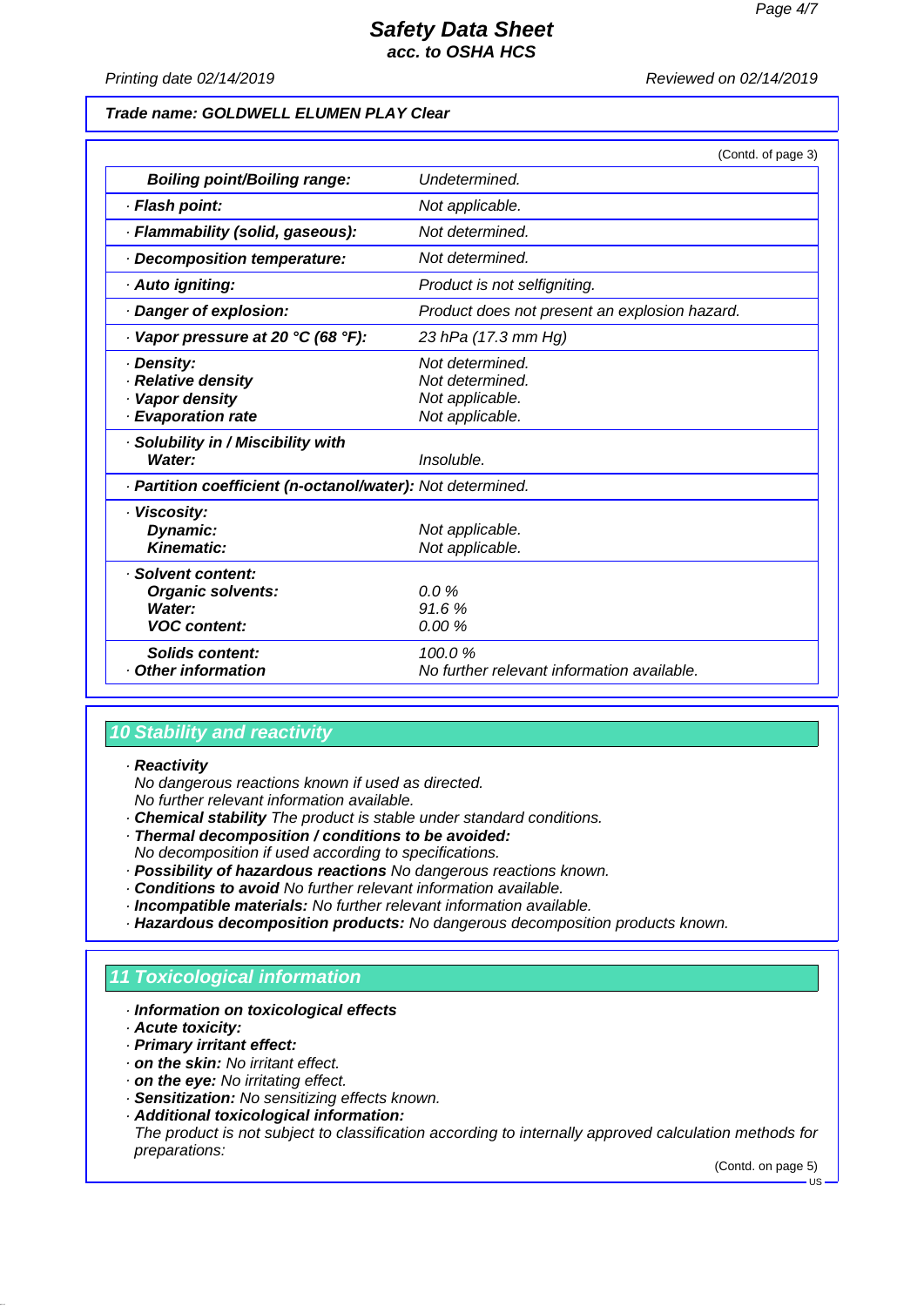Trade name: GOLDWELL ELUMEN PLAY Clear

(Contd. of page 3)

| | |
|---|---|
| **Boiling point/Boiling range:** | Undetermined. |
| · **Flash point:** | Not applicable. |
| · **Flammability (solid, gaseous):** | Not determined. |
| · **Decomposition temperature:** | Not determined. |
| · **Auto igniting:** | Product is not selfigniting. |
| · **Danger of explosion:** | Product does not present an explosion hazard. |
| · **Vapor pressure at 20 °C (68 °F):** | 23 hPa (17.3 mm Hg) |
| · **Density:** | Not determined. |
| · **Relative density** | Not determined. |
| · **Vapor density** | Not applicable. |
| · **Evaporation rate** | Not applicable. |
| · **Solubility in / Miscibility with Water:** | Insoluble. |
| · **Partition coefficient (n-octanol/water):** | Not determined. |
| · **Viscosity:** | |
| **Dynamic:** | Not applicable. |
| **Kinematic:** | Not applicable. |
| · **Solvent content:** | |
| **Organic solvents:** | 0.0 % |
| **Water:** | 91.6 % |
| **VOC content:** | 0.00 % |
| **Solids content:** | 100.0 % |
| · **Other information** | No further relevant information available. |

## 10 Stability and reactivity

· **Reactivity**
No dangerous reactions known if used as directed.
No further relevant information available.
· **Chemical stability** The product is stable under standard conditions.
· **Thermal decomposition / conditions to be avoided:**
No decomposition if used according to specifications.
· **Possibility of hazardous reactions** No dangerous reactions known.
· **Conditions to avoid** No further relevant information available.
· **Incompatible materials:** No further relevant information available.
· **Hazardous decomposition products:** No dangerous decomposition products known.

## 11 Toxicological information

· **Information on toxicological effects**
· **Acute toxicity:**
· **Primary irritant effect:**
· **on the skin:** No irritant effect.
· **on the eye:** No irritating effect.
· **Sensitization:** No sensitizing effects known.
· **Additional toxicological information:**
The product is not subject to classification according to internally approved calculation methods for preparations:

(Contd. on page 5)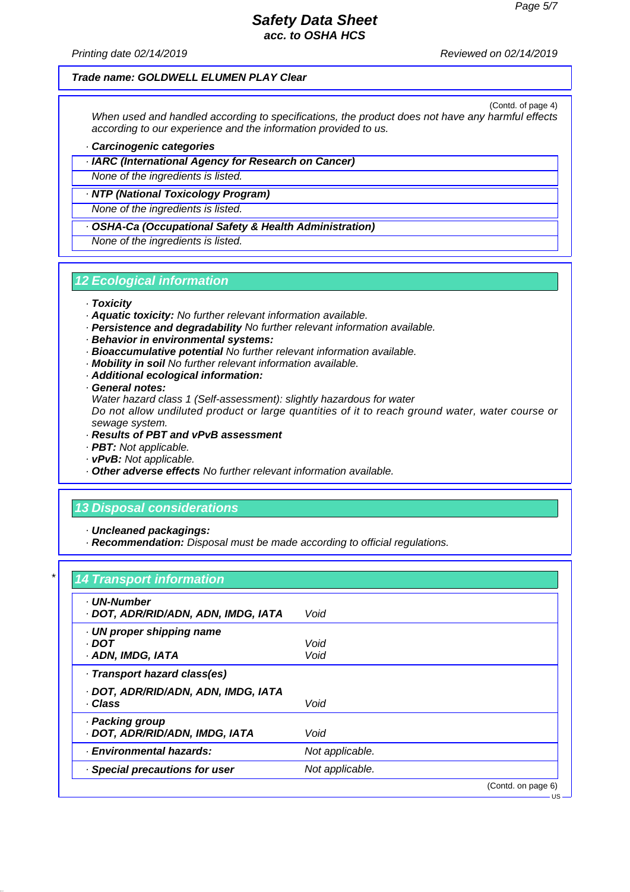**Trade name: GOLDWELL ELUMEN PLAY Clear**

(Contd. of page 4)

*When used and handled according to specifications, the product does not have any harmful effects according to our experience and the information provided to us.*

· ***Carcinogenic categories***

· ***IARC (International Agency for Research on Cancer)***

*None of the ingredients is listed.*

· ***NTP (National Toxicology Program)***

*None of the ingredients is listed.*

· ***OSHA-Ca (Occupational Safety & Health Administration)***

*None of the ingredients is listed.*

## 12 Ecological information

· ***Toxicity***
· ***Aquatic toxicity:*** *No further relevant information available.*
· ***Persistence and degradability*** *No further relevant information available.*
· ***Behavior in environmental systems:***
· ***Bioaccumulative potential*** *No further relevant information available.*
· ***Mobility in soil*** *No further relevant information available.*
· ***Additional ecological information:***
· ***General notes:***
*Water hazard class 1 (Self-assessment): slightly hazardous for water*
*Do not allow undiluted product or large quantities of it to reach ground water, water course or sewage system.*
· ***Results of PBT and vPvB assessment***
· ***PBT:*** *Not applicable.*
· ***vPvB:*** *Not applicable.*
· ***Other adverse effects*** *No further relevant information available.*

## 13 Disposal considerations

· ***Uncleaned packagings:***
· ***Recommendation:*** *Disposal must be made according to official regulations.*

## * 14 Transport information

| | |
|---|---|
| · ***UN-Number*** | |
| · ***DOT, ADR/RID/ADN, ADN, IMDG, IATA*** | *Void* |
| · ***UN proper shipping name*** | |
| · ***DOT*** | *Void* |
| · ***ADN, IMDG, IATA*** | *Void* |
| · ***Transport hazard class(es)*** | |
| · ***DOT, ADR/RID/ADN, ADN, IMDG, IATA*** | |
| · ***Class*** | *Void* |
| · ***Packing group*** | |
| · ***DOT, ADR/RID/ADN, IMDG, IATA*** | *Void* |
| · ***Environmental hazards:*** | *Not applicable.* |
| · ***Special precautions for user*** | *Not applicable.* |

(Contd. on page 6)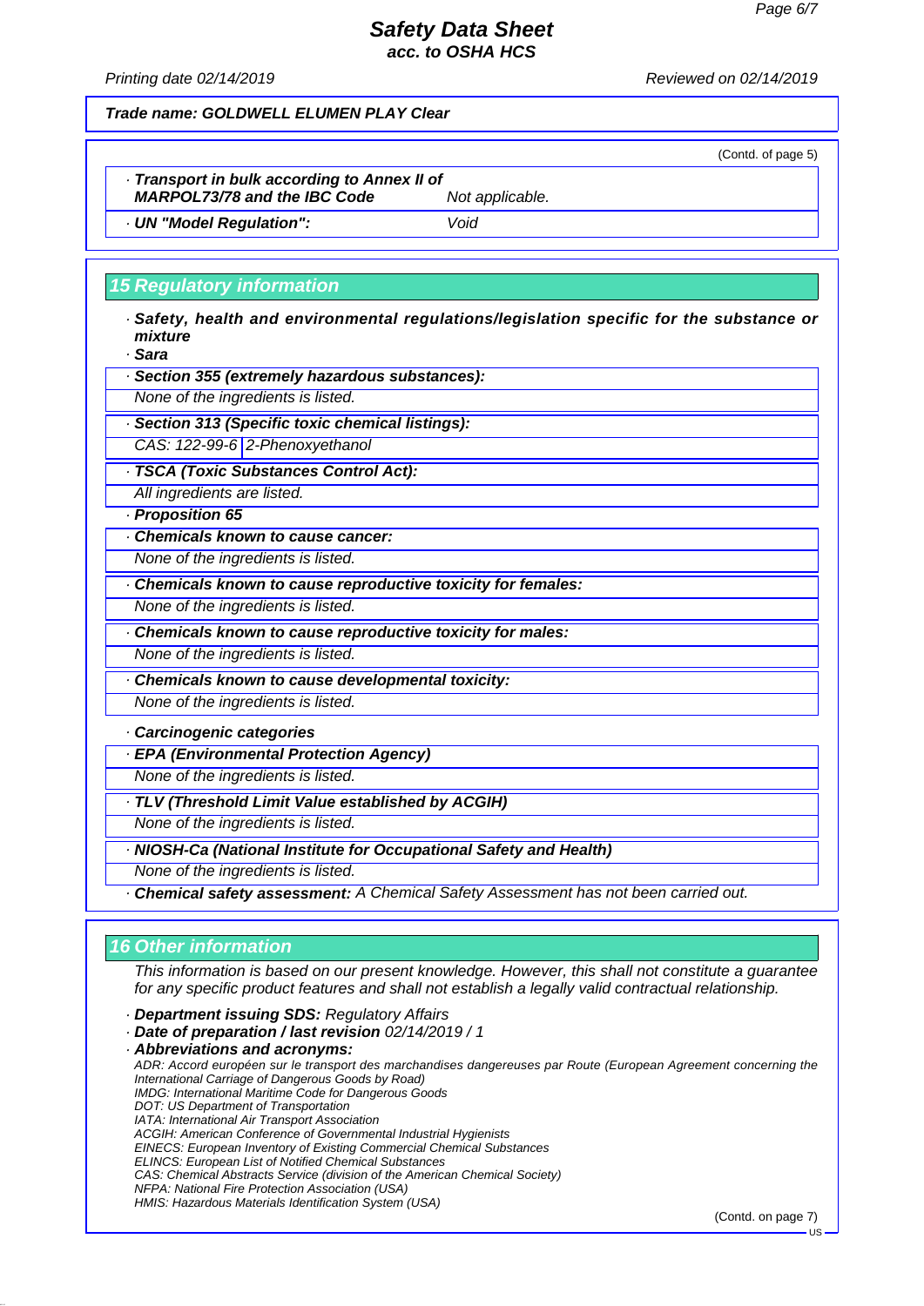**Trade name: GOLDWELL ELUMEN PLAY Clear**

(Contd. of page 5)

| | |
|---|---|
| · **Transport in bulk according to Annex II of MARPOL73/78 and the IBC Code** | Not applicable. |
| · **UN "Model Regulation":** | Void |

## 15 Regulatory information

· **Safety, health and environmental regulations/legislation specific for the substance or mixture**

· **Sara**

· **Section 355 (extremely hazardous substances):**

None of the ingredients is listed.

· **Section 313 (Specific toxic chemical listings):**

| | |
|---|---|
| CAS: 122-99-6 | 2-Phenoxyethanol |

· **TSCA (Toxic Substances Control Act):**

All ingredients are listed.

· **Proposition 65**

· **Chemicals known to cause cancer:**

None of the ingredients is listed.

· **Chemicals known to cause reproductive toxicity for females:**

None of the ingredients is listed.

· **Chemicals known to cause reproductive toxicity for males:**

None of the ingredients is listed.

· **Chemicals known to cause developmental toxicity:**

None of the ingredients is listed.

· **Carcinogenic categories**

· **EPA (Environmental Protection Agency)**

None of the ingredients is listed.

· **TLV (Threshold Limit Value established by ACGIH)**

None of the ingredients is listed.

· **NIOSH-Ca (National Institute for Occupational Safety and Health)**

None of the ingredients is listed.

· **Chemical safety assessment:** A Chemical Safety Assessment has not been carried out.

## 16 Other information

This information is based on our present knowledge. However, this shall not constitute a guarantee for any specific product features and shall not establish a legally valid contractual relationship.

· **Department issuing SDS:** Regulatory Affairs

· **Date of preparation / last revision** 02/14/2019 / 1

· **Abbreviations and acronyms:**

ADR: Accord européen sur le transport des marchandises dangereuses par Route (European Agreement concerning the International Carriage of Dangerous Goods by Road)
IMDG: International Maritime Code for Dangerous Goods
DOT: US Department of Transportation
IATA: International Air Transport Association
ACGIH: American Conference of Governmental Industrial Hygienists
EINECS: European Inventory of Existing Commercial Chemical Substances
ELINCS: European List of Notified Chemical Substances
CAS: Chemical Abstracts Service (division of the American Chemical Society)
NFPA: National Fire Protection Association (USA)
HMIS: Hazardous Materials Identification System (USA)

(Contd. on page 7)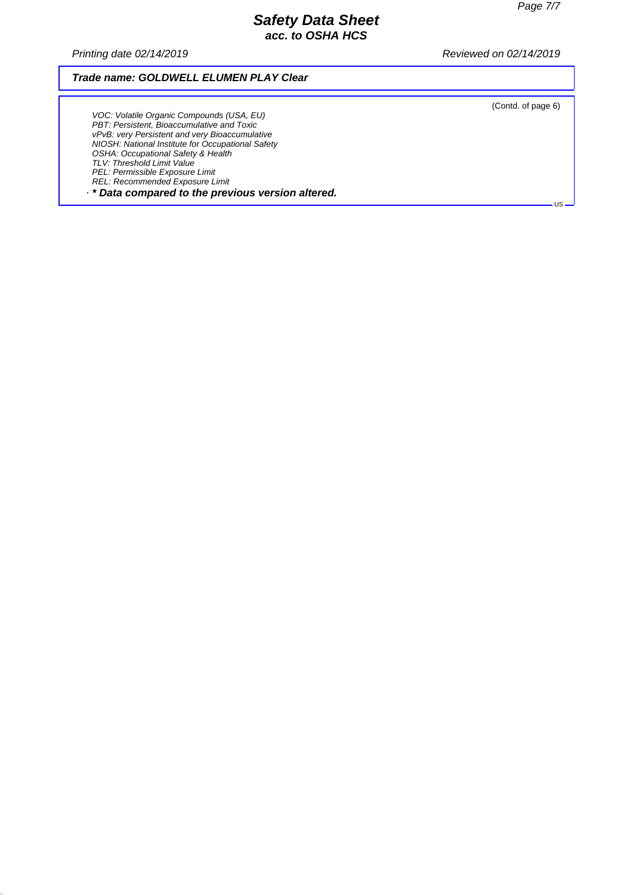# Safety Data Sheet
## acc. to OSHA HCS

*Printing date 02/14/2019* *Reviewed on 02/14/2019*

***Trade name: GOLDWELL ELUMEN PLAY Clear***

(Contd. of page 6)

*VOC: Volatile Organic Compounds (USA, EU)*
*PBT: Persistent, Bioaccumulative and Toxic*
*vPvB: very Persistent and very Bioaccumulative*
*NIOSH: National Institute for Occupational Safety*
*OSHA: Occupational Safety & Health*
*TLV: Threshold Limit Value*
*PEL: Permissible Exposure Limit*
*REL: Recommended Exposure Limit*

· ***\* Data compared to the previous version altered.***

US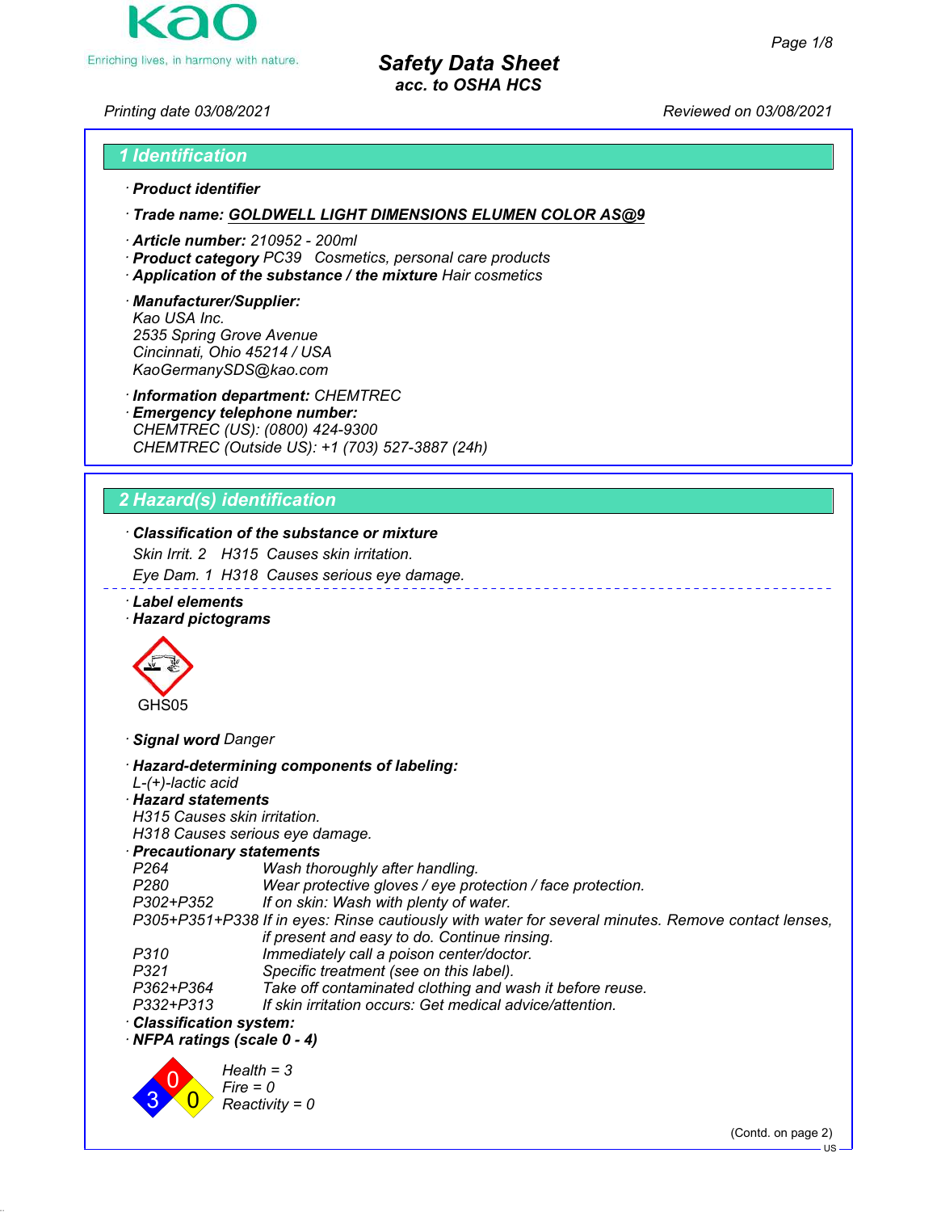# Safety Data Sheet
### acc. to OSHA HCS

Printing date 03/08/2021 Reviewed on 03/08/2021

## 1 Identification

· **Product identifier**

· **Trade name: GOLDWELL LIGHT DIMENSIONS ELUMEN COLOR AS@9**

· **Article number:** 210952 - 200ml
· **Product category** PC39 Cosmetics, personal care products
· **Application of the substance / the mixture** Hair cosmetics

· **Manufacturer/Supplier:**
Kao USA Inc.
2535 Spring Grove Avenue
Cincinnati, Ohio 45214 / USA
KaoGermanySDS@kao.com

· **Information department:** CHEMTREC
· **Emergency telephone number:**
CHEMTREC (US): (0800) 424-9300
CHEMTREC (Outside US): +1 (703) 527-3887 (24h)

## 2 Hazard(s) identification

· **Classification of the substance or mixture**
Skin Irrit. 2 H315 Causes skin irritation.
Eye Dam. 1 H318 Causes serious eye damage.

· **Label elements**
· **Hazard pictograms**

GHS05

· **Signal word** Danger

· **Hazard-determining components of labeling:**
L-(+)-lactic acid
· **Hazard statements**
H315 Causes skin irritation.
H318 Causes serious eye damage.
· **Precautionary statements**

| | |
|---|---|
| P264 | Wash thoroughly after handling. |
| P280 | Wear protective gloves / eye protection / face protection. |
| P302+P352 | If on skin: Wash with plenty of water. |
| P305+P351+P338 | If in eyes: Rinse cautiously with water for several minutes. Remove contact lenses, if present and easy to do. Continue rinsing. |
| P310 | Immediately call a poison center/doctor. |
| P321 | Specific treatment (see on this label). |
| P362+P364 | Take off contaminated clothing and wash it before reuse. |
| P332+P313 | If skin irritation occurs: Get medical advice/attention. |

· **Classification system:**
· **NFPA ratings (scale 0 - 4)**

Health = 3
Fire = 0
Reactivity = 0

(Contd. on page 2)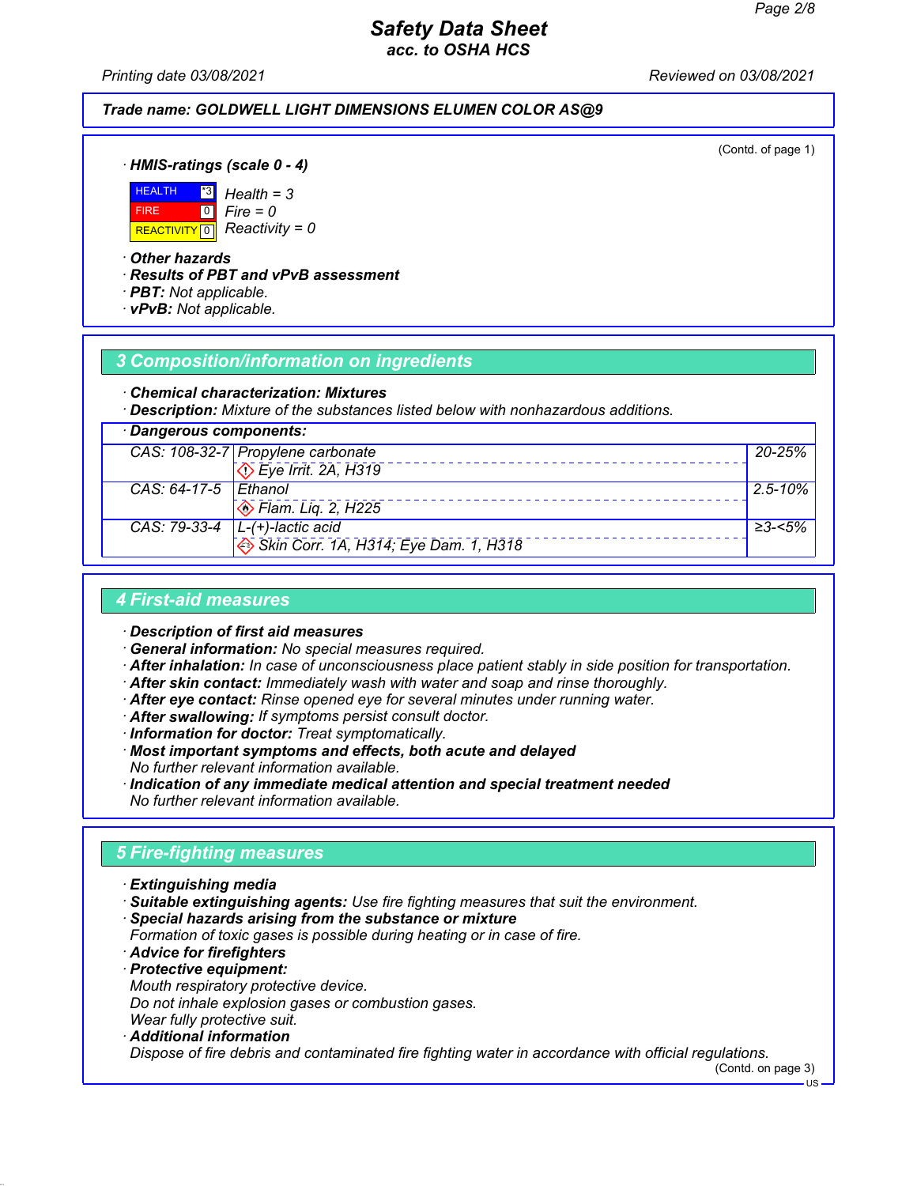Trade name: **GOLDWELL LIGHT DIMENSIONS ELUMEN COLOR AS@9**

(Contd. of page 1)

· **HMIS-ratings (scale 0 - 4)**

| | | |
|---|---|---|
| HEALTH | *3 | Health = 3 |
| FIRE | 0 | Fire = 0 |
| REACTIVITY | 0 | Reactivity = 0 |

· **Other hazards**
· **Results of PBT and vPvB assessment**
· **PBT:** Not applicable.
· **vPvB:** Not applicable.

## 3 Composition/information on ingredients

· **Chemical characterization: Mixtures**
· **Description:** Mixture of the substances listed below with nonhazardous additions.

· **Dangerous components:**

| CAS | Component | Concentration |
|---|---|---|
| CAS: 108-32-7 | Propylene carbonate<br>Eye Irrit. 2A, H319 | 20-25% |
| CAS: 64-17-5 | Ethanol<br>Flam. Liq. 2, H225 | 2.5-10% |
| CAS: 79-33-4 | L-(+)-lactic acid<br>Skin Corr. 1A, H314; Eye Dam. 1, H318 | ≥3-<5% |

## 4 First-aid measures

· **Description of first aid measures**
· **General information:** No special measures required.
· **After inhalation:** In case of unconsciousness place patient stably in side position for transportation.
· **After skin contact:** Immediately wash with water and soap and rinse thoroughly.
· **After eye contact:** Rinse opened eye for several minutes under running water.
· **After swallowing:** If symptoms persist consult doctor.
· **Information for doctor:** Treat symptomatically.
· **Most important symptoms and effects, both acute and delayed**
No further relevant information available.
· **Indication of any immediate medical attention and special treatment needed**
No further relevant information available.

## 5 Fire-fighting measures

· **Extinguishing media**
· **Suitable extinguishing agents:** Use fire fighting measures that suit the environment.
· **Special hazards arising from the substance or mixture**
Formation of toxic gases is possible during heating or in case of fire.
· **Advice for firefighters**
· **Protective equipment:**
Mouth respiratory protective device.
Do not inhale explosion gases or combustion gases.
Wear fully protective suit.
· **Additional information**
Dispose of fire debris and contaminated fire fighting water in accordance with official regulations.

(Contd. on page 3)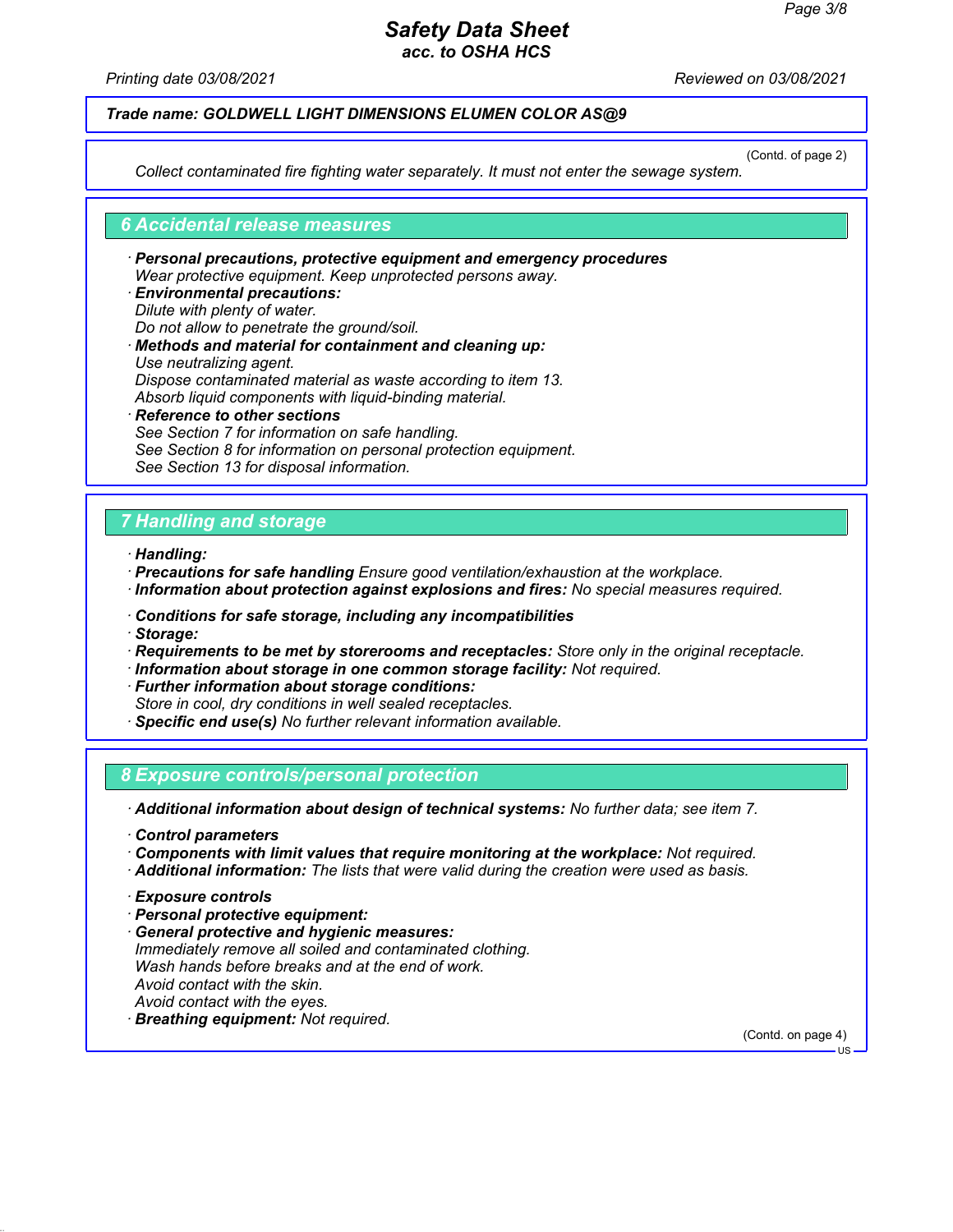(Contd. of page 2)

*Collect contaminated fire fighting water separately. It must not enter the sewage system.*

## 6 Accidental release measures

· ***Personal precautions, protective equipment and emergency procedures***
*Wear protective equipment. Keep unprotected persons away.*
· ***Environmental precautions:***
*Dilute with plenty of water.*
*Do not allow to penetrate the ground/soil.*
· ***Methods and material for containment and cleaning up:***
*Use neutralizing agent.*
*Dispose contaminated material as waste according to item 13.*
*Absorb liquid components with liquid-binding material.*
· ***Reference to other sections***
*See Section 7 for information on safe handling.*
*See Section 8 for information on personal protection equipment.*
*See Section 13 for disposal information.*

## 7 Handling and storage

· ***Handling:***
· ***Precautions for safe handling*** *Ensure good ventilation/exhaustion at the workplace.*
· ***Information about protection against explosions and fires:*** *No special measures required.*

· ***Conditions for safe storage, including any incompatibilities***
· ***Storage:***
· ***Requirements to be met by storerooms and receptacles:*** *Store only in the original receptacle.*
· ***Information about storage in one common storage facility:*** *Not required.*
· ***Further information about storage conditions:***
*Store in cool, dry conditions in well sealed receptacles.*
· ***Specific end use(s)*** *No further relevant information available.*

## 8 Exposure controls/personal protection

· ***Additional information about design of technical systems:*** *No further data; see item 7.*

· ***Control parameters***
· ***Components with limit values that require monitoring at the workplace:*** *Not required.*
· ***Additional information:*** *The lists that were valid during the creation were used as basis.*

· ***Exposure controls***
· ***Personal protective equipment:***
· ***General protective and hygienic measures:***
*Immediately remove all soiled and contaminated clothing.*
*Wash hands before breaks and at the end of work.*
*Avoid contact with the skin.*
*Avoid contact with the eyes.*
· ***Breathing equipment:*** *Not required.*

(Contd. on page 4)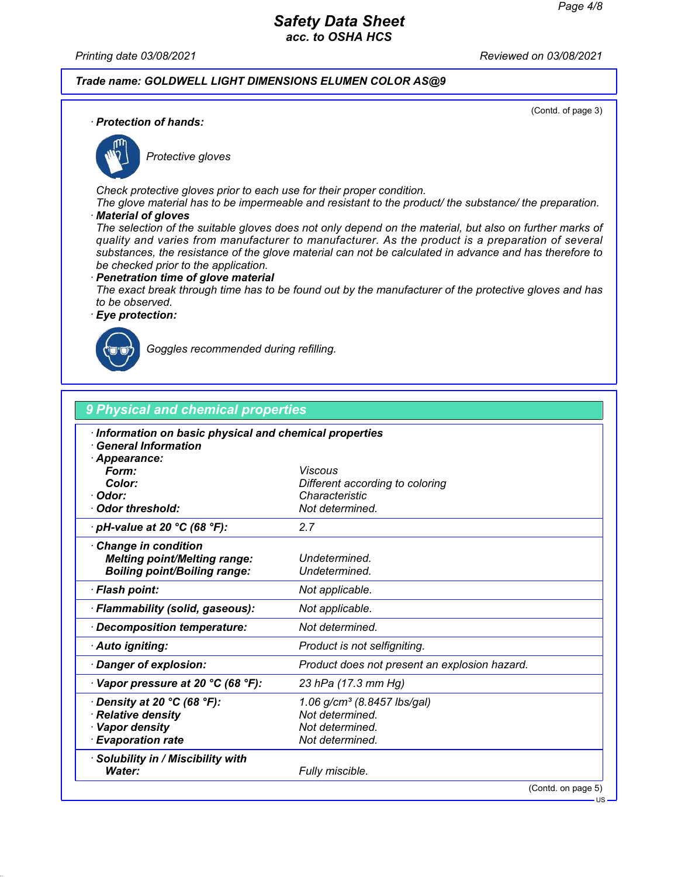**Safety Data Sheet**
**acc. to OSHA HCS**

Printing date 03/08/2021 Reviewed on 03/08/2021

**Trade name: GOLDWELL LIGHT DIMENSIONS ELUMEN COLOR AS@9**

(Contd. of page 3)

· **Protection of hands:**

*Protective gloves*

Check protective gloves prior to each use for their proper condition.
The glove material has to be impermeable and resistant to the product/ the substance/ the preparation.

· **Material of gloves**
The selection of the suitable gloves does not only depend on the material, but also on further marks of quality and varies from manufacturer to manufacturer. As the product is a preparation of several substances, the resistance of the glove material can not be calculated in advance and has therefore to be checked prior to the application.

· **Penetration time of glove material**
The exact break through time has to be found out by the manufacturer of the protective gloves and has to be observed.

· **Eye protection:**

*Goggles recommended during refilling.*

## 9 Physical and chemical properties

· **Information on basic physical and chemical properties**
· **General Information**
· **Appearance:**

| | |
|---|---|
| **Form:** | Viscous |
| **Color:** | Different according to coloring |
| · **Odor:** | Characteristic |
| · **Odor threshold:** | Not determined. |
| · **pH-value at 20 °C (68 °F):** | 2.7 |
| · **Change in condition** | |
| **Melting point/Melting range:** | Undetermined. |
| **Boiling point/Boiling range:** | Undetermined. |
| · **Flash point:** | Not applicable. |
| · **Flammability (solid, gaseous):** | Not applicable. |
| · **Decomposition temperature:** | Not determined. |
| · **Auto igniting:** | Product is not selfigniting. |
| · **Danger of explosion:** | Product does not present an explosion hazard. |
| · **Vapor pressure at 20 °C (68 °F):** | 23 hPa (17.3 mm Hg) |
| · **Density at 20 °C (68 °F):** | 1.06 g/cm³ (8.8457 lbs/gal) |
| · **Relative density** | Not determined. |
| · **Vapor density** | Not determined. |
| · **Evaporation rate** | Not determined. |
| · **Solubility in / Miscibility with** | |
| **Water:** | Fully miscible. |

(Contd. on page 5)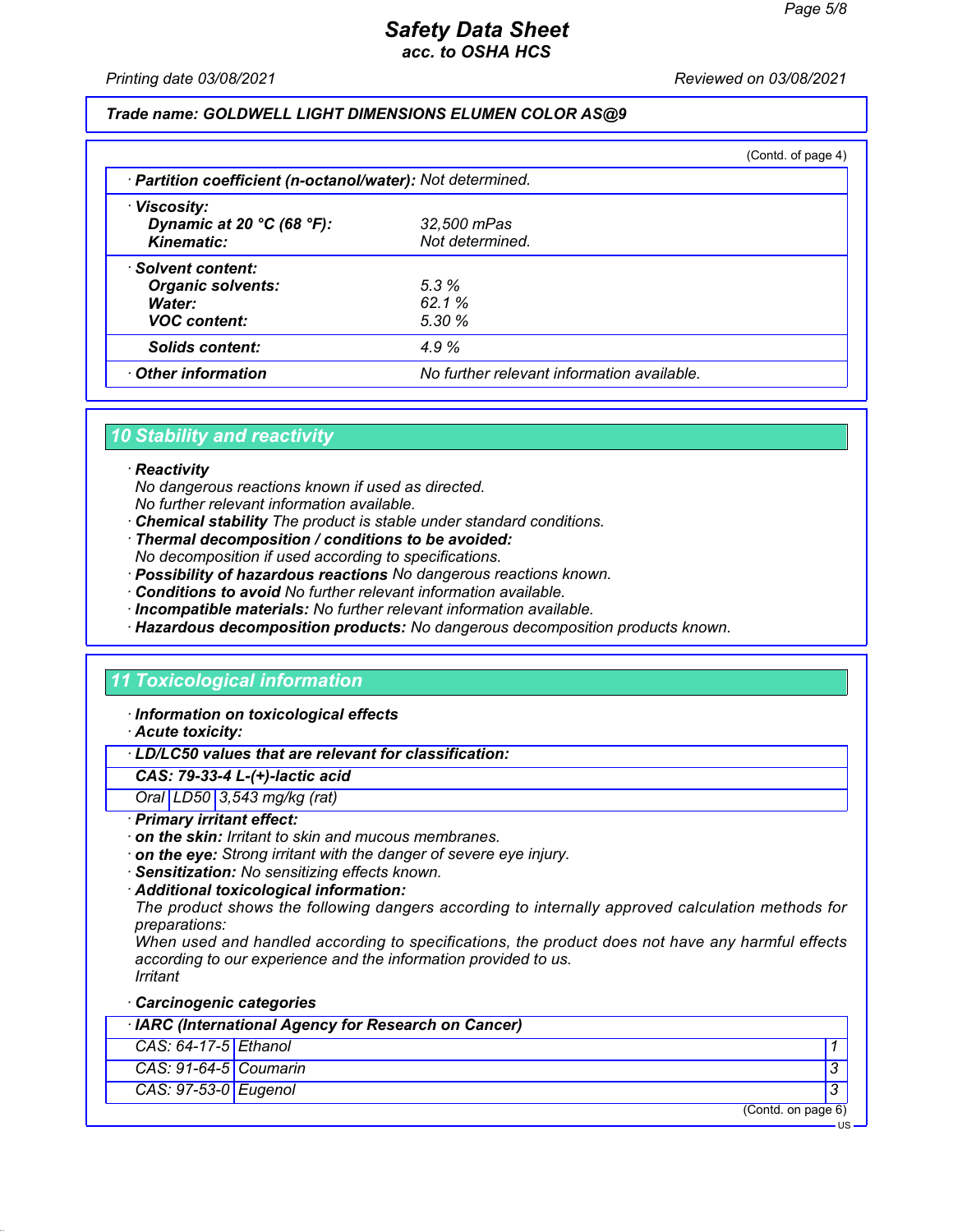**Trade name: GOLDWELL LIGHT DIMENSIONS ELUMEN COLOR AS@9**

(Contd. of page 4)

· **Partition coefficient (n-octanol/water):** Not determined.

· **Viscosity:**

| | |
|---|---|
| **Dynamic at 20 °C (68 °F):** | 32,500 mPas |
| **Kinematic:** | Not determined. |

· **Solvent content:**

| | |
|---|---|
| **Organic solvents:** | 5.3 % |
| **Water:** | 62.1 % |
| **VOC content:** | 5.30 % |
| **Solids content:** | 4.9 % |

· **Other information** No further relevant information available.

## 10 Stability and reactivity

· **Reactivity**
No dangerous reactions known if used as directed.
No further relevant information available.
· **Chemical stability** The product is stable under standard conditions.
· **Thermal decomposition / conditions to be avoided:**
No decomposition if used according to specifications.
· **Possibility of hazardous reactions** No dangerous reactions known.
· **Conditions to avoid** No further relevant information available.
· **Incompatible materials:** No further relevant information available.
· **Hazardous decomposition products:** No dangerous decomposition products known.

## 11 Toxicological information

· **Information on toxicological effects**
· **Acute toxicity:**

| · **LD/LC50 values that are relevant for classification:** | | |
|---|---|---|
| **CAS: 79-33-4 L-(+)-lactic acid** | | |
| Oral | LD50 | 3,543 mg/kg (rat) |

· **Primary irritant effect:**
· **on the skin:** Irritant to skin and mucous membranes.
· **on the eye:** Strong irritant with the danger of severe eye injury.
· **Sensitization:** No sensitizing effects known.
· **Additional toxicological information:**
The product shows the following dangers according to internally approved calculation methods for preparations:
When used and handled according to specifications, the product does not have any harmful effects according to our experience and the information provided to us.
Irritant

· **Carcinogenic categories**

| · **IARC (International Agency for Research on Cancer)** | | |
|---|---|---|
| CAS: 64-17-5 | Ethanol | 1 |
| CAS: 91-64-5 | Coumarin | 3 |
| CAS: 97-53-0 | Eugenol | 3 |

(Contd. on page 6)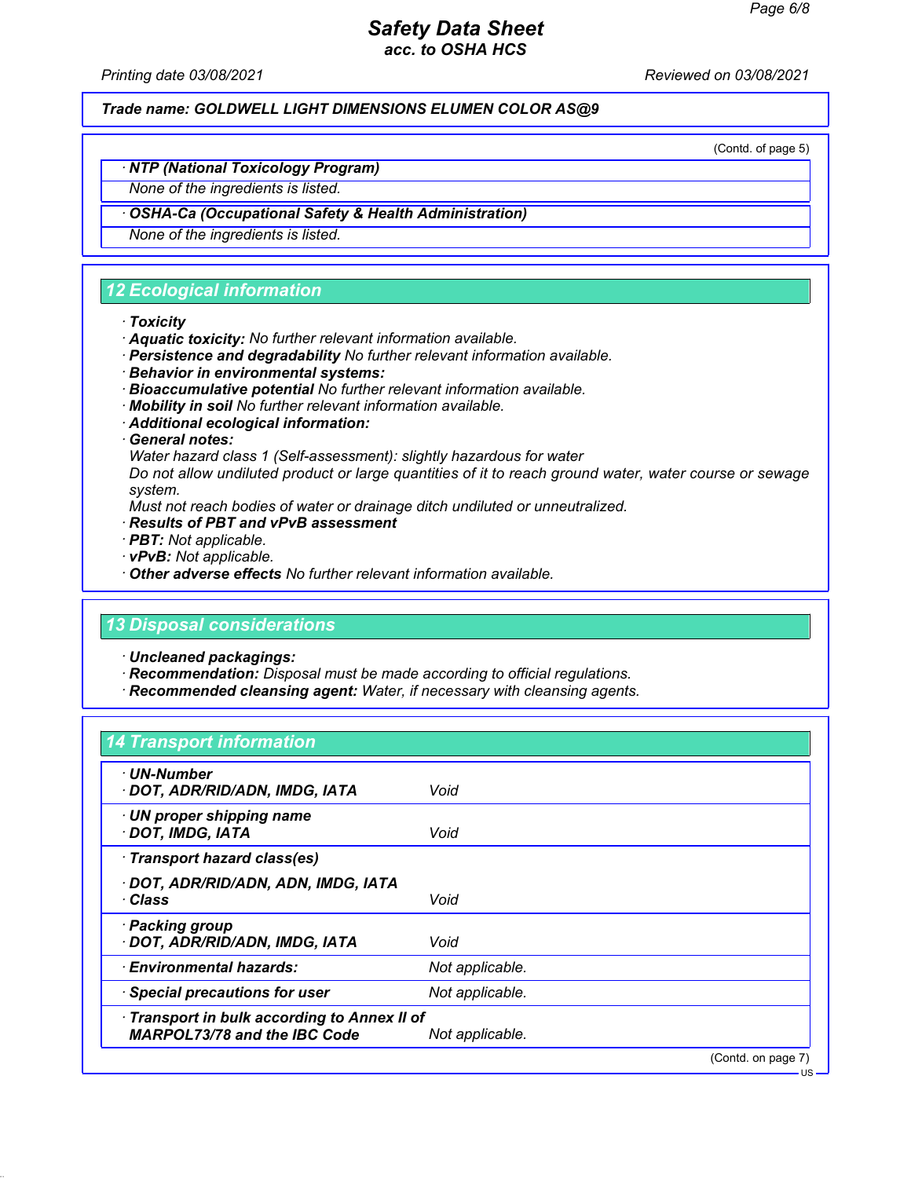**Trade name: GOLDWELL LIGHT DIMENSIONS ELUMEN COLOR AS@9**

(Contd. of page 5)

· **NTP (National Toxicology Program)**

None of the ingredients is listed.

· **OSHA-Ca (Occupational Safety & Health Administration)**

None of the ingredients is listed.

## 12 Ecological information

· **Toxicity**
· **Aquatic toxicity:** No further relevant information available.
· **Persistence and degradability** No further relevant information available.
· **Behavior in environmental systems:**
· **Bioaccumulative potential** No further relevant information available.
· **Mobility in soil** No further relevant information available.
· **Additional ecological information:**
· **General notes:**
Water hazard class 1 (Self-assessment): slightly hazardous for water
Do not allow undiluted product or large quantities of it to reach ground water, water course or sewage system.
Must not reach bodies of water or drainage ditch undiluted or unneutralized.
· **Results of PBT and vPvB assessment**
· **PBT:** Not applicable.
· **vPvB:** Not applicable.
· **Other adverse effects** No further relevant information available.

## 13 Disposal considerations

· **Uncleaned packagings:**
· **Recommendation:** Disposal must be made according to official regulations.
· **Recommended cleansing agent:** Water, if necessary with cleansing agents.

## 14 Transport information

| | |
|---|---|
| · **UN-Number**<br>· **DOT, ADR/RID/ADN, IMDG, IATA** | Void |
| · **UN proper shipping name**<br>· **DOT, IMDG, IATA** | Void |
| · **Transport hazard class(es)**<br>· **DOT, ADR/RID/ADN, ADN, IMDG, IATA**<br>· **Class** | Void |
| · **Packing group**<br>· **DOT, ADR/RID/ADN, IMDG, IATA** | Void |
| · **Environmental hazards:** | Not applicable. |
| · **Special precautions for user** | Not applicable. |
| · **Transport in bulk according to Annex II of MARPOL73/78 and the IBC Code** | Not applicable. |

(Contd. on page 7)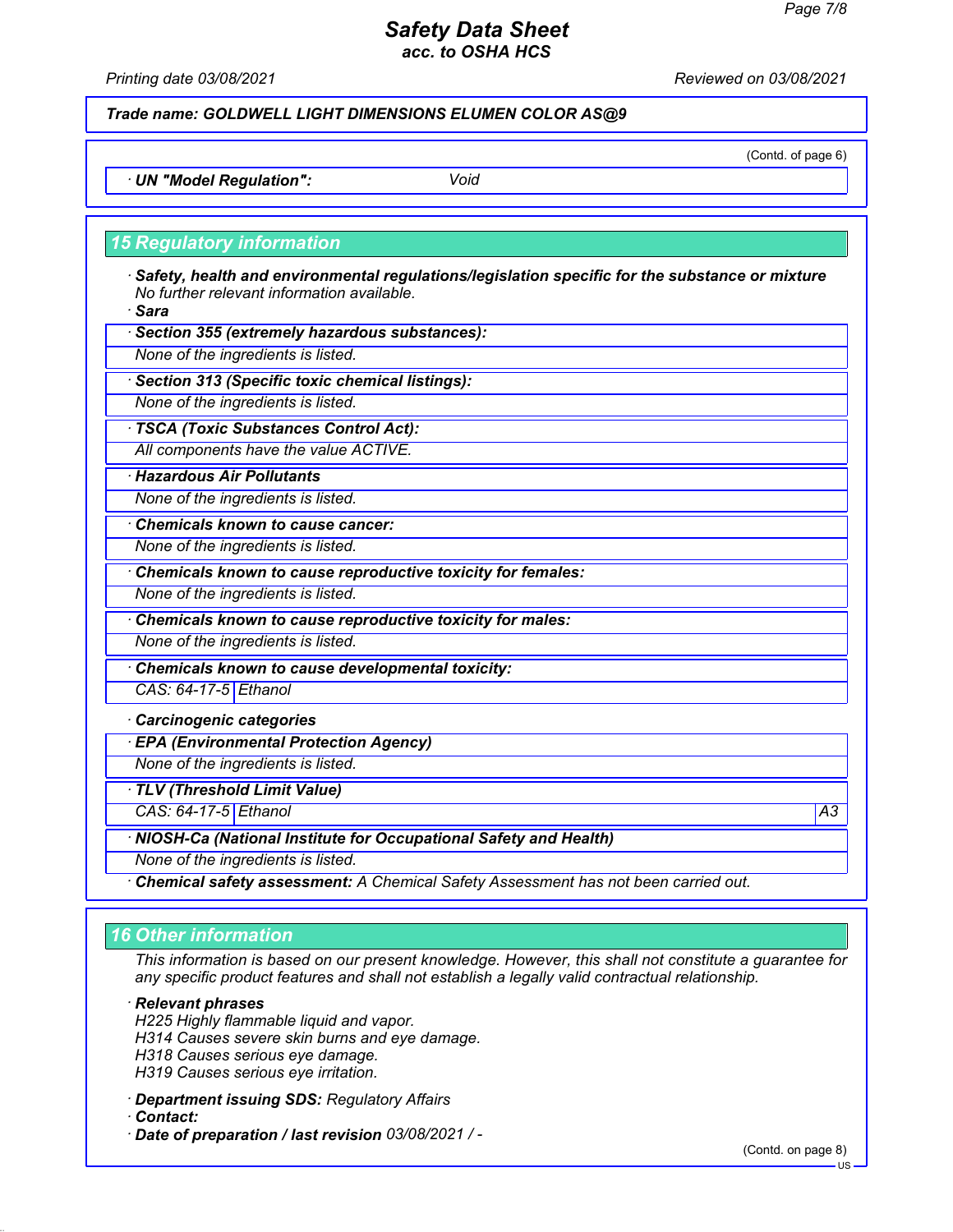**Trade name: GOLDWELL LIGHT DIMENSIONS ELUMEN COLOR AS@9**

(Contd. of page 6)

· **UN "Model Regulation":** Void

## 15 Regulatory information

· **Safety, health and environmental regulations/legislation specific for the substance or mixture**
No further relevant information available.

· **Sara**

· **Section 355 (extremely hazardous substances):**
None of the ingredients is listed.

· **Section 313 (Specific toxic chemical listings):**
None of the ingredients is listed.

· **TSCA (Toxic Substances Control Act):**
All components have the value ACTIVE.

· **Hazardous Air Pollutants**
None of the ingredients is listed.

· **Chemicals known to cause cancer:**
None of the ingredients is listed.

· **Chemicals known to cause reproductive toxicity for females:**
None of the ingredients is listed.

· **Chemicals known to cause reproductive toxicity for males:**
None of the ingredients is listed.

· **Chemicals known to cause developmental toxicity:**

| CAS: 64-17-5 | Ethanol |
|---|---|

· **Carcinogenic categories**

· **EPA (Environmental Protection Agency)**
None of the ingredients is listed.

· **TLV (Threshold Limit Value)**

| CAS: 64-17-5 | Ethanol | A3 |
|---|---|---|

· **NIOSH-Ca (National Institute for Occupational Safety and Health)**
None of the ingredients is listed.

· **Chemical safety assessment:** A Chemical Safety Assessment has not been carried out.

## 16 Other information

This information is based on our present knowledge. However, this shall not constitute a guarantee for any specific product features and shall not establish a legally valid contractual relationship.

· **Relevant phrases**
H225 Highly flammable liquid and vapor.
H314 Causes severe skin burns and eye damage.
H318 Causes serious eye damage.
H319 Causes serious eye irritation.

· **Department issuing SDS:** Regulatory Affairs
· **Contact:**
· **Date of preparation / last revision** 03/08/2021 / -

(Contd. on page 8)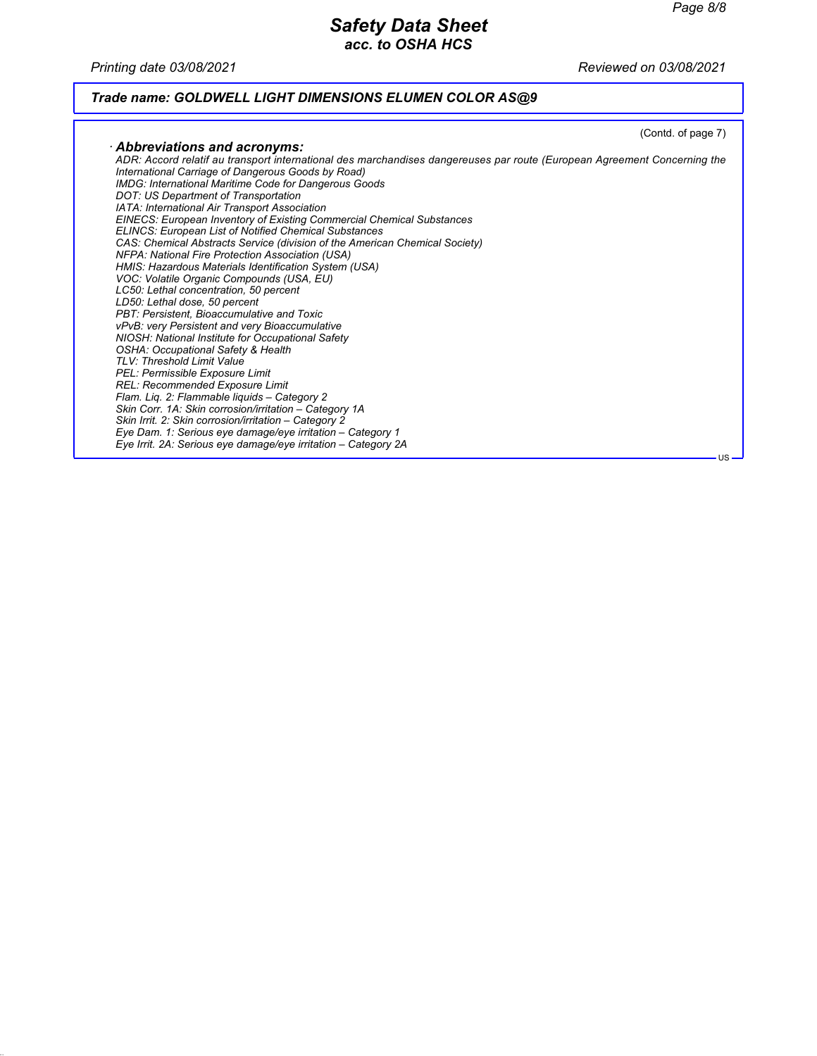# Safety Data Sheet
*acc. to OSHA HCS*

*Printing date 03/08/2021* *Reviewed on 03/08/2021*

***Trade name: GOLDWELL LIGHT DIMENSIONS ELUMEN COLOR AS@9***

(Contd. of page 7)

· ***Abbreviations and acronyms:***

*ADR: Accord relatif au transport international des marchandises dangereuses par route (European Agreement Concerning the International Carriage of Dangerous Goods by Road)*
*IMDG: International Maritime Code for Dangerous Goods*
*DOT: US Department of Transportation*
*IATA: International Air Transport Association*
*EINECS: European Inventory of Existing Commercial Chemical Substances*
*ELINCS: European List of Notified Chemical Substances*
*CAS: Chemical Abstracts Service (division of the American Chemical Society)*
*NFPA: National Fire Protection Association (USA)*
*HMIS: Hazardous Materials Identification System (USA)*
*VOC: Volatile Organic Compounds (USA, EU)*
*LC50: Lethal concentration, 50 percent*
*LD50: Lethal dose, 50 percent*
*PBT: Persistent, Bioaccumulative and Toxic*
*vPvB: very Persistent and very Bioaccumulative*
*NIOSH: National Institute for Occupational Safety*
*OSHA: Occupational Safety & Health*
*TLV: Threshold Limit Value*
*PEL: Permissible Exposure Limit*
*REL: Recommended Exposure Limit*
*Flam. Liq. 2: Flammable liquids – Category 2*
*Skin Corr. 1A: Skin corrosion/irritation – Category 1A*
*Skin Irrit. 2: Skin corrosion/irritation – Category 2*
*Eye Dam. 1: Serious eye damage/eye irritation – Category 1*
*Eye Irrit. 2A: Serious eye damage/eye irritation – Category 2A*

US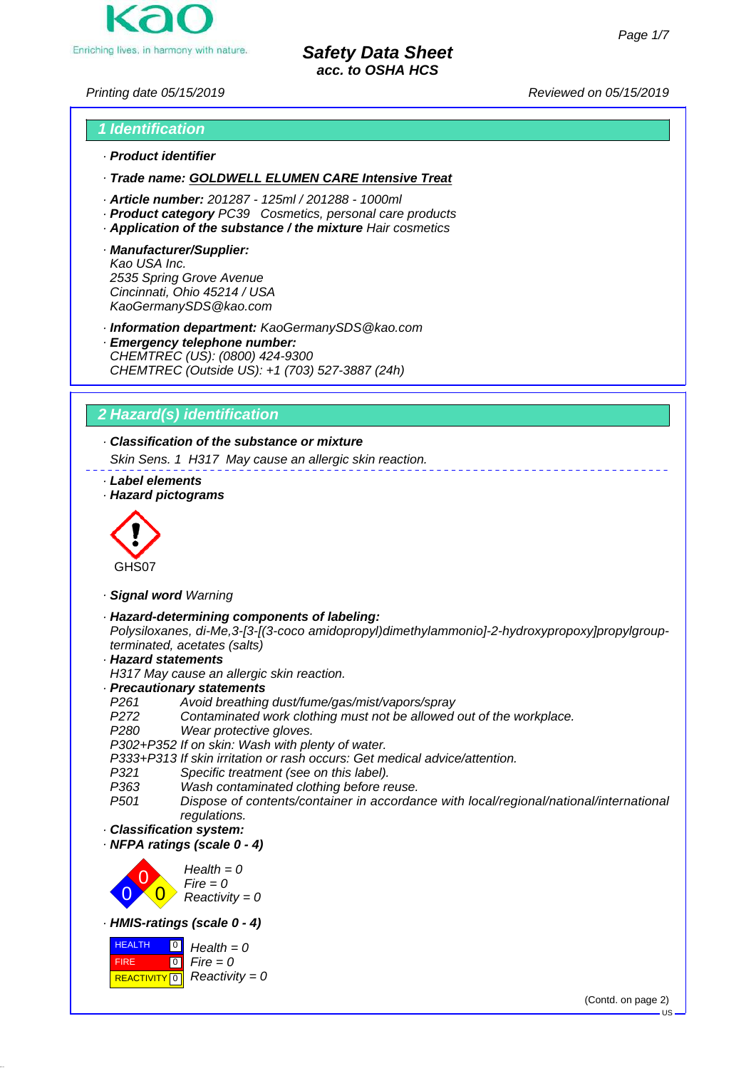# Safety Data Sheet
## acc. to OSHA HCS

Printing date 05/15/2019 Reviewed on 05/15/2019

## 1 Identification

· **Product identifier**

· **Trade name: GOLDWELL ELUMEN CARE Intensive Treat**

· **Article number:** 201287 - 125ml / 201288 - 1000ml
· **Product category** PC39 Cosmetics, personal care products
· **Application of the substance / the mixture** Hair cosmetics

· **Manufacturer/Supplier:**
Kao USA Inc.
2535 Spring Grove Avenue
Cincinnati, Ohio 45214 / USA
KaoGermanySDS@kao.com

· **Information department:** KaoGermanySDS@kao.com
· **Emergency telephone number:**
CHEMTREC (US): (0800) 424-9300
CHEMTREC (Outside US): +1 (703) 527-3887 (24h)

## 2 Hazard(s) identification

· **Classification of the substance or mixture**
Skin Sens. 1 H317 May cause an allergic skin reaction.

· **Label elements**
· **Hazard pictograms**

GHS07

· **Signal word** Warning

· **Hazard-determining components of labeling:**
Polysiloxanes, di-Me,3-[3-[(3-coco amidopropyl)dimethylammonio]-2-hydroxypropoxy]propylgroup-terminated, acetates (salts)
· **Hazard statements**
H317 May cause an allergic skin reaction.
· **Precautionary statements**
P261 Avoid breathing dust/fume/gas/mist/vapors/spray
P272 Contaminated work clothing must not be allowed out of the workplace.
P280 Wear protective gloves.
P302+P352 If on skin: Wash with plenty of water.
P333+P313 If skin irritation or rash occurs: Get medical advice/attention.
P321 Specific treatment (see on this label).
P363 Wash contaminated clothing before reuse.
P501 Dispose of contents/container in accordance with local/regional/national/international regulations.
· **Classification system:**
· **NFPA ratings (scale 0 - 4)**

Health = 0
Fire = 0
Reactivity = 0

· **HMIS-ratings (scale 0 - 4)**

| | | |
|---|---|---|
| HEALTH | 0 | Health = 0 |
| FIRE | 0 | Fire = 0 |
| REACTIVITY | 0 | Reactivity = 0 |

(Contd. on page 2)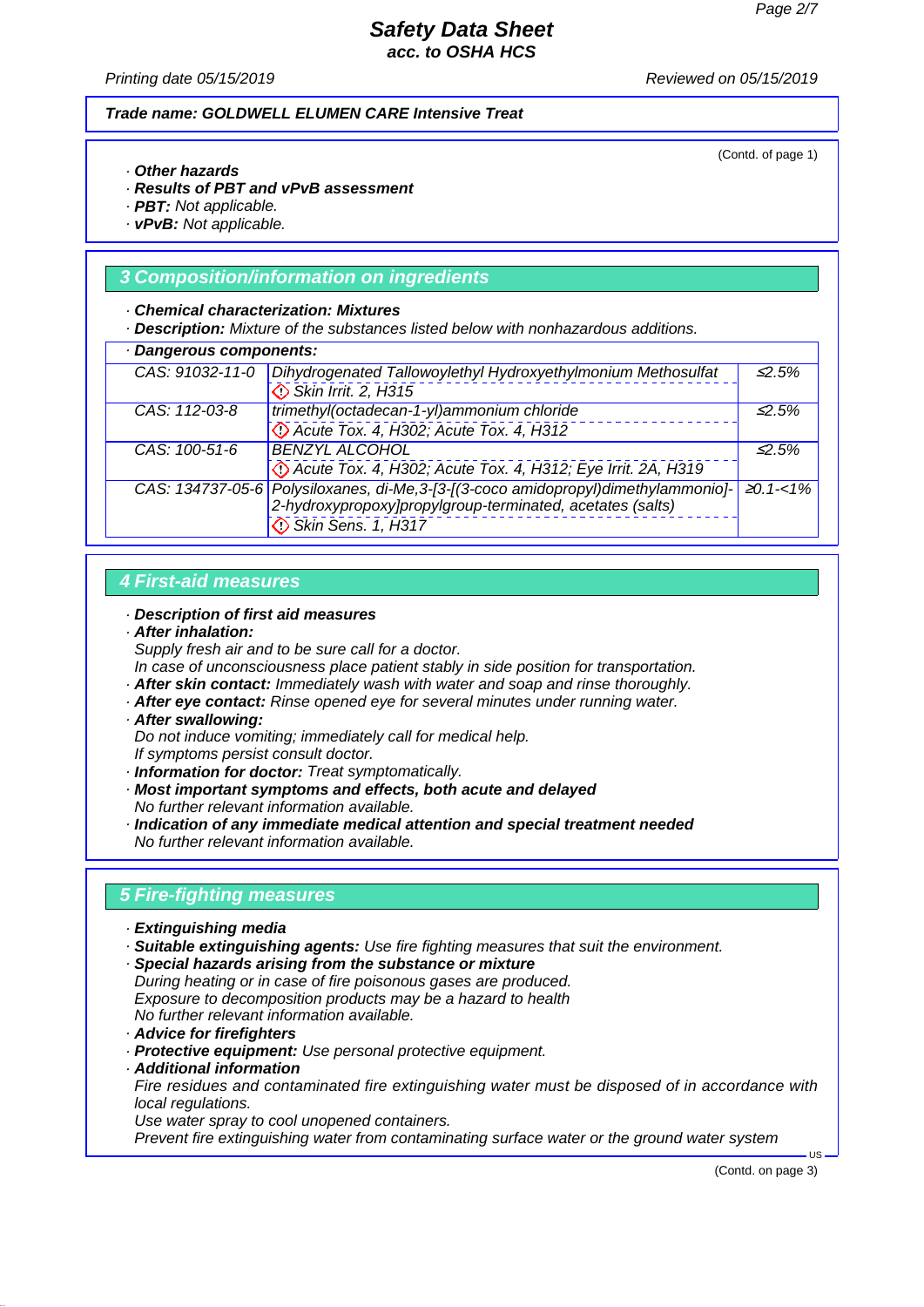**Trade name: GOLDWELL ELUMEN CARE Intensive Treat**

(Contd. of page 1)

· **Other hazards**
· **Results of PBT and vPvB assessment**
· **PBT:** Not applicable.
· **vPvB:** Not applicable.

## 3 Composition/information on ingredients

· **Chemical characterization: Mixtures**
· **Description:** Mixture of the substances listed below with nonhazardous additions.

· **Dangerous components:**

| CAS | Component | Concentration |
|---|---|---|
| CAS: 91032-11-0 | Dihydrogenated Tallowoylethyl Hydroxyethylmonium Methosulfat<br>Skin Irrit. 2, H315 | ≤2.5% |
| CAS: 112-03-8 | trimethyl(octadecan-1-yl)ammonium chloride<br>Acute Tox. 4, H302; Acute Tox. 4, H312 | ≤2.5% |
| CAS: 100-51-6 | BENZYL ALCOHOL<br>Acute Tox. 4, H302; Acute Tox. 4, H312; Eye Irrit. 2A, H319 | ≤2.5% |
| CAS: 134737-05-6 | Polysiloxanes, di-Me,3-[3-[(3-coco amidopropyl)dimethylammonio]-2-hydroxypropoxy]propylgroup-terminated, acetates (salts)<br>Skin Sens. 1, H317 | ≥0.1-<1% |

## 4 First-aid measures

· **Description of first aid measures**
· **After inhalation:**
Supply fresh air and to be sure call for a doctor.
In case of unconsciousness place patient stably in side position for transportation.
· **After skin contact:** Immediately wash with water and soap and rinse thoroughly.
· **After eye contact:** Rinse opened eye for several minutes under running water.
· **After swallowing:**
Do not induce vomiting; immediately call for medical help.
If symptoms persist consult doctor.
· **Information for doctor:** Treat symptomatically.
· **Most important symptoms and effects, both acute and delayed**
No further relevant information available.
· **Indication of any immediate medical attention and special treatment needed**
No further relevant information available.

## 5 Fire-fighting measures

· **Extinguishing media**
· **Suitable extinguishing agents:** Use fire fighting measures that suit the environment.
· **Special hazards arising from the substance or mixture**
During heating or in case of fire poisonous gases are produced.
Exposure to decomposition products may be a hazard to health
No further relevant information available.
· **Advice for firefighters**
· **Protective equipment:** Use personal protective equipment.
· **Additional information**
Fire residues and contaminated fire extinguishing water must be disposed of in accordance with local regulations.
Use water spray to cool unopened containers.
Prevent fire extinguishing water from contaminating surface water or the ground water system

(Contd. on page 3)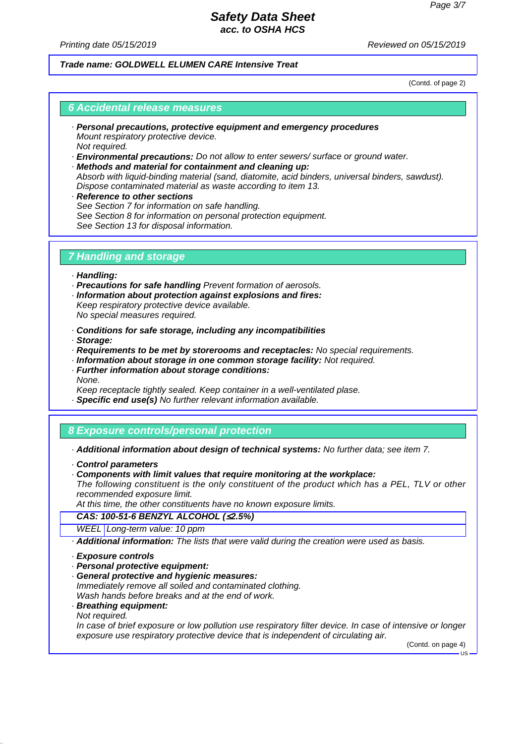**Trade name: GOLDWELL ELUMEN CARE Intensive Treat**

(Contd. of page 2)

## 6 Accidental release measures

- ***Personal precautions, protective equipment and emergency procedures***
  *Mount respiratory protective device.*
  *Not required.*
- ***Environmental precautions:*** *Do not allow to enter sewers/ surface or ground water.*
- ***Methods and material for containment and cleaning up:***
  *Absorb with liquid-binding material (sand, diatomite, acid binders, universal binders, sawdust).*
  *Dispose contaminated material as waste according to item 13.*
- ***Reference to other sections***
  *See Section 7 for information on safe handling.*
  *See Section 8 for information on personal protection equipment.*
  *See Section 13 for disposal information.*

## 7 Handling and storage

- ***Handling:***
- ***Precautions for safe handling*** *Prevent formation of aerosols.*
- ***Information about protection against explosions and fires:***
  *Keep respiratory protective device available.*
  *No special measures required.*
- ***Conditions for safe storage, including any incompatibilities***
- ***Storage:***
- ***Requirements to be met by storerooms and receptacles:*** *No special requirements.*
- ***Information about storage in one common storage facility:*** *Not required.*
- ***Further information about storage conditions:***
  *None.*
  *Keep receptacle tightly sealed. Keep container in a well-ventilated plase.*
- ***Specific end use(s)*** *No further relevant information available.*

## 8 Exposure controls/personal protection

- ***Additional information about design of technical systems:*** *No further data; see item 7.*
- ***Control parameters***
- ***Components with limit values that require monitoring at the workplace:***
  *The following constituent is the only constituent of the product which has a PEL, TLV or other recommended exposure limit.*
  *At this time, the other constituents have no known exposure limits.*

| ***CAS: 100-51-6 BENZYL ALCOHOL (≤2.5%)*** | |
|---|---|
| *WEEL* | *Long-term value: 10 ppm* |

- ***Additional information:*** *The lists that were valid during the creation were used as basis.*
- ***Exposure controls***
- ***Personal protective equipment:***
- ***General protective and hygienic measures:***
  *Immediately remove all soiled and contaminated clothing.*
  *Wash hands before breaks and at the end of work.*
- ***Breathing equipment:***
  *Not required.*
  *In case of brief exposure or low pollution use respiratory filter device. In case of intensive or longer exposure use respiratory protective device that is independent of circulating air.*

(Contd. on page 4)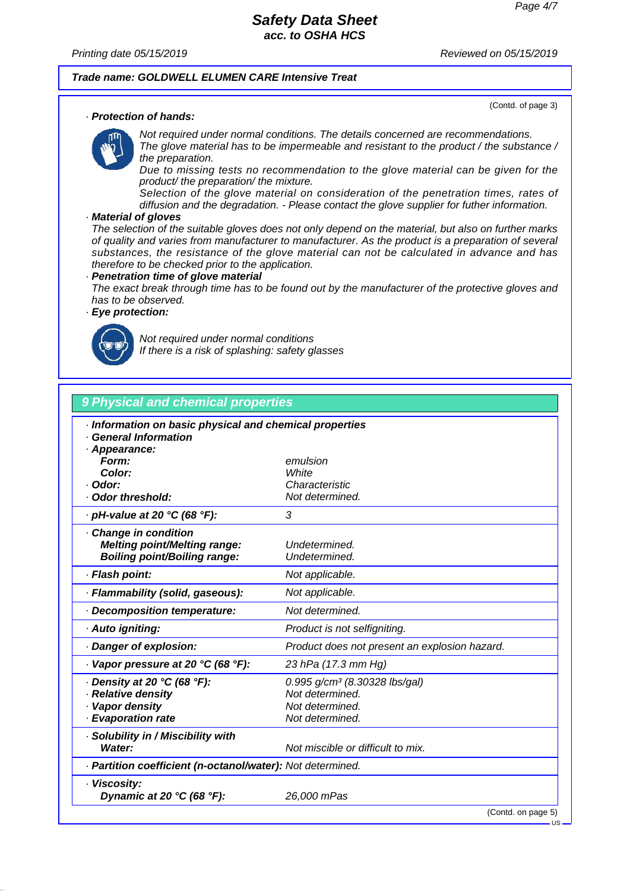**Trade name: GOLDWELL ELUMEN CARE Intensive Treat**

(Contd. of page 3)

· **Protection of hands:**

*Not required under normal conditions. The details concerned are recommendations.*
*The glove material has to be impermeable and resistant to the product / the substance / the preparation.*
*Due to missing tests no recommendation to the glove material can be given for the product/ the preparation/ the mixture.*
*Selection of the glove material on consideration of the penetration times, rates of diffusion and the degradation. - Please contact the glove supplier for futher information.*

· **Material of gloves**
*The selection of the suitable gloves does not only depend on the material, but also on further marks of quality and varies from manufacturer to manufacturer. As the product is a preparation of several substances, the resistance of the glove material can not be calculated in advance and has therefore to be checked prior to the application.*

· **Penetration time of glove material**
*The exact break through time has to be found out by the manufacturer of the protective gloves and has to be observed.*

· **Eye protection:**

*Not required under normal conditions*
*If there is a risk of splashing: safety glasses*

## 9 Physical and chemical properties

| | |
|---|---|
| · **Information on basic physical and chemical properties** | |
| · **General Information** | |
| · **Appearance:** | |
| **Form:** | emulsion |
| **Color:** | White |
| · **Odor:** | Characteristic |
| · **Odor threshold:** | Not determined. |
| · **pH-value at 20 °C (68 °F):** | 3 |
| · **Change in condition** | |
| **Melting point/Melting range:** | Undetermined. |
| **Boiling point/Boiling range:** | Undetermined. |
| · **Flash point:** | Not applicable. |
| · **Flammability (solid, gaseous):** | Not applicable. |
| · **Decomposition temperature:** | Not determined. |
| · **Auto igniting:** | Product is not selfigniting. |
| · **Danger of explosion:** | Product does not present an explosion hazard. |
| · **Vapor pressure at 20 °C (68 °F):** | 23 hPa (17.3 mm Hg) |
| · **Density at 20 °C (68 °F):** | 0.995 g/cm³ (8.30328 lbs/gal) |
| · **Relative density** | Not determined. |
| · **Vapor density** | Not determined. |
| · **Evaporation rate** | Not determined. |
| · **Solubility in / Miscibility with** | |
| **Water:** | Not miscible or difficult to mix. |
| · **Partition coefficient (n-octanol/water):** | Not determined. |
| · **Viscosity:** | |
| **Dynamic at 20 °C (68 °F):** | 26,000 mPas |

(Contd. on page 5)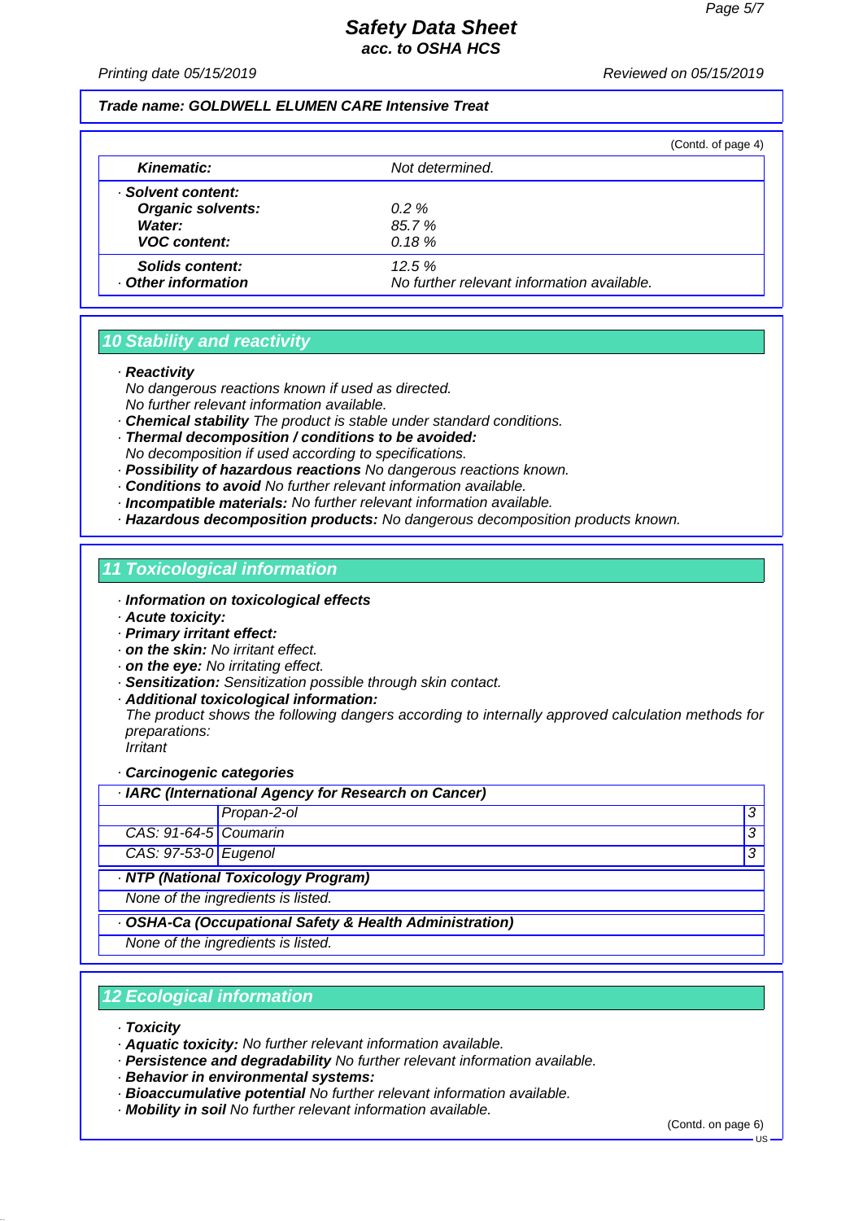**Trade name: GOLDWELL ELUMEN CARE Intensive Treat**

(Contd. of page 4)

| | |
|---|---|
| **Kinematic:** | Not determined. |
| · **Solvent content:** | |
| **Organic solvents:** | 0.2 % |
| **Water:** | 85.7 % |
| **VOC content:** | 0.18 % |
| **Solids content:** | 12.5 % |
| · **Other information** | No further relevant information available. |

## 10 Stability and reactivity

- **Reactivity**
  No dangerous reactions known if used as directed.
  No further relevant information available.
- **Chemical stability** The product is stable under standard conditions.
- **Thermal decomposition / conditions to be avoided:**
  No decomposition if used according to specifications.
- **Possibility of hazardous reactions** No dangerous reactions known.
- **Conditions to avoid** No further relevant information available.
- **Incompatible materials:** No further relevant information available.
- **Hazardous decomposition products:** No dangerous decomposition products known.

## 11 Toxicological information

- **Information on toxicological effects**
- **Acute toxicity:**
- **Primary irritant effect:**
- **on the skin:** No irritant effect.
- **on the eye:** No irritating effect.
- **Sensitization:** Sensitization possible through skin contact.
- **Additional toxicological information:**
  The product shows the following dangers according to internally approved calculation methods for preparations:
  Irritant

- **Carcinogenic categories**

| · **IARC (International Agency for Research on Cancer)** | | |
|---|---|---|
| | Propan-2-ol | 3 |
| CAS: 91-64-5 | Coumarin | 3 |
| CAS: 97-53-0 | Eugenol | 3 |

| · **NTP (National Toxicology Program)** |
|---|
| None of the ingredients is listed. |

| · **OSHA-Ca (Occupational Safety & Health Administration)** |
|---|
| None of the ingredients is listed. |

## 12 Ecological information

- **Toxicity**
- **Aquatic toxicity:** No further relevant information available.
- **Persistence and degradability** No further relevant information available.
- **Behavior in environmental systems:**
- **Bioaccumulative potential** No further relevant information available.
- **Mobility in soil** No further relevant information available.

(Contd. on page 6)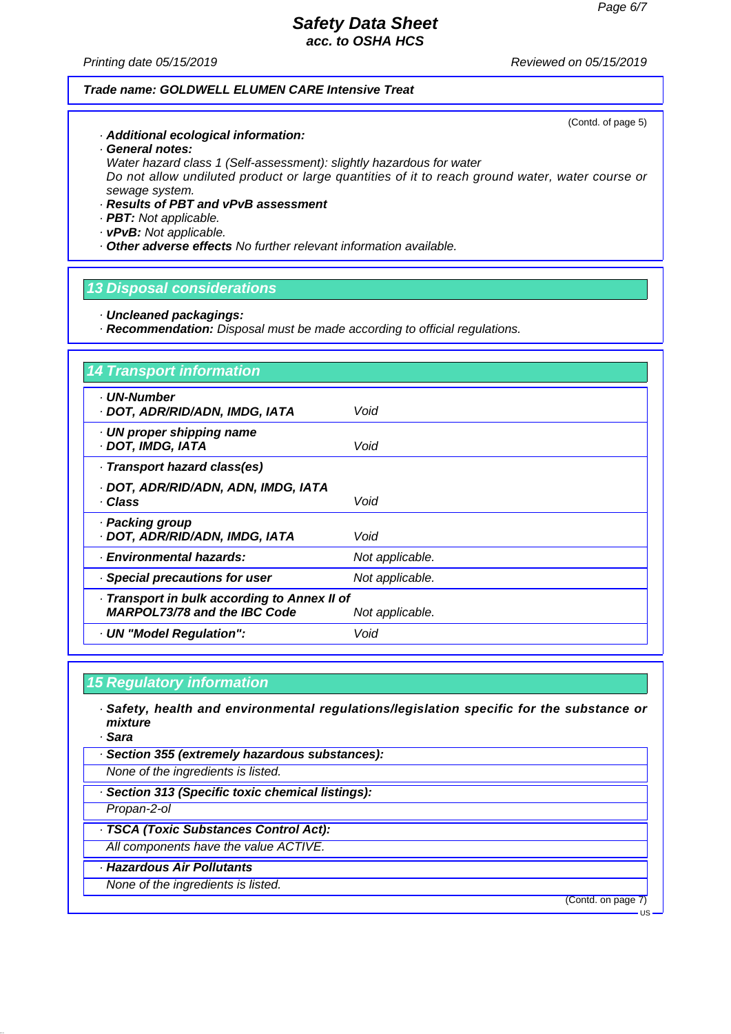**Trade name: GOLDWELL ELUMEN CARE Intensive Treat**

(Contd. of page 5)

· **Additional ecological information:**
· **General notes:**
Water hazard class 1 (Self-assessment): slightly hazardous for water
Do not allow undiluted product or large quantities of it to reach ground water, water course or sewage system.
· **Results of PBT and vPvB assessment**
· **PBT:** Not applicable.
· **vPvB:** Not applicable.
· **Other adverse effects** No further relevant information available.

## 13 Disposal considerations

· **Uncleaned packagings:**
· **Recommendation:** Disposal must be made according to official regulations.

## 14 Transport information

| | |
|---|---|
| · **UN-Number**<br>· **DOT, ADR/RID/ADN, IMDG, IATA** | Void |
| · **UN proper shipping name**<br>· **DOT, IMDG, IATA** | Void |
| · **Transport hazard class(es)** | |
| · **DOT, ADR/RID/ADN, ADN, IMDG, IATA**<br>· **Class** | Void |
| · **Packing group**<br>· **DOT, ADR/RID/ADN, IMDG, IATA** | Void |
| · **Environmental hazards:** | Not applicable. |
| · **Special precautions for user** | Not applicable. |
| · **Transport in bulk according to Annex II of MARPOL73/78 and the IBC Code** | Not applicable. |
| · **UN "Model Regulation":** | Void |

## 15 Regulatory information

· **Safety, health and environmental regulations/legislation specific for the substance or mixture**
· **Sara**

· **Section 355 (extremely hazardous substances):**
None of the ingredients is listed.

· **Section 313 (Specific toxic chemical listings):**
Propan-2-ol

· **TSCA (Toxic Substances Control Act):**
All components have the value ACTIVE.

· **Hazardous Air Pollutants**
None of the ingredients is listed.

(Contd. on page 7)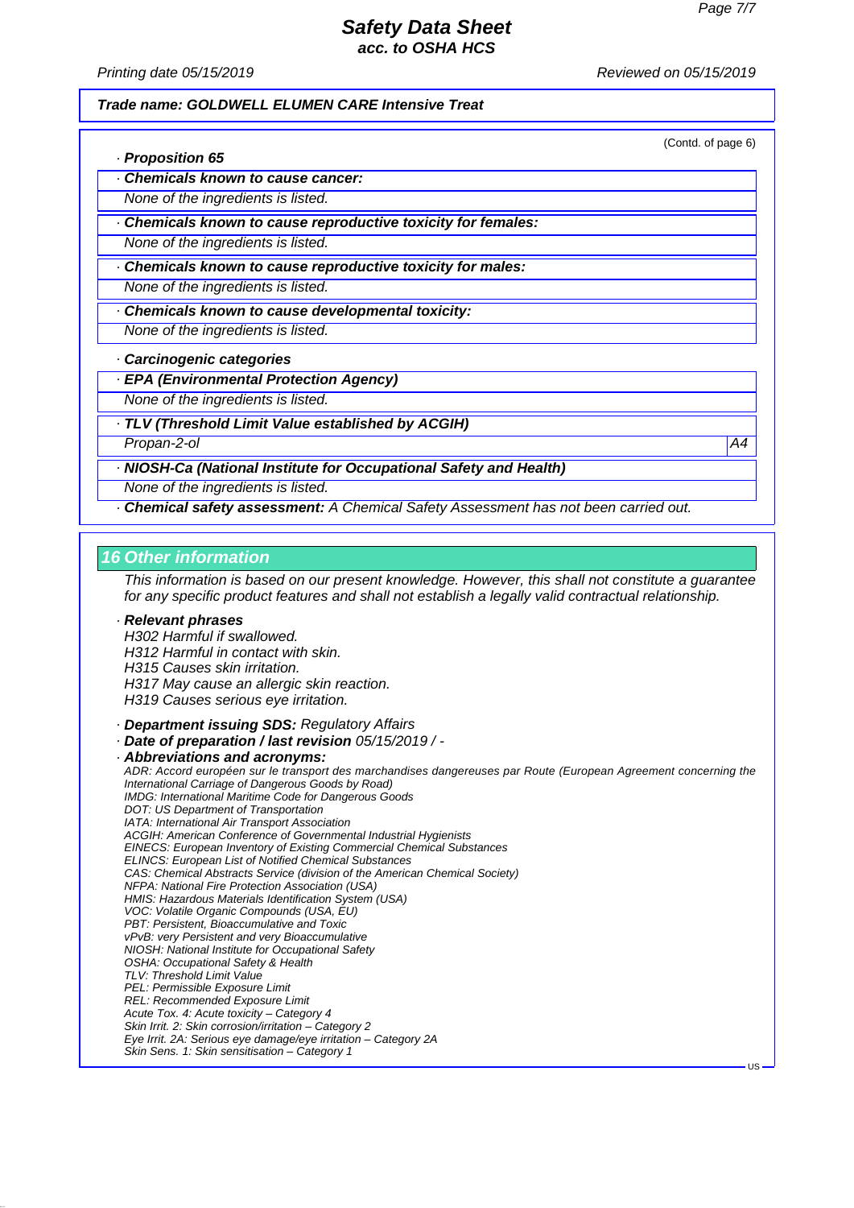**Trade name: GOLDWELL ELUMEN CARE Intensive Treat**

(Contd. of page 6)

· **Proposition 65**

· **Chemicals known to cause cancer:**

None of the ingredients is listed.

· **Chemicals known to cause reproductive toxicity for females:**

None of the ingredients is listed.

· **Chemicals known to cause reproductive toxicity for males:**

None of the ingredients is listed.

· **Chemicals known to cause developmental toxicity:**

None of the ingredients is listed.

· **Carcinogenic categories**

· **EPA (Environmental Protection Agency)**

None of the ingredients is listed.

· **TLV (Threshold Limit Value established by ACGIH)**

| Propan-2-ol | A4 |
|---|---|

· **NIOSH-Ca (National Institute for Occupational Safety and Health)**

None of the ingredients is listed.

· **Chemical safety assessment:** A Chemical Safety Assessment has not been carried out.

## 16 Other information

This information is based on our present knowledge. However, this shall not constitute a guarantee for any specific product features and shall not establish a legally valid contractual relationship.

· **Relevant phrases**

H302 Harmful if swallowed.
H312 Harmful in contact with skin.
H315 Causes skin irritation.
H317 May cause an allergic skin reaction.
H319 Causes serious eye irritation.

· **Department issuing SDS:** Regulatory Affairs

· **Date of preparation / last revision** 05/15/2019 / -

· **Abbreviations and acronyms:**

ADR: Accord européen sur le transport des marchandises dangereuses par Route (European Agreement concerning the International Carriage of Dangerous Goods by Road)
IMDG: International Maritime Code for Dangerous Goods
DOT: US Department of Transportation
IATA: International Air Transport Association
ACGIH: American Conference of Governmental Industrial Hygienists
EINECS: European Inventory of Existing Commercial Chemical Substances
ELINCS: European List of Notified Chemical Substances
CAS: Chemical Abstracts Service (division of the American Chemical Society)
NFPA: National Fire Protection Association (USA)
HMIS: Hazardous Materials Identification System (USA)
VOC: Volatile Organic Compounds (USA, EU)
PBT: Persistent, Bioaccumulative and Toxic
vPvB: very Persistent and very Bioaccumulative
NIOSH: National Institute for Occupational Safety
OSHA: Occupational Safety & Health
TLV: Threshold Limit Value
PEL: Permissible Exposure Limit
REL: Recommended Exposure Limit
Acute Tox. 4: Acute toxicity – Category 4
Skin Irrit. 2: Skin corrosion/irritation – Category 2
Eye Irrit. 2A: Serious eye damage/eye irritation – Category 2A
Skin Sens. 1: Skin sensitisation – Category 1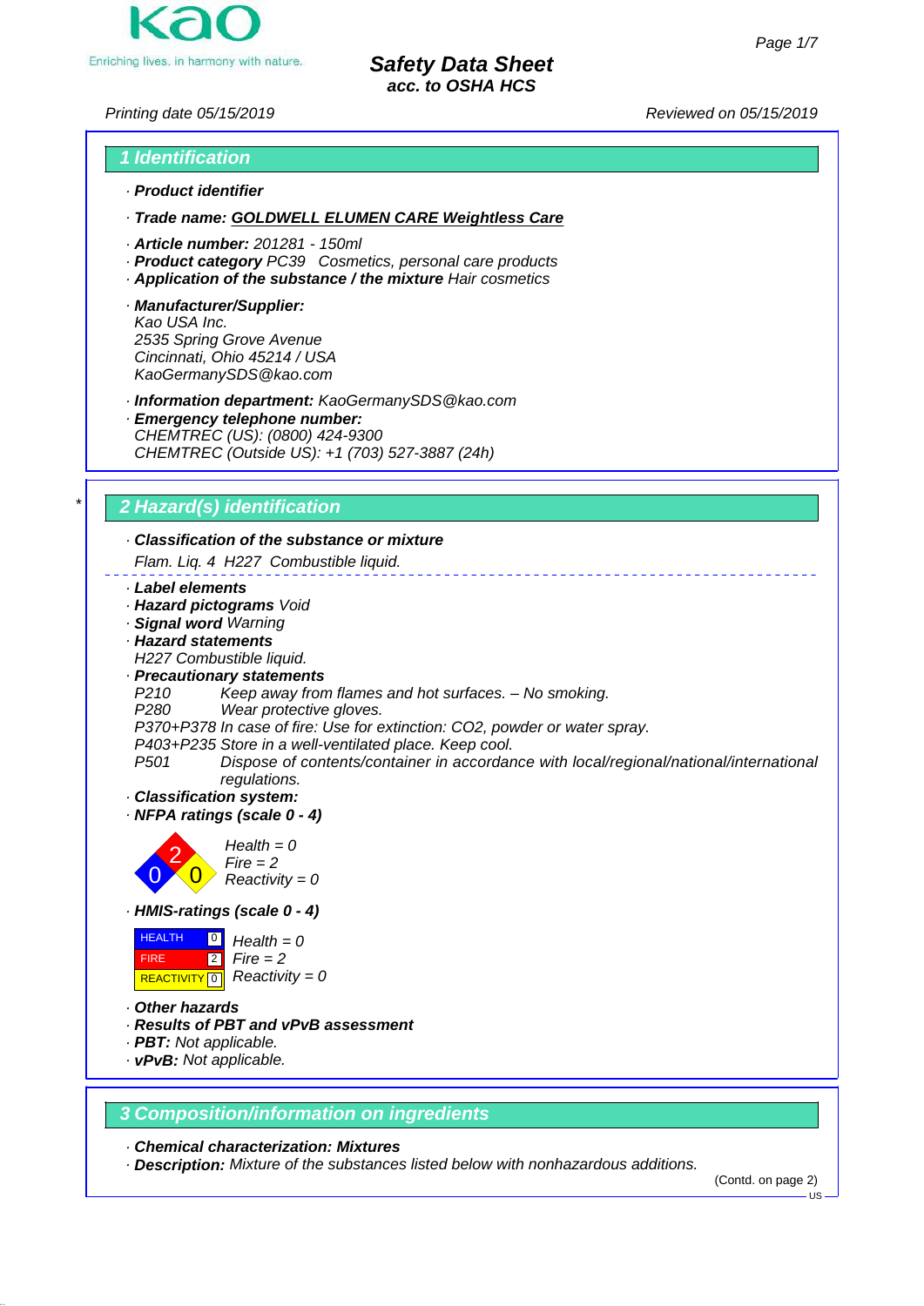# Safety Data Sheet
**acc. to OSHA HCS**

Printing date 05/15/2019 Reviewed on 05/15/2019

## 1 Identification

· **Product identifier**

· **Trade name: GOLDWELL ELUMEN CARE Weightless Care**

· **Article number:** 201281 - 150ml
· **Product category** PC39 Cosmetics, personal care products
· **Application of the substance / the mixture** Hair cosmetics

· **Manufacturer/Supplier:**
Kao USA Inc.
2535 Spring Grove Avenue
Cincinnati, Ohio 45214 / USA
KaoGermanySDS@kao.com

· **Information department:** KaoGermanySDS@kao.com
· **Emergency telephone number:**
CHEMTREC (US): (0800) 424-9300
CHEMTREC (Outside US): +1 (703) 527-3887 (24h)

## 2 Hazard(s) identification

· **Classification of the substance or mixture**
Flam. Liq. 4 H227 Combustible liquid.

· **Label elements**
· **Hazard pictograms** Void
· **Signal word** Warning
· **Hazard statements**
H227 Combustible liquid.
· **Precautionary statements**
P210 Keep away from flames and hot surfaces. – No smoking.
P280 Wear protective gloves.
P370+P378 In case of fire: Use for extinction: $CO_2$, powder or water spray.
P403+P235 Store in a well-ventilated place. Keep cool.
P501 Dispose of contents/container in accordance with local/regional/national/international regulations.
· **Classification system:**
· **NFPA ratings (scale 0 - 4)**

Health = 0
Fire = 2
Reactivity = 0

· **HMIS-ratings (scale 0 - 4)**

| | | |
|---|---|---|
| HEALTH | 0 | Health = 0 |
| FIRE | 2 | Fire = 2 |
| REACTIVITY | 0 | Reactivity = 0 |

· **Other hazards**
· **Results of PBT and vPvB assessment**
· **PBT:** Not applicable.
· **vPvB:** Not applicable.

## 3 Composition/information on ingredients

· **Chemical characterization: Mixtures**
· **Description:** Mixture of the substances listed below with nonhazardous additions.

(Contd. on page 2)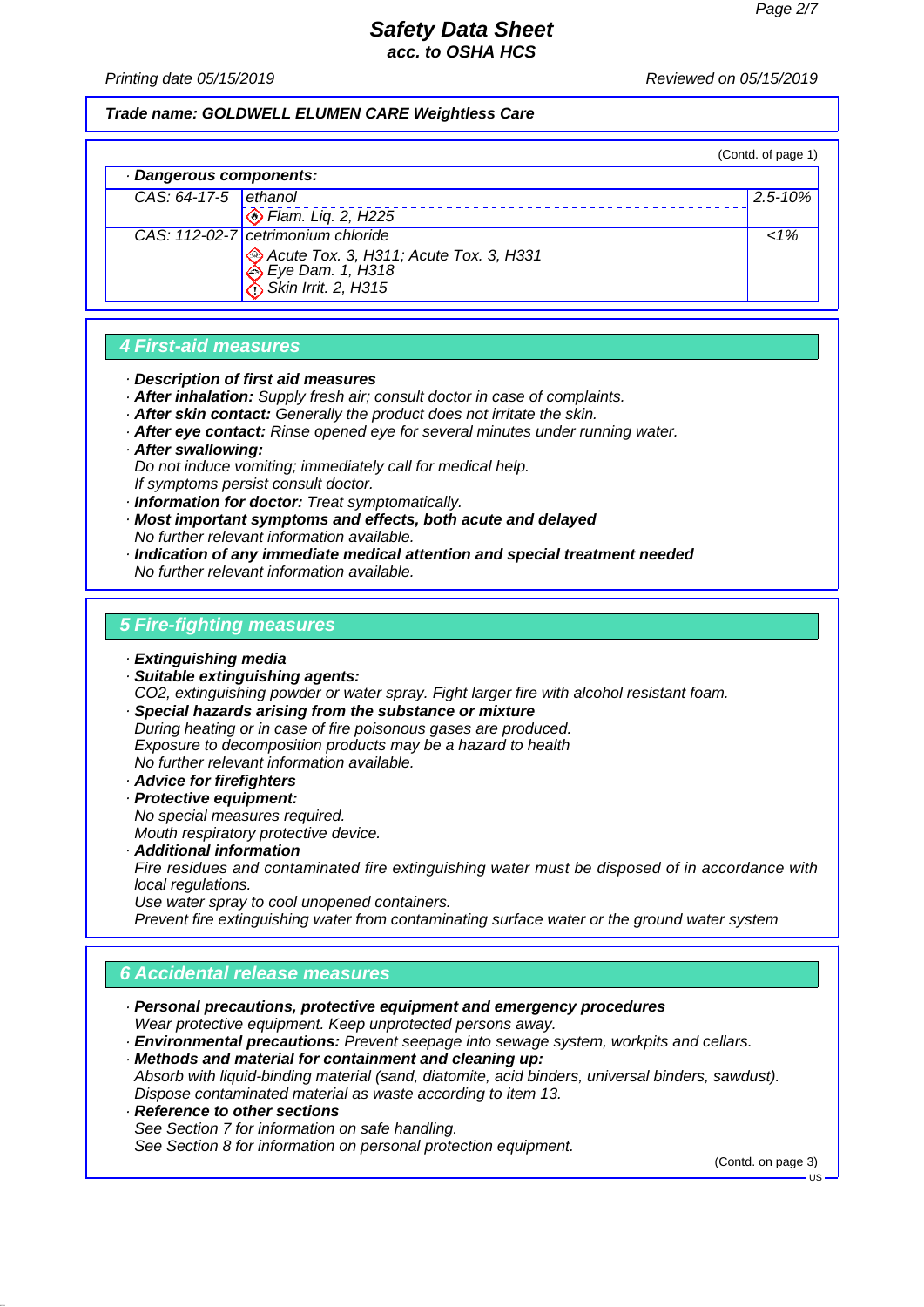**Trade name: GOLDWELL ELUMEN CARE Weightless Care**

(Contd. of page 1)

· **Dangerous components:**

| CAS | Component | % |
|---|---|---|
| CAS: 64-17-5 | ethanol<br>Flam. Liq. 2, H225 | 2.5-10% |
| CAS: 112-02-7 | cetrimonium chloride<br>Acute Tox. 3, H311; Acute Tox. 3, H331<br>Eye Dam. 1, H318<br>Skin Irrit. 2, H315 | <1% |

## 4 First-aid measures

· **Description of first aid measures**
· **After inhalation:** Supply fresh air; consult doctor in case of complaints.
· **After skin contact:** Generally the product does not irritate the skin.
· **After eye contact:** Rinse opened eye for several minutes under running water.
· **After swallowing:**
Do not induce vomiting; immediately call for medical help.
If symptoms persist consult doctor.
· **Information for doctor:** Treat symptomatically.
· **Most important symptoms and effects, both acute and delayed**
No further relevant information available.
· **Indication of any immediate medical attention and special treatment needed**
No further relevant information available.

## 5 Fire-fighting measures

· **Extinguishing media**
· **Suitable extinguishing agents:**
CO2, extinguishing powder or water spray. Fight larger fire with alcohol resistant foam.
· **Special hazards arising from the substance or mixture**
During heating or in case of fire poisonous gases are produced.
Exposure to decomposition products may be a hazard to health
No further relevant information available.
· **Advice for firefighters**
· **Protective equipment:**
No special measures required.
Mouth respiratory protective device.
· **Additional information**
Fire residues and contaminated fire extinguishing water must be disposed of in accordance with local regulations.
Use water spray to cool unopened containers.
Prevent fire extinguishing water from contaminating surface water or the ground water system

## 6 Accidental release measures

· **Personal precautions, protective equipment and emergency procedures**
Wear protective equipment. Keep unprotected persons away.
· **Environmental precautions:** Prevent seepage into sewage system, workpits and cellars.
· **Methods and material for containment and cleaning up:**
Absorb with liquid-binding material (sand, diatomite, acid binders, universal binders, sawdust).
Dispose contaminated material as waste according to item 13.
· **Reference to other sections**
See Section 7 for information on safe handling.
See Section 8 for information on personal protection equipment.

(Contd. on page 3)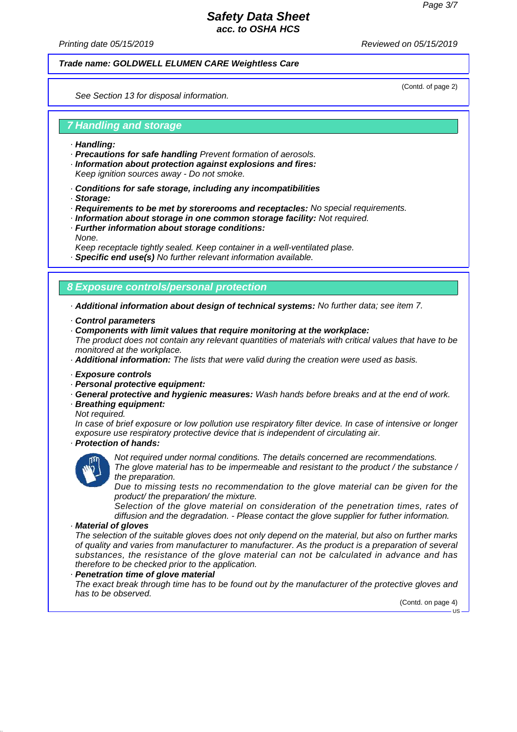See Section 13 for disposal information.

## 7 Handling and storage

- **Handling:**
- **Precautions for safe handling** Prevent formation of aerosols.
- **Information about protection against explosions and fires:**
  Keep ignition sources away - Do not smoke.
- **Conditions for safe storage, including any incompatibilities**
- **Storage:**
- **Requirements to be met by storerooms and receptacles:** No special requirements.
- **Information about storage in one common storage facility:** Not required.
- **Further information about storage conditions:**
  None.
  Keep receptacle tightly sealed. Keep container in a well-ventilated plase.
- **Specific end use(s)** No further relevant information available.

## 8 Exposure controls/personal protection

- **Additional information about design of technical systems:** No further data; see item 7.
- **Control parameters**
- **Components with limit values that require monitoring at the workplace:**
  The product does not contain any relevant quantities of materials with critical values that have to be monitored at the workplace.
- **Additional information:** The lists that were valid during the creation were used as basis.
- **Exposure controls**
- **Personal protective equipment:**
- **General protective and hygienic measures:** Wash hands before breaks and at the end of work.
- **Breathing equipment:**
  Not required.
  In case of brief exposure or low pollution use respiratory filter device. In case of intensive or longer exposure use respiratory protective device that is independent of circulating air.
- **Protection of hands:**
  Not required under normal conditions. The details concerned are recommendations.
  The glove material has to be impermeable and resistant to the product / the substance / the preparation.
  Due to missing tests no recommendation to the glove material can be given for the product/ the preparation/ the mixture.
  Selection of the glove material on consideration of the penetration times, rates of diffusion and the degradation. - Please contact the glove supplier for futher information.
- **Material of gloves**
  The selection of the suitable gloves does not only depend on the material, but also on further marks of quality and varies from manufacturer to manufacturer. As the product is a preparation of several substances, the resistance of the glove material can not be calculated in advance and has therefore to be checked prior to the application.
- **Penetration time of glove material**
  The exact break through time has to be found out by the manufacturer of the protective gloves and has to be observed.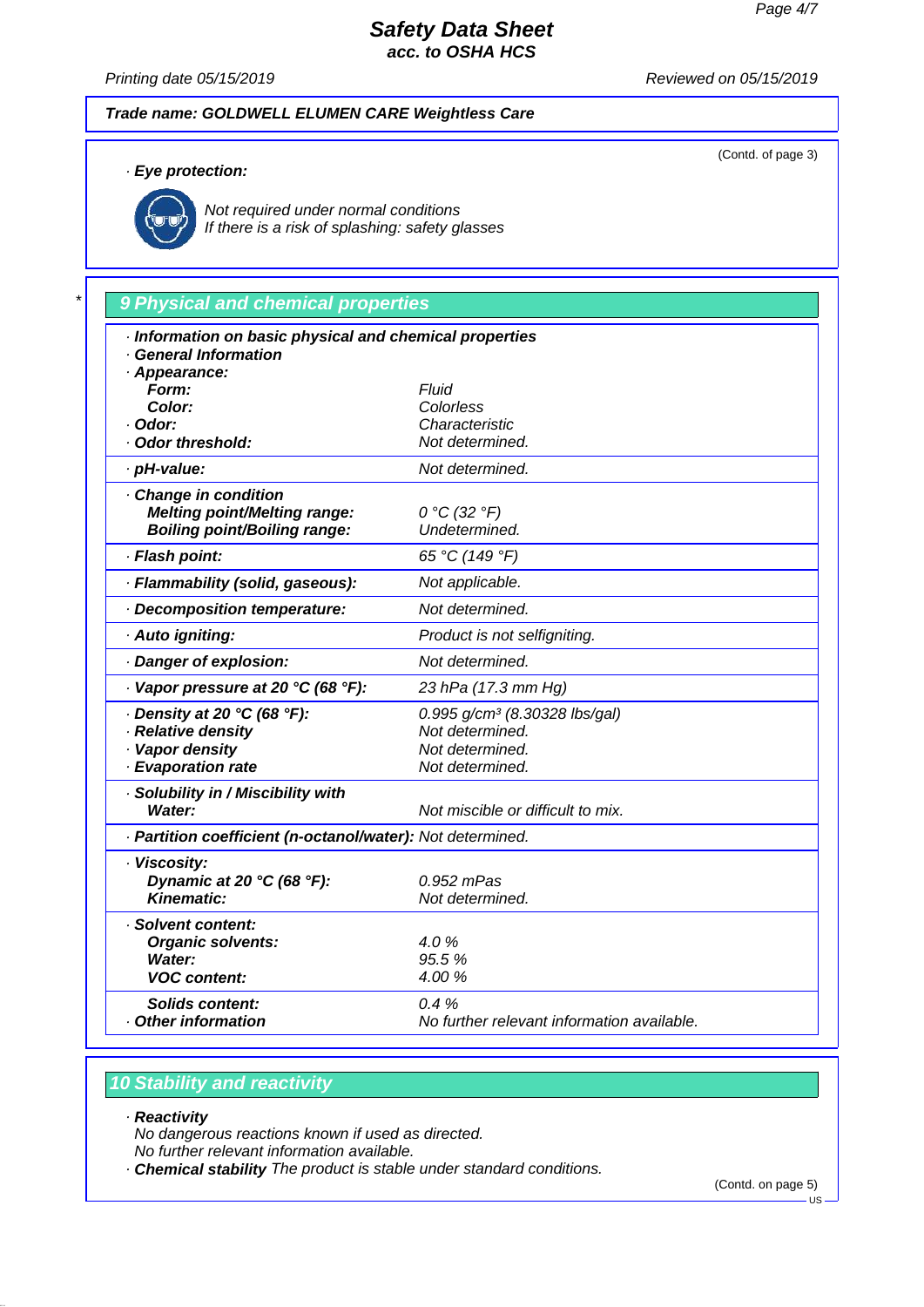Trade name: GOLDWELL ELUMEN CARE Weightless Care

(Contd. of page 3)

· **Eye protection:**

*Not required under normal conditions*
*If there is a risk of splashing: safety glasses*

## 9 Physical and chemical properties

| | |
|---|---|
| · **Information on basic physical and chemical properties** | |
| · **General Information** | |
| · **Appearance:** | |
| **Form:** | *Fluid* |
| **Color:** | *Colorless* |
| · **Odor:** | *Characteristic* |
| · **Odor threshold:** | *Not determined.* |
| · **pH-value:** | *Not determined.* |
| · **Change in condition** | |
| **Melting point/Melting range:** | *0 °C (32 °F)* |
| **Boiling point/Boiling range:** | *Undetermined.* |
| · **Flash point:** | *65 °C (149 °F)* |
| · **Flammability (solid, gaseous):** | *Not applicable.* |
| · **Decomposition temperature:** | *Not determined.* |
| · **Auto igniting:** | *Product is not selfigniting.* |
| · **Danger of explosion:** | *Not determined.* |
| · **Vapor pressure at 20 °C (68 °F):** | *23 hPa (17.3 mm Hg)* |
| · **Density at 20 °C (68 °F):** | *0.995 g/cm³ (8.30328 lbs/gal)* |
| · **Relative density** | *Not determined.* |
| · **Vapor density** | *Not determined.* |
| · **Evaporation rate** | *Not determined.* |
| · **Solubility in / Miscibility with** | |
| **Water:** | *Not miscible or difficult to mix.* |
| · **Partition coefficient (n-octanol/water):** | *Not determined.* |
| · **Viscosity:** | |
| **Dynamic at 20 °C (68 °F):** | *0.952 mPas* |
| **Kinematic:** | *Not determined.* |
| · **Solvent content:** | |
| **Organic solvents:** | *4.0 %* |
| **Water:** | *95.5 %* |
| **VOC content:** | *4.00 %* |
| **Solids content:** | *0.4 %* |
| · **Other information** | *No further relevant information available.* |

## 10 Stability and reactivity

· **Reactivity**
*No dangerous reactions known if used as directed.*
*No further relevant information available.*
· **Chemical stability** *The product is stable under standard conditions.*

(Contd. on page 5)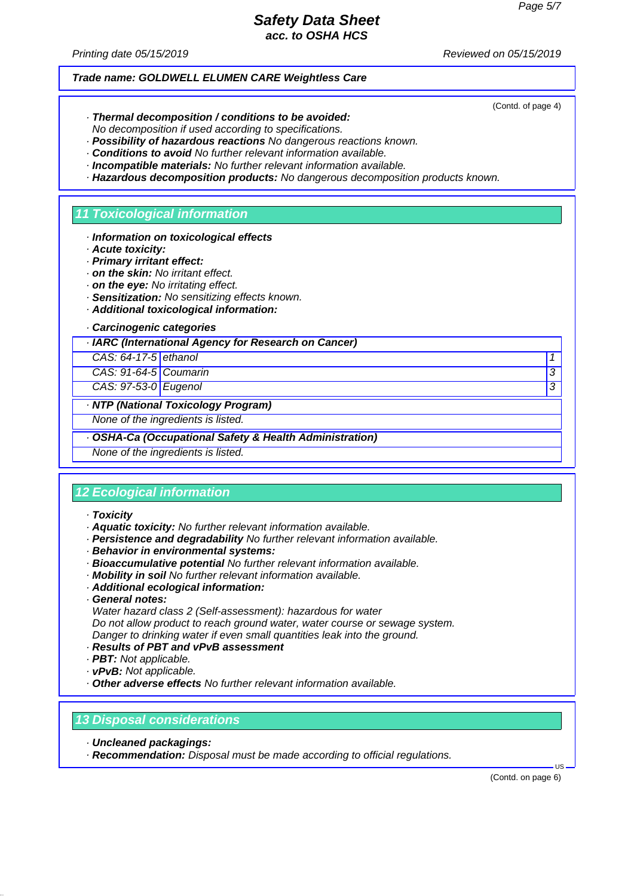**Trade name: GOLDWELL ELUMEN CARE Weightless Care**

(Contd. of page 4)

- · ***Thermal decomposition / conditions to be avoided:***
  *No decomposition if used according to specifications.*
- · ***Possibility of hazardous reactions*** *No dangerous reactions known.*
- · ***Conditions to avoid*** *No further relevant information available.*
- · ***Incompatible materials:*** *No further relevant information available.*
- · ***Hazardous decomposition products:*** *No dangerous decomposition products known.*

## 11 Toxicological information

- · ***Information on toxicological effects***
- · ***Acute toxicity:***
- · ***Primary irritant effect:***
- · ***on the skin:*** *No irritant effect.*
- · ***on the eye:*** *No irritating effect.*
- · ***Sensitization:*** *No sensitizing effects known.*
- · ***Additional toxicological information:***

- · ***Carcinogenic categories***

| · **IARC (International Agency for Research on Cancer)** | | |
|---|---|---|
| CAS: 64-17-5 | ethanol | 1 |
| CAS: 91-64-5 | Coumarin | 3 |
| CAS: 97-53-0 | Eugenol | 3 |

| · **NTP (National Toxicology Program)** |
|---|
| None of the ingredients is listed. |

| · **OSHA-Ca (Occupational Safety & Health Administration)** |
|---|
| None of the ingredients is listed. |

## 12 Ecological information

- · ***Toxicity***
- · ***Aquatic toxicity:*** *No further relevant information available.*
- · ***Persistence and degradability*** *No further relevant information available.*
- · ***Behavior in environmental systems:***
- · ***Bioaccumulative potential*** *No further relevant information available.*
- · ***Mobility in soil*** *No further relevant information available.*
- · ***Additional ecological information:***
- · ***General notes:***
  *Water hazard class 2 (Self-assessment): hazardous for water*
  *Do not allow product to reach ground water, water course or sewage system.*
  *Danger to drinking water if even small quantities leak into the ground.*
- · ***Results of PBT and vPvB assessment***
- · ***PBT:*** *Not applicable.*
- · ***vPvB:*** *Not applicable.*
- · ***Other adverse effects*** *No further relevant information available.*

## 13 Disposal considerations

- · ***Uncleaned packagings:***
- · ***Recommendation:*** *Disposal must be made according to official regulations.*

(Contd. on page 6)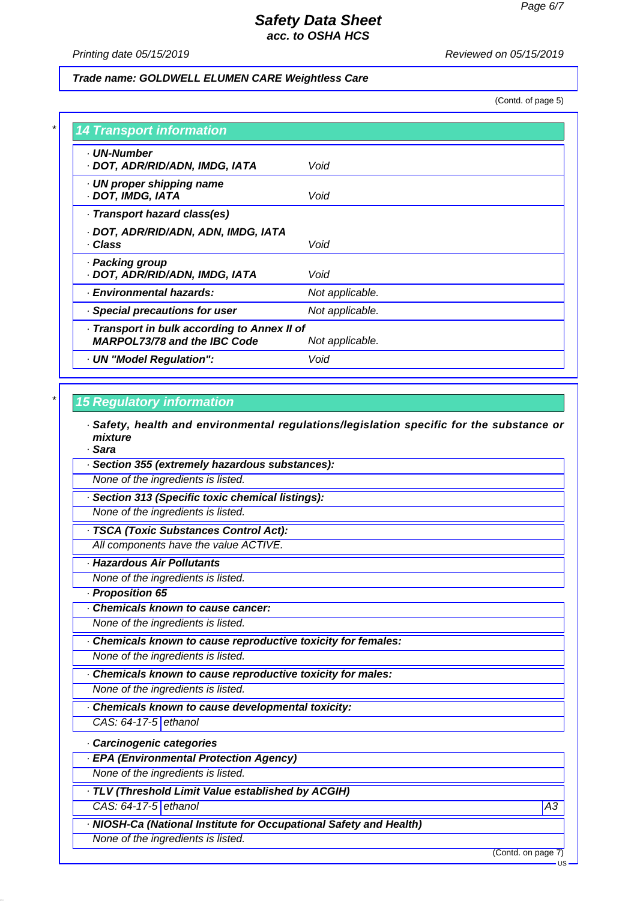Trade name: GOLDWELL ELUMEN CARE Weightless Care

(Contd. of page 5)

## 14 Transport information

| | |
|---|---|
| · UN-Number<br>· DOT, ADR/RID/ADN, IMDG, IATA | Void |
| · UN proper shipping name<br>· DOT, IMDG, IATA | Void |
| · Transport hazard class(es)<br>· DOT, ADR/RID/ADN, ADN, IMDG, IATA<br>· Class | Void |
| · Packing group<br>· DOT, ADR/RID/ADN, IMDG, IATA | Void |
| · Environmental hazards: | Not applicable. |
| · Special precautions for user | Not applicable. |
| · Transport in bulk according to Annex II of MARPOL73/78 and the IBC Code | Not applicable. |
| · UN "Model Regulation": | Void |

## 15 Regulatory information

· **Safety, health and environmental regulations/legislation specific for the substance or mixture**

· **Sara**

· **Section 355 (extremely hazardous substances):**
None of the ingredients is listed.

· **Section 313 (Specific toxic chemical listings):**
None of the ingredients is listed.

· **TSCA (Toxic Substances Control Act):**
All components have the value ACTIVE.

· **Hazardous Air Pollutants**
None of the ingredients is listed.

· **Proposition 65**

· **Chemicals known to cause cancer:**
None of the ingredients is listed.

· **Chemicals known to cause reproductive toxicity for females:**
None of the ingredients is listed.

· **Chemicals known to cause reproductive toxicity for males:**
None of the ingredients is listed.

· **Chemicals known to cause developmental toxicity:**

| | |
|---|---|
| CAS: 64-17-5 | ethanol |

· **Carcinogenic categories**

· **EPA (Environmental Protection Agency)**
None of the ingredients is listed.

· **TLV (Threshold Limit Value established by ACGIH)**

| | | |
|---|---|---|
| CAS: 64-17-5 | ethanol | A3 |

· **NIOSH-Ca (National Institute for Occupational Safety and Health)**
None of the ingredients is listed.

(Contd. on page 7)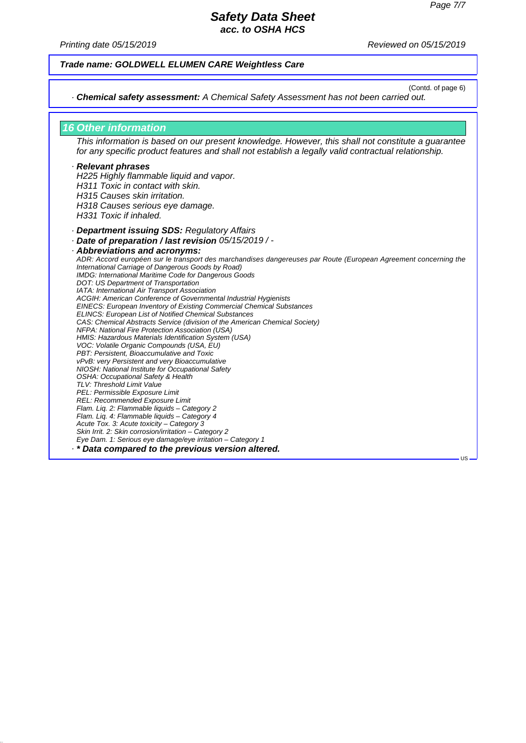*Trade name:* ***GOLDWELL ELUMEN CARE Weightless Care***

(Contd. of page 6)

· **Chemical safety assessment:** *A Chemical Safety Assessment has not been carried out.*

## 16 Other information

*This information is based on our present knowledge. However, this shall not constitute a guarantee for any specific product features and shall not establish a legally valid contractual relationship.*

· **Relevant phrases**

H225 Highly flammable liquid and vapor.
H311 Toxic in contact with skin.
H315 Causes skin irritation.
H318 Causes serious eye damage.
H331 Toxic if inhaled.

· **Department issuing SDS:** Regulatory Affairs

· **Date of preparation / last revision** 05/15/2019 / -

· **Abbreviations and acronyms:**

ADR: Accord européen sur le transport des marchandises dangereuses par Route (European Agreement concerning the International Carriage of Dangerous Goods by Road)
IMDG: International Maritime Code for Dangerous Goods
DOT: US Department of Transportation
IATA: International Air Transport Association
ACGIH: American Conference of Governmental Industrial Hygienists
EINECS: European Inventory of Existing Commercial Chemical Substances
ELINCS: European List of Notified Chemical Substances
CAS: Chemical Abstracts Service (division of the American Chemical Society)
NFPA: National Fire Protection Association (USA)
HMIS: Hazardous Materials Identification System (USA)
VOC: Volatile Organic Compounds (USA, EU)
PBT: Persistent, Bioaccumulative and Toxic
vPvB: very Persistent and very Bioaccumulative
NIOSH: National Institute for Occupational Safety
OSHA: Occupational Safety & Health
TLV: Threshold Limit Value
PEL: Permissible Exposure Limit
REL: Recommended Exposure Limit
Flam. Liq. 2: Flammable liquids – Category 2
Flam. Liq. 4: Flammable liquids – Category 4
Acute Tox. 3: Acute toxicity – Category 3
Skin Irrit. 2: Skin corrosion/irritation – Category 2
Eye Dam. 1: Serious eye damage/eye irritation – Category 1

· *** Data compared to the previous version altered.**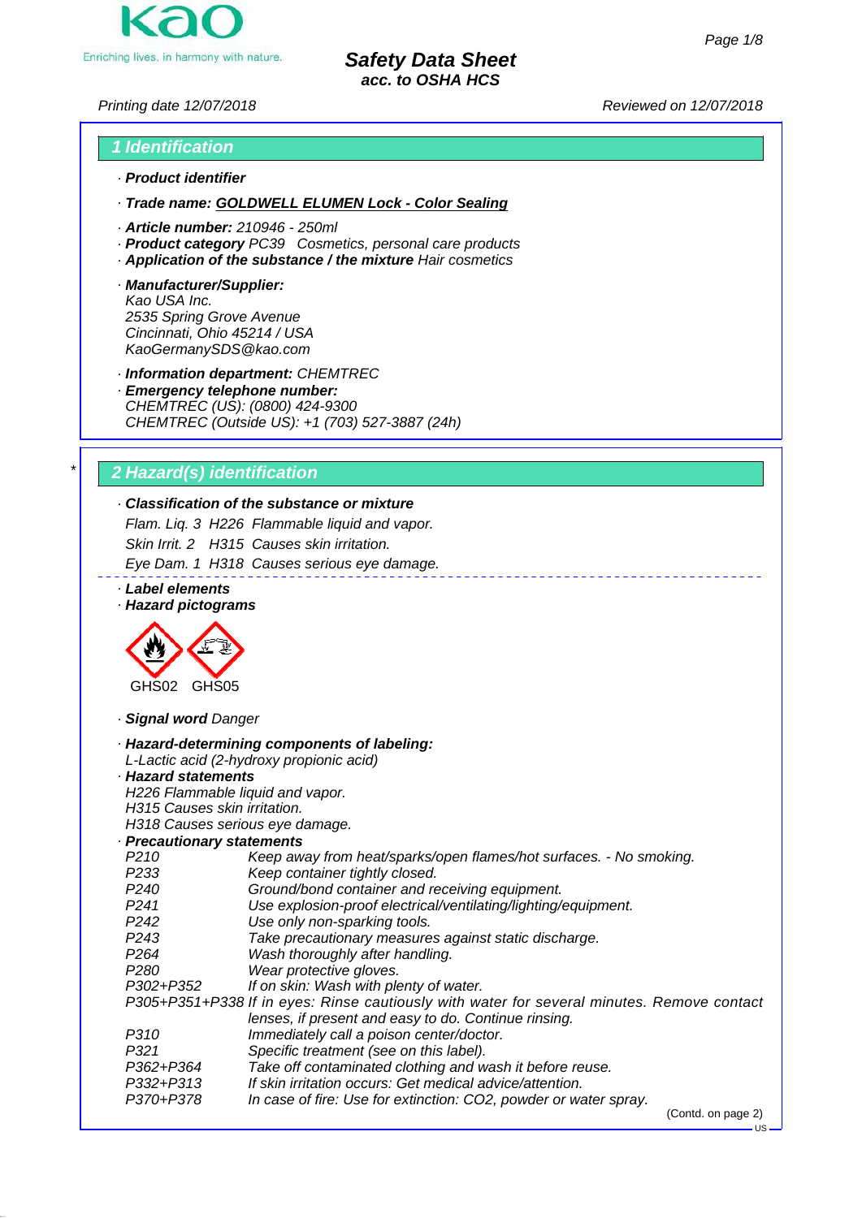# Safety Data Sheet
**acc. to OSHA HCS**

Printing date 12/07/2018 Reviewed on 12/07/2018

## 1 Identification

· **Product identifier**

· **Trade name: GOLDWELL ELUMEN Lock - Color Sealing**

· **Article number:** 210946 - 250ml
· **Product category** PC39 Cosmetics, personal care products
· **Application of the substance / the mixture** Hair cosmetics

· **Manufacturer/Supplier:**
Kao USA Inc.
2535 Spring Grove Avenue
Cincinnati, Ohio 45214 / USA
KaoGermanySDS@kao.com

· **Information department:** CHEMTREC
· **Emergency telephone number:**
CHEMTREC (US): (0800) 424-9300
CHEMTREC (Outside US): +1 (703) 527-3887 (24h)

## * 2 Hazard(s) identification

· **Classification of the substance or mixture**
Flam. Liq. 3 H226 Flammable liquid and vapor.
Skin Irrit. 2 H315 Causes skin irritation.
Eye Dam. 1 H318 Causes serious eye damage.

· **Label elements**
· **Hazard pictograms**

GHS02 GHS05

· **Signal word** Danger

· **Hazard-determining components of labeling:**
L-Lactic acid (2-hydroxy propionic acid)
· **Hazard statements**
H226 Flammable liquid and vapor.
H315 Causes skin irritation.
H318 Causes serious eye damage.
· **Precautionary statements**

| | |
|---|---|
| P210 | Keep away from heat/sparks/open flames/hot surfaces. - No smoking. |
| P233 | Keep container tightly closed. |
| P240 | Ground/bond container and receiving equipment. |
| P241 | Use explosion-proof electrical/ventilating/lighting/equipment. |
| P242 | Use only non-sparking tools. |
| P243 | Take precautionary measures against static discharge. |
| P264 | Wash thoroughly after handling. |
| P280 | Wear protective gloves. |
| P302+P352 | If on skin: Wash with plenty of water. |
| P305+P351+P338 | If in eyes: Rinse cautiously with water for several minutes. Remove contact lenses, if present and easy to do. Continue rinsing. |
| P310 | Immediately call a poison center/doctor. |
| P321 | Specific treatment (see on this label). |
| P362+P364 | Take off contaminated clothing and wash it before reuse. |
| P332+P313 | If skin irritation occurs: Get medical advice/attention. |
| P370+P378 | In case of fire: Use for extinction: CO2, powder or water spray. |

(Contd. on page 2)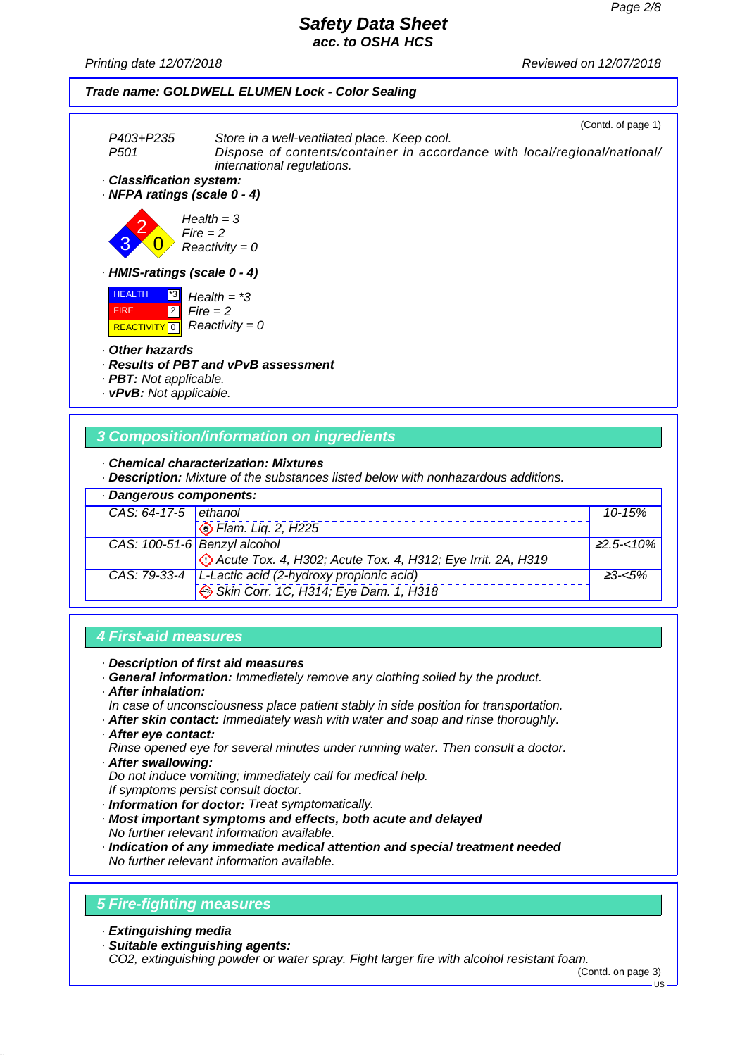**Trade name: GOLDWELL ELUMEN Lock - Color Sealing**

(Contd. of page 1)

| | |
|---|---|
| P403+P235 | Store in a well-ventilated place. Keep cool. |
| P501 | Dispose of contents/container in accordance with local/regional/national/ international regulations. |

· **Classification system:**

· **NFPA ratings (scale 0 - 4)**

Health = 3
Fire = 2
Reactivity = 0

· **HMIS-ratings (scale 0 - 4)**

| | | |
|---|---|---|
| HEALTH | *3 | Health = *3 |
| FIRE | 2 | Fire = 2 |
| REACTIVITY | 0 | Reactivity = 0 |

· **Other hazards**
· **Results of PBT and vPvB assessment**
· **PBT:** Not applicable.
· **vPvB:** Not applicable.

## 3 Composition/information on ingredients

· **Chemical characterization: Mixtures**
· **Description:** Mixture of the substances listed below with nonhazardous additions.

| · **Dangerous components:** | | |
|---|---|---|
| CAS: 64-17-5 | ethanol<br>Flam. Liq. 2, H225 | 10-15% |
| CAS: 100-51-6 | Benzyl alcohol<br>Acute Tox. 4, H302; Acute Tox. 4, H312; Eye Irrit. 2A, H319 | ≥2.5-<10% |
| CAS: 79-33-4 | L-Lactic acid (2-hydroxy propionic acid)<br>Skin Corr. 1C, H314; Eye Dam. 1, H318 | ≥3-<5% |

## 4 First-aid measures

· **Description of first aid measures**
· **General information:** Immediately remove any clothing soiled by the product.
· **After inhalation:**
In case of unconsciousness place patient stably in side position for transportation.
· **After skin contact:** Immediately wash with water and soap and rinse thoroughly.
· **After eye contact:**
Rinse opened eye for several minutes under running water. Then consult a doctor.
· **After swallowing:**
Do not induce vomiting; immediately call for medical help.
If symptoms persist consult doctor.
· **Information for doctor:** Treat symptomatically.
· **Most important symptoms and effects, both acute and delayed**
No further relevant information available.
· **Indication of any immediate medical attention and special treatment needed**
No further relevant information available.

## 5 Fire-fighting measures

· **Extinguishing media**
· **Suitable extinguishing agents:**
$CO_2$, extinguishing powder or water spray. Fight larger fire with alcohol resistant foam.

(Contd. on page 3)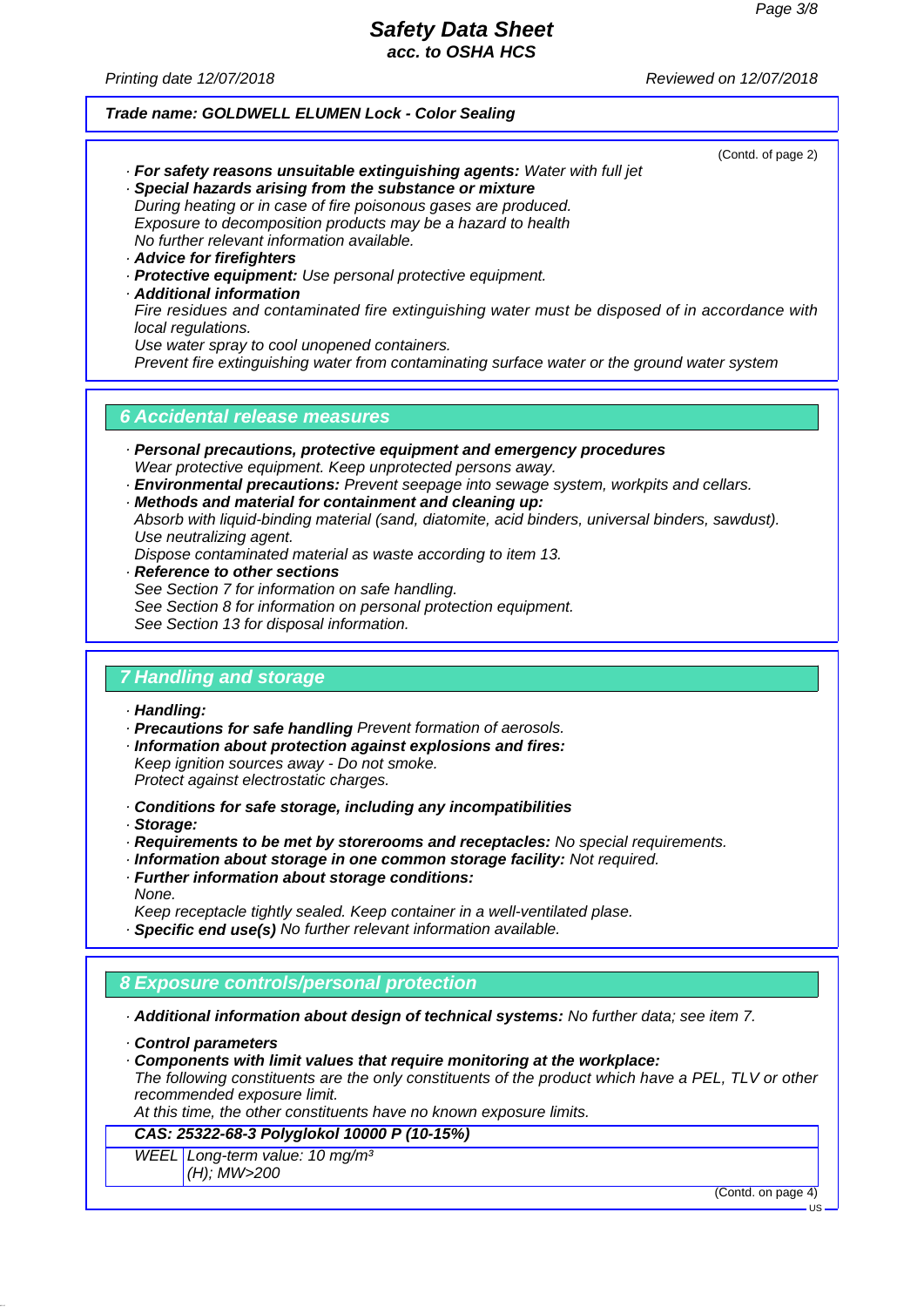(Contd. of page 2)

· **For safety reasons unsuitable extinguishing agents:** Water with full jet
· **Special hazards arising from the substance or mixture**
During heating or in case of fire poisonous gases are produced.
Exposure to decomposition products may be a hazard to health
No further relevant information available.
· **Advice for firefighters**
· **Protective equipment:** Use personal protective equipment.
· **Additional information**
Fire residues and contaminated fire extinguishing water must be disposed of in accordance with local regulations.
Use water spray to cool unopened containers.
Prevent fire extinguishing water from contaminating surface water or the ground water system

## 6 Accidental release measures

· **Personal precautions, protective equipment and emergency procedures**
Wear protective equipment. Keep unprotected persons away.
· **Environmental precautions:** Prevent seepage into sewage system, workpits and cellars.
· **Methods and material for containment and cleaning up:**
Absorb with liquid-binding material (sand, diatomite, acid binders, universal binders, sawdust).
Use neutralizing agent.
Dispose contaminated material as waste according to item 13.
· **Reference to other sections**
See Section 7 for information on safe handling.
See Section 8 for information on personal protection equipment.
See Section 13 for disposal information.

## 7 Handling and storage

· **Handling:**
· **Precautions for safe handling** Prevent formation of aerosols.
· **Information about protection against explosions and fires:**
Keep ignition sources away - Do not smoke.
Protect against electrostatic charges.

· **Conditions for safe storage, including any incompatibilities**
· **Storage:**
· **Requirements to be met by storerooms and receptacles:** No special requirements.
· **Information about storage in one common storage facility:** Not required.
· **Further information about storage conditions:**
None.
Keep receptacle tightly sealed. Keep container in a well-ventilated plase.
· **Specific end use(s)** No further relevant information available.

## 8 Exposure controls/personal protection

· **Additional information about design of technical systems:** No further data; see item 7.

· **Control parameters**
· **Components with limit values that require monitoring at the workplace:**
The following constituents are the only constituents of the product which have a PEL, TLV or other recommended exposure limit.
At this time, the other constituents have no known exposure limits.

| **CAS: 25322-68-3 Polyglokol 10000 P (10-15%)** | |
|---|---|
| WEEL | Long-term value: 10 mg/m³<br>(H); MW>200 |

(Contd. on page 4)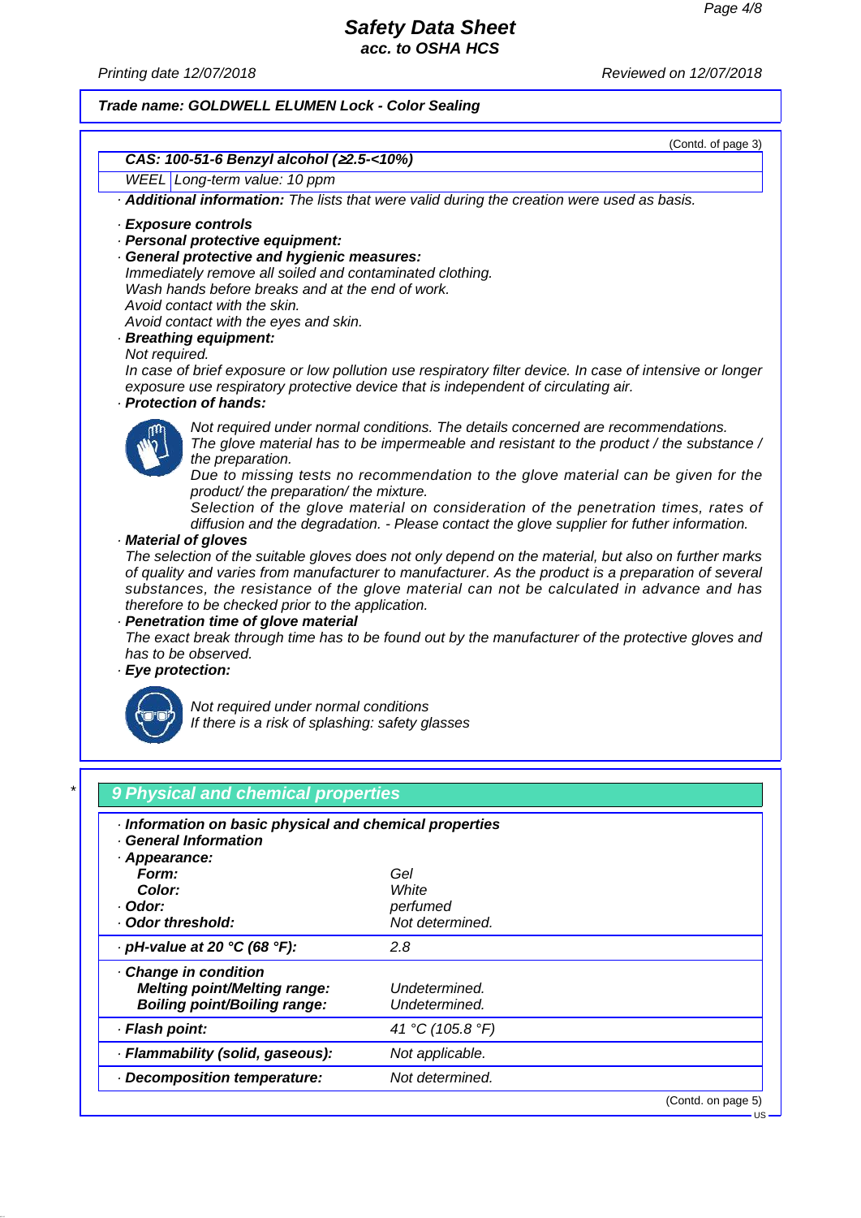**Trade name: GOLDWELL ELUMEN Lock - Color Sealing**

(Contd. of page 3)

| CAS: 100-51-6 Benzyl alcohol (≥2.5-<10%) | |
|---|---|
| WEEL | Long-term value: 10 ppm |

· **Additional information:** The lists that were valid during the creation were used as basis.

· **Exposure controls**
· **Personal protective equipment:**
· **General protective and hygienic measures:**
Immediately remove all soiled and contaminated clothing.
Wash hands before breaks and at the end of work.
Avoid contact with the skin.
Avoid contact with the eyes and skin.
· **Breathing equipment:**
Not required.
In case of brief exposure or low pollution use respiratory filter device. In case of intensive or longer exposure use respiratory protective device that is independent of circulating air.
· **Protection of hands:**
Not required under normal conditions. The details concerned are recommendations.
The glove material has to be impermeable and resistant to the product / the substance / the preparation.
Due to missing tests no recommendation to the glove material can be given for the product/ the preparation/ the mixture.
Selection of the glove material on consideration of the penetration times, rates of diffusion and the degradation. - Please contact the glove supplier for futher information.
· **Material of gloves**
The selection of the suitable gloves does not only depend on the material, but also on further marks of quality and varies from manufacturer to manufacturer. As the product is a preparation of several substances, the resistance of the glove material can not be calculated in advance and has therefore to be checked prior to the application.
· **Penetration time of glove material**
The exact break through time has to be found out by the manufacturer of the protective gloves and has to be observed.
· **Eye protection:**
Not required under normal conditions
If there is a risk of splashing: safety glasses

## 9 Physical and chemical properties

| · **Information on basic physical and chemical properties** | |
|---|---|
| · **General Information** | |
| · **Appearance:** | |
| **Form:** | Gel |
| **Color:** | White |
| · **Odor:** | perfumed |
| · **Odor threshold:** | Not determined. |
| · **pH-value at 20 °C (68 °F):** | 2.8 |
| · **Change in condition** | |
| **Melting point/Melting range:** | Undetermined. |
| **Boiling point/Boiling range:** | Undetermined. |
| · **Flash point:** | 41 °C (105.8 °F) |
| · **Flammability (solid, gaseous):** | Not applicable. |
| · **Decomposition temperature:** | Not determined. |

(Contd. on page 5)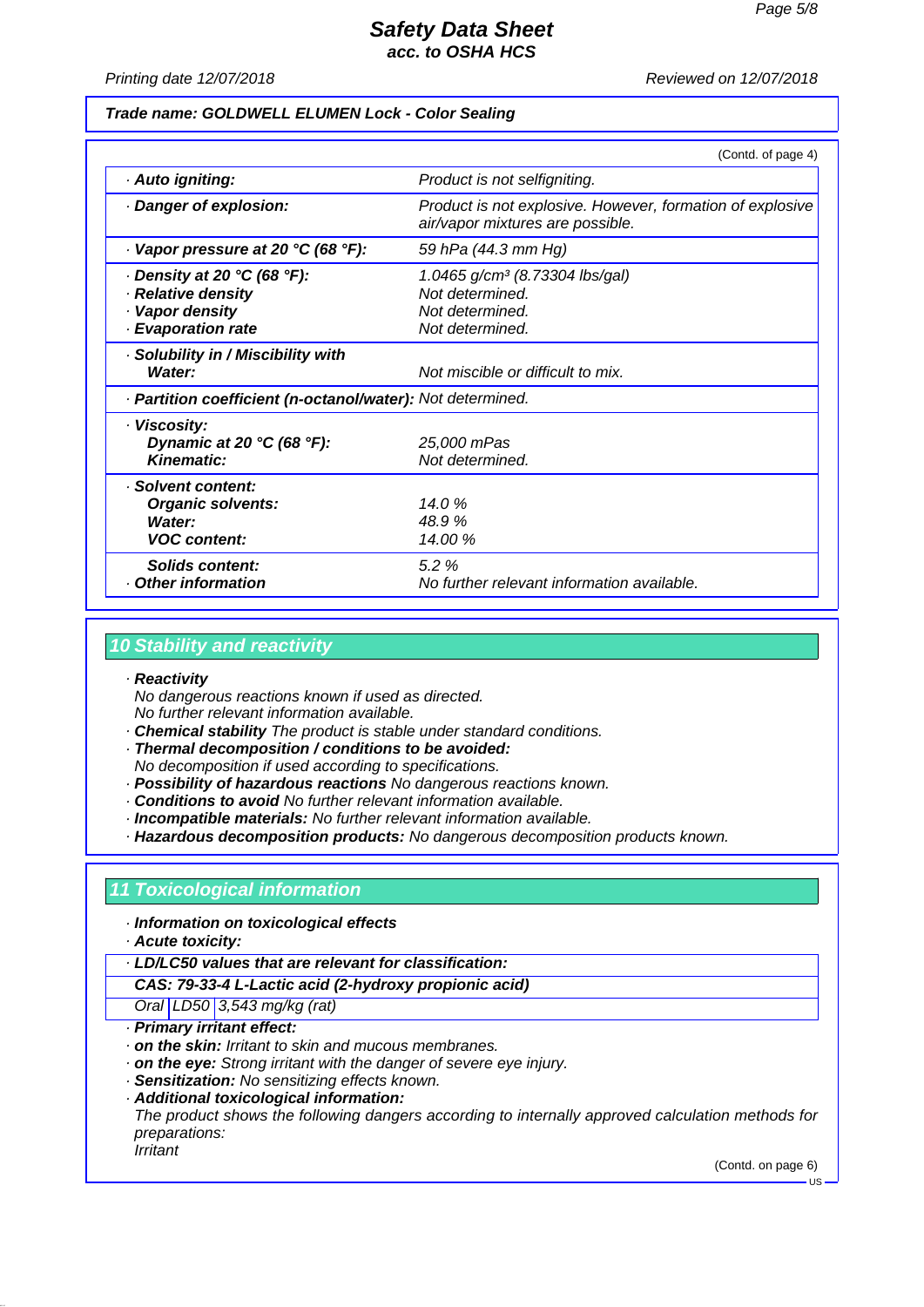**Trade name: GOLDWELL ELUMEN Lock - Color Sealing**

(Contd. of page 4)

| | |
|---|---|
| · **Auto igniting:** | *Product is not selfigniting.* |
| · **Danger of explosion:** | *Product is not explosive. However, formation of explosive air/vapor mixtures are possible.* |
| · **Vapor pressure at 20 °C (68 °F):** | *59 hPa (44.3 mm Hg)* |
| · **Density at 20 °C (68 °F):** | *1.0465 g/cm³ (8.73304 lbs/gal)* |
| · **Relative density** | *Not determined.* |
| · **Vapor density** | *Not determined.* |
| · **Evaporation rate** | *Not determined.* |
| · **Solubility in / Miscibility with Water:** | *Not miscible or difficult to mix.* |
| · **Partition coefficient (n-octanol/water):** | *Not determined.* |
| · **Viscosity:** | |
| **Dynamic at 20 °C (68 °F):** | *25,000 mPas* |
| **Kinematic:** | *Not determined.* |
| · **Solvent content:** | |
| **Organic solvents:** | *14.0 %* |
| **Water:** | *48.9 %* |
| **VOC content:** | *14.00 %* |
| **Solids content:** | *5.2 %* |
| · **Other information** | *No further relevant information available.* |

## 10 Stability and reactivity

· **Reactivity**
*No dangerous reactions known if used as directed.*
*No further relevant information available.*
· **Chemical stability** *The product is stable under standard conditions.*
· **Thermal decomposition / conditions to be avoided:**
*No decomposition if used according to specifications.*
· **Possibility of hazardous reactions** *No dangerous reactions known.*
· **Conditions to avoid** *No further relevant information available.*
· **Incompatible materials:** *No further relevant information available.*
· **Hazardous decomposition products:** *No dangerous decomposition products known.*

## 11 Toxicological information

· **Information on toxicological effects**
· **Acute toxicity:**

| · **LD/LC50 values that are relevant for classification:** | | |
|---|---|---|
| **CAS: 79-33-4 L-Lactic acid (2-hydroxy propionic acid)** | | |
| *Oral* | *LD50* | *3,543 mg/kg (rat)* |

· **Primary irritant effect:**
· **on the skin:** *Irritant to skin and mucous membranes.*
· **on the eye:** *Strong irritant with the danger of severe eye injury.*
· **Sensitization:** *No sensitizing effects known.*
· **Additional toxicological information:**
*The product shows the following dangers according to internally approved calculation methods for preparations:*
*Irritant*

(Contd. on page 6)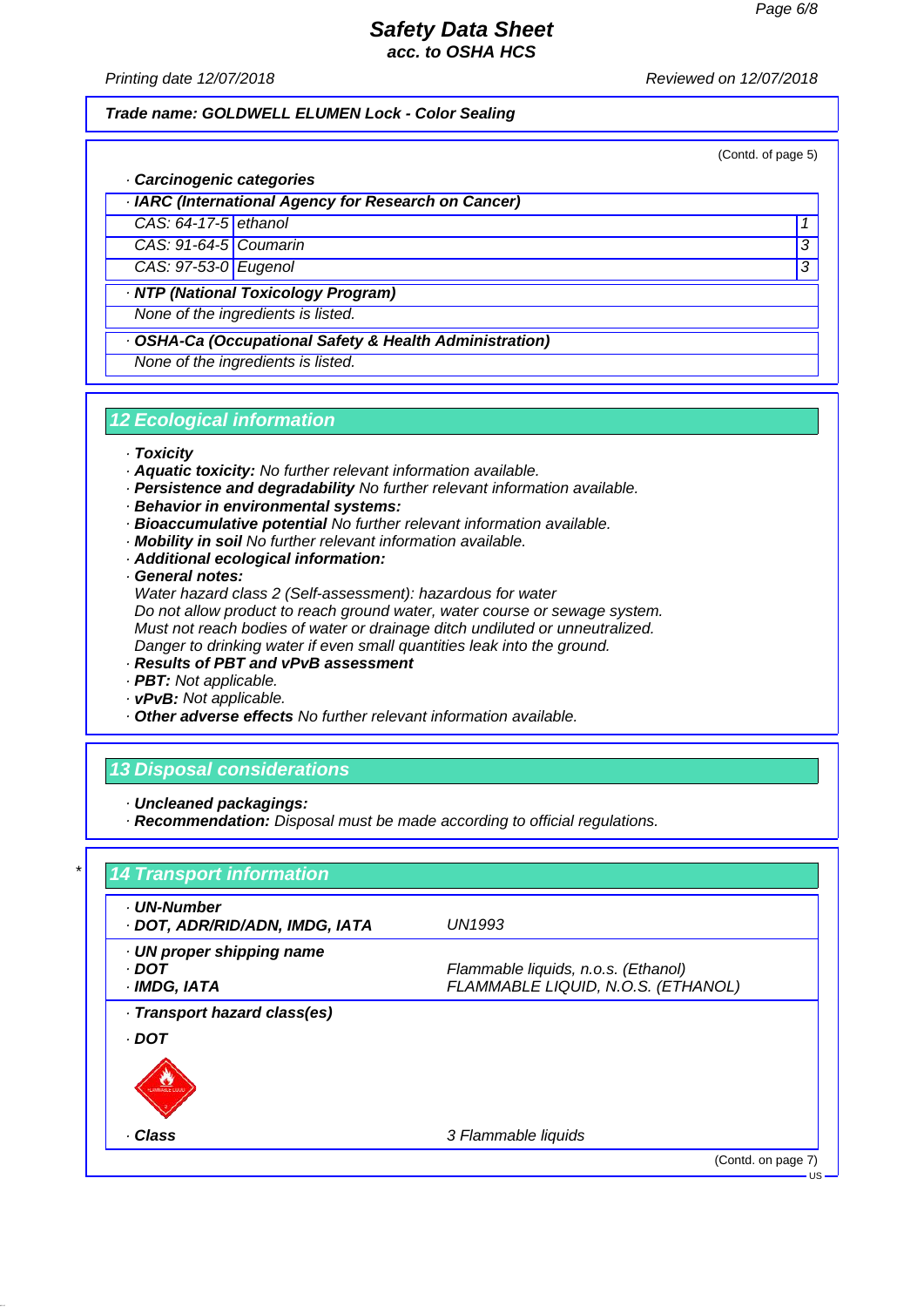**Trade name: GOLDWELL ELUMEN Lock - Color Sealing**

(Contd. of page 5)

· **Carcinogenic categories**

| · IARC (International Agency for Research on Cancer) | | |
|---|---|---|
| CAS: 64-17-5 | ethanol | 1 |
| CAS: 91-64-5 | Coumarin | 3 |
| CAS: 97-53-0 | Eugenol | 3 |

| · NTP (National Toxicology Program) |
|---|
| None of the ingredients is listed. |

| · OSHA-Ca (Occupational Safety & Health Administration) |
|---|
| None of the ingredients is listed. |

## 12 Ecological information

· **Toxicity**
· ***Aquatic toxicity:*** *No further relevant information available.*
· ***Persistence and degradability*** *No further relevant information available.*
· ***Behavior in environmental systems:***
· ***Bioaccumulative potential*** *No further relevant information available.*
· ***Mobility in soil*** *No further relevant information available.*
· ***Additional ecological information:***
· ***General notes:***
*Water hazard class 2 (Self-assessment): hazardous for water*
*Do not allow product to reach ground water, water course or sewage system.*
*Must not reach bodies of water or drainage ditch undiluted or unneutralized.*
*Danger to drinking water if even small quantities leak into the ground.*
· ***Results of PBT and vPvB assessment***
· ***PBT:*** *Not applicable.*
· ***vPvB:*** *Not applicable.*
· ***Other adverse effects*** *No further relevant information available.*

## 13 Disposal considerations

· ***Uncleaned packagings:***
· ***Recommendation:*** *Disposal must be made according to official regulations.*

## 14 Transport information

| | |
|---|---|
| · **UN-Number** | |
| · **DOT, ADR/RID/ADN, IMDG, IATA** | *UN1993* |
| · **UN proper shipping name** | |
| · **DOT** | *Flammable liquids, n.o.s. (Ethanol)* |
| · **IMDG, IATA** | *FLAMMABLE LIQUID, N.O.S. (ETHANOL)* |
| · **Transport hazard class(es)** | |
| · **DOT** | |
| · **Class** | *3 Flammable liquids* |

(Contd. on page 7)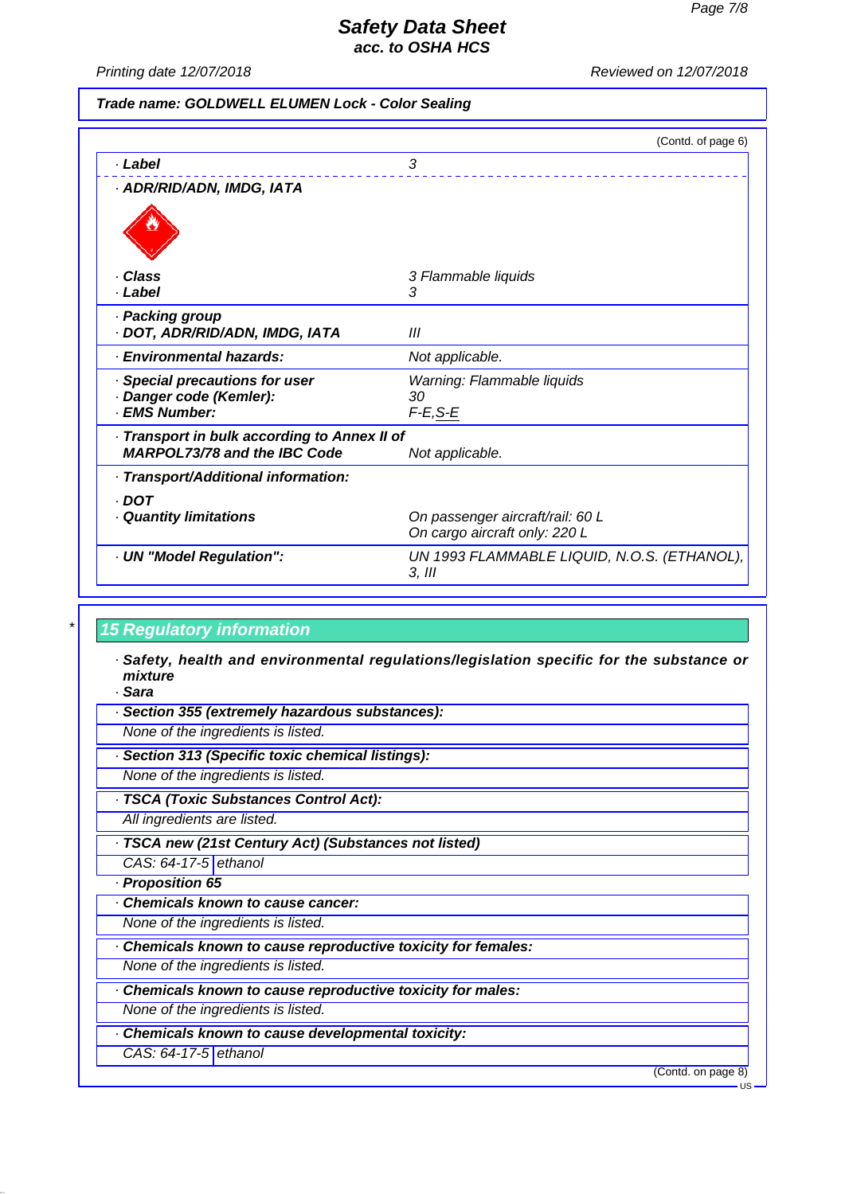**Trade name: GOLDWELL ELUMEN Lock - Color Sealing**

(Contd. of page 6)

| | |
|---|---|
| · **Label** | 3 |
| · **ADR/RID/ADN, IMDG, IATA** | |
| · **Class** | 3 Flammable liquids |
| · **Label** | 3 |
| · **Packing group** · **DOT, ADR/RID/ADN, IMDG, IATA** | III |
| · **Environmental hazards:** | Not applicable. |
| · **Special precautions for user** | Warning: Flammable liquids |
| · **Danger code (Kemler):** | 30 |
| · **EMS Number:** | F-E,S-E |
| · **Transport in bulk according to Annex II of MARPOL73/78 and the IBC Code** | Not applicable. |
| · **Transport/Additional information:** | |
| · **DOT** | |
| · **Quantity limitations** | On passenger aircraft/rail: 60 L<br>On cargo aircraft only: 220 L |
| · **UN "Model Regulation":** | UN 1993 FLAMMABLE LIQUID, N.O.S. (ETHANOL), 3, III |

## 15 Regulatory information

· **Safety, health and environmental regulations/legislation specific for the substance or mixture**

· **Sara**

· **Section 355 (extremely hazardous substances):**

None of the ingredients is listed.

· **Section 313 (Specific toxic chemical listings):**

None of the ingredients is listed.

· **TSCA (Toxic Substances Control Act):**

All ingredients are listed.

· **TSCA new (21st Century Act) (Substances not listed)**

| | |
|---|---|
| CAS: 64-17-5 | ethanol |

· **Proposition 65**

· **Chemicals known to cause cancer:**

None of the ingredients is listed.

· **Chemicals known to cause reproductive toxicity for females:**

None of the ingredients is listed.

· **Chemicals known to cause reproductive toxicity for males:**

None of the ingredients is listed.

· **Chemicals known to cause developmental toxicity:**

| | |
|---|---|
| CAS: 64-17-5 | ethanol |

(Contd. on page 8)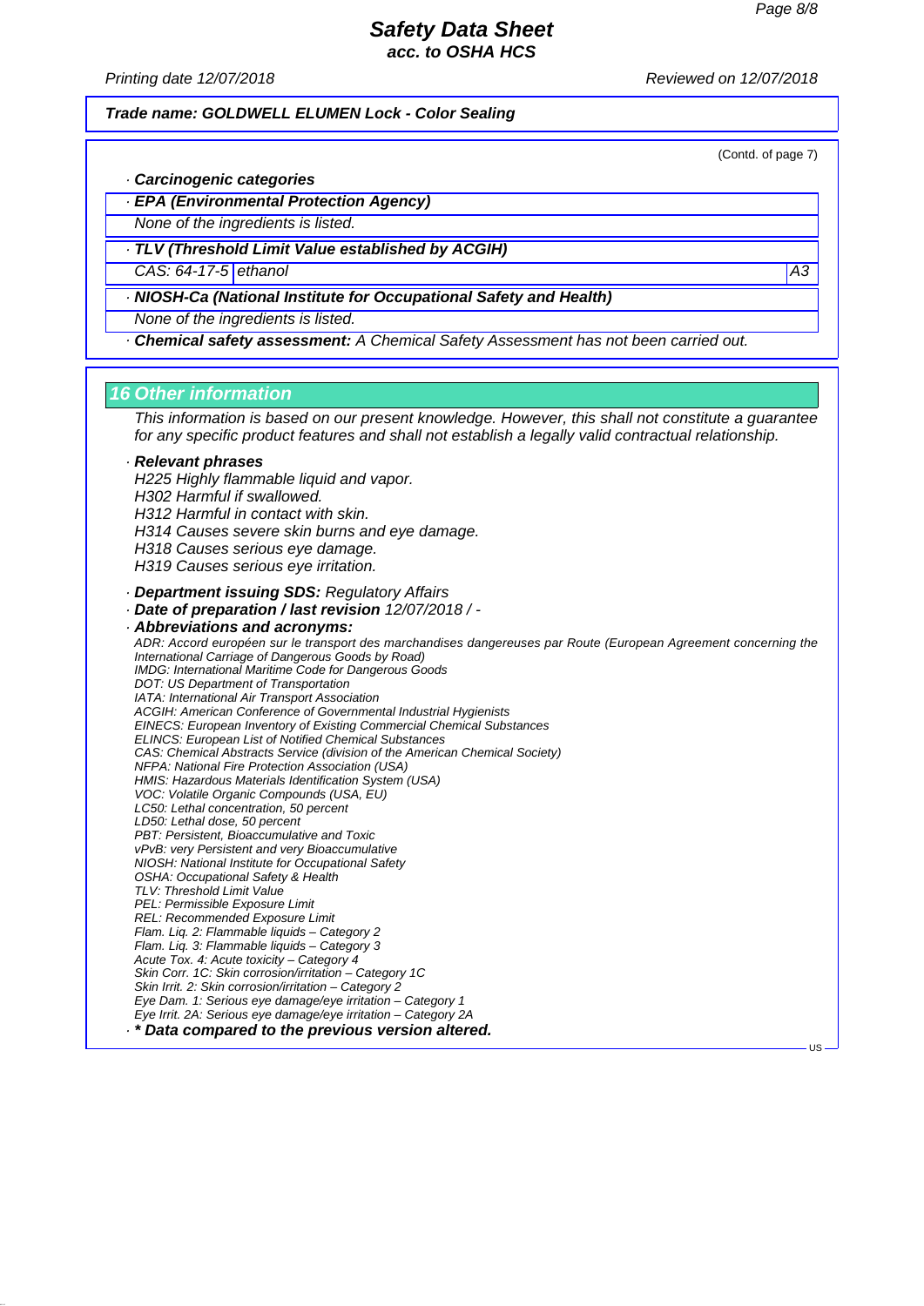**Trade name: GOLDWELL ELUMEN Lock - Color Sealing**

(Contd. of page 7)

· **Carcinogenic categories**

· **EPA (Environmental Protection Agency)**

None of the ingredients is listed.

· **TLV (Threshold Limit Value established by ACGIH)**

| CAS: 64-17-5 | ethanol | A3 |
|---|---|---|

· **NIOSH-Ca (National Institute for Occupational Safety and Health)**

None of the ingredients is listed.

· **Chemical safety assessment:** A Chemical Safety Assessment has not been carried out.

## 16 Other information

This information is based on our present knowledge. However, this shall not constitute a guarantee for any specific product features and shall not establish a legally valid contractual relationship.

· **Relevant phrases**

H225 Highly flammable liquid and vapor.
H302 Harmful if swallowed.
H312 Harmful in contact with skin.
H314 Causes severe skin burns and eye damage.
H318 Causes serious eye damage.
H319 Causes serious eye irritation.

· **Department issuing SDS:** Regulatory Affairs
· **Date of preparation / last revision** 12/07/2018 / -
· **Abbreviations and acronyms:**

ADR: Accord européen sur le transport des marchandises dangereuses par Route (European Agreement concerning the International Carriage of Dangerous Goods by Road)
IMDG: International Maritime Code for Dangerous Goods
DOT: US Department of Transportation
IATA: International Air Transport Association
ACGIH: American Conference of Governmental Industrial Hygienists
EINECS: European Inventory of Existing Commercial Chemical Substances
ELINCS: European List of Notified Chemical Substances
CAS: Chemical Abstracts Service (division of the American Chemical Society)
NFPA: National Fire Protection Association (USA)
HMIS: Hazardous Materials Identification System (USA)
VOC: Volatile Organic Compounds (USA, EU)
LC50: Lethal concentration, 50 percent
LD50: Lethal dose, 50 percent
PBT: Persistent, Bioaccumulative and Toxic
vPvB: very Persistent and very Bioaccumulative
NIOSH: National Institute for Occupational Safety
OSHA: Occupational Safety & Health
TLV: Threshold Limit Value
PEL: Permissible Exposure Limit
REL: Recommended Exposure Limit
Flam. Liq. 2: Flammable liquids – Category 2
Flam. Liq. 3: Flammable liquids – Category 3
Acute Tox. 4: Acute toxicity – Category 4
Skin Corr. 1C: Skin corrosion/irritation – Category 1C
Skin Irrit. 2: Skin corrosion/irritation – Category 2
Eye Dam. 1: Serious eye damage/eye irritation – Category 1
Eye Irrit. 2A: Serious eye damage/eye irritation – Category 2A

· *** Data compared to the previous version altered.**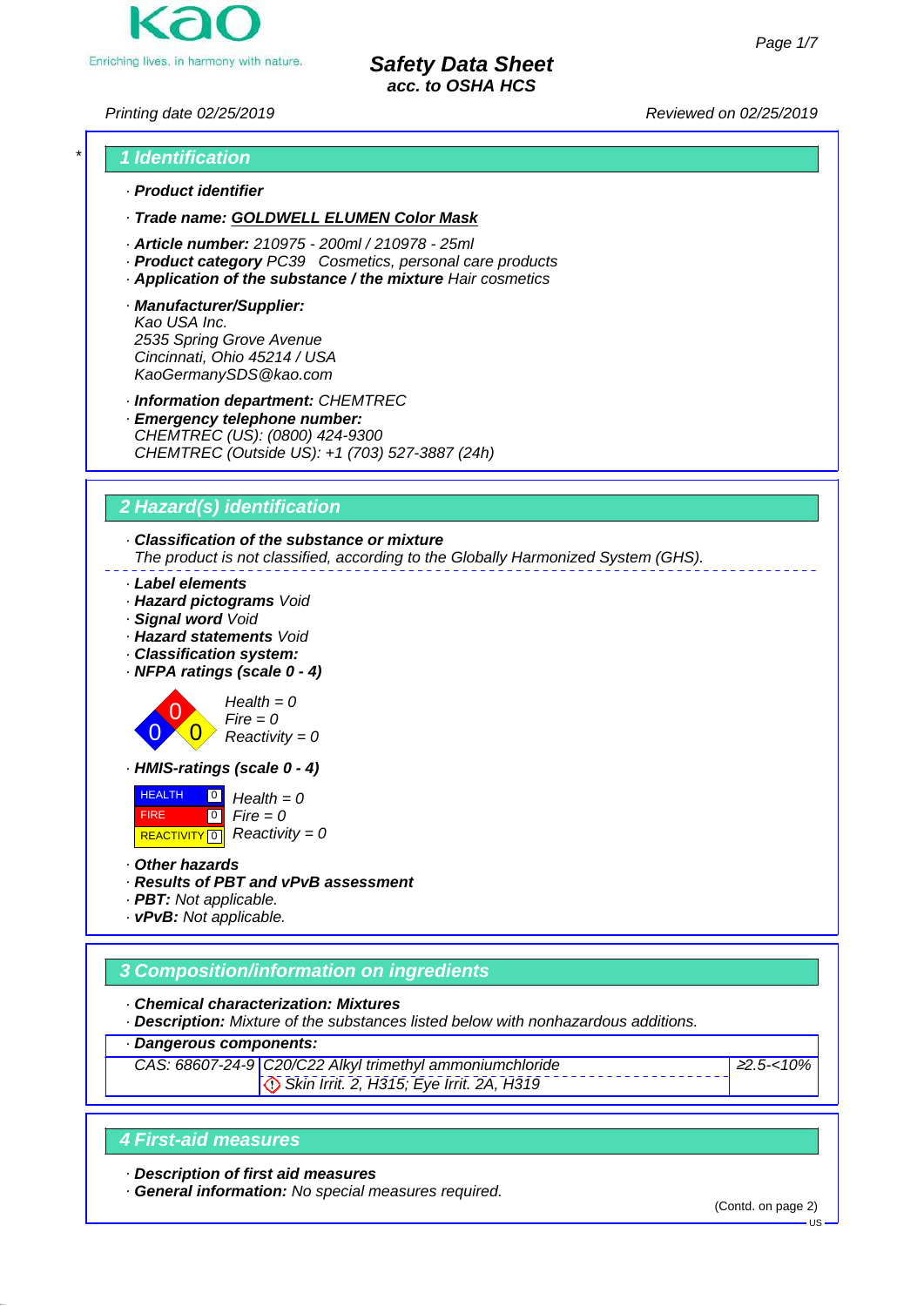# Safety Data Sheet
## acc. to OSHA HCS

Printing date 02/25/2019 Reviewed on 02/25/2019

## 1 Identification

· **Product identifier**

· **Trade name: GOLDWELL ELUMEN Color Mask**

· **Article number:** 210975 - 200ml / 210978 - 25ml
· **Product category** PC39 Cosmetics, personal care products
· **Application of the substance / the mixture** Hair cosmetics

· **Manufacturer/Supplier:**
Kao USA Inc.
2535 Spring Grove Avenue
Cincinnati, Ohio 45214 / USA
KaoGermanySDS@kao.com

· **Information department:** CHEMTREC
· **Emergency telephone number:**
CHEMTREC (US): (0800) 424-9300
CHEMTREC (Outside US): +1 (703) 527-3887 (24h)

## 2 Hazard(s) identification

· **Classification of the substance or mixture**
The product is not classified, according to the Globally Harmonized System (GHS).

· **Label elements**
· **Hazard pictograms** Void
· **Signal word** Void
· **Hazard statements** Void
· **Classification system:**
· **NFPA ratings (scale 0 - 4)**

Health = 0
Fire = 0
Reactivity = 0

· **HMIS-ratings (scale 0 - 4)**

| | | |
|---|---|---|
| HEALTH | 0 | Health = 0 |
| FIRE | 0 | Fire = 0 |
| REACTIVITY | 0 | Reactivity = 0 |

· **Other hazards**
· **Results of PBT and vPvB assessment**
· **PBT:** Not applicable.
· **vPvB:** Not applicable.

## 3 Composition/information on ingredients

· **Chemical characterization: Mixtures**
· **Description:** Mixture of the substances listed below with nonhazardous additions.

· **Dangerous components:**

| | | |
|---|---|---|
| CAS: 68607-24-9 | C20/C22 Alkyl trimethyl ammoniumchloride<br>Skin Irrit. 2, H315; Eye Irrit. 2A, H319 | ≥2.5-<10% |

## 4 First-aid measures

· **Description of first aid measures**
· **General information:** No special measures required.

(Contd. on page 2)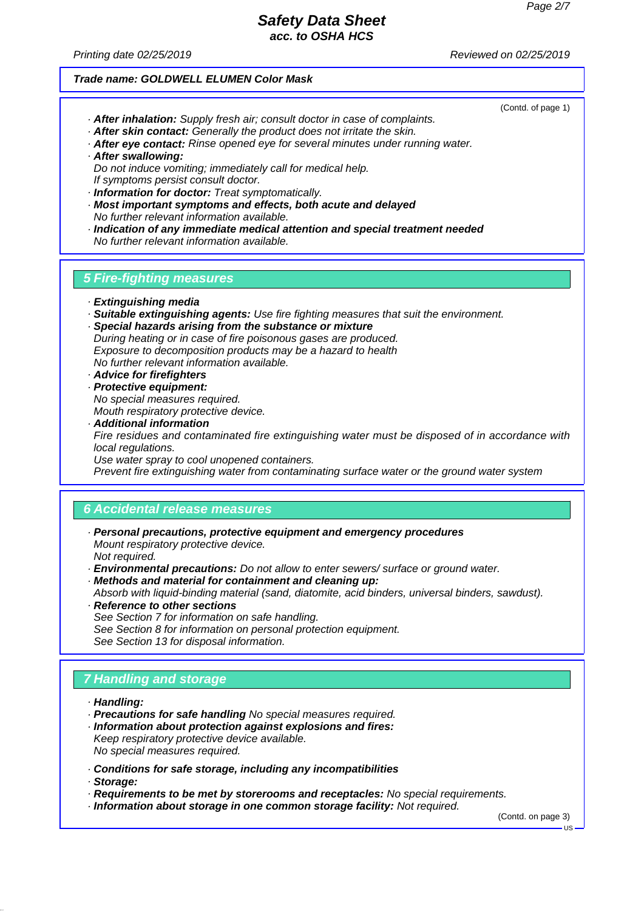**Trade name: GOLDWELL ELUMEN Color Mask**

(Contd. of page 1)

- **After inhalation:** Supply fresh air; consult doctor in case of complaints.
- **After skin contact:** Generally the product does not irritate the skin.
- **After eye contact:** Rinse opened eye for several minutes under running water.
- **After swallowing:**
  Do not induce vomiting; immediately call for medical help.
  If symptoms persist consult doctor.
- **Information for doctor:** Treat symptomatically.
- **Most important symptoms and effects, both acute and delayed**
  No further relevant information available.
- **Indication of any immediate medical attention and special treatment needed**
  No further relevant information available.

## 5 Fire-fighting measures

- **Extinguishing media**
- **Suitable extinguishing agents:** Use fire fighting measures that suit the environment.
- **Special hazards arising from the substance or mixture**
  During heating or in case of fire poisonous gases are produced.
  Exposure to decomposition products may be a hazard to health
  No further relevant information available.
- **Advice for firefighters**
- **Protective equipment:**
  No special measures required.
  Mouth respiratory protective device.
- **Additional information**
  Fire residues and contaminated fire extinguishing water must be disposed of in accordance with local regulations.
  Use water spray to cool unopened containers.
  Prevent fire extinguishing water from contaminating surface water or the ground water system

## 6 Accidental release measures

- **Personal precautions, protective equipment and emergency procedures**
  Mount respiratory protective device.
  Not required.
- **Environmental precautions:** Do not allow to enter sewers/ surface or ground water.
- **Methods and material for containment and cleaning up:**
  Absorb with liquid-binding material (sand, diatomite, acid binders, universal binders, sawdust).
- **Reference to other sections**
  See Section 7 for information on safe handling.
  See Section 8 for information on personal protection equipment.
  See Section 13 for disposal information.

## 7 Handling and storage

- **Handling:**
- **Precautions for safe handling** No special measures required.
- **Information about protection against explosions and fires:**
  Keep respiratory protective device available.
  No special measures required.
- **Conditions for safe storage, including any incompatibilities**
- **Storage:**
- **Requirements to be met by storerooms and receptacles:** No special requirements.
- **Information about storage in one common storage facility:** Not required.

(Contd. on page 3)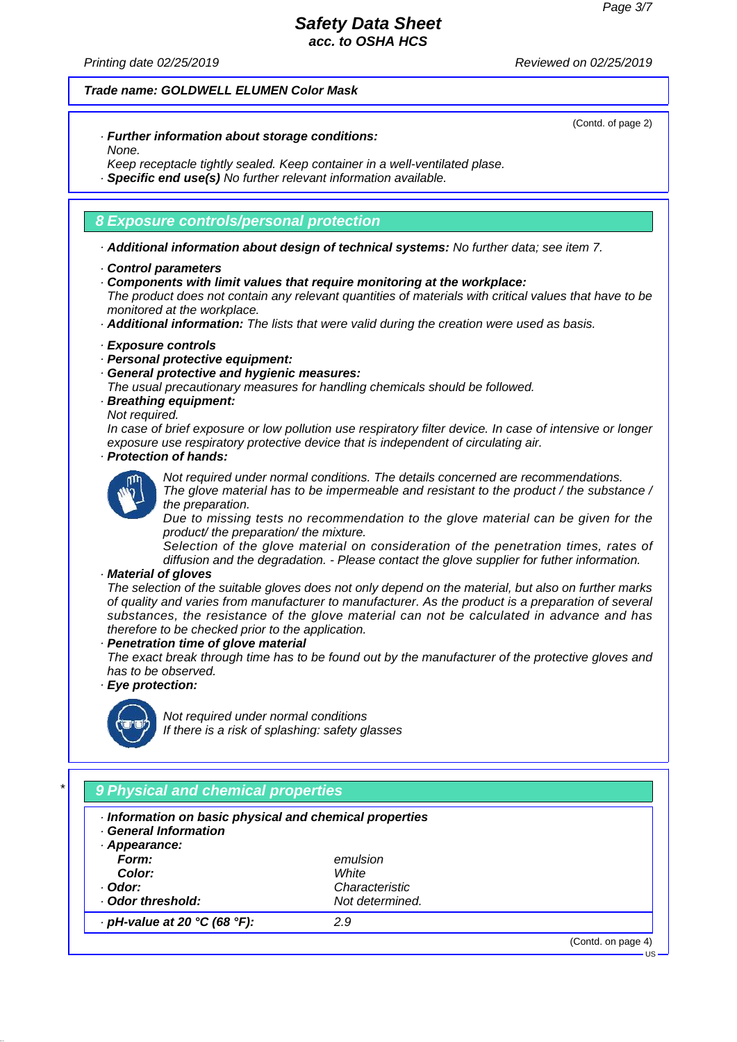**Trade name: GOLDWELL ELUMEN Color Mask**

(Contd. of page 2)

· **Further information about storage conditions:**
None.
Keep receptacle tightly sealed. Keep container in a well-ventilated plase.
· **Specific end use(s)** No further relevant information available.

## 8 Exposure controls/personal protection

· **Additional information about design of technical systems:** No further data; see item 7.

· **Control parameters**
· **Components with limit values that require monitoring at the workplace:**
The product does not contain any relevant quantities of materials with critical values that have to be monitored at the workplace.
· **Additional information:** The lists that were valid during the creation were used as basis.

· **Exposure controls**
· **Personal protective equipment:**
· **General protective and hygienic measures:**
The usual precautionary measures for handling chemicals should be followed.
· **Breathing equipment:**
Not required.
In case of brief exposure or low pollution use respiratory filter device. In case of intensive or longer exposure use respiratory protective device that is independent of circulating air.
· **Protection of hands:**

Not required under normal conditions. The details concerned are recommendations.
The glove material has to be impermeable and resistant to the product / the substance / the preparation.
Due to missing tests no recommendation to the glove material can be given for the product/ the preparation/ the mixture.
Selection of the glove material on consideration of the penetration times, rates of diffusion and the degradation. - Please contact the glove supplier for futher information.

· **Material of gloves**
The selection of the suitable gloves does not only depend on the material, but also on further marks of quality and varies from manufacturer to manufacturer. As the product is a preparation of several substances, the resistance of the glove material can not be calculated in advance and has therefore to be checked prior to the application.
· **Penetration time of glove material**
The exact break through time has to be found out by the manufacturer of the protective gloves and has to be observed.
· **Eye protection:**

Not required under normal conditions
If there is a risk of splashing: safety glasses

## 9 Physical and chemical properties

· **Information on basic physical and chemical properties**
· **General Information**
· **Appearance:**

| | |
|---|---|
| **Form:** | emulsion |
| **Color:** | White |
| · **Odor:** | Characteristic |
| · **Odor threshold:** | Not determined. |
| · **pH-value at 20 °C (68 °F):** | 2.9 |

(Contd. on page 4)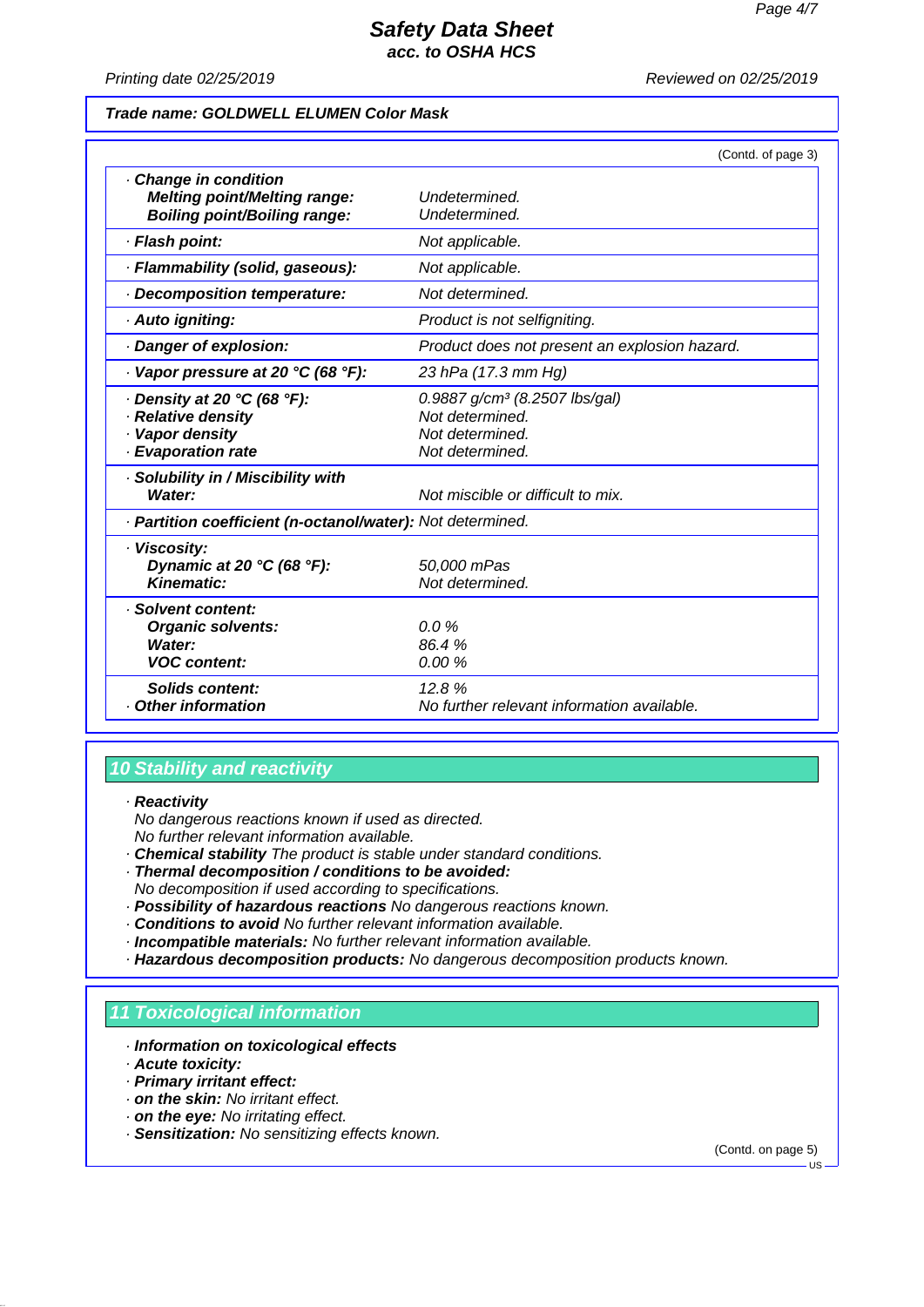**Trade name: GOLDWELL ELUMEN Color Mask**

(Contd. of page 3)

| | |
|---|---|
| · **Change in condition** | |
| **Melting point/Melting range:** | Undetermined. |
| **Boiling point/Boiling range:** | Undetermined. |
| · **Flash point:** | Not applicable. |
| · **Flammability (solid, gaseous):** | Not applicable. |
| · **Decomposition temperature:** | Not determined. |
| · **Auto igniting:** | Product is not selfigniting. |
| · **Danger of explosion:** | Product does not present an explosion hazard. |
| · **Vapor pressure at 20 °C (68 °F):** | 23 hPa (17.3 mm Hg) |
| · **Density at 20 °C (68 °F):** | 0.9887 g/cm³ (8.2507 lbs/gal) |
| · **Relative density** | Not determined. |
| · **Vapor density** | Not determined. |
| · **Evaporation rate** | Not determined. |
| · **Solubility in / Miscibility with** | |
| **Water:** | Not miscible or difficult to mix. |
| · **Partition coefficient (n-octanol/water):** | Not determined. |
| · **Viscosity:** | |
| **Dynamic at 20 °C (68 °F):** | 50,000 mPas |
| **Kinematic:** | Not determined. |
| · **Solvent content:** | |
| **Organic solvents:** | 0.0 % |
| **Water:** | 86.4 % |
| **VOC content:** | 0.00 % |
| **Solids content:** | 12.8 % |
| · **Other information** | No further relevant information available. |

## 10 Stability and reactivity

· **Reactivity**
No dangerous reactions known if used as directed.
No further relevant information available.
· **Chemical stability** The product is stable under standard conditions.
· **Thermal decomposition / conditions to be avoided:**
No decomposition if used according to specifications.
· **Possibility of hazardous reactions** No dangerous reactions known.
· **Conditions to avoid** No further relevant information available.
· **Incompatible materials:** No further relevant information available.
· **Hazardous decomposition products:** No dangerous decomposition products known.

## 11 Toxicological information

· **Information on toxicological effects**
· **Acute toxicity:**
· **Primary irritant effect:**
· **on the skin:** No irritant effect.
· **on the eye:** No irritating effect.
· **Sensitization:** No sensitizing effects known.

(Contd. on page 5)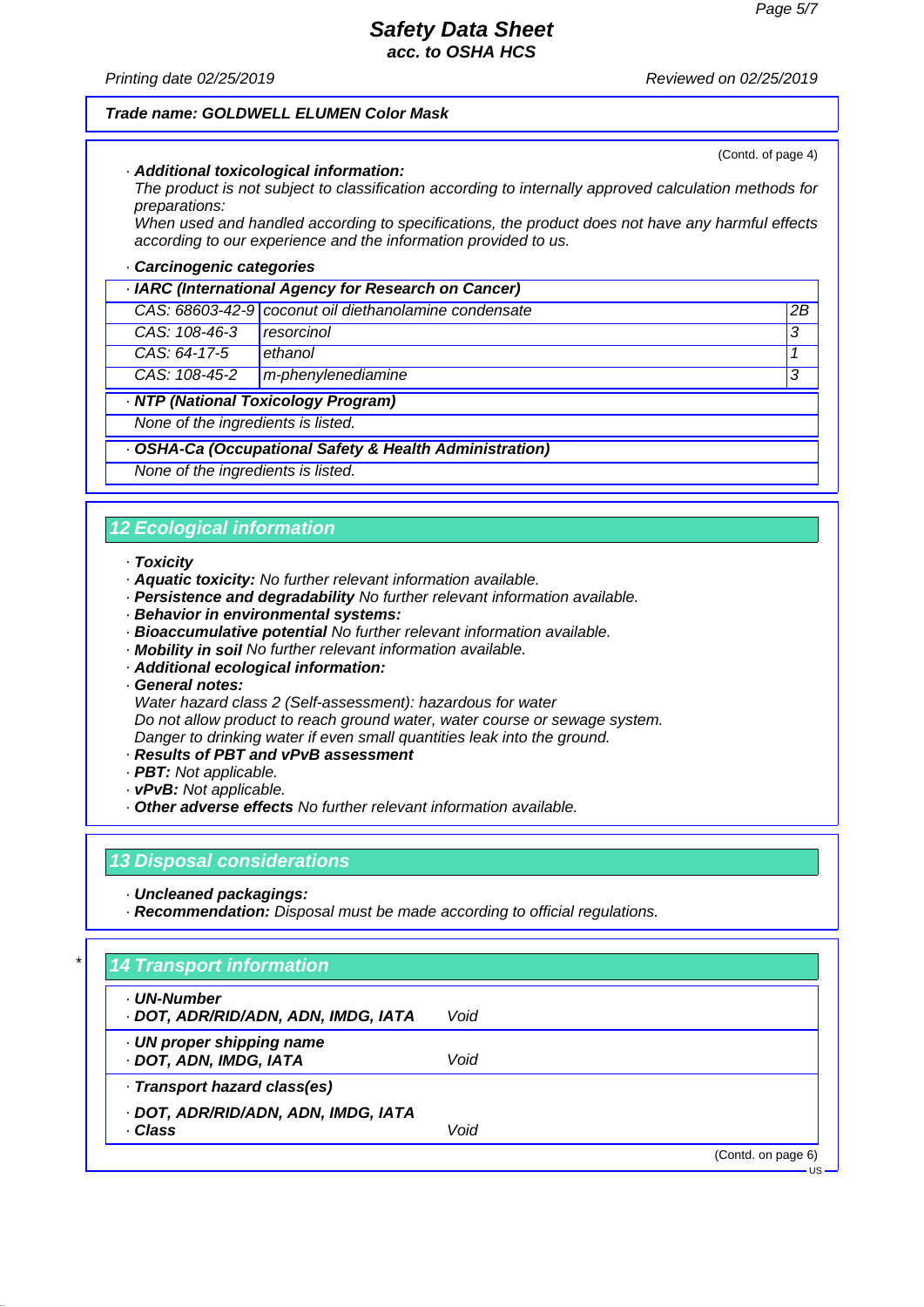**Trade name: GOLDWELL ELUMEN Color Mask**

(Contd. of page 4)

· **Additional toxicological information:**
The product is not subject to classification according to internally approved calculation methods for preparations:
When used and handled according to specifications, the product does not have any harmful effects according to our experience and the information provided to us.

· **Carcinogenic categories**

| · IARC (International Agency for Research on Cancer) | | |
|---|---|---|
| CAS: 68603-42-9 | coconut oil diethanolamine condensate | 2B |
| CAS: 108-46-3 | resorcinol | 3 |
| CAS: 64-17-5 | ethanol | 1 |
| CAS: 108-45-2 | m-phenylenediamine | 3 |

| · NTP (National Toxicology Program) |
|---|
| None of the ingredients is listed. |

| · OSHA-Ca (Occupational Safety & Health Administration) |
|---|
| None of the ingredients is listed. |

## 12 Ecological information

· **Toxicity**
· **Aquatic toxicity:** No further relevant information available.
· **Persistence and degradability** No further relevant information available.
· **Behavior in environmental systems:**
· **Bioaccumulative potential** No further relevant information available.
· **Mobility in soil** No further relevant information available.
· **Additional ecological information:**
· **General notes:**
Water hazard class 2 (Self-assessment): hazardous for water
Do not allow product to reach ground water, water course or sewage system.
Danger to drinking water if even small quantities leak into the ground.
· **Results of PBT and vPvB assessment**
· **PBT:** Not applicable.
· **vPvB:** Not applicable.
· **Other adverse effects** No further relevant information available.

## 13 Disposal considerations

· **Uncleaned packagings:**
· **Recommendation:** Disposal must be made according to official regulations.

## * 14 Transport information

| | |
|---|---|
| · **UN-Number** | |
| · **DOT, ADR/RID/ADN, ADN, IMDG, IATA** | Void |
| · **UN proper shipping name** | |
| · **DOT, ADN, IMDG, IATA** | Void |
| · **Transport hazard class(es)** | |
| · **DOT, ADR/RID/ADN, ADN, IMDG, IATA** | |
| · **Class** | Void |

(Contd. on page 6)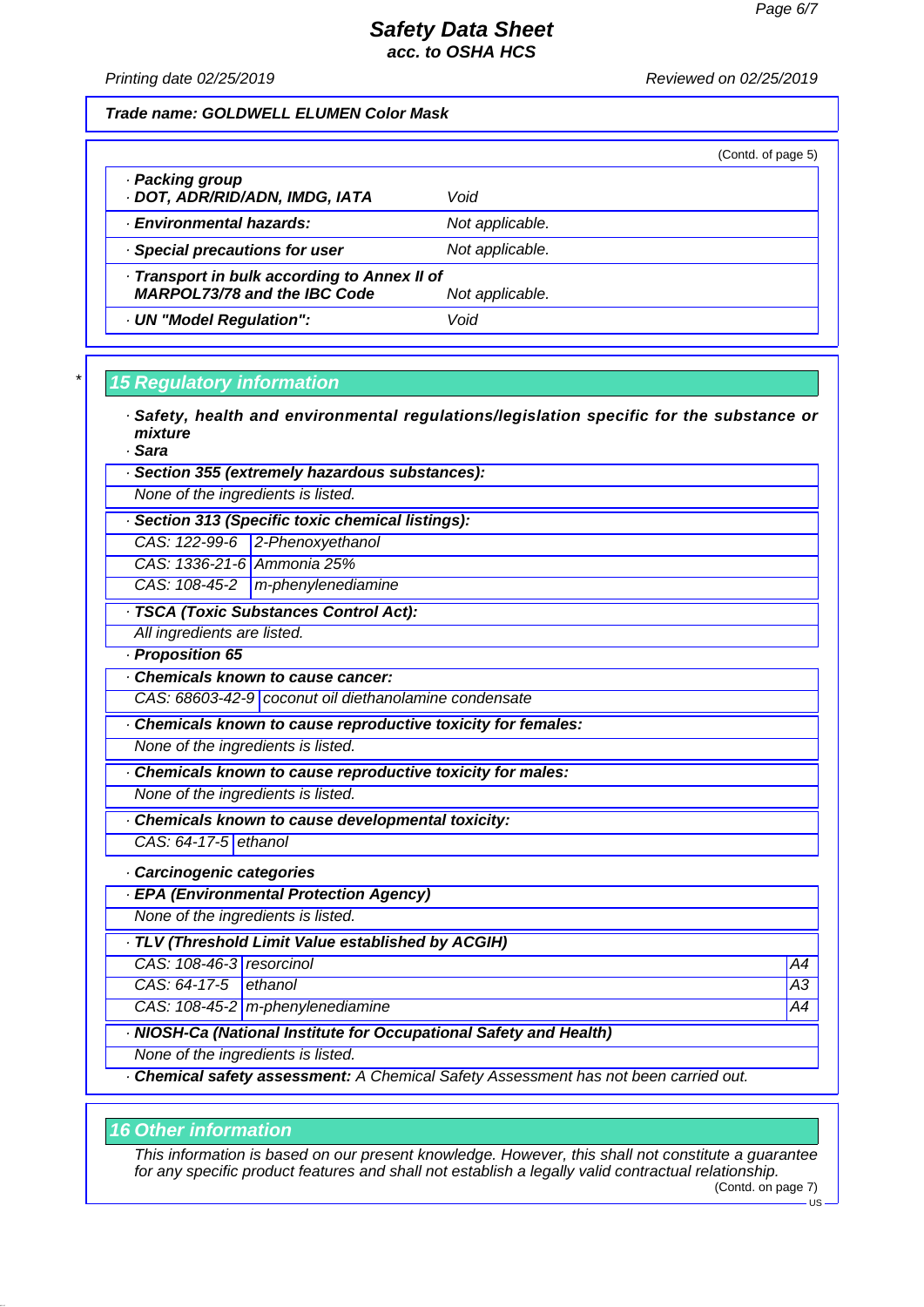**Trade name: GOLDWELL ELUMEN Color Mask**

(Contd. of page 5)

| | |
|---|---|
| · **Packing group** · **DOT, ADR/RID/ADN, IMDG, IATA** | Void |
| · **Environmental hazards:** | Not applicable. |
| · **Special precautions for user** | Not applicable. |
| · **Transport in bulk according to Annex II of MARPOL73/78 and the IBC Code** | Not applicable. |
| · **UN "Model Regulation":** | Void |

## * 15 Regulatory information

· **Safety, health and environmental regulations/legislation specific for the substance or mixture**

· **Sara**

· **Section 355 (extremely hazardous substances):**

None of the ingredients is listed.

· **Section 313 (Specific toxic chemical listings):**

| | |
|---|---|
| CAS: 122-99-6 | 2-Phenoxyethanol |
| CAS: 1336-21-6 | Ammonia 25% |
| CAS: 108-45-2 | m-phenylenediamine |

· **TSCA (Toxic Substances Control Act):**

All ingredients are listed.

· **Proposition 65**

· **Chemicals known to cause cancer:**

| | |
|---|---|
| CAS: 68603-42-9 | coconut oil diethanolamine condensate |

· **Chemicals known to cause reproductive toxicity for females:**

None of the ingredients is listed.

· **Chemicals known to cause reproductive toxicity for males:**

None of the ingredients is listed.

· **Chemicals known to cause developmental toxicity:**

| | |
|---|---|
| CAS: 64-17-5 | ethanol |

· **Carcinogenic categories**

· **EPA (Environmental Protection Agency)**

None of the ingredients is listed.

· **TLV (Threshold Limit Value established by ACGIH)**

| | | |
|---|---|---|
| CAS: 108-46-3 | resorcinol | A4 |
| CAS: 64-17-5 | ethanol | A3 |
| CAS: 108-45-2 | m-phenylenediamine | A4 |

· **NIOSH-Ca (National Institute for Occupational Safety and Health)**

None of the ingredients is listed.

· **Chemical safety assessment:** A Chemical Safety Assessment has not been carried out.

## 16 Other information

This information is based on our present knowledge. However, this shall not constitute a guarantee for any specific product features and shall not establish a legally valid contractual relationship.

(Contd. on page 7)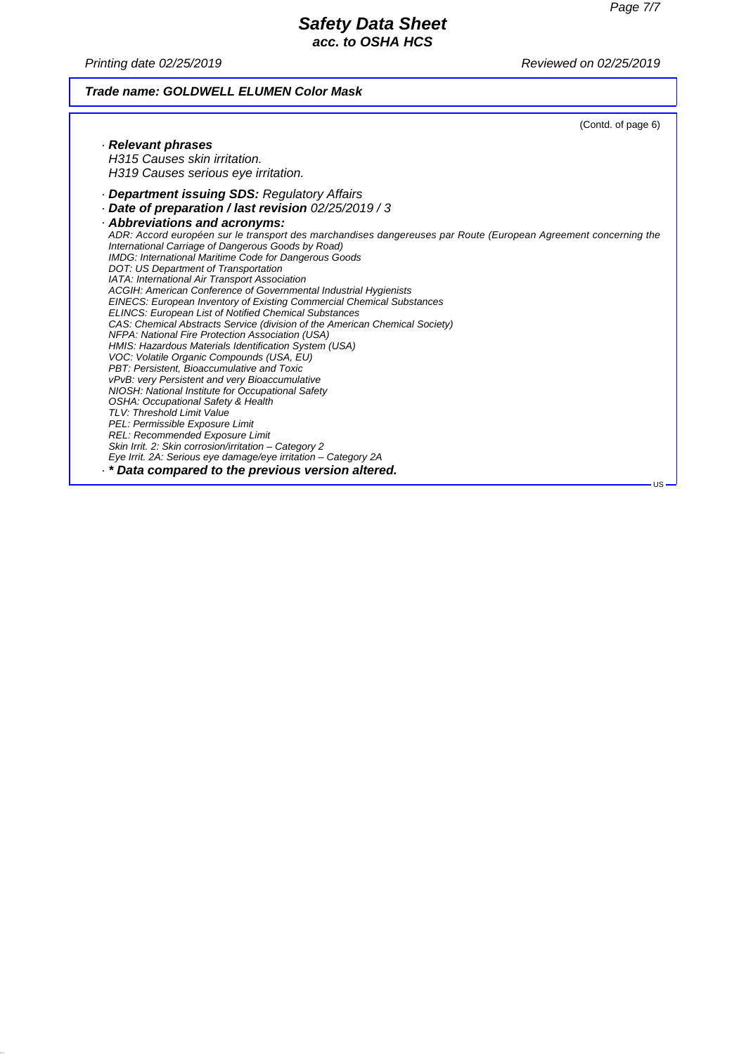**Trade name: GOLDWELL ELUMEN Color Mask**

(Contd. of page 6)

· ***Relevant phrases***
*H315 Causes skin irritation.*
*H319 Causes serious eye irritation.*

· ***Department issuing SDS:*** *Regulatory Affairs*

· ***Date of preparation / last revision*** *02/25/2019 / 3*

· ***Abbreviations and acronyms:***
*ADR: Accord européen sur le transport des marchandises dangereuses par Route (European Agreement concerning the International Carriage of Dangerous Goods by Road)*
*IMDG: International Maritime Code for Dangerous Goods*
*DOT: US Department of Transportation*
*IATA: International Air Transport Association*
*ACGIH: American Conference of Governmental Industrial Hygienists*
*EINECS: European Inventory of Existing Commercial Chemical Substances*
*ELINCS: European List of Notified Chemical Substances*
*CAS: Chemical Abstracts Service (division of the American Chemical Society)*
*NFPA: National Fire Protection Association (USA)*
*HMIS: Hazardous Materials Identification System (USA)*
*VOC: Volatile Organic Compounds (USA, EU)*
*PBT: Persistent, Bioaccumulative and Toxic*
*vPvB: very Persistent and very Bioaccumulative*
*NIOSH: National Institute for Occupational Safety*
*OSHA: Occupational Safety & Health*
*TLV: Threshold Limit Value*
*PEL: Permissible Exposure Limit*
*REL: Recommended Exposure Limit*
*Skin Irrit. 2: Skin corrosion/irritation – Category 2*
*Eye Irrit. 2A: Serious eye damage/eye irritation – Category 2A*

· ***\* Data compared to the previous version altered.***